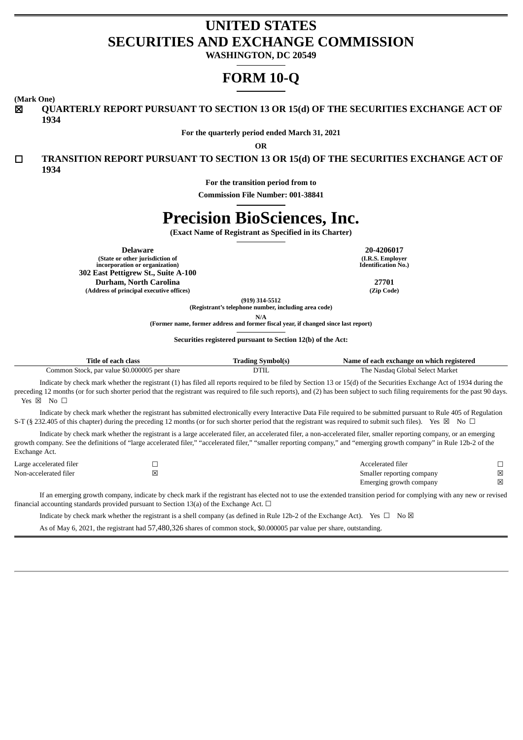# UNITED STATES
# SECURITIES AND EXCHANGE COMMISSION

**WASHINGTON, DC 20549**

# FORM 10-Q

**(Mark One)**

☒ **QUARTERLY REPORT PURSUANT TO SECTION 13 OR 15(d) OF THE SECURITIES EXCHANGE ACT OF 1934**

**For the quarterly period ended March 31, 2021**

**OR**

☐ **TRANSITION REPORT PURSUANT TO SECTION 13 OR 15(d) OF THE SECURITIES EXCHANGE ACT OF 1934**

**For the transition period from to**

**Commission File Number: 001-38841**

# Precision BioSciences, Inc.

**(Exact Name of Registrant as Specified in its Charter)**

| | |
|---|---|
| **Delaware** | **20-4206017** |
| **(State or other jurisdiction of incorporation or organization)** | **(I.R.S. Employer Identification No.)** |
| **302 East Pettigrew St., Suite A-100** | |
| **Durham, North Carolina** | **27701** |
| **(Address of principal executive offices)** | **(Zip Code)** |

**(919) 314-5512**
**(Registrant's telephone number, including area code)**

**N/A**
**(Former name, former address and former fiscal year, if changed since last report)**

**Securities registered pursuant to Section 12(b) of the Act:**

| Title of each class | Trading Symbol(s) | Name of each exchange on which registered |
|---|---|---|
| Common Stock, par value $0.000005 per share | DTIL | The Nasdaq Global Select Market |

Indicate by check mark whether the registrant (1) has filed all reports required to be filed by Section 13 or 15(d) of the Securities Exchange Act of 1934 during the preceding 12 months (or for such shorter period that the registrant was required to file such reports), and (2) has been subject to such filing requirements for the past 90 days. Yes ☒ No ☐

Indicate by check mark whether the registrant has submitted electronically every Interactive Data File required to be submitted pursuant to Rule 405 of Regulation S-T (§ 232.405 of this chapter) during the preceding 12 months (or for such shorter period that the registrant was required to submit such files). Yes ☒ No ☐

Indicate by check mark whether the registrant is a large accelerated filer, an accelerated filer, a non-accelerated filer, smaller reporting company, or an emerging growth company. See the definitions of "large accelerated filer," "accelerated filer," "smaller reporting company," and "emerging growth company" in Rule 12b-2 of the Exchange Act.

| | | | |
|---|---|---|---|
| Large accelerated filer | ☐ | Accelerated filer | ☐ |
| Non-accelerated filer | ☒ | Smaller reporting company | ☒ |
| | | Emerging growth company | ☒ |

If an emerging growth company, indicate by check mark if the registrant has elected not to use the extended transition period for complying with any new or revised financial accounting standards provided pursuant to Section 13(a) of the Exchange Act. ☐

Indicate by check mark whether the registrant is a shell company (as defined in Rule 12b-2 of the Exchange Act). Yes ☐ No ☒

As of May 6, 2021, the registrant had 57,480,326 shares of common stock, $0.000005 par value per share, outstanding.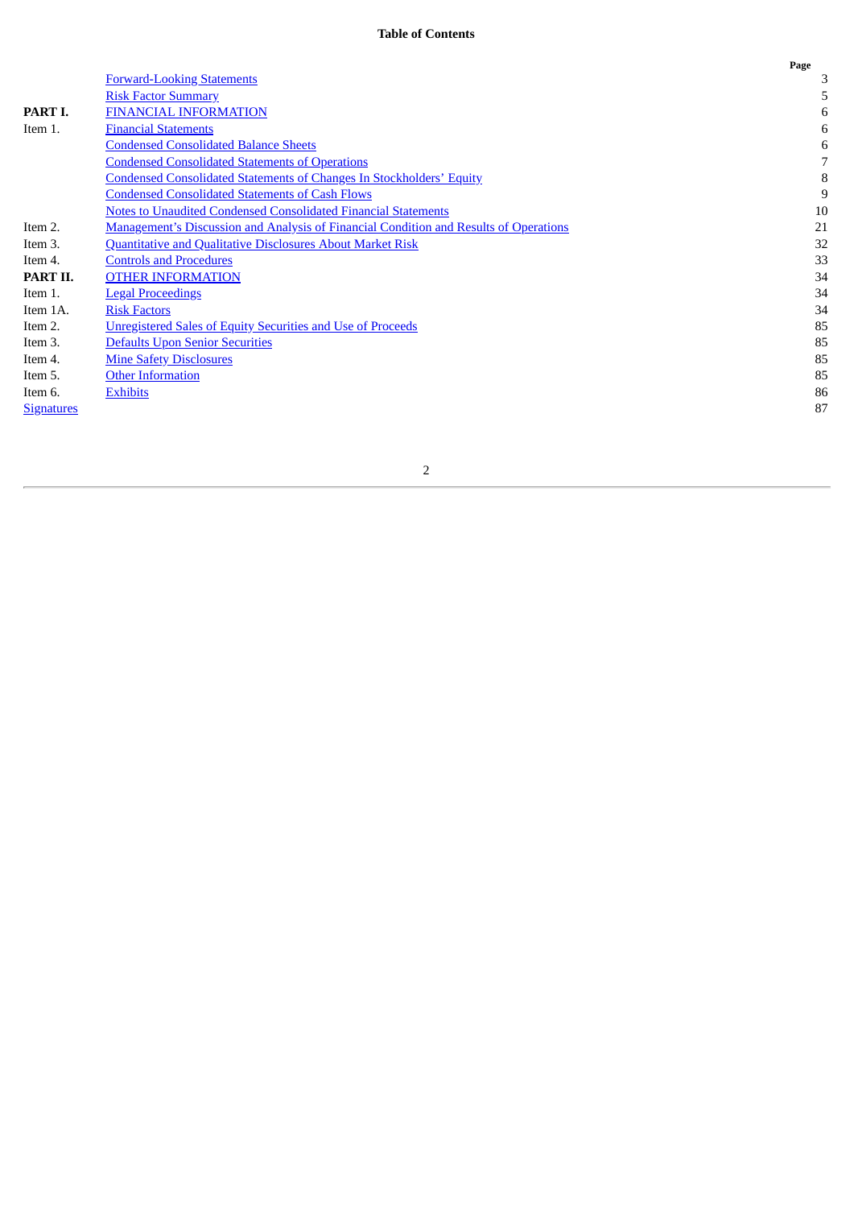## Table of Contents

| | | Page |
|---|---|---|
| | Forward-Looking Statements | 3 |
| | Risk Factor Summary | 5 |
| **PART I.** | FINANCIAL INFORMATION | 6 |
| Item 1. | Financial Statements | 6 |
| | Condensed Consolidated Balance Sheets | 6 |
| | Condensed Consolidated Statements of Operations | 7 |
| | Condensed Consolidated Statements of Changes In Stockholders' Equity | 8 |
| | Condensed Consolidated Statements of Cash Flows | 9 |
| | Notes to Unaudited Condensed Consolidated Financial Statements | 10 |
| Item 2. | Management's Discussion and Analysis of Financial Condition and Results of Operations | 21 |
| Item 3. | Quantitative and Qualitative Disclosures About Market Risk | 32 |
| Item 4. | Controls and Procedures | 33 |
| **PART II.** | OTHER INFORMATION | 34 |
| Item 1. | Legal Proceedings | 34 |
| Item 1A. | Risk Factors | 34 |
| Item 2. | Unregistered Sales of Equity Securities and Use of Proceeds | 85 |
| Item 3. | Defaults Upon Senior Securities | 85 |
| Item 4. | Mine Safety Disclosures | 85 |
| Item 5. | Other Information | 85 |
| Item 6. | Exhibits | 86 |
| Signatures | | 87 |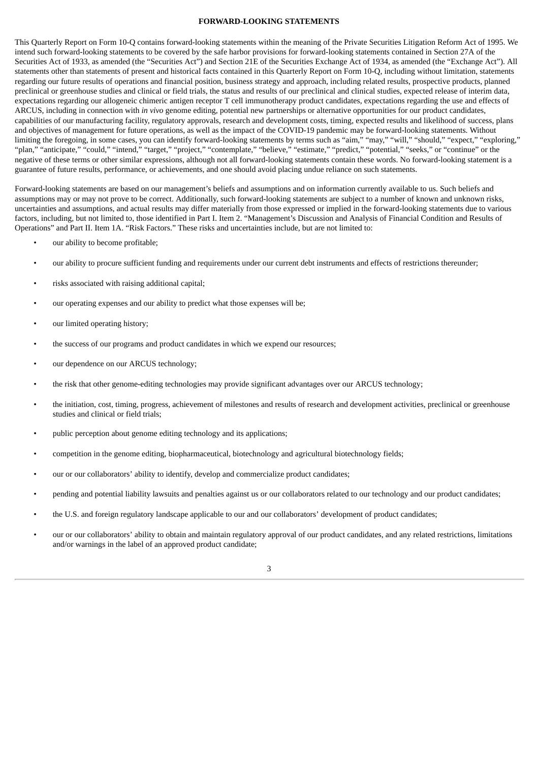**FORWARD-LOOKING STATEMENTS**

This Quarterly Report on Form 10-Q contains forward-looking statements within the meaning of the Private Securities Litigation Reform Act of 1995. We intend such forward-looking statements to be covered by the safe harbor provisions for forward-looking statements contained in Section 27A of the Securities Act of 1933, as amended (the "Securities Act") and Section 21E of the Securities Exchange Act of 1934, as amended (the "Exchange Act"). All statements other than statements of present and historical facts contained in this Quarterly Report on Form 10-Q, including without limitation, statements regarding our future results of operations and financial position, business strategy and approach, including related results, prospective products, planned preclinical or greenhouse studies and clinical or field trials, the status and results of our preclinical and clinical studies, expected release of interim data, expectations regarding our allogeneic chimeric antigen receptor T cell immunotherapy product candidates, expectations regarding the use and effects of ARCUS, including in connection with *in vivo* genome editing, potential new partnerships or alternative opportunities for our product candidates, capabilities of our manufacturing facility, regulatory approvals, research and development costs, timing, expected results and likelihood of success, plans and objectives of management for future operations, as well as the impact of the COVID-19 pandemic may be forward-looking statements. Without limiting the foregoing, in some cases, you can identify forward-looking statements by terms such as "aim," "may," "will," "should," "expect," "exploring," "plan," "anticipate," "could," "intend," "target," "project," "contemplate," "believe," "estimate," "predict," "potential," "seeks," or "continue" or the negative of these terms or other similar expressions, although not all forward-looking statements contain these words. No forward-looking statement is a guarantee of future results, performance, or achievements, and one should avoid placing undue reliance on such statements.

Forward-looking statements are based on our management's beliefs and assumptions and on information currently available to us. Such beliefs and assumptions may or may not prove to be correct. Additionally, such forward-looking statements are subject to a number of known and unknown risks, uncertainties and assumptions, and actual results may differ materially from those expressed or implied in the forward-looking statements due to various factors, including, but not limited to, those identified in Part I. Item 2. "Management's Discussion and Analysis of Financial Condition and Results of Operations" and Part II. Item 1A. "Risk Factors." These risks and uncertainties include, but are not limited to:

- our ability to become profitable;
- our ability to procure sufficient funding and requirements under our current debt instruments and effects of restrictions thereunder;
- risks associated with raising additional capital;
- our operating expenses and our ability to predict what those expenses will be;
- our limited operating history;
- the success of our programs and product candidates in which we expend our resources;
- our dependence on our ARCUS technology;
- the risk that other genome-editing technologies may provide significant advantages over our ARCUS technology;
- the initiation, cost, timing, progress, achievement of milestones and results of research and development activities, preclinical or greenhouse studies and clinical or field trials;
- public perception about genome editing technology and its applications;
- competition in the genome editing, biopharmaceutical, biotechnology and agricultural biotechnology fields;
- our or our collaborators' ability to identify, develop and commercialize product candidates;
- pending and potential liability lawsuits and penalties against us or our collaborators related to our technology and our product candidates;
- the U.S. and foreign regulatory landscape applicable to our and our collaborators' development of product candidates;
- our or our collaborators' ability to obtain and maintain regulatory approval of our product candidates, and any related restrictions, limitations and/or warnings in the label of an approved product candidate;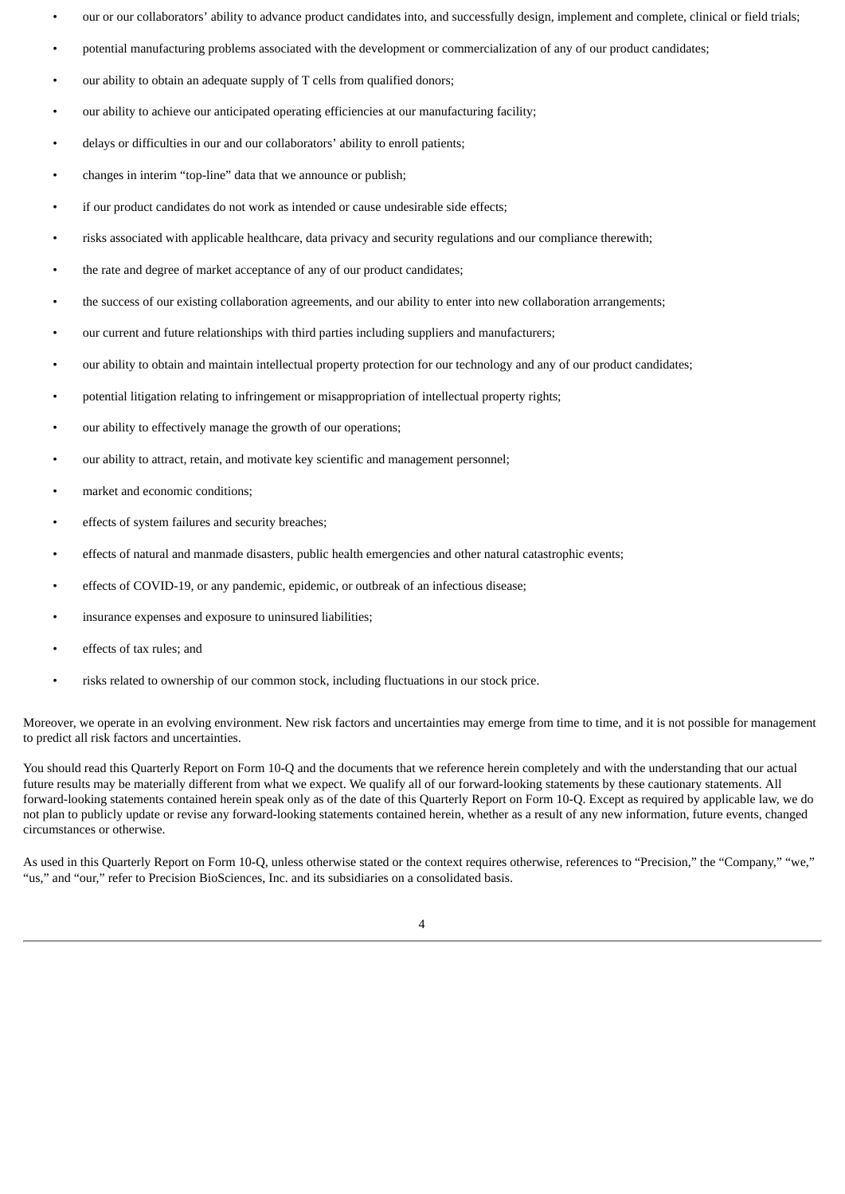- our or our collaborators' ability to advance product candidates into, and successfully design, implement and complete, clinical or field trials;
- potential manufacturing problems associated with the development or commercialization of any of our product candidates;
- our ability to obtain an adequate supply of T cells from qualified donors;
- our ability to achieve our anticipated operating efficiencies at our manufacturing facility;
- delays or difficulties in our and our collaborators' ability to enroll patients;
- changes in interim "top-line" data that we announce or publish;
- if our product candidates do not work as intended or cause undesirable side effects;
- risks associated with applicable healthcare, data privacy and security regulations and our compliance therewith;
- the rate and degree of market acceptance of any of our product candidates;
- the success of our existing collaboration agreements, and our ability to enter into new collaboration arrangements;
- our current and future relationships with third parties including suppliers and manufacturers;
- our ability to obtain and maintain intellectual property protection for our technology and any of our product candidates;
- potential litigation relating to infringement or misappropriation of intellectual property rights;
- our ability to effectively manage the growth of our operations;
- our ability to attract, retain, and motivate key scientific and management personnel;
- market and economic conditions;
- effects of system failures and security breaches;
- effects of natural and manmade disasters, public health emergencies and other natural catastrophic events;
- effects of COVID-19, or any pandemic, epidemic, or outbreak of an infectious disease;
- insurance expenses and exposure to uninsured liabilities;
- effects of tax rules; and
- risks related to ownership of our common stock, including fluctuations in our stock price.

Moreover, we operate in an evolving environment. New risk factors and uncertainties may emerge from time to time, and it is not possible for management to predict all risk factors and uncertainties.

You should read this Quarterly Report on Form 10-Q and the documents that we reference herein completely and with the understanding that our actual future results may be materially different from what we expect. We qualify all of our forward-looking statements by these cautionary statements. All forward-looking statements contained herein speak only as of the date of this Quarterly Report on Form 10-Q. Except as required by applicable law, we do not plan to publicly update or revise any forward-looking statements contained herein, whether as a result of any new information, future events, changed circumstances or otherwise.

As used in this Quarterly Report on Form 10-Q, unless otherwise stated or the context requires otherwise, references to "Precision," the "Company," "we," "us," and "our," refer to Precision BioSciences, Inc. and its subsidiaries on a consolidated basis.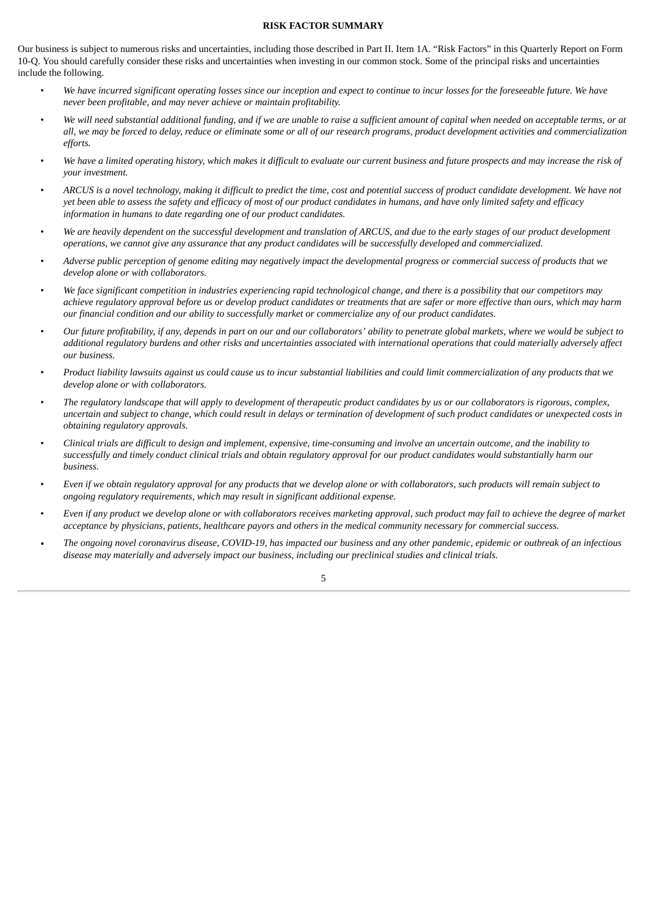## RISK FACTOR SUMMARY

Our business is subject to numerous risks and uncertainties, including those described in Part II. Item 1A. "Risk Factors" in this Quarterly Report on Form 10-Q. You should carefully consider these risks and uncertainties when investing in our common stock. Some of the principal risks and uncertainties include the following.

- *We have incurred significant operating losses since our inception and expect to continue to incur losses for the foreseeable future. We have never been profitable, and may never achieve or maintain profitability.*
- *We will need substantial additional funding, and if we are unable to raise a sufficient amount of capital when needed on acceptable terms, or at all, we may be forced to delay, reduce or eliminate some or all of our research programs, product development activities and commercialization efforts.*
- *We have a limited operating history, which makes it difficult to evaluate our current business and future prospects and may increase the risk of your investment.*
- *ARCUS is a novel technology, making it difficult to predict the time, cost and potential success of product candidate development. We have not yet been able to assess the safety and efficacy of most of our product candidates in humans, and have only limited safety and efficacy information in humans to date regarding one of our product candidates.*
- *We are heavily dependent on the successful development and translation of ARCUS, and due to the early stages of our product development operations, we cannot give any assurance that any product candidates will be successfully developed and commercialized.*
- *Adverse public perception of genome editing may negatively impact the developmental progress or commercial success of products that we develop alone or with collaborators.*
- *We face significant competition in industries experiencing rapid technological change, and there is a possibility that our competitors may achieve regulatory approval before us or develop product candidates or treatments that are safer or more effective than ours, which may harm our financial condition and our ability to successfully market or commercialize any of our product candidates.*
- *Our future profitability, if any, depends in part on our and our collaborators' ability to penetrate global markets, where we would be subject to additional regulatory burdens and other risks and uncertainties associated with international operations that could materially adversely affect our business.*
- *Product liability lawsuits against us could cause us to incur substantial liabilities and could limit commercialization of any products that we develop alone or with collaborators.*
- *The regulatory landscape that will apply to development of therapeutic product candidates by us or our collaborators is rigorous, complex, uncertain and subject to change, which could result in delays or termination of development of such product candidates or unexpected costs in obtaining regulatory approvals.*
- *Clinical trials are difficult to design and implement, expensive, time-consuming and involve an uncertain outcome, and the inability to successfully and timely conduct clinical trials and obtain regulatory approval for our product candidates would substantially harm our business.*
- *Even if we obtain regulatory approval for any products that we develop alone or with collaborators, such products will remain subject to ongoing regulatory requirements, which may result in significant additional expense.*
- *Even if any product we develop alone or with collaborators receives marketing approval, such product may fail to achieve the degree of market acceptance by physicians, patients, healthcare payors and others in the medical community necessary for commercial success.*
- *The ongoing novel coronavirus disease, COVID-19, has impacted our business and any other pandemic, epidemic or outbreak of an infectious disease may materially and adversely impact our business, including our preclinical studies and clinical trials.*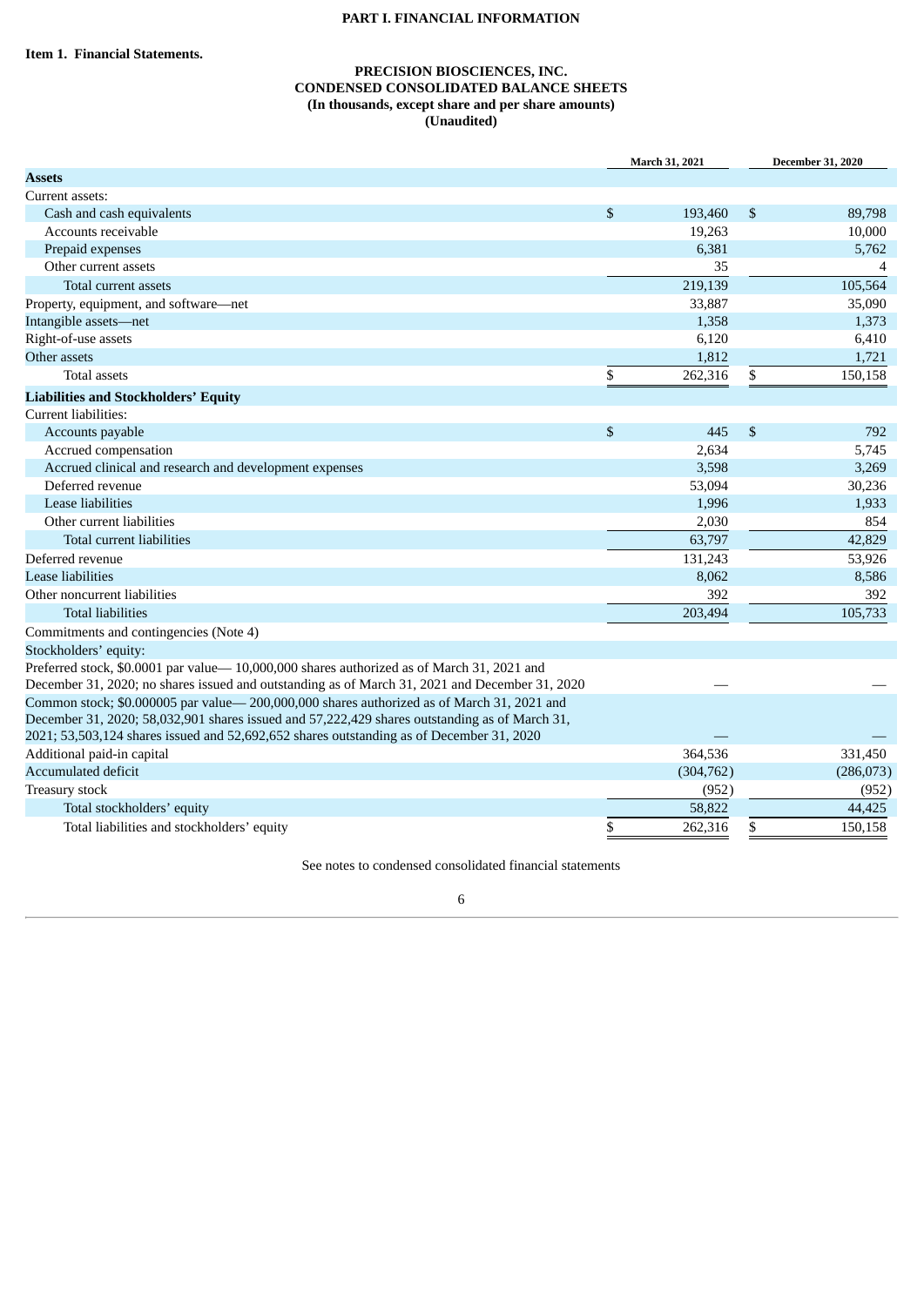# PART I. FINANCIAL INFORMATION

## Item 1. Financial Statements.

### PRECISION BIOSCIENCES, INC.
### CONDENSED CONSOLIDATED BALANCE SHEETS
### (In thousands, except share and per share amounts)
### (Unaudited)

| | March 31, 2021 | December 31, 2020 |
|---|---|---|
| **Assets** | | |
| Current assets: | | |
| Cash and cash equivalents | $ 193,460 | $ 89,798 |
| Accounts receivable | 19,263 | 10,000 |
| Prepaid expenses | 6,381 | 5,762 |
| Other current assets | 35 | 4 |
| Total current assets | 219,139 | 105,564 |
| Property, equipment, and software—net | 33,887 | 35,090 |
| Intangible assets—net | 1,358 | 1,373 |
| Right-of-use assets | 6,120 | 6,410 |
| Other assets | 1,812 | 1,721 |
| Total assets | $ 262,316 | $ 150,158 |
| **Liabilities and Stockholders' Equity** | | |
| Current liabilities: | | |
| Accounts payable | $ 445 | $ 792 |
| Accrued compensation | 2,634 | 5,745 |
| Accrued clinical and research and development expenses | 3,598 | 3,269 |
| Deferred revenue | 53,094 | 30,236 |
| Lease liabilities | 1,996 | 1,933 |
| Other current liabilities | 2,030 | 854 |
| Total current liabilities | 63,797 | 42,829 |
| Deferred revenue | 131,243 | 53,926 |
| Lease liabilities | 8,062 | 8,586 |
| Other noncurrent liabilities | 392 | 392 |
| Total liabilities | 203,494 | 105,733 |
| Commitments and contingencies (Note 4) | | |
| Stockholders' equity: | | |
| Preferred stock, $0.0001 par value— 10,000,000 shares authorized as of March 31, 2021 and December 31, 2020; no shares issued and outstanding as of March 31, 2021 and December 31, 2020 | — | — |
| Common stock; $0.000005 par value— 200,000,000 shares authorized as of March 31, 2021 and December 31, 2020; 58,032,901 shares issued and 57,222,429 shares outstanding as of March 31, 2021; 53,503,124 shares issued and 52,692,652 shares outstanding as of December 31, 2020 | — | — |
| Additional paid-in capital | 364,536 | 331,450 |
| Accumulated deficit | (304,762) | (286,073) |
| Treasury stock | (952) | (952) |
| Total stockholders' equity | 58,822 | 44,425 |
| Total liabilities and stockholders' equity | $ 262,316 | $ 150,158 |

See notes to condensed consolidated financial statements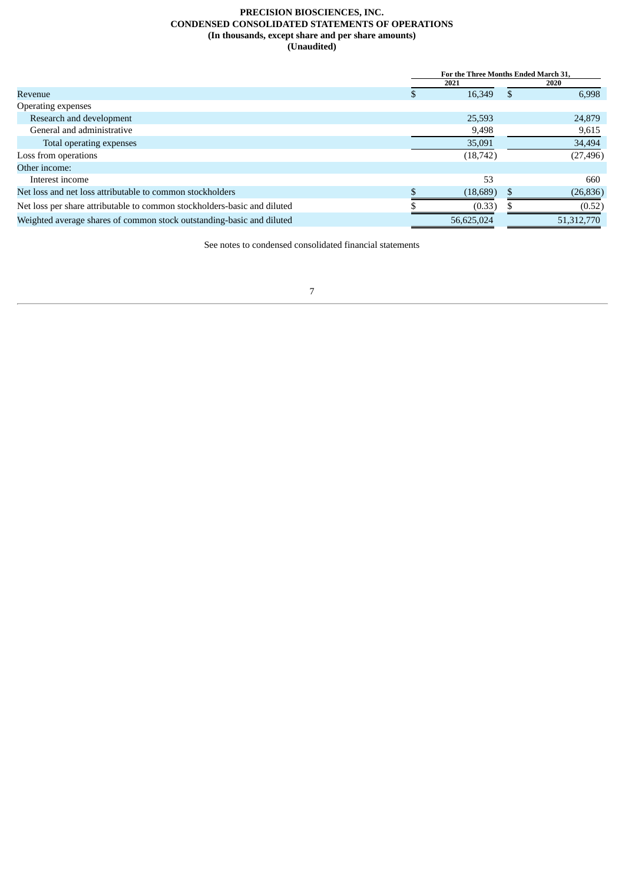**PRECISION BIOSCIENCES, INC.**
**CONDENSED CONSOLIDATED STATEMENTS OF OPERATIONS**
**(In thousands, except share and per share amounts)**
**(Unaudited)**

| | For the Three Months Ended March 31, | |
|---|---|---|
| | 2021 | 2020 |
| Revenue | $ 16,349 | $ 6,998 |
| Operating expenses | | |
| Research and development | 25,593 | 24,879 |
| General and administrative | 9,498 | 9,615 |
| Total operating expenses | 35,091 | 34,494 |
| Loss from operations | (18,742) | (27,496) |
| Other income: | | |
| Interest income | 53 | 660 |
| Net loss and net loss attributable to common stockholders | $ (18,689) | $ (26,836) |
| Net loss per share attributable to common stockholders-basic and diluted | $ (0.33) | $ (0.52) |
| Weighted average shares of common stock outstanding-basic and diluted | 56,625,024 | 51,312,770 |

See notes to condensed consolidated financial statements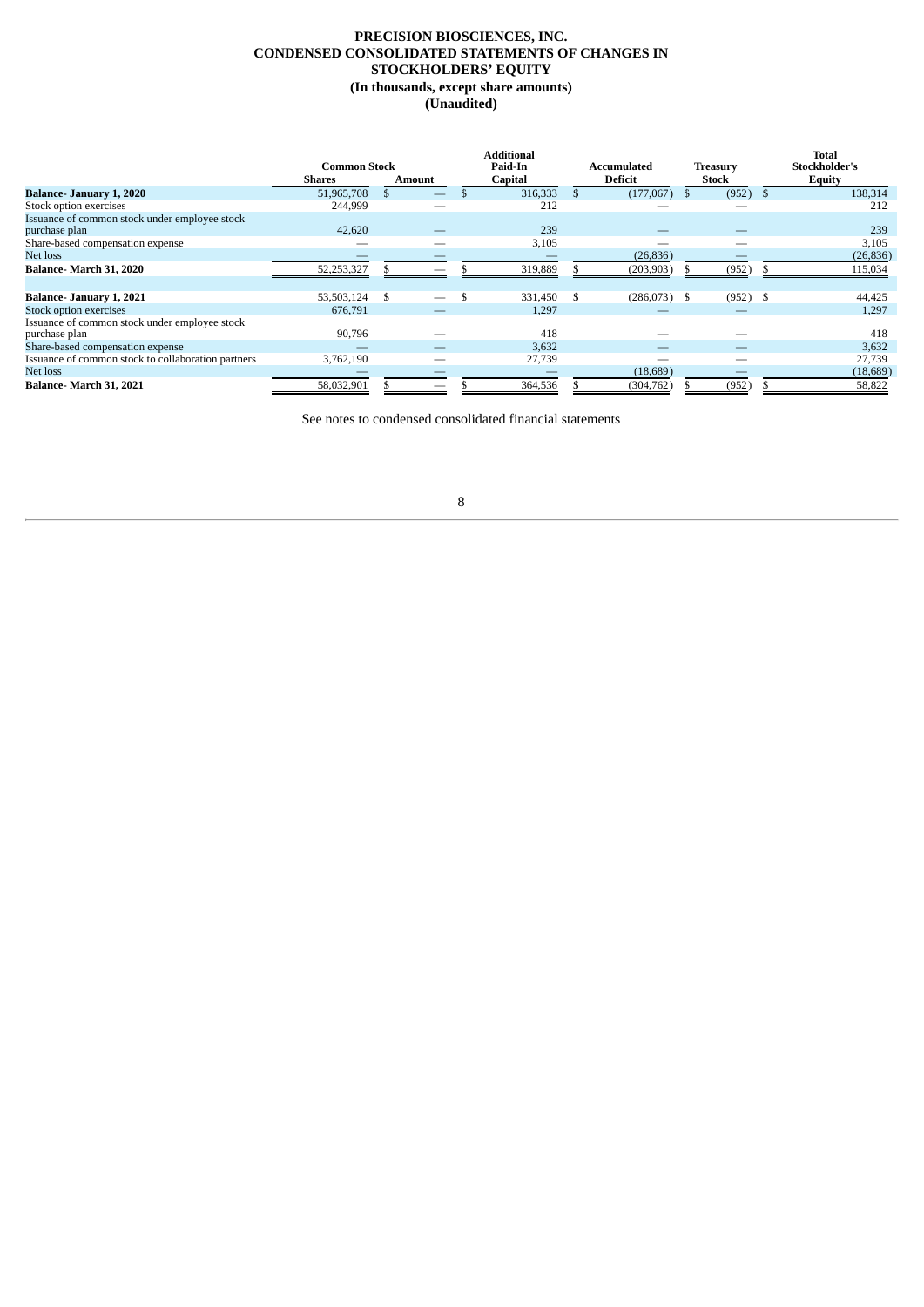# PRECISION BIOSCIENCES, INC.
# CONDENSED CONSOLIDATED STATEMENTS OF CHANGES IN STOCKHOLDERS' EQUITY
## (In thousands, except share amounts)
## (Unaudited)

| | Common Stock | | Additional Paid-In | Accumulated | Treasury | Total Stockholder's |
|---|---|---|---|---|---|---|
| | Shares | Amount | Capital | Deficit | Stock | Equity |
| **Balance- January 1, 2020** | 51,965,708 | $ — | $ 316,333 | $ (177,067) | $ (952) | $ 138,314 |
| Stock option exercises | 244,999 | — | 212 | — | — | 212 |
| Issuance of common stock under employee stock purchase plan | 42,620 | — | 239 | — | — | 239 |
| Share-based compensation expense | — | — | 3,105 | — | — | 3,105 |
| Net loss | — | — | — | (26,836) | — | (26,836) |
| **Balance- March 31, 2020** | 52,253,327 | $ — | $ 319,889 | $ (203,903) | $ (952) | $ 115,034 |
| | | | | | | |
| **Balance- January 1, 2021** | 53,503,124 | $ — | $ 331,450 | $ (286,073) | $ (952) | $ 44,425 |
| Stock option exercises | 676,791 | — | 1,297 | — | — | 1,297 |
| Issuance of common stock under employee stock purchase plan | 90,796 | — | 418 | — | — | 418 |
| Share-based compensation expense | — | — | 3,632 | — | — | 3,632 |
| Issuance of common stock to collaboration partners | 3,762,190 | — | 27,739 | — | — | 27,739 |
| Net loss | — | — | — | (18,689) | — | (18,689) |
| **Balance- March 31, 2021** | 58,032,901 | $ — | $ 364,536 | $ (304,762) | $ (952) | $ 58,822 |

See notes to condensed consolidated financial statements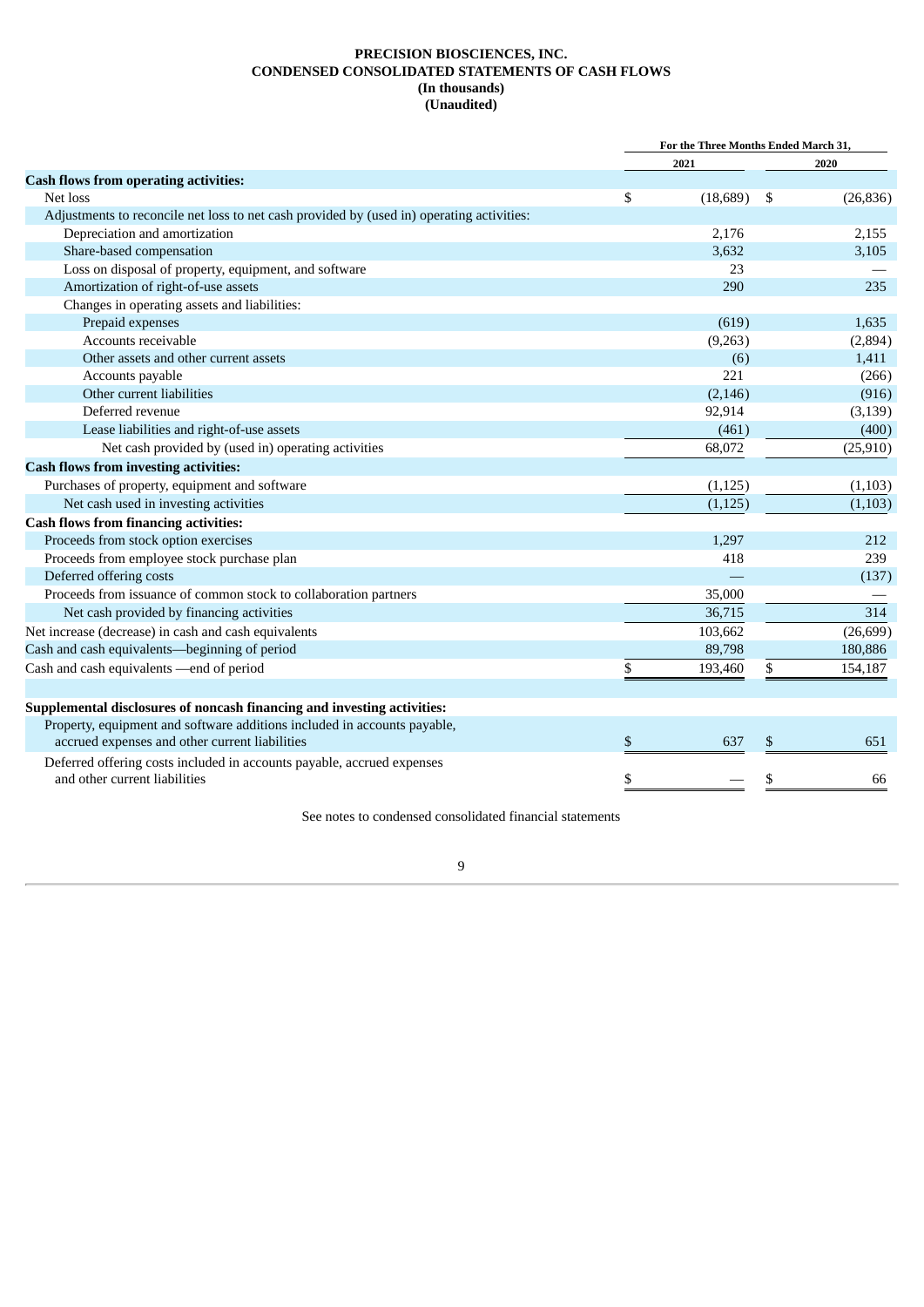**PRECISION BIOSCIENCES, INC.**
**CONDENSED CONSOLIDATED STATEMENTS OF CASH FLOWS**
**(In thousands)**
**(Unaudited)**

| | For the Three Months Ended March 31, | |
|---|---|---|
| | 2021 | 2020 |
| **Cash flows from operating activities:** | | |
| Net loss | $ (18,689) | $ (26,836) |
| Adjustments to reconcile net loss to net cash provided by (used in) operating activities: | | |
| Depreciation and amortization | 2,176 | 2,155 |
| Share-based compensation | 3,632 | 3,105 |
| Loss on disposal of property, equipment, and software | 23 | — |
| Amortization of right-of-use assets | 290 | 235 |
| Changes in operating assets and liabilities: | | |
| Prepaid expenses | (619) | 1,635 |
| Accounts receivable | (9,263) | (2,894) |
| Other assets and other current assets | (6) | 1,411 |
| Accounts payable | 221 | (266) |
| Other current liabilities | (2,146) | (916) |
| Deferred revenue | 92,914 | (3,139) |
| Lease liabilities and right-of-use assets | (461) | (400) |
| Net cash provided by (used in) operating activities | 68,072 | (25,910) |
| **Cash flows from investing activities:** | | |
| Purchases of property, equipment and software | (1,125) | (1,103) |
| Net cash used in investing activities | (1,125) | (1,103) |
| **Cash flows from financing activities:** | | |
| Proceeds from stock option exercises | 1,297 | 212 |
| Proceeds from employee stock purchase plan | 418 | 239 |
| Deferred offering costs | — | (137) |
| Proceeds from issuance of common stock to collaboration partners | 35,000 | — |
| Net cash provided by financing activities | 36,715 | 314 |
| Net increase (decrease) in cash and cash equivalents | 103,662 | (26,699) |
| Cash and cash equivalents—beginning of period | 89,798 | 180,886 |
| Cash and cash equivalents —end of period | $ 193,460 | $ 154,187 |
| | | |
| **Supplemental disclosures of noncash financing and investing activities:** | | |
| Property, equipment and software additions included in accounts payable, accrued expenses and other current liabilities | $ 637 | $ 651 |
| Deferred offering costs included in accounts payable, accrued expenses and other current liabilities | $ — | $ 66 |

See notes to condensed consolidated financial statements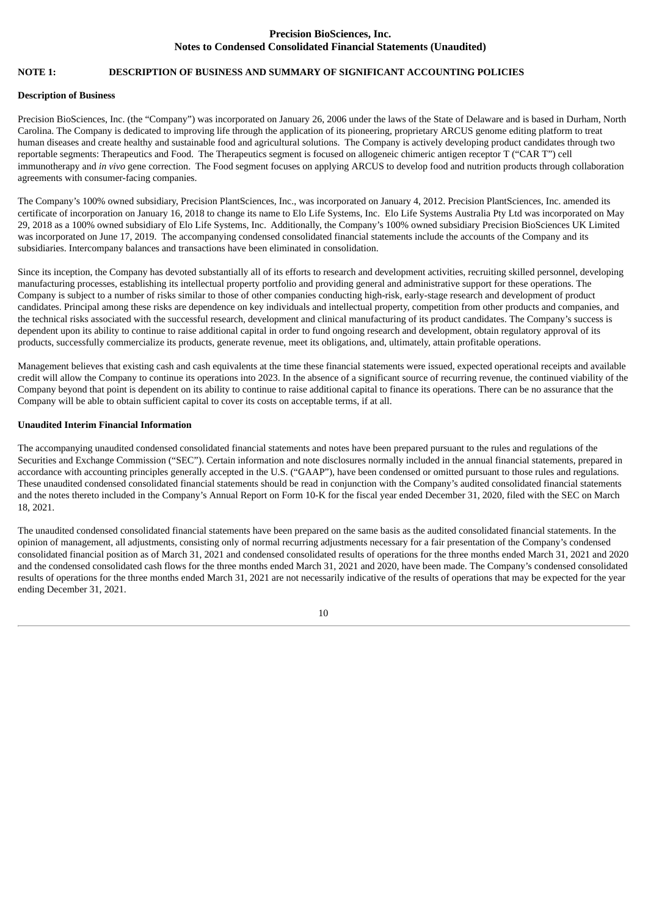**Precision BioSciences, Inc.**
**Notes to Condensed Consolidated Financial Statements (Unaudited)**

## NOTE 1: DESCRIPTION OF BUSINESS AND SUMMARY OF SIGNIFICANT ACCOUNTING POLICIES

**Description of Business**

Precision BioSciences, Inc. (the "Company") was incorporated on January 26, 2006 under the laws of the State of Delaware and is based in Durham, North Carolina. The Company is dedicated to improving life through the application of its pioneering, proprietary ARCUS genome editing platform to treat human diseases and create healthy and sustainable food and agricultural solutions. The Company is actively developing product candidates through two reportable segments: Therapeutics and Food. The Therapeutics segment is focused on allogeneic chimeric antigen receptor T ("CAR T") cell immunotherapy and *in vivo* gene correction. The Food segment focuses on applying ARCUS to develop food and nutrition products through collaboration agreements with consumer-facing companies.

The Company's 100% owned subsidiary, Precision PlantSciences, Inc., was incorporated on January 4, 2012. Precision PlantSciences, Inc. amended its certificate of incorporation on January 16, 2018 to change its name to Elo Life Systems, Inc. Elo Life Systems Australia Pty Ltd was incorporated on May 29, 2018 as a 100% owned subsidiary of Elo Life Systems, Inc. Additionally, the Company's 100% owned subsidiary Precision BioSciences UK Limited was incorporated on June 17, 2019. The accompanying condensed consolidated financial statements include the accounts of the Company and its subsidiaries. Intercompany balances and transactions have been eliminated in consolidation.

Since its inception, the Company has devoted substantially all of its efforts to research and development activities, recruiting skilled personnel, developing manufacturing processes, establishing its intellectual property portfolio and providing general and administrative support for these operations. The Company is subject to a number of risks similar to those of other companies conducting high-risk, early-stage research and development of product candidates. Principal among these risks are dependence on key individuals and intellectual property, competition from other products and companies, and the technical risks associated with the successful research, development and clinical manufacturing of its product candidates. The Company's success is dependent upon its ability to continue to raise additional capital in order to fund ongoing research and development, obtain regulatory approval of its products, successfully commercialize its products, generate revenue, meet its obligations, and, ultimately, attain profitable operations.

Management believes that existing cash and cash equivalents at the time these financial statements were issued, expected operational receipts and available credit will allow the Company to continue its operations into 2023. In the absence of a significant source of recurring revenue, the continued viability of the Company beyond that point is dependent on its ability to continue to raise additional capital to finance its operations. There can be no assurance that the Company will be able to obtain sufficient capital to cover its costs on acceptable terms, if at all.

**Unaudited Interim Financial Information**

The accompanying unaudited condensed consolidated financial statements and notes have been prepared pursuant to the rules and regulations of the Securities and Exchange Commission ("SEC"). Certain information and note disclosures normally included in the annual financial statements, prepared in accordance with accounting principles generally accepted in the U.S. ("GAAP"), have been condensed or omitted pursuant to those rules and regulations. These unaudited condensed consolidated financial statements should be read in conjunction with the Company's audited consolidated financial statements and the notes thereto included in the Company's Annual Report on Form 10-K for the fiscal year ended December 31, 2020, filed with the SEC on March 18, 2021.

The unaudited condensed consolidated financial statements have been prepared on the same basis as the audited consolidated financial statements. In the opinion of management, all adjustments, consisting only of normal recurring adjustments necessary for a fair presentation of the Company's condensed consolidated financial position as of March 31, 2021 and condensed consolidated results of operations for the three months ended March 31, 2021 and 2020 and the condensed consolidated cash flows for the three months ended March 31, 2021 and 2020, have been made. The Company's condensed consolidated results of operations for the three months ended March 31, 2021 are not necessarily indicative of the results of operations that may be expected for the year ending December 31, 2021.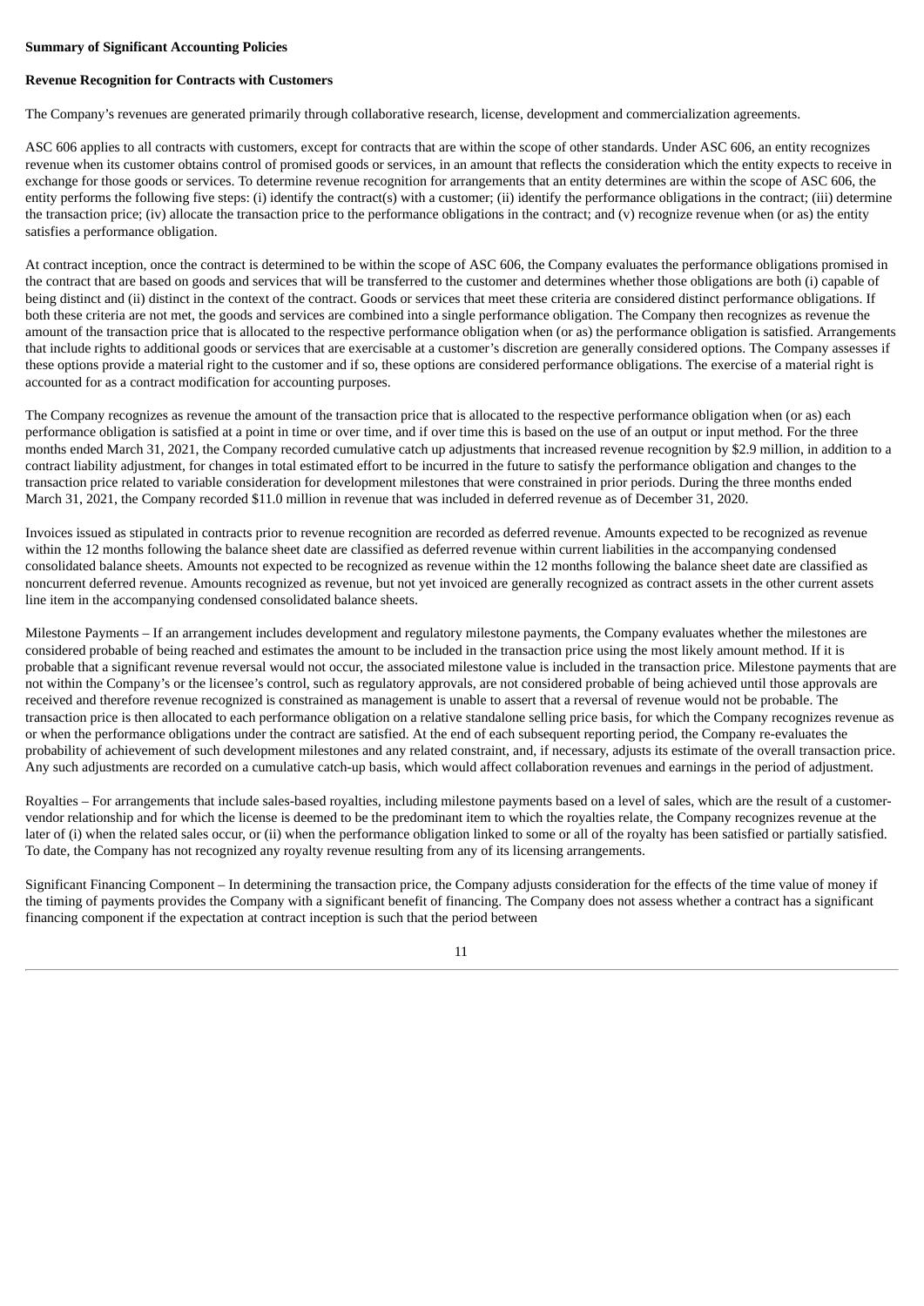**Summary of Significant Accounting Policies**

**Revenue Recognition for Contracts with Customers**

The Company's revenues are generated primarily through collaborative research, license, development and commercialization agreements.

ASC 606 applies to all contracts with customers, except for contracts that are within the scope of other standards. Under ASC 606, an entity recognizes revenue when its customer obtains control of promised goods or services, in an amount that reflects the consideration which the entity expects to receive in exchange for those goods or services. To determine revenue recognition for arrangements that an entity determines are within the scope of ASC 606, the entity performs the following five steps: (i) identify the contract(s) with a customer; (ii) identify the performance obligations in the contract; (iii) determine the transaction price; (iv) allocate the transaction price to the performance obligations in the contract; and (v) recognize revenue when (or as) the entity satisfies a performance obligation.

At contract inception, once the contract is determined to be within the scope of ASC 606, the Company evaluates the performance obligations promised in the contract that are based on goods and services that will be transferred to the customer and determines whether those obligations are both (i) capable of being distinct and (ii) distinct in the context of the contract. Goods or services that meet these criteria are considered distinct performance obligations. If both these criteria are not met, the goods and services are combined into a single performance obligation. The Company then recognizes as revenue the amount of the transaction price that is allocated to the respective performance obligation when (or as) the performance obligation is satisfied. Arrangements that include rights to additional goods or services that are exercisable at a customer's discretion are generally considered options. The Company assesses if these options provide a material right to the customer and if so, these options are considered performance obligations. The exercise of a material right is accounted for as a contract modification for accounting purposes.

The Company recognizes as revenue the amount of the transaction price that is allocated to the respective performance obligation when (or as) each performance obligation is satisfied at a point in time or over time, and if over time this is based on the use of an output or input method. For the three months ended March 31, 2021, the Company recorded cumulative catch up adjustments that increased revenue recognition by $2.9 million, in addition to a contract liability adjustment, for changes in total estimated effort to be incurred in the future to satisfy the performance obligation and changes to the transaction price related to variable consideration for development milestones that were constrained in prior periods. During the three months ended March 31, 2021, the Company recorded $11.0 million in revenue that was included in deferred revenue as of December 31, 2020.

Invoices issued as stipulated in contracts prior to revenue recognition are recorded as deferred revenue. Amounts expected to be recognized as revenue within the 12 months following the balance sheet date are classified as deferred revenue within current liabilities in the accompanying condensed consolidated balance sheets. Amounts not expected to be recognized as revenue within the 12 months following the balance sheet date are classified as noncurrent deferred revenue. Amounts recognized as revenue, but not yet invoiced are generally recognized as contract assets in the other current assets line item in the accompanying condensed consolidated balance sheets.

Milestone Payments – If an arrangement includes development and regulatory milestone payments, the Company evaluates whether the milestones are considered probable of being reached and estimates the amount to be included in the transaction price using the most likely amount method. If it is probable that a significant revenue reversal would not occur, the associated milestone value is included in the transaction price. Milestone payments that are not within the Company's or the licensee's control, such as regulatory approvals, are not considered probable of being achieved until those approvals are received and therefore revenue recognized is constrained as management is unable to assert that a reversal of revenue would not be probable. The transaction price is then allocated to each performance obligation on a relative standalone selling price basis, for which the Company recognizes revenue as or when the performance obligations under the contract are satisfied. At the end of each subsequent reporting period, the Company re-evaluates the probability of achievement of such development milestones and any related constraint, and, if necessary, adjusts its estimate of the overall transaction price. Any such adjustments are recorded on a cumulative catch-up basis, which would affect collaboration revenues and earnings in the period of adjustment.

Royalties – For arrangements that include sales-based royalties, including milestone payments based on a level of sales, which are the result of a customer-vendor relationship and for which the license is deemed to be the predominant item to which the royalties relate, the Company recognizes revenue at the later of (i) when the related sales occur, or (ii) when the performance obligation linked to some or all of the royalty has been satisfied or partially satisfied. To date, the Company has not recognized any royalty revenue resulting from any of its licensing arrangements.

Significant Financing Component – In determining the transaction price, the Company adjusts consideration for the effects of the time value of money if the timing of payments provides the Company with a significant benefit of financing. The Company does not assess whether a contract has a significant financing component if the expectation at contract inception is such that the period between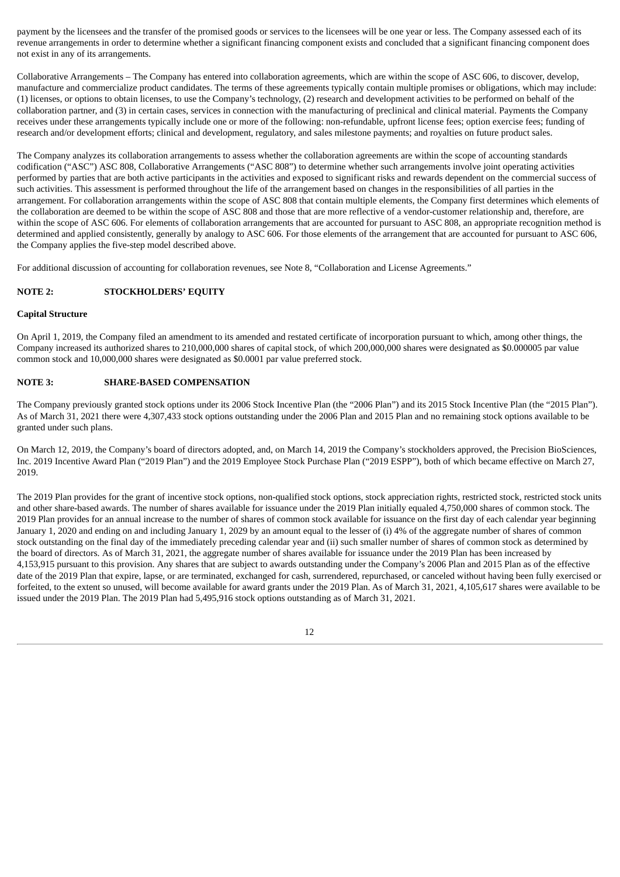payment by the licensees and the transfer of the promised goods or services to the licensees will be one year or less. The Company assessed each of its revenue arrangements in order to determine whether a significant financing component exists and concluded that a significant financing component does not exist in any of its arrangements.

Collaborative Arrangements – The Company has entered into collaboration agreements, which are within the scope of ASC 606, to discover, develop, manufacture and commercialize product candidates. The terms of these agreements typically contain multiple promises or obligations, which may include: (1) licenses, or options to obtain licenses, to use the Company's technology, (2) research and development activities to be performed on behalf of the collaboration partner, and (3) in certain cases, services in connection with the manufacturing of preclinical and clinical material. Payments the Company receives under these arrangements typically include one or more of the following: non-refundable, upfront license fees; option exercise fees; funding of research and/or development efforts; clinical and development, regulatory, and sales milestone payments; and royalties on future product sales.

The Company analyzes its collaboration arrangements to assess whether the collaboration agreements are within the scope of accounting standards codification ("ASC") ASC 808, Collaborative Arrangements ("ASC 808") to determine whether such arrangements involve joint operating activities performed by parties that are both active participants in the activities and exposed to significant risks and rewards dependent on the commercial success of such activities. This assessment is performed throughout the life of the arrangement based on changes in the responsibilities of all parties in the arrangement. For collaboration arrangements within the scope of ASC 808 that contain multiple elements, the Company first determines which elements of the collaboration are deemed to be within the scope of ASC 808 and those that are more reflective of a vendor-customer relationship and, therefore, are within the scope of ASC 606. For elements of collaboration arrangements that are accounted for pursuant to ASC 808, an appropriate recognition method is determined and applied consistently, generally by analogy to ASC 606. For those elements of the arrangement that are accounted for pursuant to ASC 606, the Company applies the five-step model described above.

For additional discussion of accounting for collaboration revenues, see Note 8, "Collaboration and License Agreements."

## NOTE 2: STOCKHOLDERS' EQUITY

**Capital Structure**

On April 1, 2019, the Company filed an amendment to its amended and restated certificate of incorporation pursuant to which, among other things, the Company increased its authorized shares to 210,000,000 shares of capital stock, of which 200,000,000 shares were designated as $0.000005 par value common stock and 10,000,000 shares were designated as $0.0001 par value preferred stock.

## NOTE 3: SHARE-BASED COMPENSATION

The Company previously granted stock options under its 2006 Stock Incentive Plan (the "2006 Plan") and its 2015 Stock Incentive Plan (the "2015 Plan"). As of March 31, 2021 there were 4,307,433 stock options outstanding under the 2006 Plan and 2015 Plan and no remaining stock options available to be granted under such plans.

On March 12, 2019, the Company's board of directors adopted, and, on March 14, 2019 the Company's stockholders approved, the Precision BioSciences, Inc. 2019 Incentive Award Plan ("2019 Plan") and the 2019 Employee Stock Purchase Plan ("2019 ESPP"), both of which became effective on March 27, 2019.

The 2019 Plan provides for the grant of incentive stock options, non-qualified stock options, stock appreciation rights, restricted stock, restricted stock units and other share-based awards. The number of shares available for issuance under the 2019 Plan initially equaled 4,750,000 shares of common stock. The 2019 Plan provides for an annual increase to the number of shares of common stock available for issuance on the first day of each calendar year beginning January 1, 2020 and ending on and including January 1, 2029 by an amount equal to the lesser of (i) 4% of the aggregate number of shares of common stock outstanding on the final day of the immediately preceding calendar year and (ii) such smaller number of shares of common stock as determined by the board of directors. As of March 31, 2021, the aggregate number of shares available for issuance under the 2019 Plan has been increased by 4,153,915 pursuant to this provision. Any shares that are subject to awards outstanding under the Company's 2006 Plan and 2015 Plan as of the effective date of the 2019 Plan that expire, lapse, or are terminated, exchanged for cash, surrendered, repurchased, or canceled without having been fully exercised or forfeited, to the extent so unused, will become available for award grants under the 2019 Plan. As of March 31, 2021, 4,105,617 shares were available to be issued under the 2019 Plan. The 2019 Plan had 5,495,916 stock options outstanding as of March 31, 2021.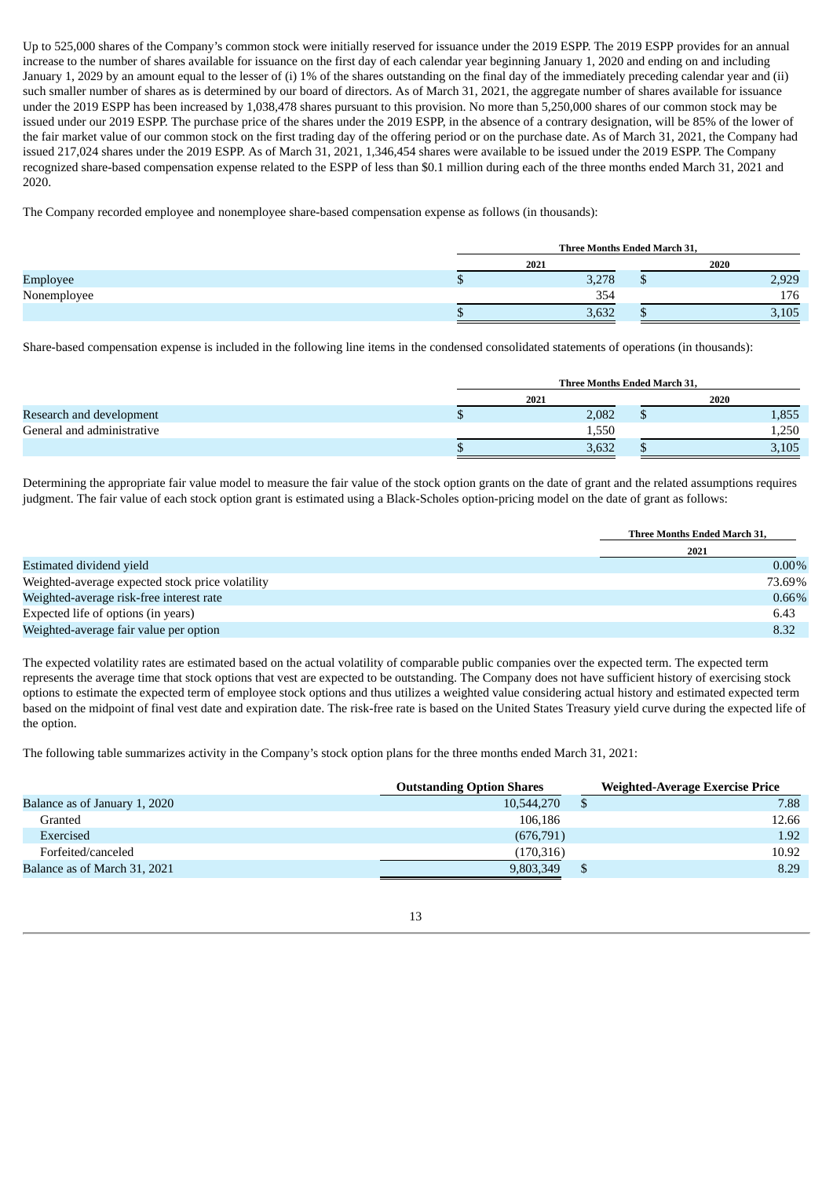Up to 525,000 shares of the Company's common stock were initially reserved for issuance under the 2019 ESPP. The 2019 ESPP provides for an annual increase to the number of shares available for issuance on the first day of each calendar year beginning January 1, 2020 and ending on and including January 1, 2029 by an amount equal to the lesser of (i) 1% of the shares outstanding on the final day of the immediately preceding calendar year and (ii) such smaller number of shares as is determined by our board of directors. As of March 31, 2021, the aggregate number of shares available for issuance under the 2019 ESPP has been increased by 1,038,478 shares pursuant to this provision. No more than 5,250,000 shares of our common stock may be issued under our 2019 ESPP. The purchase price of the shares under the 2019 ESPP, in the absence of a contrary designation, will be 85% of the lower of the fair market value of our common stock on the first trading day of the offering period or on the purchase date. As of March 31, 2021, the Company had issued 217,024 shares under the 2019 ESPP. As of March 31, 2021, 1,346,454 shares were available to be issued under the 2019 ESPP. The Company recognized share-based compensation expense related to the ESPP of less than $0.1 million during each of the three months ended March 31, 2021 and 2020.

The Company recorded employee and nonemployee share-based compensation expense as follows (in thousands):

| | Three Months Ended March 31, | |
|---|---|---|
| | 2021 | 2020 |
| Employee | $ 3,278 | $ 2,929 |
| Nonemployee | 354 | 176 |
| | $ 3,632 | $ 3,105 |

Share-based compensation expense is included in the following line items in the condensed consolidated statements of operations (in thousands):

| | Three Months Ended March 31, | |
|---|---|---|
| | 2021 | 2020 |
| Research and development | $ 2,082 | $ 1,855 |
| General and administrative | 1,550 | 1,250 |
| | $ 3,632 | $ 3,105 |

Determining the appropriate fair value model to measure the fair value of the stock option grants on the date of grant and the related assumptions requires judgment. The fair value of each stock option grant is estimated using a Black-Scholes option-pricing model on the date of grant as follows:

| | Three Months Ended March 31, |
|---|---|
| | 2021 |
| Estimated dividend yield | 0.00% |
| Weighted-average expected stock price volatility | 73.69% |
| Weighted-average risk-free interest rate | 0.66% |
| Expected life of options (in years) | 6.43 |
| Weighted-average fair value per option | 8.32 |

The expected volatility rates are estimated based on the actual volatility of comparable public companies over the expected term. The expected term represents the average time that stock options that vest are expected to be outstanding. The Company does not have sufficient history of exercising stock options to estimate the expected term of employee stock options and thus utilizes a weighted value considering actual history and estimated expected term based on the midpoint of final vest date and expiration date. The risk-free rate is based on the United States Treasury yield curve during the expected life of the option.

The following table summarizes activity in the Company's stock option plans for the three months ended March 31, 2021:

| | Outstanding Option Shares | Weighted-Average Exercise Price |
|---|---|---|
| Balance as of January 1, 2020 | 10,544,270 | $ 7.88 |
| Granted | 106,186 | 12.66 |
| Exercised | (676,791) | 1.92 |
| Forfeited/canceled | (170,316) | 10.92 |
| Balance as of March 31, 2021 | 9,803,349 | $ 8.29 |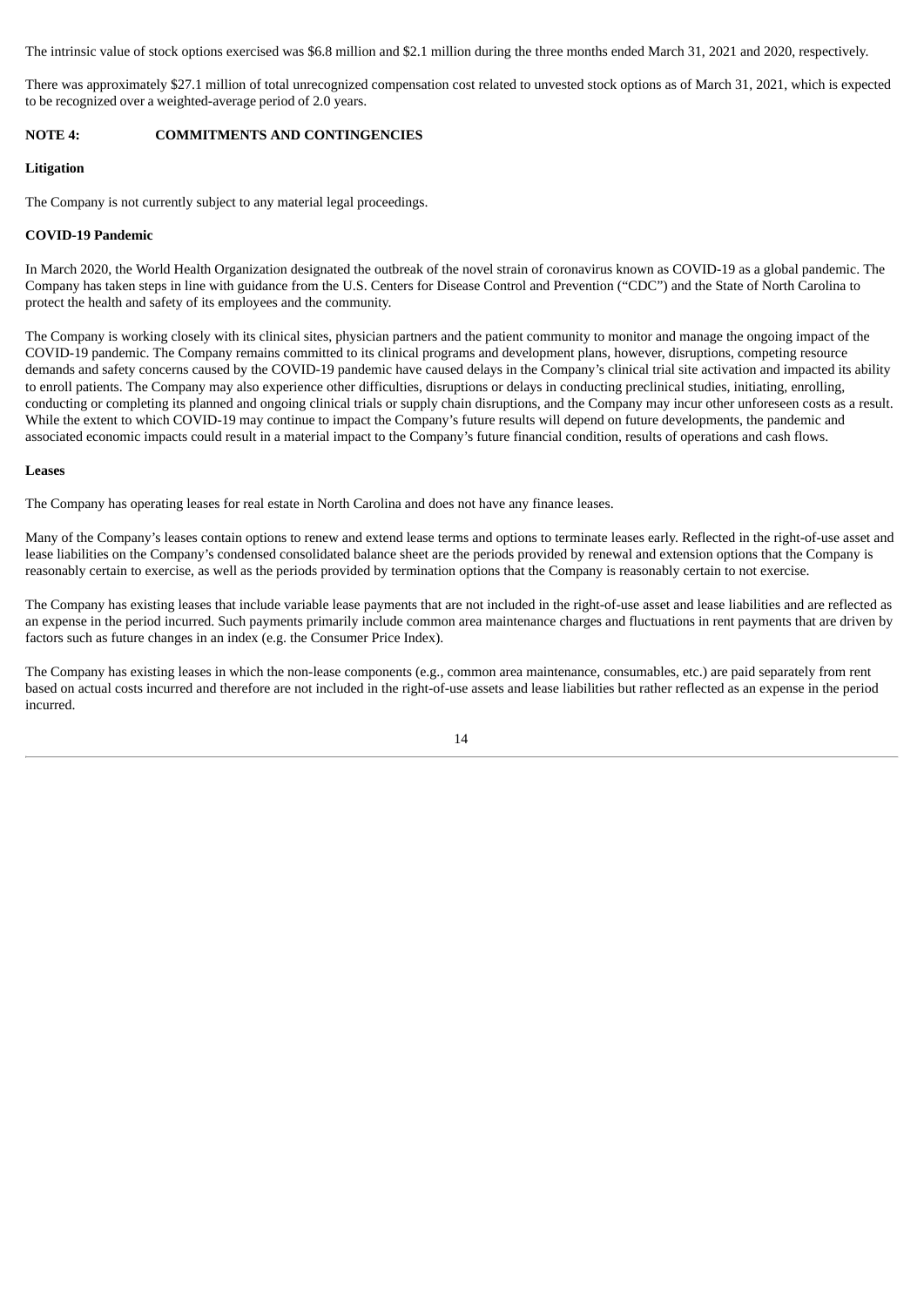The intrinsic value of stock options exercised was $6.8 million and $2.1 million during the three months ended March 31, 2021 and 2020, respectively.

There was approximately $27.1 million of total unrecognized compensation cost related to unvested stock options as of March 31, 2021, which is expected to be recognized over a weighted-average period of 2.0 years.

## NOTE 4: COMMITMENTS AND CONTINGENCIES

### Litigation

The Company is not currently subject to any material legal proceedings.

### COVID-19 Pandemic

In March 2020, the World Health Organization designated the outbreak of the novel strain of coronavirus known as COVID-19 as a global pandemic. The Company has taken steps in line with guidance from the U.S. Centers for Disease Control and Prevention ("CDC") and the State of North Carolina to protect the health and safety of its employees and the community.

The Company is working closely with its clinical sites, physician partners and the patient community to monitor and manage the ongoing impact of the COVID-19 pandemic. The Company remains committed to its clinical programs and development plans, however, disruptions, competing resource demands and safety concerns caused by the COVID-19 pandemic have caused delays in the Company's clinical trial site activation and impacted its ability to enroll patients. The Company may also experience other difficulties, disruptions or delays in conducting preclinical studies, initiating, enrolling, conducting or completing its planned and ongoing clinical trials or supply chain disruptions, and the Company may incur other unforeseen costs as a result. While the extent to which COVID-19 may continue to impact the Company's future results will depend on future developments, the pandemic and associated economic impacts could result in a material impact to the Company's future financial condition, results of operations and cash flows.

### Leases

The Company has operating leases for real estate in North Carolina and does not have any finance leases.

Many of the Company's leases contain options to renew and extend lease terms and options to terminate leases early. Reflected in the right-of-use asset and lease liabilities on the Company's condensed consolidated balance sheet are the periods provided by renewal and extension options that the Company is reasonably certain to exercise, as well as the periods provided by termination options that the Company is reasonably certain to not exercise.

The Company has existing leases that include variable lease payments that are not included in the right-of-use asset and lease liabilities and are reflected as an expense in the period incurred. Such payments primarily include common area maintenance charges and fluctuations in rent payments that are driven by factors such as future changes in an index (e.g. the Consumer Price Index).

The Company has existing leases in which the non-lease components (e.g., common area maintenance, consumables, etc.) are paid separately from rent based on actual costs incurred and therefore are not included in the right-of-use assets and lease liabilities but rather reflected as an expense in the period incurred.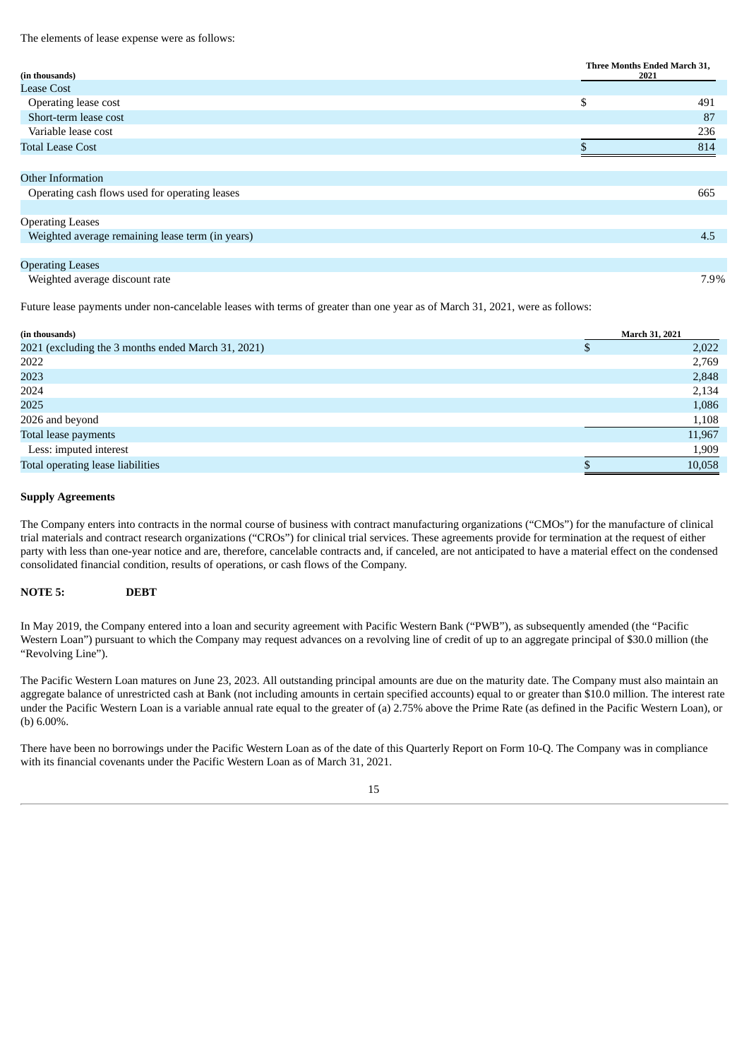The elements of lease expense were as follows:

| (in thousands) | Three Months Ended March 31, 2021 |
|---|---|
| Lease Cost | |
| Operating lease cost | $ 491 |
| Short-term lease cost | 87 |
| Variable lease cost | 236 |
| Total Lease Cost | $ 814 |
| | |
| Other Information | |
| Operating cash flows used for operating leases | 665 |
| | |
| Operating Leases | |
| Weighted average remaining lease term (in years) | 4.5 |
| | |
| Operating Leases | |
| Weighted average discount rate | 7.9% |

Future lease payments under non-cancelable leases with terms of greater than one year as of March 31, 2021, were as follows:

| (in thousands) | March 31, 2021 |
|---|---|
| 2021 (excluding the 3 months ended March 31, 2021) | $ 2,022 |
| 2022 | 2,769 |
| 2023 | 2,848 |
| 2024 | 2,134 |
| 2025 | 1,086 |
| 2026 and beyond | 1,108 |
| Total lease payments | 11,967 |
| Less: imputed interest | 1,909 |
| Total operating lease liabilities | $ 10,058 |

**Supply Agreements**

The Company enters into contracts in the normal course of business with contract manufacturing organizations ("CMOs") for the manufacture of clinical trial materials and contract research organizations ("CROs") for clinical trial services. These agreements provide for termination at the request of either party with less than one-year notice and are, therefore, cancelable contracts and, if canceled, are not anticipated to have a material effect on the condensed consolidated financial condition, results of operations, or cash flows of the Company.

**NOTE 5: DEBT**

In May 2019, the Company entered into a loan and security agreement with Pacific Western Bank ("PWB"), as subsequently amended (the "Pacific Western Loan") pursuant to which the Company may request advances on a revolving line of credit of up to an aggregate principal of $30.0 million (the "Revolving Line").

The Pacific Western Loan matures on June 23, 2023. All outstanding principal amounts are due on the maturity date. The Company must also maintain an aggregate balance of unrestricted cash at Bank (not including amounts in certain specified accounts) equal to or greater than $10.0 million. The interest rate under the Pacific Western Loan is a variable annual rate equal to the greater of (a) 2.75% above the Prime Rate (as defined in the Pacific Western Loan), or (b) 6.00%.

There have been no borrowings under the Pacific Western Loan as of the date of this Quarterly Report on Form 10-Q. The Company was in compliance with its financial covenants under the Pacific Western Loan as of March 31, 2021.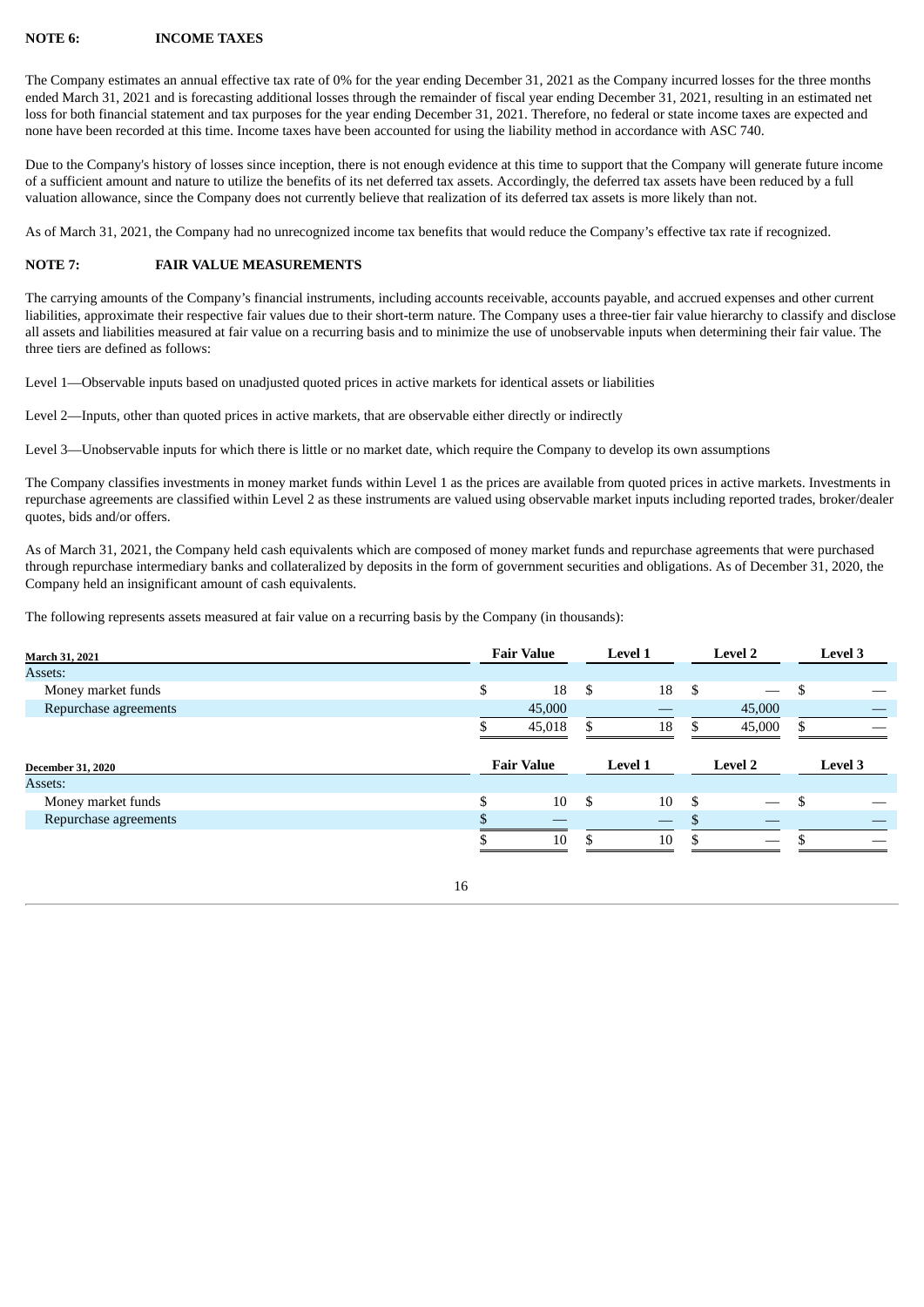## NOTE 6: INCOME TAXES

The Company estimates an annual effective tax rate of 0% for the year ending December 31, 2021 as the Company incurred losses for the three months ended March 31, 2021 and is forecasting additional losses through the remainder of fiscal year ending December 31, 2021, resulting in an estimated net loss for both financial statement and tax purposes for the year ending December 31, 2021. Therefore, no federal or state income taxes are expected and none have been recorded at this time. Income taxes have been accounted for using the liability method in accordance with ASC 740.

Due to the Company's history of losses since inception, there is not enough evidence at this time to support that the Company will generate future income of a sufficient amount and nature to utilize the benefits of its net deferred tax assets. Accordingly, the deferred tax assets have been reduced by a full valuation allowance, since the Company does not currently believe that realization of its deferred tax assets is more likely than not.

As of March 31, 2021, the Company had no unrecognized income tax benefits that would reduce the Company's effective tax rate if recognized.

## NOTE 7: FAIR VALUE MEASUREMENTS

The carrying amounts of the Company's financial instruments, including accounts receivable, accounts payable, and accrued expenses and other current liabilities, approximate their respective fair values due to their short-term nature. The Company uses a three-tier fair value hierarchy to classify and disclose all assets and liabilities measured at fair value on a recurring basis and to minimize the use of unobservable inputs when determining their fair value. The three tiers are defined as follows:

Level 1—Observable inputs based on unadjusted quoted prices in active markets for identical assets or liabilities

Level 2—Inputs, other than quoted prices in active markets, that are observable either directly or indirectly

Level 3—Unobservable inputs for which there is little or no market date, which require the Company to develop its own assumptions

The Company classifies investments in money market funds within Level 1 as the prices are available from quoted prices in active markets. Investments in repurchase agreements are classified within Level 2 as these instruments are valued using observable market inputs including reported trades, broker/dealer quotes, bids and/or offers.

As of March 31, 2021, the Company held cash equivalents which are composed of money market funds and repurchase agreements that were purchased through repurchase intermediary banks and collateralized by deposits in the form of government securities and obligations. As of December 31, 2020, the Company held an insignificant amount of cash equivalents.

The following represents assets measured at fair value on a recurring basis by the Company (in thousands):

| March 31, 2021 | Fair Value | Level 1 | Level 2 | Level 3 |
|---|---|---|---|---|
| Assets: | | | | |
| Money market funds | $ 18 | $ 18 | $ — | $ — |
| Repurchase agreements | 45,000 | — | 45,000 | — |
| | $ 45,018 | $ 18 | $ 45,000 | $ — |

| December 31, 2020 | Fair Value | Level 1 | Level 2 | Level 3 |
|---|---|---|---|---|
| Assets: | | | | |
| Money market funds | $ 10 | $ 10 | $ — | $ — |
| Repurchase agreements | $ — | — | $ — | — |
| | $ 10 | $ 10 | $ — | $ — |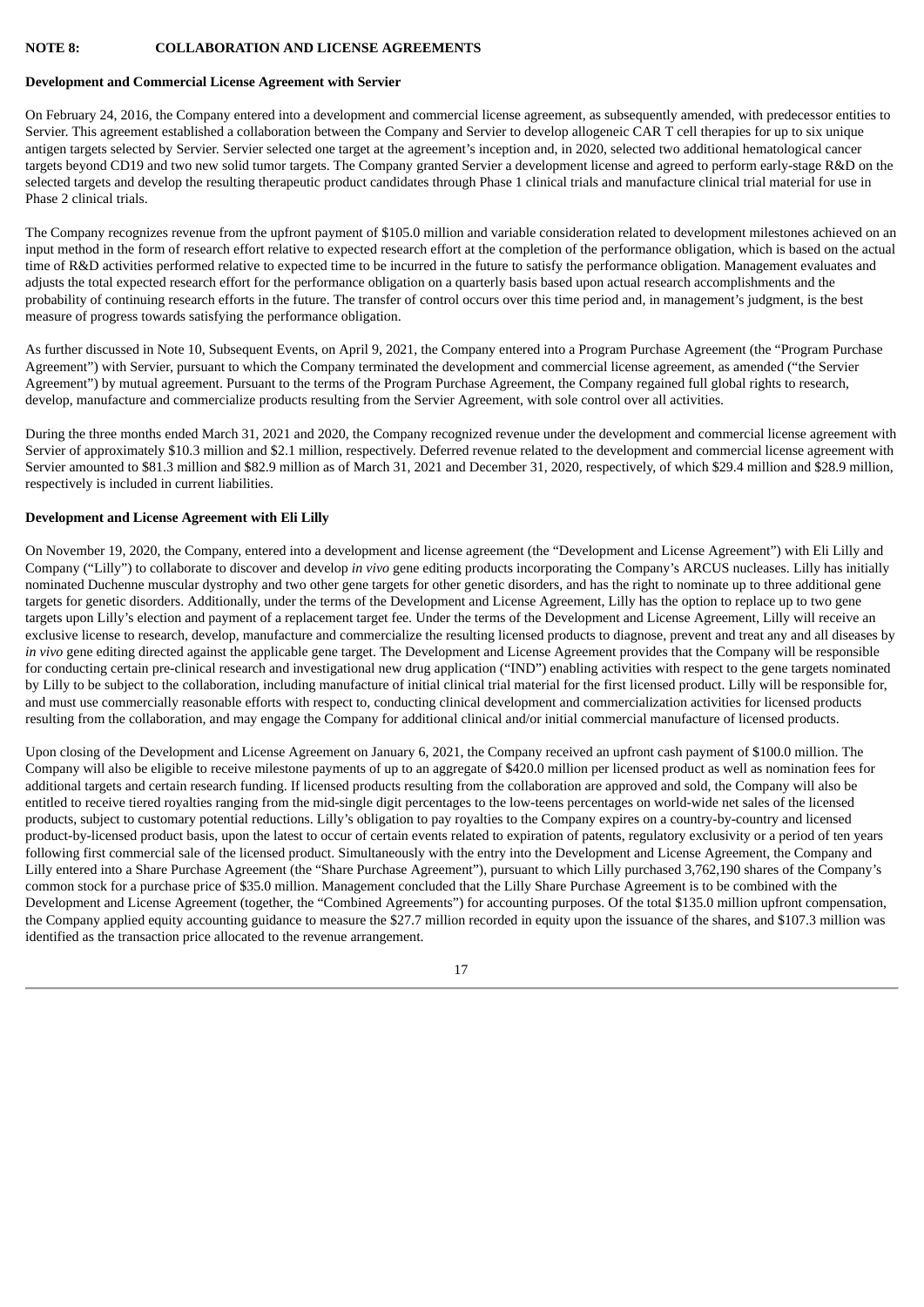## NOTE 8: COLLABORATION AND LICENSE AGREEMENTS

### Development and Commercial License Agreement with Servier

On February 24, 2016, the Company entered into a development and commercial license agreement, as subsequently amended, with predecessor entities to Servier. This agreement established a collaboration between the Company and Servier to develop allogeneic CAR T cell therapies for up to six unique antigen targets selected by Servier. Servier selected one target at the agreement's inception and, in 2020, selected two additional hematological cancer targets beyond CD19 and two new solid tumor targets. The Company granted Servier a development license and agreed to perform early-stage R&D on the selected targets and develop the resulting therapeutic product candidates through Phase 1 clinical trials and manufacture clinical trial material for use in Phase 2 clinical trials.

The Company recognizes revenue from the upfront payment of $105.0 million and variable consideration related to development milestones achieved on an input method in the form of research effort relative to expected research effort at the completion of the performance obligation, which is based on the actual time of R&D activities performed relative to expected time to be incurred in the future to satisfy the performance obligation. Management evaluates and adjusts the total expected research effort for the performance obligation on a quarterly basis based upon actual research accomplishments and the probability of continuing research efforts in the future. The transfer of control occurs over this time period and, in management's judgment, is the best measure of progress towards satisfying the performance obligation.

As further discussed in Note 10, Subsequent Events, on April 9, 2021, the Company entered into a Program Purchase Agreement (the "Program Purchase Agreement") with Servier, pursuant to which the Company terminated the development and commercial license agreement, as amended ("the Servier Agreement") by mutual agreement. Pursuant to the terms of the Program Purchase Agreement, the Company regained full global rights to research, develop, manufacture and commercialize products resulting from the Servier Agreement, with sole control over all activities.

During the three months ended March 31, 2021 and 2020, the Company recognized revenue under the development and commercial license agreement with Servier of approximately $10.3 million and $2.1 million, respectively. Deferred revenue related to the development and commercial license agreement with Servier amounted to $81.3 million and $82.9 million as of March 31, 2021 and December 31, 2020, respectively, of which $29.4 million and $28.9 million, respectively is included in current liabilities.

### Development and License Agreement with Eli Lilly

On November 19, 2020, the Company, entered into a development and license agreement (the "Development and License Agreement") with Eli Lilly and Company ("Lilly") to collaborate to discover and develop *in vivo* gene editing products incorporating the Company's ARCUS nucleases. Lilly has initially nominated Duchenne muscular dystrophy and two other gene targets for other genetic disorders, and has the right to nominate up to three additional gene targets for genetic disorders. Additionally, under the terms of the Development and License Agreement, Lilly has the option to replace up to two gene targets upon Lilly's election and payment of a replacement target fee. Under the terms of the Development and License Agreement, Lilly will receive an exclusive license to research, develop, manufacture and commercialize the resulting licensed products to diagnose, prevent and treat any and all diseases by *in vivo* gene editing directed against the applicable gene target. The Development and License Agreement provides that the Company will be responsible for conducting certain pre-clinical research and investigational new drug application ("IND") enabling activities with respect to the gene targets nominated by Lilly to be subject to the collaboration, including manufacture of initial clinical trial material for the first licensed product. Lilly will be responsible for, and must use commercially reasonable efforts with respect to, conducting clinical development and commercialization activities for licensed products resulting from the collaboration, and may engage the Company for additional clinical and/or initial commercial manufacture of licensed products.

Upon closing of the Development and License Agreement on January 6, 2021, the Company received an upfront cash payment of $100.0 million. The Company will also be eligible to receive milestone payments of up to an aggregate of $420.0 million per licensed product as well as nomination fees for additional targets and certain research funding. If licensed products resulting from the collaboration are approved and sold, the Company will also be entitled to receive tiered royalties ranging from the mid-single digit percentages to the low-teens percentages on world-wide net sales of the licensed products, subject to customary potential reductions. Lilly's obligation to pay royalties to the Company expires on a country-by-country and licensed product-by-licensed product basis, upon the latest to occur of certain events related to expiration of patents, regulatory exclusivity or a period of ten years following first commercial sale of the licensed product. Simultaneously with the entry into the Development and License Agreement, the Company and Lilly entered into a Share Purchase Agreement (the "Share Purchase Agreement"), pursuant to which Lilly purchased 3,762,190 shares of the Company's common stock for a purchase price of $35.0 million. Management concluded that the Lilly Share Purchase Agreement is to be combined with the Development and License Agreement (together, the "Combined Agreements") for accounting purposes. Of the total $135.0 million upfront compensation, the Company applied equity accounting guidance to measure the $27.7 million recorded in equity upon the issuance of the shares, and $107.3 million was identified as the transaction price allocated to the revenue arrangement.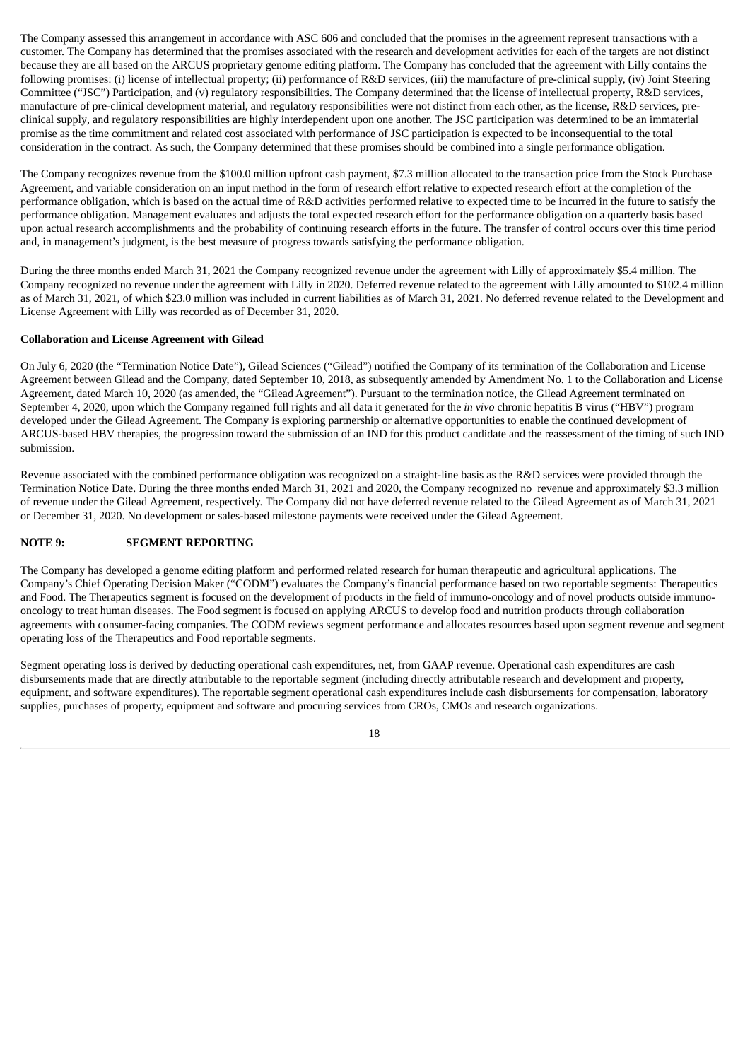The Company assessed this arrangement in accordance with ASC 606 and concluded that the promises in the agreement represent transactions with a customer. The Company has determined that the promises associated with the research and development activities for each of the targets are not distinct because they are all based on the ARCUS proprietary genome editing platform. The Company has concluded that the agreement with Lilly contains the following promises: (i) license of intellectual property; (ii) performance of R&D services, (iii) the manufacture of pre-clinical supply, (iv) Joint Steering Committee ("JSC") Participation, and (v) regulatory responsibilities. The Company determined that the license of intellectual property, R&D services, manufacture of pre-clinical development material, and regulatory responsibilities were not distinct from each other, as the license, R&D services, pre-clinical supply, and regulatory responsibilities are highly interdependent upon one another. The JSC participation was determined to be an immaterial promise as the time commitment and related cost associated with performance of JSC participation is expected to be inconsequential to the total consideration in the contract. As such, the Company determined that these promises should be combined into a single performance obligation.

The Company recognizes revenue from the $100.0 million upfront cash payment, $7.3 million allocated to the transaction price from the Stock Purchase Agreement, and variable consideration on an input method in the form of research effort relative to expected research effort at the completion of the performance obligation, which is based on the actual time of R&D activities performed relative to expected time to be incurred in the future to satisfy the performance obligation. Management evaluates and adjusts the total expected research effort for the performance obligation on a quarterly basis based upon actual research accomplishments and the probability of continuing research efforts in the future. The transfer of control occurs over this time period and, in management's judgment, is the best measure of progress towards satisfying the performance obligation.

During the three months ended March 31, 2021 the Company recognized revenue under the agreement with Lilly of approximately $5.4 million. The Company recognized no revenue under the agreement with Lilly in 2020. Deferred revenue related to the agreement with Lilly amounted to $102.4 million as of March 31, 2021, of which $23.0 million was included in current liabilities as of March 31, 2021. No deferred revenue related to the Development and License Agreement with Lilly was recorded as of December 31, 2020.

**Collaboration and License Agreement with Gilead**

On July 6, 2020 (the "Termination Notice Date"), Gilead Sciences ("Gilead") notified the Company of its termination of the Collaboration and License Agreement between Gilead and the Company, dated September 10, 2018, as subsequently amended by Amendment No. 1 to the Collaboration and License Agreement, dated March 10, 2020 (as amended, the "Gilead Agreement"). Pursuant to the termination notice, the Gilead Agreement terminated on September 4, 2020, upon which the Company regained full rights and all data it generated for the *in vivo* chronic hepatitis B virus ("HBV") program developed under the Gilead Agreement. The Company is exploring partnership or alternative opportunities to enable the continued development of ARCUS-based HBV therapies, the progression toward the submission of an IND for this product candidate and the reassessment of the timing of such IND submission.

Revenue associated with the combined performance obligation was recognized on a straight-line basis as the R&D services were provided through the Termination Notice Date. During the three months ended March 31, 2021 and 2020, the Company recognized no revenue and approximately $3.3 million of revenue under the Gilead Agreement, respectively. The Company did not have deferred revenue related to the Gilead Agreement as of March 31, 2021 or December 31, 2020. No development or sales-based milestone payments were received under the Gilead Agreement.

## NOTE 9: SEGMENT REPORTING

The Company has developed a genome editing platform and performed related research for human therapeutic and agricultural applications. The Company's Chief Operating Decision Maker ("CODM") evaluates the Company's financial performance based on two reportable segments: Therapeutics and Food. The Therapeutics segment is focused on the development of products in the field of immuno-oncology and of novel products outside immuno-oncology to treat human diseases. The Food segment is focused on applying ARCUS to develop food and nutrition products through collaboration agreements with consumer-facing companies. The CODM reviews segment performance and allocates resources based upon segment revenue and segment operating loss of the Therapeutics and Food reportable segments.

Segment operating loss is derived by deducting operational cash expenditures, net, from GAAP revenue. Operational cash expenditures are cash disbursements made that are directly attributable to the reportable segment (including directly attributable research and development and property, equipment, and software expenditures). The reportable segment operational cash expenditures include cash disbursements for compensation, laboratory supplies, purchases of property, equipment and software and procuring services from CROs, CMOs and research organizations.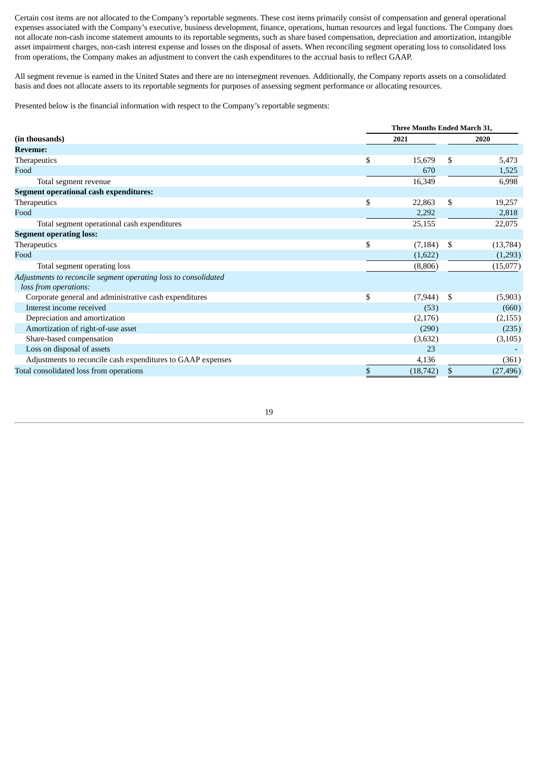Certain cost items are not allocated to the Company's reportable segments. These cost items primarily consist of compensation and general operational expenses associated with the Company's executive, business development, finance, operations, human resources and legal functions. The Company does not allocate non-cash income statement amounts to its reportable segments, such as share based compensation, depreciation and amortization, intangible asset impairment charges, non-cash interest expense and losses on the disposal of assets. When reconciling segment operating loss to consolidated loss from operations, the Company makes an adjustment to convert the cash expenditures to the accrual basis to reflect GAAP.

All segment revenue is earned in the United States and there are no intersegment revenues. Additionally, the Company reports assets on a consolidated basis and does not allocate assets to its reportable segments for purposes of assessing segment performance or allocating resources.

Presented below is the financial information with respect to the Company's reportable segments:

| | Three Months Ended March 31, | |
|---|---|---|
| **(in thousands)** | **2021** | **2020** |
| **Revenue:** | | |
| Therapeutics | $ 15,679 | $ 5,473 |
| Food | 670 | 1,525 |
| Total segment revenue | 16,349 | 6,998 |
| **Segment operational cash expenditures:** | | |
| Therapeutics | $ 22,863 | $ 19,257 |
| Food | 2,292 | 2,818 |
| Total segment operational cash expenditures | 25,155 | 22,075 |
| **Segment operating loss:** | | |
| Therapeutics | $ (7,184) | $ (13,784) |
| Food | (1,622) | (1,293) |
| Total segment operating loss | (8,806) | (15,077) |
| *Adjustments to reconcile segment operating loss to consolidated loss from operations:* | | |
| Corporate general and administrative cash expenditures | $ (7,944) | $ (5,903) |
| Interest income received | (53) | (660) |
| Depreciation and amortization | (2,176) | (2,155) |
| Amortization of right-of-use asset | (290) | (235) |
| Share-based compensation | (3,632) | (3,105) |
| Loss on disposal of assets | 23 | - |
| Adjustments to reconcile cash expenditures to GAAP expenses | 4,136 | (361) |
| Total consolidated loss from operations | $ (18,742) | $ (27,496) |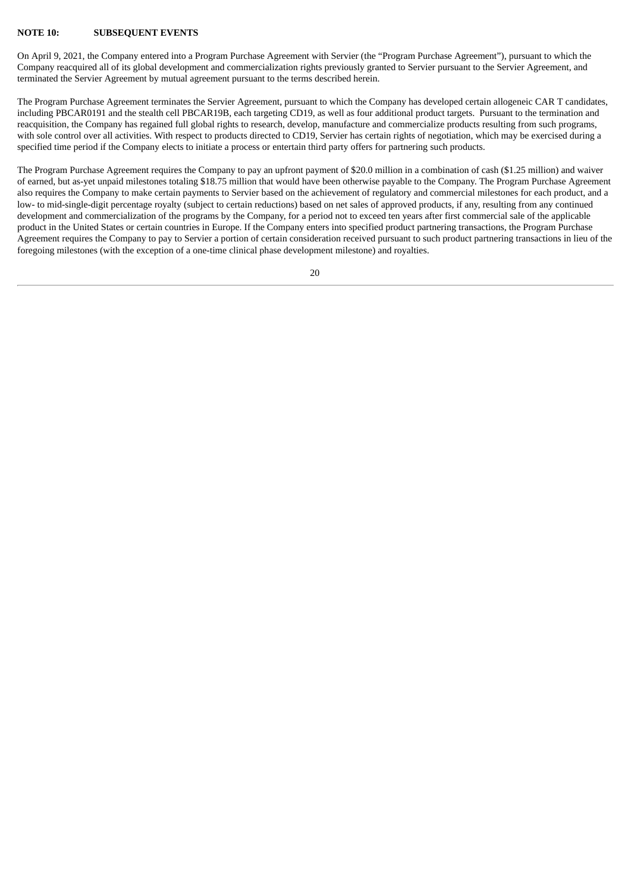## NOTE 10: SUBSEQUENT EVENTS

On April 9, 2021, the Company entered into a Program Purchase Agreement with Servier (the "Program Purchase Agreement"), pursuant to which the Company reacquired all of its global development and commercialization rights previously granted to Servier pursuant to the Servier Agreement, and terminated the Servier Agreement by mutual agreement pursuant to the terms described herein.

The Program Purchase Agreement terminates the Servier Agreement, pursuant to which the Company has developed certain allogeneic CAR T candidates, including PBCAR0191 and the stealth cell PBCAR19B, each targeting CD19, as well as four additional product targets. Pursuant to the termination and reacquisition, the Company has regained full global rights to research, develop, manufacture and commercialize products resulting from such programs, with sole control over all activities. With respect to products directed to CD19, Servier has certain rights of negotiation, which may be exercised during a specified time period if the Company elects to initiate a process or entertain third party offers for partnering such products.

The Program Purchase Agreement requires the Company to pay an upfront payment of $20.0 million in a combination of cash ($1.25 million) and waiver of earned, but as-yet unpaid milestones totaling $18.75 million that would have been otherwise payable to the Company. The Program Purchase Agreement also requires the Company to make certain payments to Servier based on the achievement of regulatory and commercial milestones for each product, and a low- to mid-single-digit percentage royalty (subject to certain reductions) based on net sales of approved products, if any, resulting from any continued development and commercialization of the programs by the Company, for a period not to exceed ten years after first commercial sale of the applicable product in the United States or certain countries in Europe. If the Company enters into specified product partnering transactions, the Program Purchase Agreement requires the Company to pay to Servier a portion of certain consideration received pursuant to such product partnering transactions in lieu of the foregoing milestones (with the exception of a one-time clinical phase development milestone) and royalties.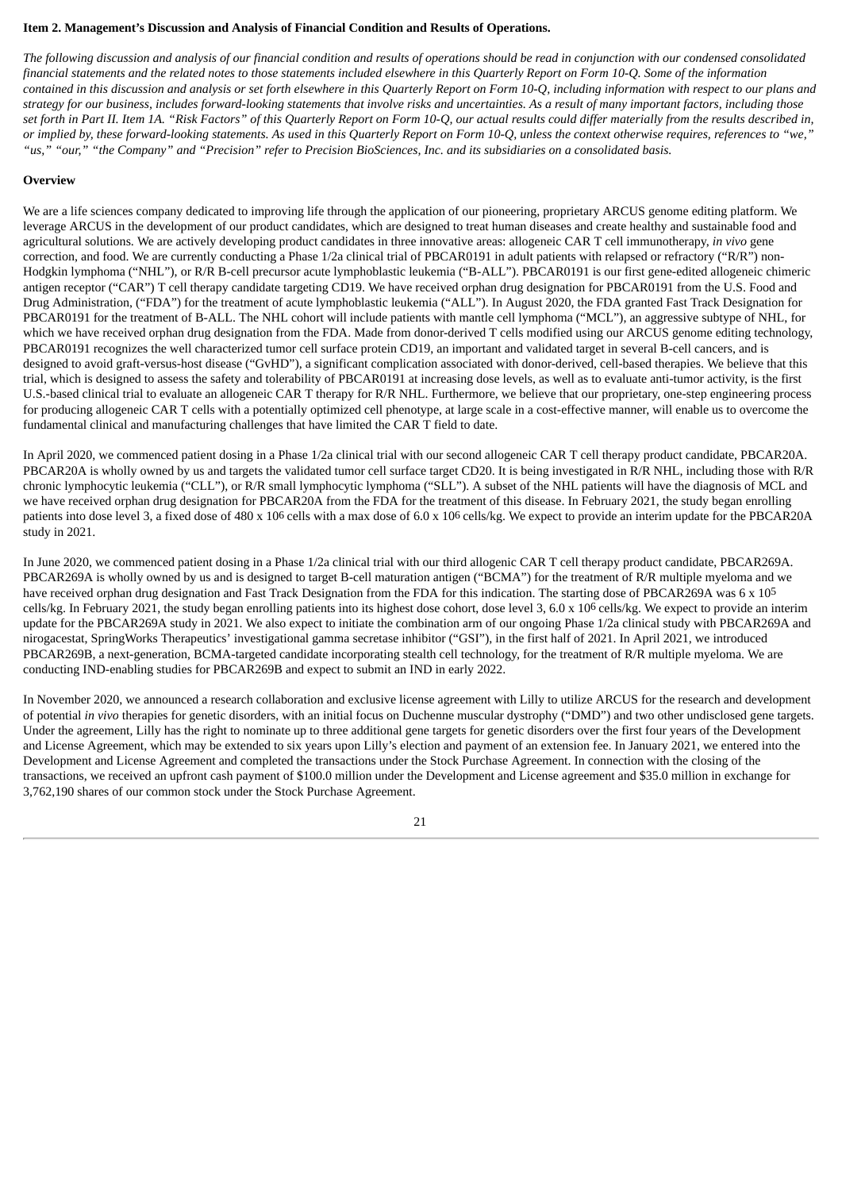**Item 2. Management's Discussion and Analysis of Financial Condition and Results of Operations.**

*The following discussion and analysis of our financial condition and results of operations should be read in conjunction with our condensed consolidated financial statements and the related notes to those statements included elsewhere in this Quarterly Report on Form 10-Q. Some of the information contained in this discussion and analysis or set forth elsewhere in this Quarterly Report on Form 10-Q, including information with respect to our plans and strategy for our business, includes forward-looking statements that involve risks and uncertainties. As a result of many important factors, including those set forth in Part II. Item 1A. "Risk Factors" of this Quarterly Report on Form 10-Q, our actual results could differ materially from the results described in, or implied by, these forward-looking statements. As used in this Quarterly Report on Form 10-Q, unless the context otherwise requires, references to "we," "us," "our," "the Company" and "Precision" refer to Precision BioSciences, Inc. and its subsidiaries on a consolidated basis.*

**Overview**

We are a life sciences company dedicated to improving life through the application of our pioneering, proprietary ARCUS genome editing platform. We leverage ARCUS in the development of our product candidates, which are designed to treat human diseases and create healthy and sustainable food and agricultural solutions. We are actively developing product candidates in three innovative areas: allogeneic CAR T cell immunotherapy, *in vivo* gene correction, and food. We are currently conducting a Phase 1/2a clinical trial of PBCAR0191 in adult patients with relapsed or refractory ("R/R") non-Hodgkin lymphoma ("NHL"), or R/R B-cell precursor acute lymphoblastic leukemia ("B-ALL"). PBCAR0191 is our first gene-edited allogeneic chimeric antigen receptor ("CAR") T cell therapy candidate targeting CD19. We have received orphan drug designation for PBCAR0191 from the U.S. Food and Drug Administration, ("FDA") for the treatment of acute lymphoblastic leukemia ("ALL"). In August 2020, the FDA granted Fast Track Designation for PBCAR0191 for the treatment of B-ALL. The NHL cohort will include patients with mantle cell lymphoma ("MCL"), an aggressive subtype of NHL, for which we have received orphan drug designation from the FDA. Made from donor-derived T cells modified using our ARCUS genome editing technology, PBCAR0191 recognizes the well characterized tumor cell surface protein CD19, an important and validated target in several B-cell cancers, and is designed to avoid graft-versus-host disease ("GvHD"), a significant complication associated with donor-derived, cell-based therapies. We believe that this trial, which is designed to assess the safety and tolerability of PBCAR0191 at increasing dose levels, as well as to evaluate anti-tumor activity, is the first U.S.-based clinical trial to evaluate an allogeneic CAR T therapy for R/R NHL. Furthermore, we believe that our proprietary, one-step engineering process for producing allogeneic CAR T cells with a potentially optimized cell phenotype, at large scale in a cost-effective manner, will enable us to overcome the fundamental clinical and manufacturing challenges that have limited the CAR T field to date.

In April 2020, we commenced patient dosing in a Phase 1/2a clinical trial with our second allogeneic CAR T cell therapy product candidate, PBCAR20A. PBCAR20A is wholly owned by us and targets the validated tumor cell surface target CD20. It is being investigated in R/R NHL, including those with R/R chronic lymphocytic leukemia ("CLL"), or R/R small lymphocytic lymphoma ("SLL"). A subset of the NHL patients will have the diagnosis of MCL and we have received orphan drug designation for PBCAR20A from the FDA for the treatment of this disease. In February 2021, the study began enrolling patients into dose level 3, a fixed dose of 480 x $10^6$ cells with a max dose of 6.0 x $10^6$ cells/kg. We expect to provide an interim update for the PBCAR20A study in 2021.

In June 2020, we commenced patient dosing in a Phase 1/2a clinical trial with our third allogenic CAR T cell therapy product candidate, PBCAR269A. PBCAR269A is wholly owned by us and is designed to target B-cell maturation antigen ("BCMA") for the treatment of R/R multiple myeloma and we have received orphan drug designation and Fast Track Designation from the FDA for this indication. The starting dose of PBCAR269A was 6 x $10^5$ cells/kg. In February 2021, the study began enrolling patients into its highest dose cohort, dose level 3, 6.0 x $10^6$ cells/kg. We expect to provide an interim update for the PBCAR269A study in 2021. We also expect to initiate the combination arm of our ongoing Phase 1/2a clinical study with PBCAR269A and nirogacestat, SpringWorks Therapeutics' investigational gamma secretase inhibitor ("GSI"), in the first half of 2021. In April 2021, we introduced PBCAR269B, a next-generation, BCMA-targeted candidate incorporating stealth cell technology, for the treatment of R/R multiple myeloma. We are conducting IND-enabling studies for PBCAR269B and expect to submit an IND in early 2022.

In November 2020, we announced a research collaboration and exclusive license agreement with Lilly to utilize ARCUS for the research and development of potential *in vivo* therapies for genetic disorders, with an initial focus on Duchenne muscular dystrophy ("DMD") and two other undisclosed gene targets. Under the agreement, Lilly has the right to nominate up to three additional gene targets for genetic disorders over the first four years of the Development and License Agreement, which may be extended to six years upon Lilly's election and payment of an extension fee. In January 2021, we entered into the Development and License Agreement and completed the transactions under the Stock Purchase Agreement. In connection with the closing of the transactions, we received an upfront cash payment of $100.0 million under the Development and License agreement and $35.0 million in exchange for 3,762,190 shares of our common stock under the Stock Purchase Agreement.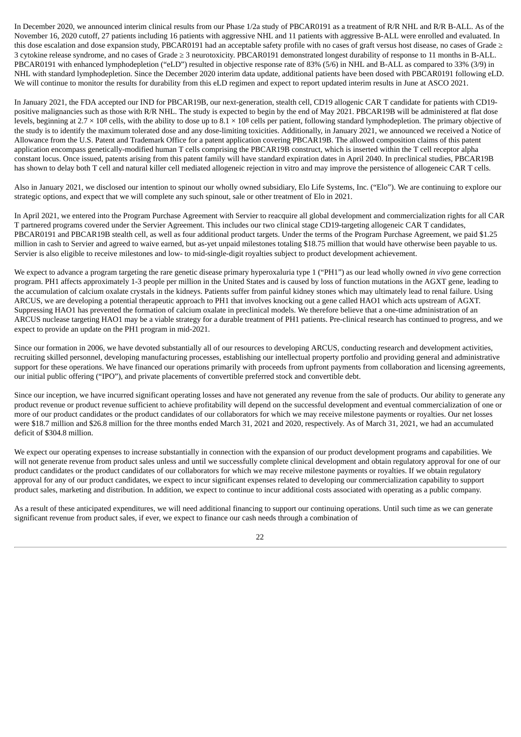In December 2020, we announced interim clinical results from our Phase 1/2a study of PBCAR0191 as a treatment of R/R NHL and R/R B-ALL. As of the November 16, 2020 cutoff, 27 patients including 16 patients with aggressive NHL and 11 patients with aggressive B-ALL were enrolled and evaluated. In this dose escalation and dose expansion study, PBCAR0191 had an acceptable safety profile with no cases of graft versus host disease, no cases of Grade ≥ 3 cytokine release syndrome, and no cases of Grade ≥ 3 neurotoxicity. PBCAR0191 demonstrated longest durability of response to 11 months in B-ALL. PBCAR0191 with enhanced lymphodepletion ("eLD") resulted in objective response rate of 83% (5/6) in NHL and B-ALL as compared to 33% (3/9) in NHL with standard lymphodepletion. Since the December 2020 interim data update, additional patients have been dosed with PBCAR0191 following eLD. We will continue to monitor the results for durability from this eLD regimen and expect to report updated interim results in June at ASCO 2021.

In January 2021, the FDA accepted our IND for PBCAR19B, our next-generation, stealth cell, CD19 allogenic CAR T candidate for patients with CD19-positive malignancies such as those with R/R NHL. The study is expected to begin by the end of May 2021. PBCAR19B will be administered at flat dose levels, beginning at $2.7 \times 10^8$ cells, with the ability to dose up to $8.1 \times 10^8$ cells per patient, following standard lymphodepletion. The primary objective of the study is to identify the maximum tolerated dose and any dose-limiting toxicities. Additionally, in January 2021, we announced we received a Notice of Allowance from the U.S. Patent and Trademark Office for a patent application covering PBCAR19B. The allowed composition claims of this patent application encompass genetically-modified human T cells comprising the PBCAR19B construct, which is inserted within the T cell receptor alpha constant locus. Once issued, patents arising from this patent family will have standard expiration dates in April 2040. In preclinical studies, PBCAR19B has shown to delay both T cell and natural killer cell mediated allogeneic rejection in vitro and may improve the persistence of allogeneic CAR T cells.

Also in January 2021, we disclosed our intention to spinout our wholly owned subsidiary, Elo Life Systems, Inc. ("Elo"). We are continuing to explore our strategic options, and expect that we will complete any such spinout, sale or other treatment of Elo in 2021.

In April 2021, we entered into the Program Purchase Agreement with Servier to reacquire all global development and commercialization rights for all CAR T partnered programs covered under the Servier Agreement. This includes our two clinical stage CD19-targeting allogeneic CAR T candidates, PBCAR0191 and PBCAR19B stealth cell, as well as four additional product targets. Under the terms of the Program Purchase Agreement, we paid $1.25 million in cash to Servier and agreed to waive earned, but as-yet unpaid milestones totaling $18.75 million that would have otherwise been payable to us. Servier is also eligible to receive milestones and low- to mid-single-digit royalties subject to product development achievement.

We expect to advance a program targeting the rare genetic disease primary hyperoxaluria type 1 ("PH1") as our lead wholly owned *in vivo* gene correction program. PH1 affects approximately 1-3 people per million in the United States and is caused by loss of function mutations in the AGXT gene, leading to the accumulation of calcium oxalate crystals in the kidneys. Patients suffer from painful kidney stones which may ultimately lead to renal failure. Using ARCUS, we are developing a potential therapeutic approach to PH1 that involves knocking out a gene called HAO1 which acts upstream of AGXT. Suppressing HAO1 has prevented the formation of calcium oxalate in preclinical models. We therefore believe that a one-time administration of an ARCUS nuclease targeting HAO1 may be a viable strategy for a durable treatment of PH1 patients. Pre-clinical research has continued to progress, and we expect to provide an update on the PH1 program in mid-2021.

Since our formation in 2006, we have devoted substantially all of our resources to developing ARCUS, conducting research and development activities, recruiting skilled personnel, developing manufacturing processes, establishing our intellectual property portfolio and providing general and administrative support for these operations. We have financed our operations primarily with proceeds from upfront payments from collaboration and licensing agreements, our initial public offering ("IPO"), and private placements of convertible preferred stock and convertible debt.

Since our inception, we have incurred significant operating losses and have not generated any revenue from the sale of products. Our ability to generate any product revenue or product revenue sufficient to achieve profitability will depend on the successful development and eventual commercialization of one or more of our product candidates or the product candidates of our collaborators for which we may receive milestone payments or royalties. Our net losses were $18.7 million and $26.8 million for the three months ended March 31, 2021 and 2020, respectively. As of March 31, 2021, we had an accumulated deficit of $304.8 million.

We expect our operating expenses to increase substantially in connection with the expansion of our product development programs and capabilities. We will not generate revenue from product sales unless and until we successfully complete clinical development and obtain regulatory approval for one of our product candidates or the product candidates of our collaborators for which we may receive milestone payments or royalties. If we obtain regulatory approval for any of our product candidates, we expect to incur significant expenses related to developing our commercialization capability to support product sales, marketing and distribution. In addition, we expect to continue to incur additional costs associated with operating as a public company.

As a result of these anticipated expenditures, we will need additional financing to support our continuing operations. Until such time as we can generate significant revenue from product sales, if ever, we expect to finance our cash needs through a combination of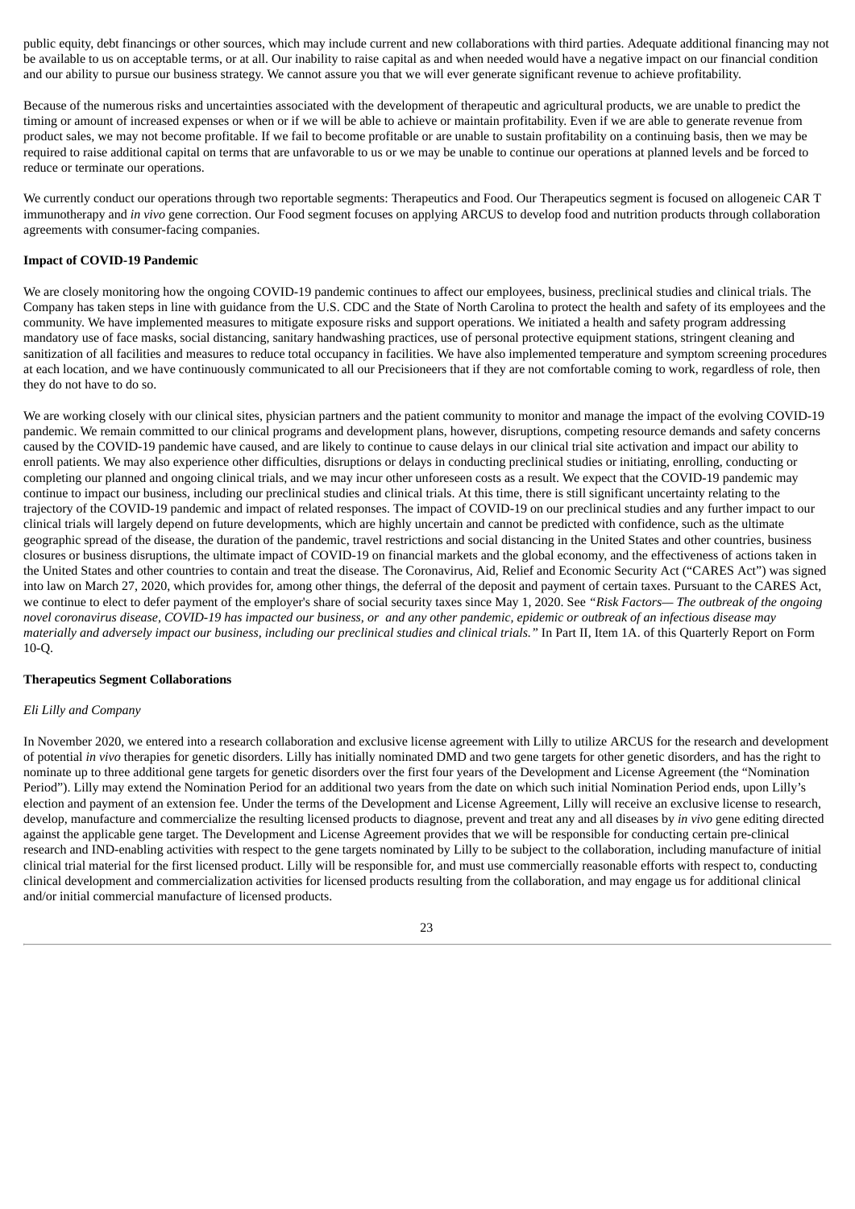public equity, debt financings or other sources, which may include current and new collaborations with third parties. Adequate additional financing may not be available to us on acceptable terms, or at all. Our inability to raise capital as and when needed would have a negative impact on our financial condition and our ability to pursue our business strategy. We cannot assure you that we will ever generate significant revenue to achieve profitability.

Because of the numerous risks and uncertainties associated with the development of therapeutic and agricultural products, we are unable to predict the timing or amount of increased expenses or when or if we will be able to achieve or maintain profitability. Even if we are able to generate revenue from product sales, we may not become profitable. If we fail to become profitable or are unable to sustain profitability on a continuing basis, then we may be required to raise additional capital on terms that are unfavorable to us or we may be unable to continue our operations at planned levels and be forced to reduce or terminate our operations.

We currently conduct our operations through two reportable segments: Therapeutics and Food. Our Therapeutics segment is focused on allogeneic CAR T immunotherapy and *in vivo* gene correction. Our Food segment focuses on applying ARCUS to develop food and nutrition products through collaboration agreements with consumer-facing companies.

**Impact of COVID-19 Pandemic**

We are closely monitoring how the ongoing COVID-19 pandemic continues to affect our employees, business, preclinical studies and clinical trials. The Company has taken steps in line with guidance from the U.S. CDC and the State of North Carolina to protect the health and safety of its employees and the community. We have implemented measures to mitigate exposure risks and support operations. We initiated a health and safety program addressing mandatory use of face masks, social distancing, sanitary handwashing practices, use of personal protective equipment stations, stringent cleaning and sanitization of all facilities and measures to reduce total occupancy in facilities. We have also implemented temperature and symptom screening procedures at each location, and we have continuously communicated to all our Precisioneers that if they are not comfortable coming to work, regardless of role, then they do not have to do so.

We are working closely with our clinical sites, physician partners and the patient community to monitor and manage the impact of the evolving COVID-19 pandemic. We remain committed to our clinical programs and development plans, however, disruptions, competing resource demands and safety concerns caused by the COVID-19 pandemic have caused, and are likely to continue to cause delays in our clinical trial site activation and impact our ability to enroll patients. We may also experience other difficulties, disruptions or delays in conducting preclinical studies or initiating, enrolling, conducting or completing our planned and ongoing clinical trials, and we may incur other unforeseen costs as a result. We expect that the COVID-19 pandemic may continue to impact our business, including our preclinical studies and clinical trials. At this time, there is still significant uncertainty relating to the trajectory of the COVID-19 pandemic and impact of related responses. The impact of COVID-19 on our preclinical studies and any further impact to our clinical trials will largely depend on future developments, which are highly uncertain and cannot be predicted with confidence, such as the ultimate geographic spread of the disease, the duration of the pandemic, travel restrictions and social distancing in the United States and other countries, business closures or business disruptions, the ultimate impact of COVID-19 on financial markets and the global economy, and the effectiveness of actions taken in the United States and other countries to contain and treat the disease. The Coronavirus, Aid, Relief and Economic Security Act ("CARES Act") was signed into law on March 27, 2020, which provides for, among other things, the deferral of the deposit and payment of certain taxes. Pursuant to the CARES Act, we continue to elect to defer payment of the employer's share of social security taxes since May 1, 2020. See *"Risk Factors— The outbreak of the ongoing novel coronavirus disease, COVID-19 has impacted our business, or and any other pandemic, epidemic or outbreak of an infectious disease may materially and adversely impact our business, including our preclinical studies and clinical trials."* In Part II, Item 1A. of this Quarterly Report on Form 10-Q.

**Therapeutics Segment Collaborations**

*Eli Lilly and Company*

In November 2020, we entered into a research collaboration and exclusive license agreement with Lilly to utilize ARCUS for the research and development of potential *in vivo* therapies for genetic disorders. Lilly has initially nominated DMD and two gene targets for other genetic disorders, and has the right to nominate up to three additional gene targets for genetic disorders over the first four years of the Development and License Agreement (the "Nomination Period"). Lilly may extend the Nomination Period for an additional two years from the date on which such initial Nomination Period ends, upon Lilly's election and payment of an extension fee. Under the terms of the Development and License Agreement, Lilly will receive an exclusive license to research, develop, manufacture and commercialize the resulting licensed products to diagnose, prevent and treat any and all diseases by *in vivo* gene editing directed against the applicable gene target. The Development and License Agreement provides that we will be responsible for conducting certain pre-clinical research and IND-enabling activities with respect to the gene targets nominated by Lilly to be subject to the collaboration, including manufacture of initial clinical trial material for the first licensed product. Lilly will be responsible for, and must use commercially reasonable efforts with respect to, conducting clinical development and commercialization activities for licensed products resulting from the collaboration, and may engage us for additional clinical and/or initial commercial manufacture of licensed products.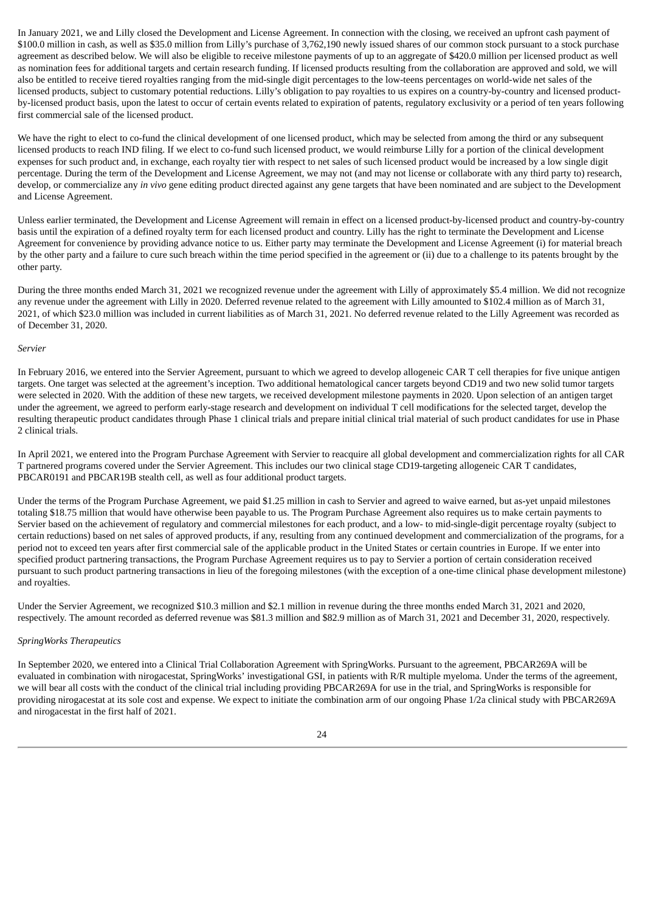In January 2021, we and Lilly closed the Development and License Agreement. In connection with the closing, we received an upfront cash payment of $100.0 million in cash, as well as $35.0 million from Lilly's purchase of 3,762,190 newly issued shares of our common stock pursuant to a stock purchase agreement as described below. We will also be eligible to receive milestone payments of up to an aggregate of $420.0 million per licensed product as well as nomination fees for additional targets and certain research funding. If licensed products resulting from the collaboration are approved and sold, we will also be entitled to receive tiered royalties ranging from the mid-single digit percentages to the low-teens percentages on world-wide net sales of the licensed products, subject to customary potential reductions. Lilly's obligation to pay royalties to us expires on a country-by-country and licensed product-by-licensed product basis, upon the latest to occur of certain events related to expiration of patents, regulatory exclusivity or a period of ten years following first commercial sale of the licensed product.

We have the right to elect to co-fund the clinical development of one licensed product, which may be selected from among the third or any subsequent licensed products to reach IND filing. If we elect to co-fund such licensed product, we would reimburse Lilly for a portion of the clinical development expenses for such product and, in exchange, each royalty tier with respect to net sales of such licensed product would be increased by a low single digit percentage. During the term of the Development and License Agreement, we may not (and may not license or collaborate with any third party to) research, develop, or commercialize any *in vivo* gene editing product directed against any gene targets that have been nominated and are subject to the Development and License Agreement.

Unless earlier terminated, the Development and License Agreement will remain in effect on a licensed product-by-licensed product and country-by-country basis until the expiration of a defined royalty term for each licensed product and country. Lilly has the right to terminate the Development and License Agreement for convenience by providing advance notice to us. Either party may terminate the Development and License Agreement (i) for material breach by the other party and a failure to cure such breach within the time period specified in the agreement or (ii) due to a challenge to its patents brought by the other party.

During the three months ended March 31, 2021 we recognized revenue under the agreement with Lilly of approximately $5.4 million. We did not recognize any revenue under the agreement with Lilly in 2020. Deferred revenue related to the agreement with Lilly amounted to $102.4 million as of March 31, 2021, of which $23.0 million was included in current liabilities as of March 31, 2021. No deferred revenue related to the Lilly Agreement was recorded as of December 31, 2020.

*Servier*

In February 2016, we entered into the Servier Agreement, pursuant to which we agreed to develop allogeneic CAR T cell therapies for five unique antigen targets. One target was selected at the agreement's inception. Two additional hematological cancer targets beyond CD19 and two new solid tumor targets were selected in 2020. With the addition of these new targets, we received development milestone payments in 2020. Upon selection of an antigen target under the agreement, we agreed to perform early-stage research and development on individual T cell modifications for the selected target, develop the resulting therapeutic product candidates through Phase 1 clinical trials and prepare initial clinical trial material of such product candidates for use in Phase 2 clinical trials.

In April 2021, we entered into the Program Purchase Agreement with Servier to reacquire all global development and commercialization rights for all CAR T partnered programs covered under the Servier Agreement. This includes our two clinical stage CD19-targeting allogeneic CAR T candidates, PBCAR0191 and PBCAR19B stealth cell, as well as four additional product targets.

Under the terms of the Program Purchase Agreement, we paid $1.25 million in cash to Servier and agreed to waive earned, but as-yet unpaid milestones totaling $18.75 million that would have otherwise been payable to us. The Program Purchase Agreement also requires us to make certain payments to Servier based on the achievement of regulatory and commercial milestones for each product, and a low- to mid-single-digit percentage royalty (subject to certain reductions) based on net sales of approved products, if any, resulting from any continued development and commercialization of the programs, for a period not to exceed ten years after first commercial sale of the applicable product in the United States or certain countries in Europe. If we enter into specified product partnering transactions, the Program Purchase Agreement requires us to pay to Servier a portion of certain consideration received pursuant to such product partnering transactions in lieu of the foregoing milestones (with the exception of a one-time clinical phase development milestone) and royalties.

Under the Servier Agreement, we recognized $10.3 million and $2.1 million in revenue during the three months ended March 31, 2021 and 2020, respectively. The amount recorded as deferred revenue was $81.3 million and $82.9 million as of March 31, 2021 and December 31, 2020, respectively.

*SpringWorks Therapeutics*

In September 2020, we entered into a Clinical Trial Collaboration Agreement with SpringWorks. Pursuant to the agreement, PBCAR269A will be evaluated in combination with nirogacestat, SpringWorks' investigational GSI, in patients with R/R multiple myeloma. Under the terms of the agreement, we will bear all costs with the conduct of the clinical trial including providing PBCAR269A for use in the trial, and SpringWorks is responsible for providing nirogacestat at its sole cost and expense. We expect to initiate the combination arm of our ongoing Phase 1/2a clinical study with PBCAR269A and nirogacestat in the first half of 2021.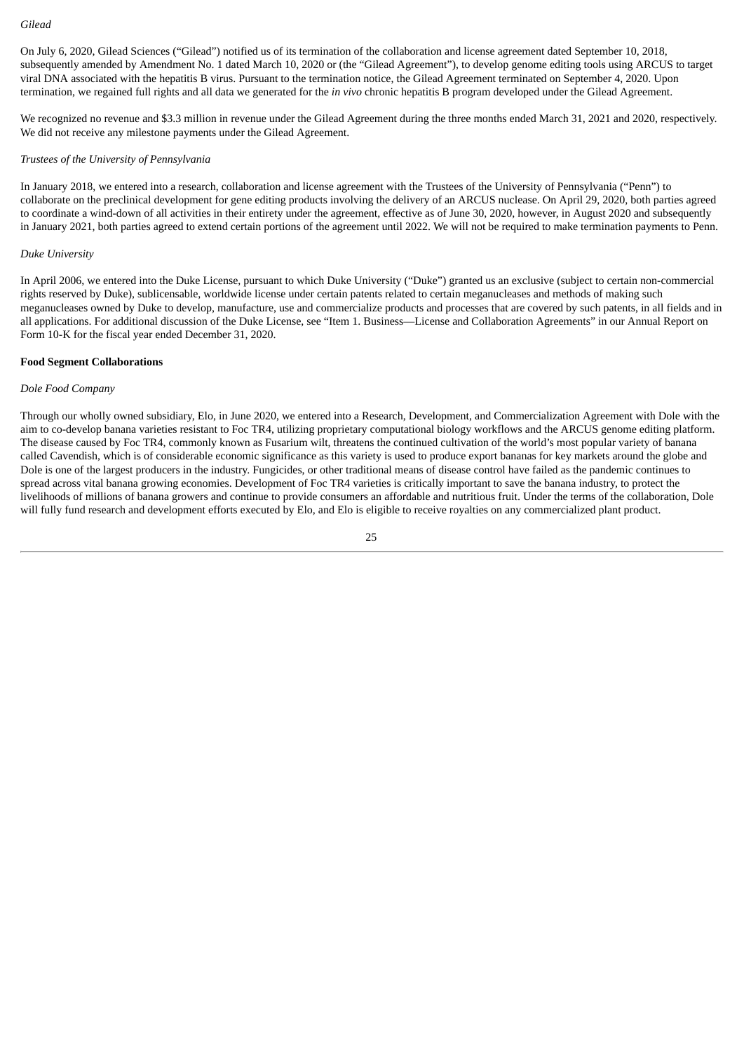*Gilead*

On July 6, 2020, Gilead Sciences ("Gilead") notified us of its termination of the collaboration and license agreement dated September 10, 2018, subsequently amended by Amendment No. 1 dated March 10, 2020 or (the "Gilead Agreement"), to develop genome editing tools using ARCUS to target viral DNA associated with the hepatitis B virus. Pursuant to the termination notice, the Gilead Agreement terminated on September 4, 2020. Upon termination, we regained full rights and all data we generated for the *in vivo* chronic hepatitis B program developed under the Gilead Agreement.

We recognized no revenue and $3.3 million in revenue under the Gilead Agreement during the three months ended March 31, 2021 and 2020, respectively. We did not receive any milestone payments under the Gilead Agreement.

*Trustees of the University of Pennsylvania*

In January 2018, we entered into a research, collaboration and license agreement with the Trustees of the University of Pennsylvania ("Penn") to collaborate on the preclinical development for gene editing products involving the delivery of an ARCUS nuclease. On April 29, 2020, both parties agreed to coordinate a wind-down of all activities in their entirety under the agreement, effective as of June 30, 2020, however, in August 2020 and subsequently in January 2021, both parties agreed to extend certain portions of the agreement until 2022. We will not be required to make termination payments to Penn.

*Duke University*

In April 2006, we entered into the Duke License, pursuant to which Duke University ("Duke") granted us an exclusive (subject to certain non-commercial rights reserved by Duke), sublicensable, worldwide license under certain patents related to certain meganucleases and methods of making such meganucleases owned by Duke to develop, manufacture, use and commercialize products and processes that are covered by such patents, in all fields and in all applications. For additional discussion of the Duke License, see "Item 1. Business—License and Collaboration Agreements" in our Annual Report on Form 10-K for the fiscal year ended December 31, 2020.

**Food Segment Collaborations**

*Dole Food Company*

Through our wholly owned subsidiary, Elo, in June 2020, we entered into a Research, Development, and Commercialization Agreement with Dole with the aim to co-develop banana varieties resistant to Foc TR4, utilizing proprietary computational biology workflows and the ARCUS genome editing platform. The disease caused by Foc TR4, commonly known as Fusarium wilt, threatens the continued cultivation of the world's most popular variety of banana called Cavendish, which is of considerable economic significance as this variety is used to produce export bananas for key markets around the globe and Dole is one of the largest producers in the industry. Fungicides, or other traditional means of disease control have failed as the pandemic continues to spread across vital banana growing economies. Development of Foc TR4 varieties is critically important to save the banana industry, to protect the livelihoods of millions of banana growers and continue to provide consumers an affordable and nutritious fruit. Under the terms of the collaboration, Dole will fully fund research and development efforts executed by Elo, and Elo is eligible to receive royalties on any commercialized plant product.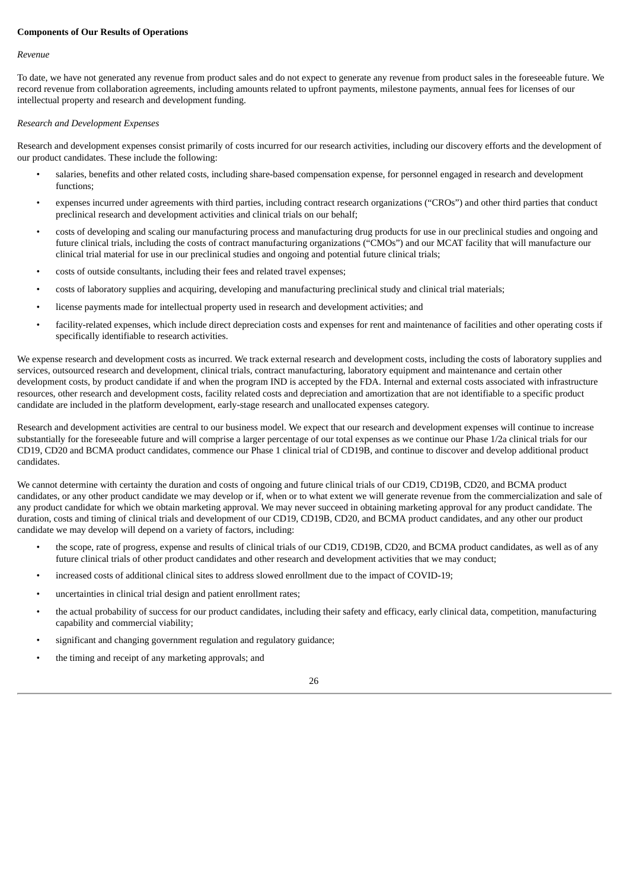**Components of Our Results of Operations**

*Revenue*

To date, we have not generated any revenue from product sales and do not expect to generate any revenue from product sales in the foreseeable future. We record revenue from collaboration agreements, including amounts related to upfront payments, milestone payments, annual fees for licenses of our intellectual property and research and development funding.

*Research and Development Expenses*

Research and development expenses consist primarily of costs incurred for our research activities, including our discovery efforts and the development of our product candidates. These include the following:

- salaries, benefits and other related costs, including share-based compensation expense, for personnel engaged in research and development functions;
- expenses incurred under agreements with third parties, including contract research organizations ("CROs") and other third parties that conduct preclinical research and development activities and clinical trials on our behalf;
- costs of developing and scaling our manufacturing process and manufacturing drug products for use in our preclinical studies and ongoing and future clinical trials, including the costs of contract manufacturing organizations ("CMOs") and our MCAT facility that will manufacture our clinical trial material for use in our preclinical studies and ongoing and potential future clinical trials;
- costs of outside consultants, including their fees and related travel expenses;
- costs of laboratory supplies and acquiring, developing and manufacturing preclinical study and clinical trial materials;
- license payments made for intellectual property used in research and development activities; and
- facility-related expenses, which include direct depreciation costs and expenses for rent and maintenance of facilities and other operating costs if specifically identifiable to research activities.

We expense research and development costs as incurred. We track external research and development costs, including the costs of laboratory supplies and services, outsourced research and development, clinical trials, contract manufacturing, laboratory equipment and maintenance and certain other development costs, by product candidate if and when the program IND is accepted by the FDA. Internal and external costs associated with infrastructure resources, other research and development costs, facility related costs and depreciation and amortization that are not identifiable to a specific product candidate are included in the platform development, early-stage research and unallocated expenses category.

Research and development activities are central to our business model. We expect that our research and development expenses will continue to increase substantially for the foreseeable future and will comprise a larger percentage of our total expenses as we continue our Phase 1/2a clinical trials for our CD19, CD20 and BCMA product candidates, commence our Phase 1 clinical trial of CD19B, and continue to discover and develop additional product candidates.

We cannot determine with certainty the duration and costs of ongoing and future clinical trials of our CD19, CD19B, CD20, and BCMA product candidates, or any other product candidate we may develop or if, when or to what extent we will generate revenue from the commercialization and sale of any product candidate for which we obtain marketing approval. We may never succeed in obtaining marketing approval for any product candidate. The duration, costs and timing of clinical trials and development of our CD19, CD19B, CD20, and BCMA product candidates, and any other our product candidate we may develop will depend on a variety of factors, including:

- the scope, rate of progress, expense and results of clinical trials of our CD19, CD19B, CD20, and BCMA product candidates, as well as of any future clinical trials of other product candidates and other research and development activities that we may conduct;
- increased costs of additional clinical sites to address slowed enrollment due to the impact of COVID-19;
- uncertainties in clinical trial design and patient enrollment rates;
- the actual probability of success for our product candidates, including their safety and efficacy, early clinical data, competition, manufacturing capability and commercial viability;
- significant and changing government regulation and regulatory guidance;
- the timing and receipt of any marketing approvals; and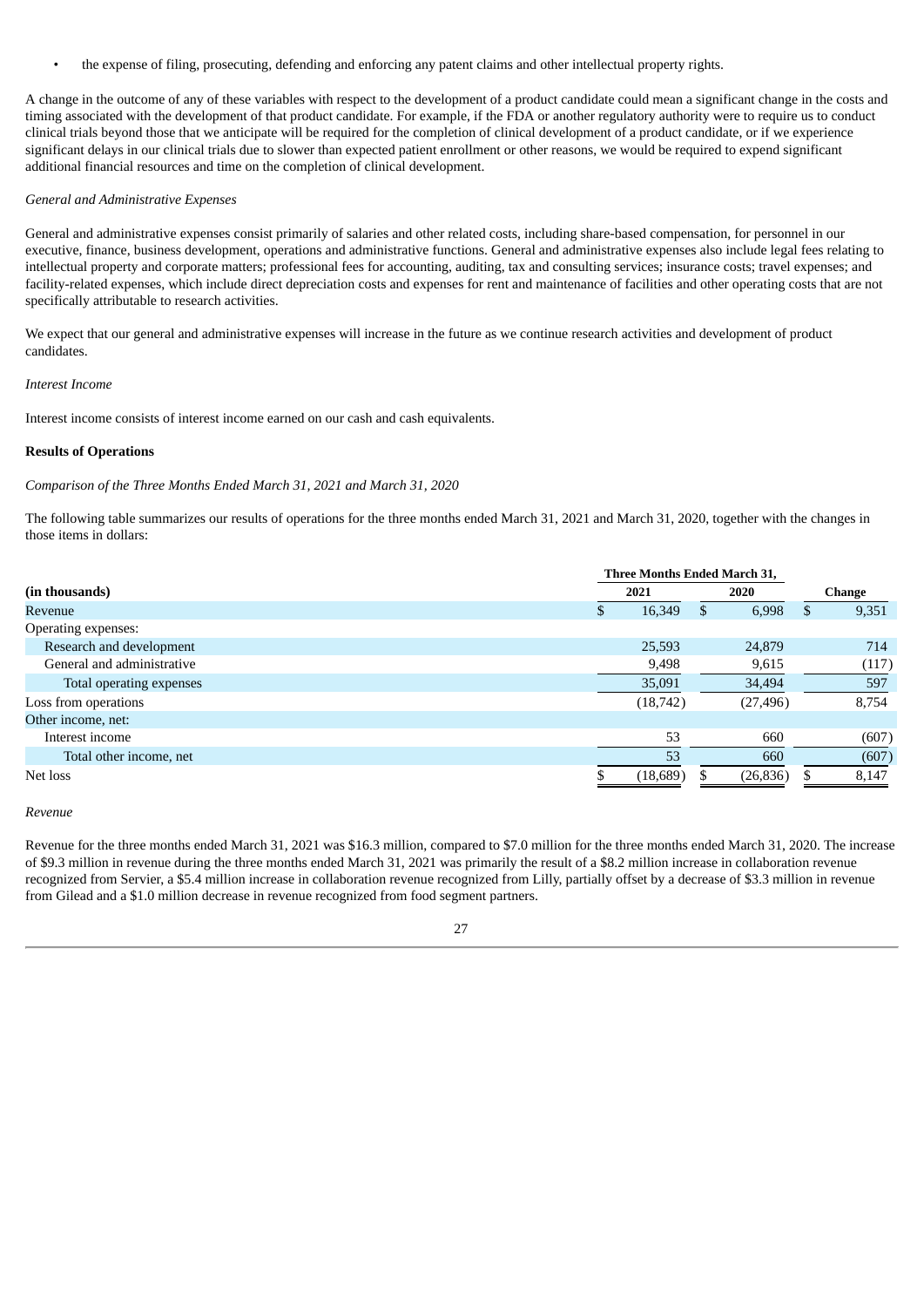- the expense of filing, prosecuting, defending and enforcing any patent claims and other intellectual property rights.

A change in the outcome of any of these variables with respect to the development of a product candidate could mean a significant change in the costs and timing associated with the development of that product candidate. For example, if the FDA or another regulatory authority were to require us to conduct clinical trials beyond those that we anticipate will be required for the completion of clinical development of a product candidate, or if we experience significant delays in our clinical trials due to slower than expected patient enrollment or other reasons, we would be required to expend significant additional financial resources and time on the completion of clinical development.

*General and Administrative Expenses*

General and administrative expenses consist primarily of salaries and other related costs, including share-based compensation, for personnel in our executive, finance, business development, operations and administrative functions. General and administrative expenses also include legal fees relating to intellectual property and corporate matters; professional fees for accounting, auditing, tax and consulting services; insurance costs; travel expenses; and facility-related expenses, which include direct depreciation costs and expenses for rent and maintenance of facilities and other operating costs that are not specifically attributable to research activities.

We expect that our general and administrative expenses will increase in the future as we continue research activities and development of product candidates.

*Interest Income*

Interest income consists of interest income earned on our cash and cash equivalents.

**Results of Operations**

*Comparison of the Three Months Ended March 31, 2021 and March 31, 2020*

The following table summarizes our results of operations for the three months ended March 31, 2021 and March 31, 2020, together with the changes in those items in dollars:

| | Three Months Ended March 31, | | |
|---|---|---|---|
| **(in thousands)** | **2021** | **2020** | **Change** |
| Revenue | $ 16,349 | $ 6,998 | $ 9,351 |
| Operating expenses: | | | |
| Research and development | 25,593 | 24,879 | 714 |
| General and administrative | 9,498 | 9,615 | (117) |
| Total operating expenses | 35,091 | 34,494 | 597 |
| Loss from operations | (18,742) | (27,496) | 8,754 |
| Other income, net: | | | |
| Interest income | 53 | 660 | (607) |
| Total other income, net | 53 | 660 | (607) |
| Net loss | $ (18,689) | $ (26,836) | $ 8,147 |

*Revenue*

Revenue for the three months ended March 31, 2021 was $16.3 million, compared to $7.0 million for the three months ended March 31, 2020. The increase of $9.3 million in revenue during the three months ended March 31, 2021 was primarily the result of a $8.2 million increase in collaboration revenue recognized from Servier, a $5.4 million increase in collaboration revenue recognized from Lilly, partially offset by a decrease of $3.3 million in revenue from Gilead and a $1.0 million decrease in revenue recognized from food segment partners.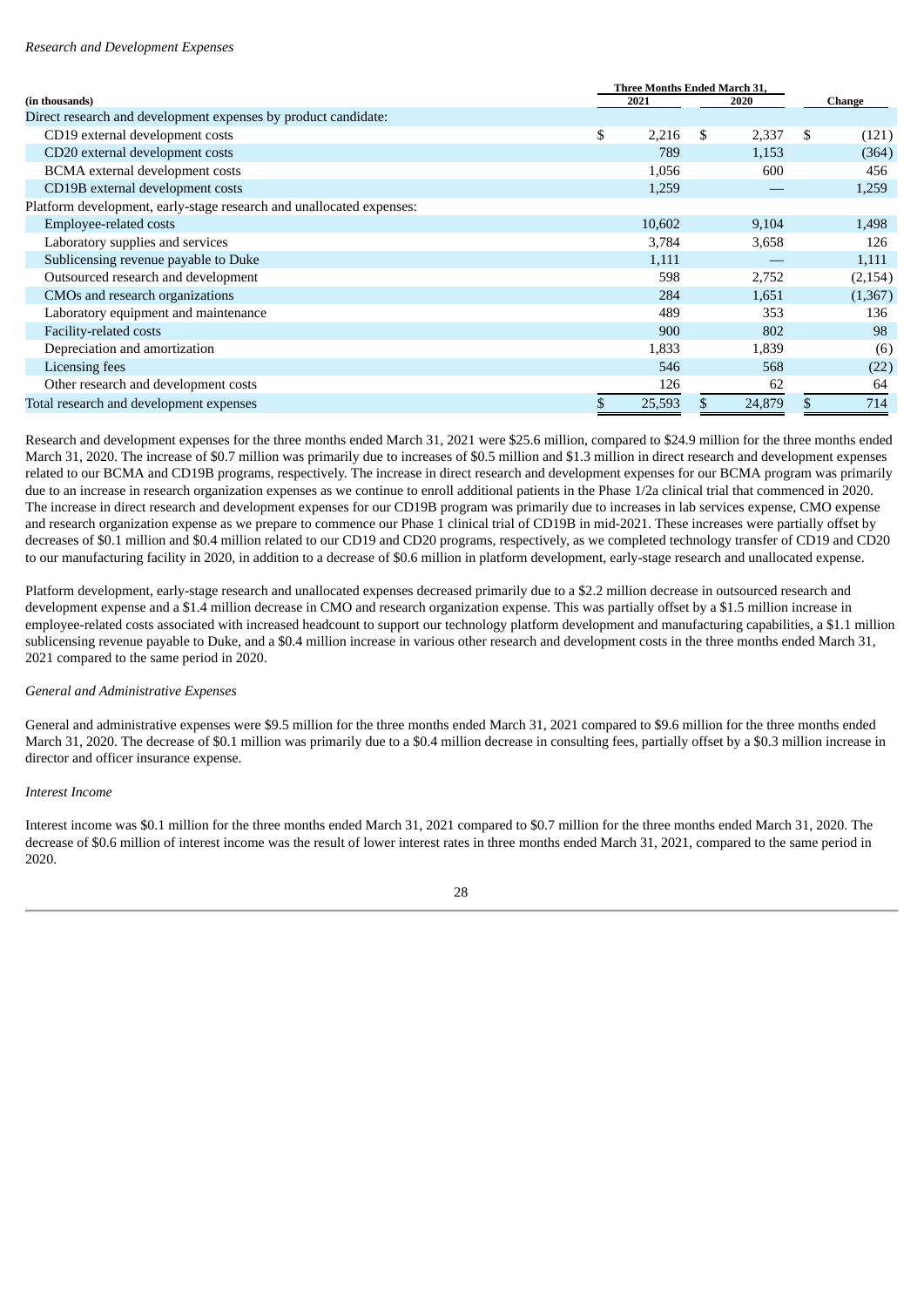*Research and Development Expenses*

| (in thousands) | Three Months Ended March 31, 2021 | 2020 | Change |
|---|---|---|---|
| Direct research and development expenses by product candidate: | | | |
| CD19 external development costs | $ 2,216 | $ 2,337 | $ (121) |
| CD20 external development costs | 789 | 1,153 | (364) |
| BCMA external development costs | 1,056 | 600 | 456 |
| CD19B external development costs | 1,259 | — | 1,259 |
| Platform development, early-stage research and unallocated expenses: | | | |
| Employee-related costs | 10,602 | 9,104 | 1,498 |
| Laboratory supplies and services | 3,784 | 3,658 | 126 |
| Sublicensing revenue payable to Duke | 1,111 | — | 1,111 |
| Outsourced research and development | 598 | 2,752 | (2,154) |
| CMOs and research organizations | 284 | 1,651 | (1,367) |
| Laboratory equipment and maintenance | 489 | 353 | 136 |
| Facility-related costs | 900 | 802 | 98 |
| Depreciation and amortization | 1,833 | 1,839 | (6) |
| Licensing fees | 546 | 568 | (22) |
| Other research and development costs | 126 | 62 | 64 |
| Total research and development expenses | $ 25,593 | $ 24,879 | $ 714 |

Research and development expenses for the three months ended March 31, 2021 were $25.6 million, compared to $24.9 million for the three months ended March 31, 2020. The increase of $0.7 million was primarily due to increases of $0.5 million and $1.3 million in direct research and development expenses related to our BCMA and CD19B programs, respectively. The increase in direct research and development expenses for our BCMA program was primarily due to an increase in research organization expenses as we continue to enroll additional patients in the Phase 1/2a clinical trial that commenced in 2020. The increase in direct research and development expenses for our CD19B program was primarily due to increases in lab services expense, CMO expense and research organization expense as we prepare to commence our Phase 1 clinical trial of CD19B in mid-2021. These increases were partially offset by decreases of $0.1 million and $0.4 million related to our CD19 and CD20 programs, respectively, as we completed technology transfer of CD19 and CD20 to our manufacturing facility in 2020, in addition to a decrease of $0.6 million in platform development, early-stage research and unallocated expense.

Platform development, early-stage research and unallocated expenses decreased primarily due to a $2.2 million decrease in outsourced research and development expense and a $1.4 million decrease in CMO and research organization expense. This was partially offset by a $1.5 million increase in employee-related costs associated with increased headcount to support our technology platform development and manufacturing capabilities, a $1.1 million sublicensing revenue payable to Duke, and a $0.4 million increase in various other research and development costs in the three months ended March 31, 2021 compared to the same period in 2020.

*General and Administrative Expenses*

General and administrative expenses were $9.5 million for the three months ended March 31, 2021 compared to $9.6 million for the three months ended March 31, 2020. The decrease of $0.1 million was primarily due to a $0.4 million decrease in consulting fees, partially offset by a $0.3 million increase in director and officer insurance expense.

*Interest Income*

Interest income was $0.1 million for the three months ended March 31, 2021 compared to $0.7 million for the three months ended March 31, 2020. The decrease of $0.6 million of interest income was the result of lower interest rates in three months ended March 31, 2021, compared to the same period in 2020.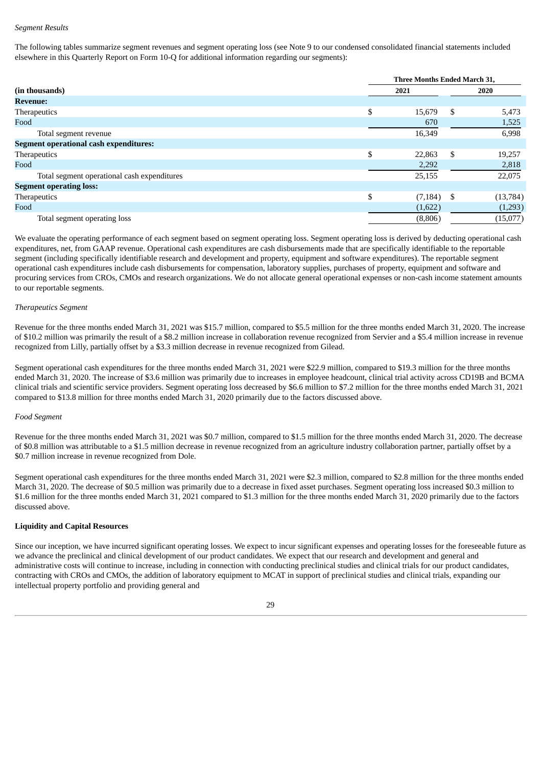*Segment Results*

The following tables summarize segment revenues and segment operating loss (see Note 9 to our condensed consolidated financial statements included elsewhere in this Quarterly Report on Form 10-Q for additional information regarding our segments):

| (in thousands) | Three Months Ended March 31, 2021 | Three Months Ended March 31, 2020 |
|---|---|---|
| **Revenue:** | | |
| Therapeutics | $ 15,679 | $ 5,473 |
| Food | 670 | 1,525 |
| Total segment revenue | 16,349 | 6,998 |
| **Segment operational cash expenditures:** | | |
| Therapeutics | $ 22,863 | $ 19,257 |
| Food | 2,292 | 2,818 |
| Total segment operational cash expenditures | 25,155 | 22,075 |
| **Segment operating loss:** | | |
| Therapeutics | $ (7,184) | $ (13,784) |
| Food | (1,622) | (1,293) |
| Total segment operating loss | (8,806) | (15,077) |

We evaluate the operating performance of each segment based on segment operating loss. Segment operating loss is derived by deducting operational cash expenditures, net, from GAAP revenue. Operational cash expenditures are cash disbursements made that are specifically identifiable to the reportable segment (including specifically identifiable research and development and property, equipment and software expenditures). The reportable segment operational cash expenditures include cash disbursements for compensation, laboratory supplies, purchases of property, equipment and software and procuring services from CROs, CMOs and research organizations. We do not allocate general operational expenses or non-cash income statement amounts to our reportable segments.

*Therapeutics Segment*

Revenue for the three months ended March 31, 2021 was $15.7 million, compared to $5.5 million for the three months ended March 31, 2020. The increase of $10.2 million was primarily the result of a $8.2 million increase in collaboration revenue recognized from Servier and a $5.4 million increase in revenue recognized from Lilly, partially offset by a $3.3 million decrease in revenue recognized from Gilead.

Segment operational cash expenditures for the three months ended March 31, 2021 were $22.9 million, compared to $19.3 million for the three months ended March 31, 2020. The increase of $3.6 million was primarily due to increases in employee headcount, clinical trial activity across CD19B and BCMA clinical trials and scientific service providers. Segment operating loss decreased by $6.6 million to $7.2 million for the three months ended March 31, 2021 compared to $13.8 million for three months ended March 31, 2020 primarily due to the factors discussed above.

*Food Segment*

Revenue for the three months ended March 31, 2021 was $0.7 million, compared to $1.5 million for the three months ended March 31, 2020. The decrease of $0.8 million was attributable to a $1.5 million decrease in revenue recognized from an agriculture industry collaboration partner, partially offset by a $0.7 million increase in revenue recognized from Dole.

Segment operational cash expenditures for the three months ended March 31, 2021 were $2.3 million, compared to $2.8 million for the three months ended March 31, 2020. The decrease of $0.5 million was primarily due to a decrease in fixed asset purchases. Segment operating loss increased $0.3 million to $1.6 million for the three months ended March 31, 2021 compared to $1.3 million for the three months ended March 31, 2020 primarily due to the factors discussed above.

**Liquidity and Capital Resources**

Since our inception, we have incurred significant operating losses. We expect to incur significant expenses and operating losses for the foreseeable future as we advance the preclinical and clinical development of our product candidates. We expect that our research and development and general and administrative costs will continue to increase, including in connection with conducting preclinical studies and clinical trials for our product candidates, contracting with CROs and CMOs, the addition of laboratory equipment to MCAT in support of preclinical studies and clinical trials, expanding our intellectual property portfolio and providing general and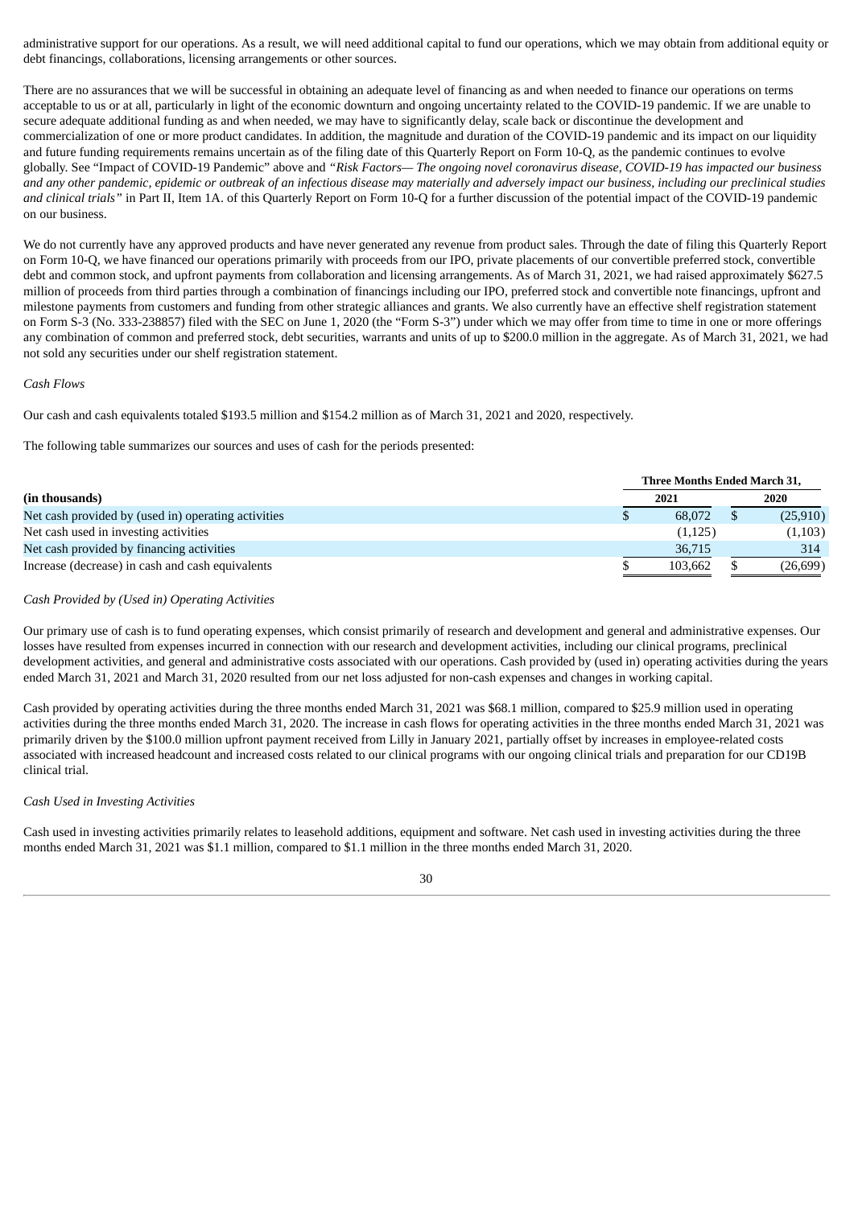administrative support for our operations. As a result, we will need additional capital to fund our operations, which we may obtain from additional equity or debt financings, collaborations, licensing arrangements or other sources.

There are no assurances that we will be successful in obtaining an adequate level of financing as and when needed to finance our operations on terms acceptable to us or at all, particularly in light of the economic downturn and ongoing uncertainty related to the COVID-19 pandemic. If we are unable to secure adequate additional funding as and when needed, we may have to significantly delay, scale back or discontinue the development and commercialization of one or more product candidates. In addition, the magnitude and duration of the COVID-19 pandemic and its impact on our liquidity and future funding requirements remains uncertain as of the filing date of this Quarterly Report on Form 10-Q, as the pandemic continues to evolve globally. See "Impact of COVID-19 Pandemic" above and *"Risk Factors— The ongoing novel coronavirus disease, COVID-19 has impacted our business and any other pandemic, epidemic or outbreak of an infectious disease may materially and adversely impact our business, including our preclinical studies and clinical trials"* in Part II, Item 1A. of this Quarterly Report on Form 10-Q for a further discussion of the potential impact of the COVID-19 pandemic on our business.

We do not currently have any approved products and have never generated any revenue from product sales. Through the date of filing this Quarterly Report on Form 10-Q, we have financed our operations primarily with proceeds from our IPO, private placements of our convertible preferred stock, convertible debt and common stock, and upfront payments from collaboration and licensing arrangements. As of March 31, 2021, we had raised approximately $627.5 million of proceeds from third parties through a combination of financings including our IPO, preferred stock and convertible note financings, upfront and milestone payments from customers and funding from other strategic alliances and grants. We also currently have an effective shelf registration statement on Form S-3 (No. 333-238857) filed with the SEC on June 1, 2020 (the "Form S-3") under which we may offer from time to time in one or more offerings any combination of common and preferred stock, debt securities, warrants and units of up to $200.0 million in the aggregate. As of March 31, 2021, we had not sold any securities under our shelf registration statement.

*Cash Flows*

Our cash and cash equivalents totaled $193.5 million and $154.2 million as of March 31, 2021 and 2020, respectively.

The following table summarizes our sources and uses of cash for the periods presented:

| | Three Months Ended March 31, | |
|---|---|---|
| **(in thousands)** | **2021** | **2020** |
| Net cash provided by (used in) operating activities | $ 68,072 | $ (25,910) |
| Net cash used in investing activities | (1,125) | (1,103) |
| Net cash provided by financing activities | 36,715 | 314 |
| Increase (decrease) in cash and cash equivalents | $ 103,662 | $ (26,699) |

*Cash Provided by (Used in) Operating Activities*

Our primary use of cash is to fund operating expenses, which consist primarily of research and development and general and administrative expenses. Our losses have resulted from expenses incurred in connection with our research and development activities, including our clinical programs, preclinical development activities, and general and administrative costs associated with our operations. Cash provided by (used in) operating activities during the years ended March 31, 2021 and March 31, 2020 resulted from our net loss adjusted for non-cash expenses and changes in working capital.

Cash provided by operating activities during the three months ended March 31, 2021 was $68.1 million, compared to $25.9 million used in operating activities during the three months ended March 31, 2020. The increase in cash flows for operating activities in the three months ended March 31, 2021 was primarily driven by the $100.0 million upfront payment received from Lilly in January 2021, partially offset by increases in employee-related costs associated with increased headcount and increased costs related to our clinical programs with our ongoing clinical trials and preparation for our CD19B clinical trial.

*Cash Used in Investing Activities*

Cash used in investing activities primarily relates to leasehold additions, equipment and software. Net cash used in investing activities during the three months ended March 31, 2021 was $1.1 million, compared to $1.1 million in the three months ended March 31, 2020.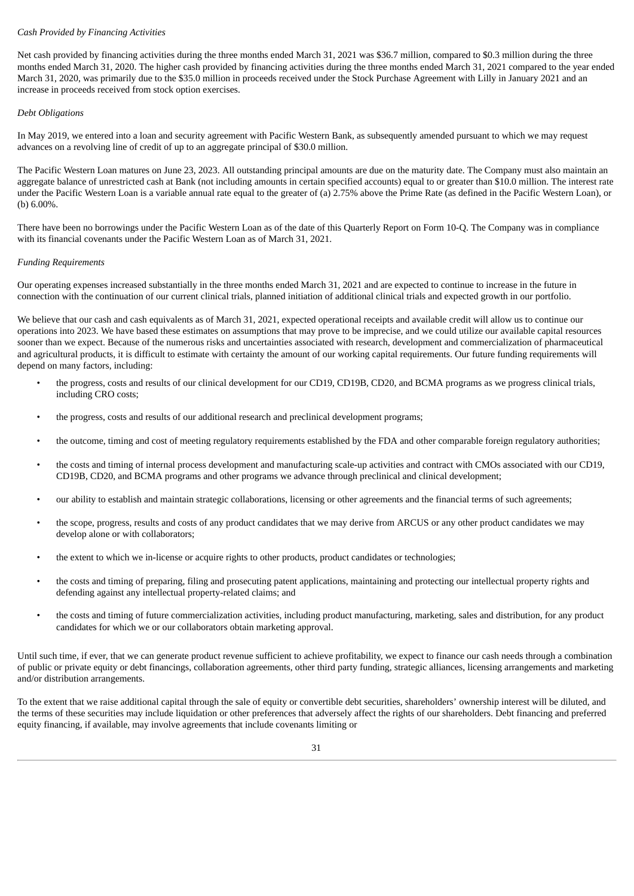*Cash Provided by Financing Activities*

Net cash provided by financing activities during the three months ended March 31, 2021 was $36.7 million, compared to $0.3 million during the three months ended March 31, 2020. The higher cash provided by financing activities during the three months ended March 31, 2021 compared to the year ended March 31, 2020, was primarily due to the $35.0 million in proceeds received under the Stock Purchase Agreement with Lilly in January 2021 and an increase in proceeds received from stock option exercises.

*Debt Obligations*

In May 2019, we entered into a loan and security agreement with Pacific Western Bank, as subsequently amended pursuant to which we may request advances on a revolving line of credit of up to an aggregate principal of $30.0 million.

The Pacific Western Loan matures on June 23, 2023. All outstanding principal amounts are due on the maturity date. The Company must also maintain an aggregate balance of unrestricted cash at Bank (not including amounts in certain specified accounts) equal to or greater than $10.0 million. The interest rate under the Pacific Western Loan is a variable annual rate equal to the greater of (a) 2.75% above the Prime Rate (as defined in the Pacific Western Loan), or (b) 6.00%.

There have been no borrowings under the Pacific Western Loan as of the date of this Quarterly Report on Form 10-Q. The Company was in compliance with its financial covenants under the Pacific Western Loan as of March 31, 2021.

*Funding Requirements*

Our operating expenses increased substantially in the three months ended March 31, 2021 and are expected to continue to increase in the future in connection with the continuation of our current clinical trials, planned initiation of additional clinical trials and expected growth in our portfolio.

We believe that our cash and cash equivalents as of March 31, 2021, expected operational receipts and available credit will allow us to continue our operations into 2023. We have based these estimates on assumptions that may prove to be imprecise, and we could utilize our available capital resources sooner than we expect. Because of the numerous risks and uncertainties associated with research, development and commercialization of pharmaceutical and agricultural products, it is difficult to estimate with certainty the amount of our working capital requirements. Our future funding requirements will depend on many factors, including:

- the progress, costs and results of our clinical development for our CD19, CD19B, CD20, and BCMA programs as we progress clinical trials, including CRO costs;
- the progress, costs and results of our additional research and preclinical development programs;
- the outcome, timing and cost of meeting regulatory requirements established by the FDA and other comparable foreign regulatory authorities;
- the costs and timing of internal process development and manufacturing scale-up activities and contract with CMOs associated with our CD19, CD19B, CD20, and BCMA programs and other programs we advance through preclinical and clinical development;
- our ability to establish and maintain strategic collaborations, licensing or other agreements and the financial terms of such agreements;
- the scope, progress, results and costs of any product candidates that we may derive from ARCUS or any other product candidates we may develop alone or with collaborators;
- the extent to which we in-license or acquire rights to other products, product candidates or technologies;
- the costs and timing of preparing, filing and prosecuting patent applications, maintaining and protecting our intellectual property rights and defending against any intellectual property-related claims; and
- the costs and timing of future commercialization activities, including product manufacturing, marketing, sales and distribution, for any product candidates for which we or our collaborators obtain marketing approval.

Until such time, if ever, that we can generate product revenue sufficient to achieve profitability, we expect to finance our cash needs through a combination of public or private equity or debt financings, collaboration agreements, other third party funding, strategic alliances, licensing arrangements and marketing and/or distribution arrangements.

To the extent that we raise additional capital through the sale of equity or convertible debt securities, shareholders' ownership interest will be diluted, and the terms of these securities may include liquidation or other preferences that adversely affect the rights of our shareholders. Debt financing and preferred equity financing, if available, may involve agreements that include covenants limiting or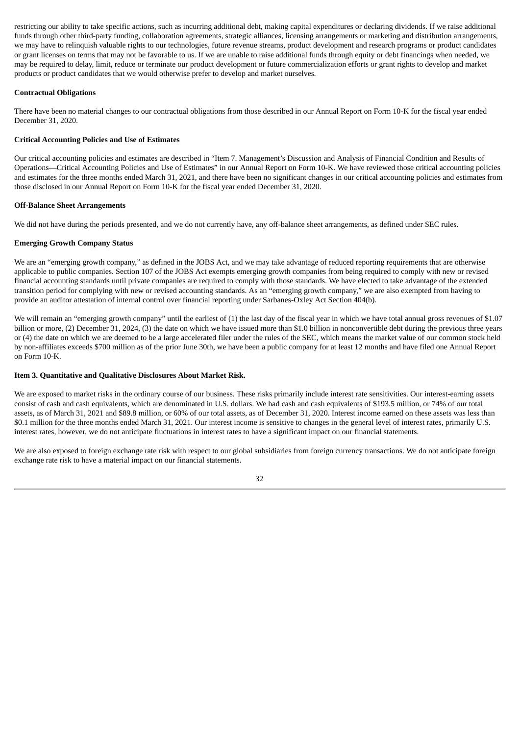restricting our ability to take specific actions, such as incurring additional debt, making capital expenditures or declaring dividends. If we raise additional funds through other third-party funding, collaboration agreements, strategic alliances, licensing arrangements or marketing and distribution arrangements, we may have to relinquish valuable rights to our technologies, future revenue streams, product development and research programs or product candidates or grant licenses on terms that may not be favorable to us. If we are unable to raise additional funds through equity or debt financings when needed, we may be required to delay, limit, reduce or terminate our product development or future commercialization efforts or grant rights to develop and market products or product candidates that we would otherwise prefer to develop and market ourselves.

**Contractual Obligations**

There have been no material changes to our contractual obligations from those described in our Annual Report on Form 10-K for the fiscal year ended December 31, 2020.

**Critical Accounting Policies and Use of Estimates**

Our critical accounting policies and estimates are described in "Item 7. Management's Discussion and Analysis of Financial Condition and Results of Operations—Critical Accounting Policies and Use of Estimates" in our Annual Report on Form 10-K. We have reviewed those critical accounting policies and estimates for the three months ended March 31, 2021, and there have been no significant changes in our critical accounting policies and estimates from those disclosed in our Annual Report on Form 10-K for the fiscal year ended December 31, 2020.

**Off-Balance Sheet Arrangements**

We did not have during the periods presented, and we do not currently have, any off-balance sheet arrangements, as defined under SEC rules.

**Emerging Growth Company Status**

We are an "emerging growth company," as defined in the JOBS Act, and we may take advantage of reduced reporting requirements that are otherwise applicable to public companies. Section 107 of the JOBS Act exempts emerging growth companies from being required to comply with new or revised financial accounting standards until private companies are required to comply with those standards. We have elected to take advantage of the extended transition period for complying with new or revised accounting standards. As an "emerging growth company," we are also exempted from having to provide an auditor attestation of internal control over financial reporting under Sarbanes-Oxley Act Section 404(b).

We will remain an "emerging growth company" until the earliest of (1) the last day of the fiscal year in which we have total annual gross revenues of $1.07 billion or more, (2) December 31, 2024, (3) the date on which we have issued more than $1.0 billion in nonconvertible debt during the previous three years or (4) the date on which we are deemed to be a large accelerated filer under the rules of the SEC, which means the market value of our common stock held by non-affiliates exceeds $700 million as of the prior June 30th, we have been a public company for at least 12 months and have filed one Annual Report on Form 10-K.

**Item 3. Quantitative and Qualitative Disclosures About Market Risk.**

We are exposed to market risks in the ordinary course of our business. These risks primarily include interest rate sensitivities. Our interest-earning assets consist of cash and cash equivalents, which are denominated in U.S. dollars. We had cash and cash equivalents of $193.5 million, or 74% of our total assets, as of March 31, 2021 and $89.8 million, or 60% of our total assets, as of December 31, 2020. Interest income earned on these assets was less than $0.1 million for the three months ended March 31, 2021. Our interest income is sensitive to changes in the general level of interest rates, primarily U.S. interest rates, however, we do not anticipate fluctuations in interest rates to have a significant impact on our financial statements.

We are also exposed to foreign exchange rate risk with respect to our global subsidiaries from foreign currency transactions. We do not anticipate foreign exchange rate risk to have a material impact on our financial statements.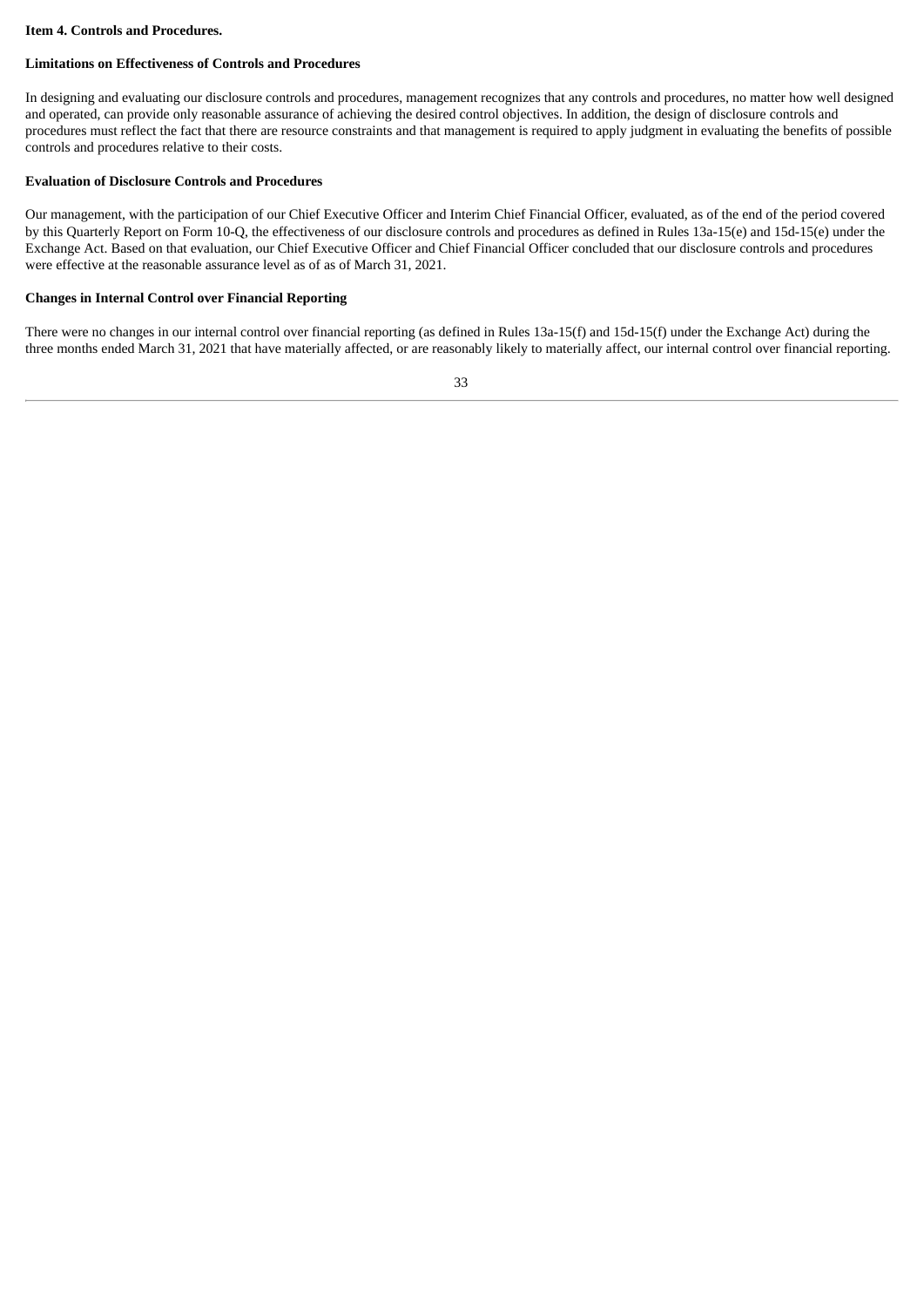**Item 4. Controls and Procedures.**

**Limitations on Effectiveness of Controls and Procedures**

In designing and evaluating our disclosure controls and procedures, management recognizes that any controls and procedures, no matter how well designed and operated, can provide only reasonable assurance of achieving the desired control objectives. In addition, the design of disclosure controls and procedures must reflect the fact that there are resource constraints and that management is required to apply judgment in evaluating the benefits of possible controls and procedures relative to their costs.

**Evaluation of Disclosure Controls and Procedures**

Our management, with the participation of our Chief Executive Officer and Interim Chief Financial Officer, evaluated, as of the end of the period covered by this Quarterly Report on Form 10-Q, the effectiveness of our disclosure controls and procedures as defined in Rules 13a-15(e) and 15d-15(e) under the Exchange Act. Based on that evaluation, our Chief Executive Officer and Chief Financial Officer concluded that our disclosure controls and procedures were effective at the reasonable assurance level as of as of March 31, 2021.

**Changes in Internal Control over Financial Reporting**

There were no changes in our internal control over financial reporting (as defined in Rules 13a-15(f) and 15d-15(f) under the Exchange Act) during the three months ended March 31, 2021 that have materially affected, or are reasonably likely to materially affect, our internal control over financial reporting.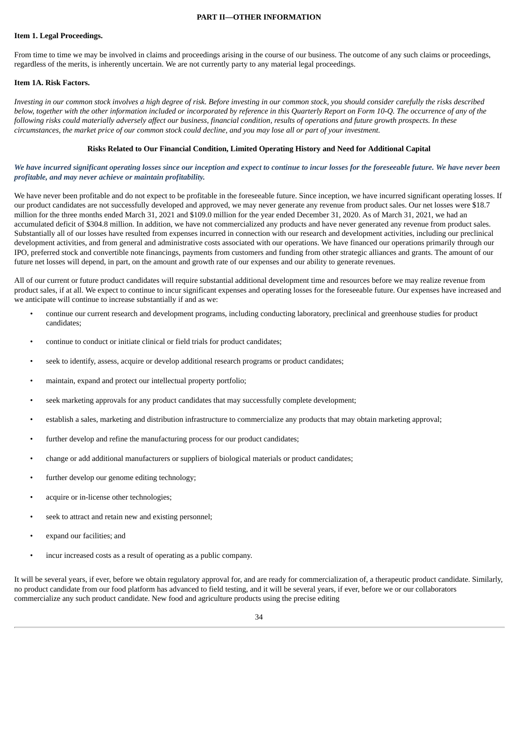## PART II—OTHER INFORMATION

### Item 1. Legal Proceedings.

From time to time we may be involved in claims and proceedings arising in the course of our business. The outcome of any such claims or proceedings, regardless of the merits, is inherently uncertain. We are not currently party to any material legal proceedings.

### Item 1A. Risk Factors.

*Investing in our common stock involves a high degree of risk. Before investing in our common stock, you should consider carefully the risks described below, together with the other information included or incorporated by reference in this Quarterly Report on Form 10-Q. The occurrence of any of the following risks could materially adversely affect our business, financial condition, results of operations and future growth prospects. In these circumstances, the market price of our common stock could decline, and you may lose all or part of your investment.*

#### Risks Related to Our Financial Condition, Limited Operating History and Need for Additional Capital

***We have incurred significant operating losses since our inception and expect to continue to incur losses for the foreseeable future. We have never been profitable, and may never achieve or maintain profitability.***

We have never been profitable and do not expect to be profitable in the foreseeable future. Since inception, we have incurred significant operating losses. If our product candidates are not successfully developed and approved, we may never generate any revenue from product sales. Our net losses were $18.7 million for the three months ended March 31, 2021 and $109.0 million for the year ended December 31, 2020. As of March 31, 2021, we had an accumulated deficit of $304.8 million. In addition, we have not commercialized any products and have never generated any revenue from product sales. Substantially all of our losses have resulted from expenses incurred in connection with our research and development activities, including our preclinical development activities, and from general and administrative costs associated with our operations. We have financed our operations primarily through our IPO, preferred stock and convertible note financings, payments from customers and funding from other strategic alliances and grants. The amount of our future net losses will depend, in part, on the amount and growth rate of our expenses and our ability to generate revenues.

All of our current or future product candidates will require substantial additional development time and resources before we may realize revenue from product sales, if at all. We expect to continue to incur significant expenses and operating losses for the foreseeable future. Our expenses have increased and we anticipate will continue to increase substantially if and as we:

- continue our current research and development programs, including conducting laboratory, preclinical and greenhouse studies for product candidates;
- continue to conduct or initiate clinical or field trials for product candidates;
- seek to identify, assess, acquire or develop additional research programs or product candidates;
- maintain, expand and protect our intellectual property portfolio;
- seek marketing approvals for any product candidates that may successfully complete development;
- establish a sales, marketing and distribution infrastructure to commercialize any products that may obtain marketing approval;
- further develop and refine the manufacturing process for our product candidates;
- change or add additional manufacturers or suppliers of biological materials or product candidates;
- further develop our genome editing technology;
- acquire or in-license other technologies;
- seek to attract and retain new and existing personnel;
- expand our facilities; and
- incur increased costs as a result of operating as a public company.

It will be several years, if ever, before we obtain regulatory approval for, and are ready for commercialization of, a therapeutic product candidate. Similarly, no product candidate from our food platform has advanced to field testing, and it will be several years, if ever, before we or our collaborators commercialize any such product candidate. New food and agriculture products using the precise editing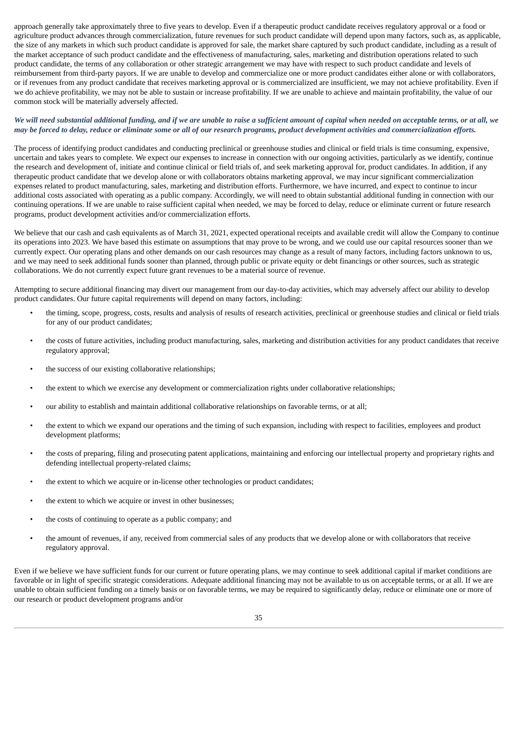approach generally take approximately three to five years to develop. Even if a therapeutic product candidate receives regulatory approval or a food or agriculture product advances through commercialization, future revenues for such product candidate will depend upon many factors, such as, as applicable, the size of any markets in which such product candidate is approved for sale, the market share captured by such product candidate, including as a result of the market acceptance of such product candidate and the effectiveness of manufacturing, sales, marketing and distribution operations related to such product candidate, the terms of any collaboration or other strategic arrangement we may have with respect to such product candidate and levels of reimbursement from third-party payors. If we are unable to develop and commercialize one or more product candidates either alone or with collaborators, or if revenues from any product candidate that receives marketing approval or is commercialized are insufficient, we may not achieve profitability. Even if we do achieve profitability, we may not be able to sustain or increase profitability. If we are unable to achieve and maintain profitability, the value of our common stock will be materially adversely affected.

***We will need substantial additional funding, and if we are unable to raise a sufficient amount of capital when needed on acceptable terms, or at all, we may be forced to delay, reduce or eliminate some or all of our research programs, product development activities and commercialization efforts.***

The process of identifying product candidates and conducting preclinical or greenhouse studies and clinical or field trials is time consuming, expensive, uncertain and takes years to complete. We expect our expenses to increase in connection with our ongoing activities, particularly as we identify, continue the research and development of, initiate and continue clinical or field trials of, and seek marketing approval for, product candidates. In addition, if any therapeutic product candidate that we develop alone or with collaborators obtains marketing approval, we may incur significant commercialization expenses related to product manufacturing, sales, marketing and distribution efforts. Furthermore, we have incurred, and expect to continue to incur additional costs associated with operating as a public company. Accordingly, we will need to obtain substantial additional funding in connection with our continuing operations. If we are unable to raise sufficient capital when needed, we may be forced to delay, reduce or eliminate current or future research programs, product development activities and/or commercialization efforts.

We believe that our cash and cash equivalents as of March 31, 2021, expected operational receipts and available credit will allow the Company to continue its operations into 2023. We have based this estimate on assumptions that may prove to be wrong, and we could use our capital resources sooner than we currently expect. Our operating plans and other demands on our cash resources may change as a result of many factors, including factors unknown to us, and we may need to seek additional funds sooner than planned, through public or private equity or debt financings or other sources, such as strategic collaborations. We do not currently expect future grant revenues to be a material source of revenue.

Attempting to secure additional financing may divert our management from our day-to-day activities, which may adversely affect our ability to develop product candidates. Our future capital requirements will depend on many factors, including:

- the timing, scope, progress, costs, results and analysis of results of research activities, preclinical or greenhouse studies and clinical or field trials for any of our product candidates;
- the costs of future activities, including product manufacturing, sales, marketing and distribution activities for any product candidates that receive regulatory approval;
- the success of our existing collaborative relationships;
- the extent to which we exercise any development or commercialization rights under collaborative relationships;
- our ability to establish and maintain additional collaborative relationships on favorable terms, or at all;
- the extent to which we expand our operations and the timing of such expansion, including with respect to facilities, employees and product development platforms;
- the costs of preparing, filing and prosecuting patent applications, maintaining and enforcing our intellectual property and proprietary rights and defending intellectual property-related claims;
- the extent to which we acquire or in-license other technologies or product candidates;
- the extent to which we acquire or invest in other businesses;
- the costs of continuing to operate as a public company; and
- the amount of revenues, if any, received from commercial sales of any products that we develop alone or with collaborators that receive regulatory approval.

Even if we believe we have sufficient funds for our current or future operating plans, we may continue to seek additional capital if market conditions are favorable or in light of specific strategic considerations. Adequate additional financing may not be available to us on acceptable terms, or at all. If we are unable to obtain sufficient funding on a timely basis or on favorable terms, we may be required to significantly delay, reduce or eliminate one or more of our research or product development programs and/or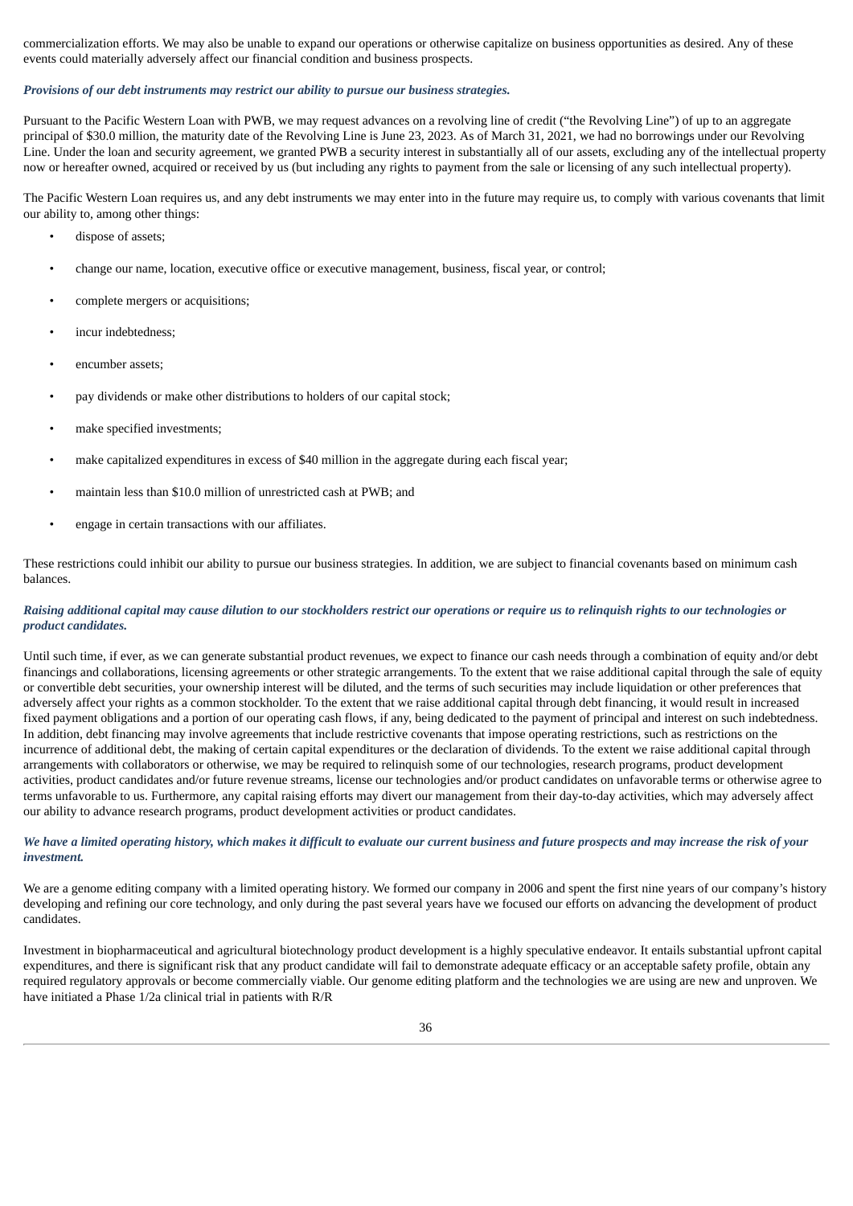commercialization efforts. We may also be unable to expand our operations or otherwise capitalize on business opportunities as desired. Any of these events could materially adversely affect our financial condition and business prospects.

***Provisions of our debt instruments may restrict our ability to pursue our business strategies.***

Pursuant to the Pacific Western Loan with PWB, we may request advances on a revolving line of credit ("the Revolving Line") of up to an aggregate principal of $30.0 million, the maturity date of the Revolving Line is June 23, 2023. As of March 31, 2021, we had no borrowings under our Revolving Line. Under the loan and security agreement, we granted PWB a security interest in substantially all of our assets, excluding any of the intellectual property now or hereafter owned, acquired or received by us (but including any rights to payment from the sale or licensing of any such intellectual property).

The Pacific Western Loan requires us, and any debt instruments we may enter into in the future may require us, to comply with various covenants that limit our ability to, among other things:

- dispose of assets;
- change our name, location, executive office or executive management, business, fiscal year, or control;
- complete mergers or acquisitions;
- incur indebtedness;
- encumber assets;
- pay dividends or make other distributions to holders of our capital stock;
- make specified investments;
- make capitalized expenditures in excess of $40 million in the aggregate during each fiscal year;
- maintain less than $10.0 million of unrestricted cash at PWB; and
- engage in certain transactions with our affiliates.

These restrictions could inhibit our ability to pursue our business strategies. In addition, we are subject to financial covenants based on minimum cash balances.

***Raising additional capital may cause dilution to our stockholders restrict our operations or require us to relinquish rights to our technologies or product candidates.***

Until such time, if ever, as we can generate substantial product revenues, we expect to finance our cash needs through a combination of equity and/or debt financings and collaborations, licensing agreements or other strategic arrangements. To the extent that we raise additional capital through the sale of equity or convertible debt securities, your ownership interest will be diluted, and the terms of such securities may include liquidation or other preferences that adversely affect your rights as a common stockholder. To the extent that we raise additional capital through debt financing, it would result in increased fixed payment obligations and a portion of our operating cash flows, if any, being dedicated to the payment of principal and interest on such indebtedness. In addition, debt financing may involve agreements that include restrictive covenants that impose operating restrictions, such as restrictions on the incurrence of additional debt, the making of certain capital expenditures or the declaration of dividends. To the extent we raise additional capital through arrangements with collaborators or otherwise, we may be required to relinquish some of our technologies, research programs, product development activities, product candidates and/or future revenue streams, license our technologies and/or product candidates on unfavorable terms or otherwise agree to terms unfavorable to us. Furthermore, any capital raising efforts may divert our management from their day-to-day activities, which may adversely affect our ability to advance research programs, product development activities or product candidates.

***We have a limited operating history, which makes it difficult to evaluate our current business and future prospects and may increase the risk of your investment.***

We are a genome editing company with a limited operating history. We formed our company in 2006 and spent the first nine years of our company's history developing and refining our core technology, and only during the past several years have we focused our efforts on advancing the development of product candidates.

Investment in biopharmaceutical and agricultural biotechnology product development is a highly speculative endeavor. It entails substantial upfront capital expenditures, and there is significant risk that any product candidate will fail to demonstrate adequate efficacy or an acceptable safety profile, obtain any required regulatory approvals or become commercially viable. Our genome editing platform and the technologies we are using are new and unproven. We have initiated a Phase 1/2a clinical trial in patients with R/R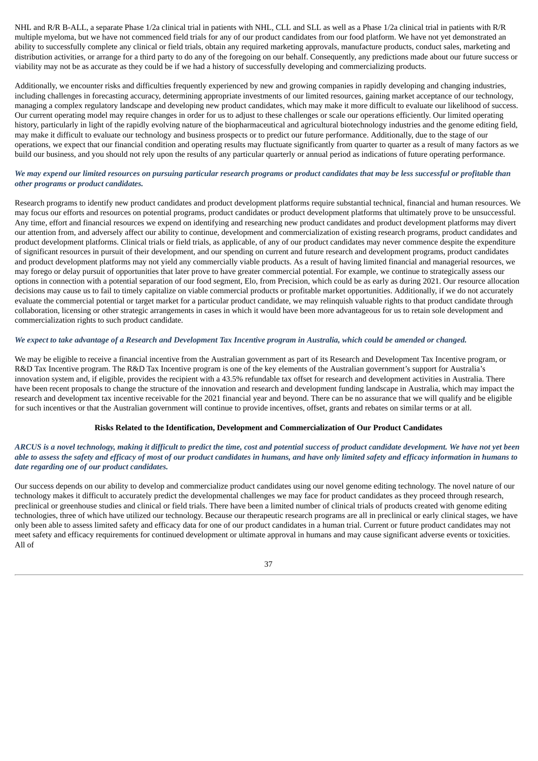NHL and R/R B-ALL, a separate Phase 1/2a clinical trial in patients with NHL, CLL and SLL as well as a Phase 1/2a clinical trial in patients with R/R multiple myeloma, but we have not commenced field trials for any of our product candidates from our food platform. We have not yet demonstrated an ability to successfully complete any clinical or field trials, obtain any required marketing approvals, manufacture products, conduct sales, marketing and distribution activities, or arrange for a third party to do any of the foregoing on our behalf. Consequently, any predictions made about our future success or viability may not be as accurate as they could be if we had a history of successfully developing and commercializing products.

Additionally, we encounter risks and difficulties frequently experienced by new and growing companies in rapidly developing and changing industries, including challenges in forecasting accuracy, determining appropriate investments of our limited resources, gaining market acceptance of our technology, managing a complex regulatory landscape and developing new product candidates, which may make it more difficult to evaluate our likelihood of success. Our current operating model may require changes in order for us to adjust to these challenges or scale our operations efficiently. Our limited operating history, particularly in light of the rapidly evolving nature of the biopharmaceutical and agricultural biotechnology industries and the genome editing field, may make it difficult to evaluate our technology and business prospects or to predict our future performance. Additionally, due to the stage of our operations, we expect that our financial condition and operating results may fluctuate significantly from quarter to quarter as a result of many factors as we build our business, and you should not rely upon the results of any particular quarterly or annual period as indications of future operating performance.

***We may expend our limited resources on pursuing particular research programs or product candidates that may be less successful or profitable than other programs or product candidates.***

Research programs to identify new product candidates and product development platforms require substantial technical, financial and human resources. We may focus our efforts and resources on potential programs, product candidates or product development platforms that ultimately prove to be unsuccessful. Any time, effort and financial resources we expend on identifying and researching new product candidates and product development platforms may divert our attention from, and adversely affect our ability to continue, development and commercialization of existing research programs, product candidates and product development platforms. Clinical trials or field trials, as applicable, of any of our product candidates may never commence despite the expenditure of significant resources in pursuit of their development, and our spending on current and future research and development programs, product candidates and product development platforms may not yield any commercially viable products. As a result of having limited financial and managerial resources, we may forego or delay pursuit of opportunities that later prove to have greater commercial potential. For example, we continue to strategically assess our options in connection with a potential separation of our food segment, Elo, from Precision, which could be as early as during 2021. Our resource allocation decisions may cause us to fail to timely capitalize on viable commercial products or profitable market opportunities. Additionally, if we do not accurately evaluate the commercial potential or target market for a particular product candidate, we may relinquish valuable rights to that product candidate through collaboration, licensing or other strategic arrangements in cases in which it would have been more advantageous for us to retain sole development and commercialization rights to such product candidate.

***We expect to take advantage of a Research and Development Tax Incentive program in Australia, which could be amended or changed.***

We may be eligible to receive a financial incentive from the Australian government as part of its Research and Development Tax Incentive program, or R&D Tax Incentive program. The R&D Tax Incentive program is one of the key elements of the Australian government's support for Australia's innovation system and, if eligible, provides the recipient with a 43.5% refundable tax offset for research and development activities in Australia. There have been recent proposals to change the structure of the innovation and research and development funding landscape in Australia, which may impact the research and development tax incentive receivable for the 2021 financial year and beyond. There can be no assurance that we will qualify and be eligible for such incentives or that the Australian government will continue to provide incentives, offset, grants and rebates on similar terms or at all.

**Risks Related to the Identification, Development and Commercialization of Our Product Candidates**

***ARCUS is a novel technology, making it difficult to predict the time, cost and potential success of product candidate development. We have not yet been able to assess the safety and efficacy of most of our product candidates in humans, and have only limited safety and efficacy information in humans to date regarding one of our product candidates.***

Our success depends on our ability to develop and commercialize product candidates using our novel genome editing technology. The novel nature of our technology makes it difficult to accurately predict the developmental challenges we may face for product candidates as they proceed through research, preclinical or greenhouse studies and clinical or field trials. There have been a limited number of clinical trials of products created with genome editing technologies, three of which have utilized our technology. Because our therapeutic research programs are all in preclinical or early clinical stages, we have only been able to assess limited safety and efficacy data for one of our product candidates in a human trial. Current or future product candidates may not meet safety and efficacy requirements for continued development or ultimate approval in humans and may cause significant adverse events or toxicities. All of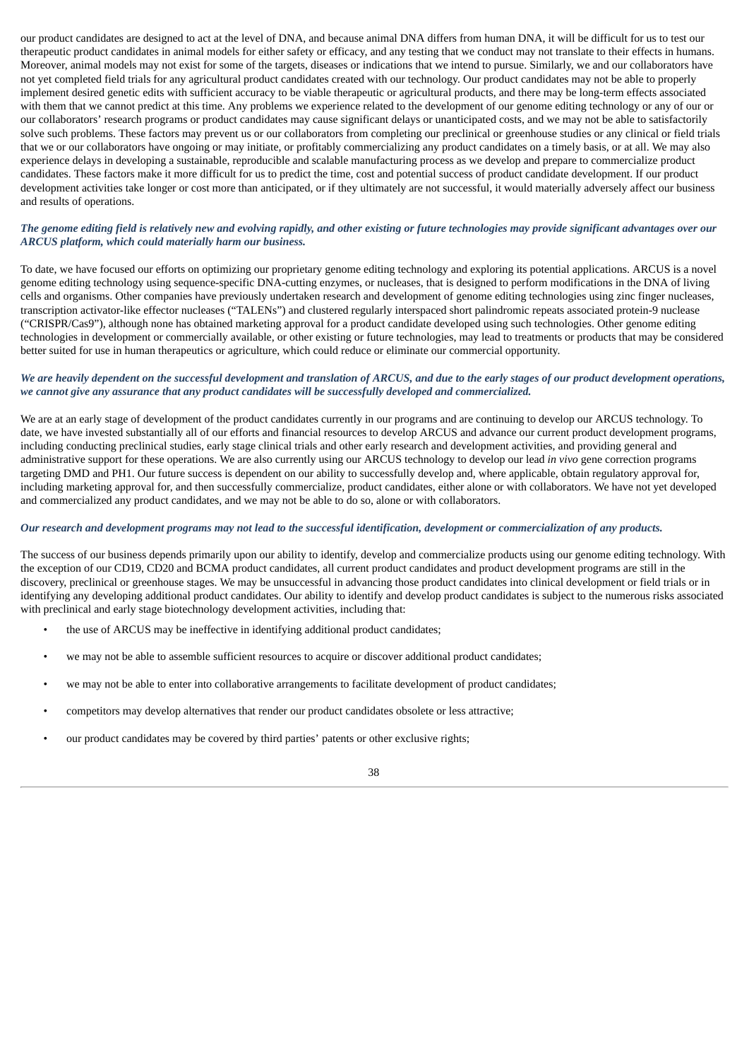our product candidates are designed to act at the level of DNA, and because animal DNA differs from human DNA, it will be difficult for us to test our therapeutic product candidates in animal models for either safety or efficacy, and any testing that we conduct may not translate to their effects in humans. Moreover, animal models may not exist for some of the targets, diseases or indications that we intend to pursue. Similarly, we and our collaborators have not yet completed field trials for any agricultural product candidates created with our technology. Our product candidates may not be able to properly implement desired genetic edits with sufficient accuracy to be viable therapeutic or agricultural products, and there may be long-term effects associated with them that we cannot predict at this time. Any problems we experience related to the development of our genome editing technology or any of our or our collaborators' research programs or product candidates may cause significant delays or unanticipated costs, and we may not be able to satisfactorily solve such problems. These factors may prevent us or our collaborators from completing our preclinical or greenhouse studies or any clinical or field trials that we or our collaborators have ongoing or may initiate, or profitably commercializing any product candidates on a timely basis, or at all. We may also experience delays in developing a sustainable, reproducible and scalable manufacturing process as we develop and prepare to commercialize product candidates. These factors make it more difficult for us to predict the time, cost and potential success of product candidate development. If our product development activities take longer or cost more than anticipated, or if they ultimately are not successful, it would materially adversely affect our business and results of operations.

***The genome editing field is relatively new and evolving rapidly, and other existing or future technologies may provide significant advantages over our ARCUS platform, which could materially harm our business.***

To date, we have focused our efforts on optimizing our proprietary genome editing technology and exploring its potential applications. ARCUS is a novel genome editing technology using sequence-specific DNA-cutting enzymes, or nucleases, that is designed to perform modifications in the DNA of living cells and organisms. Other companies have previously undertaken research and development of genome editing technologies using zinc finger nucleases, transcription activator-like effector nucleases ("TALENs") and clustered regularly interspaced short palindromic repeats associated protein-9 nuclease ("CRISPR/Cas9"), although none has obtained marketing approval for a product candidate developed using such technologies. Other genome editing technologies in development or commercially available, or other existing or future technologies, may lead to treatments or products that may be considered better suited for use in human therapeutics or agriculture, which could reduce or eliminate our commercial opportunity.

***We are heavily dependent on the successful development and translation of ARCUS, and due to the early stages of our product development operations, we cannot give any assurance that any product candidates will be successfully developed and commercialized.***

We are at an early stage of development of the product candidates currently in our programs and are continuing to develop our ARCUS technology. To date, we have invested substantially all of our efforts and financial resources to develop ARCUS and advance our current product development programs, including conducting preclinical studies, early stage clinical trials and other early research and development activities, and providing general and administrative support for these operations. We are also currently using our ARCUS technology to develop our lead *in vivo* gene correction programs targeting DMD and PH1. Our future success is dependent on our ability to successfully develop and, where applicable, obtain regulatory approval for, including marketing approval for, and then successfully commercialize, product candidates, either alone or with collaborators. We have not yet developed and commercialized any product candidates, and we may not be able to do so, alone or with collaborators.

***Our research and development programs may not lead to the successful identification, development or commercialization of any products.***

The success of our business depends primarily upon our ability to identify, develop and commercialize products using our genome editing technology. With the exception of our CD19, CD20 and BCMA product candidates, all current product candidates and product development programs are still in the discovery, preclinical or greenhouse stages. We may be unsuccessful in advancing those product candidates into clinical development or field trials or in identifying any developing additional product candidates. Our ability to identify and develop product candidates is subject to the numerous risks associated with preclinical and early stage biotechnology development activities, including that:

- the use of ARCUS may be ineffective in identifying additional product candidates;
- we may not be able to assemble sufficient resources to acquire or discover additional product candidates;
- we may not be able to enter into collaborative arrangements to facilitate development of product candidates;
- competitors may develop alternatives that render our product candidates obsolete or less attractive;
- our product candidates may be covered by third parties' patents or other exclusive rights;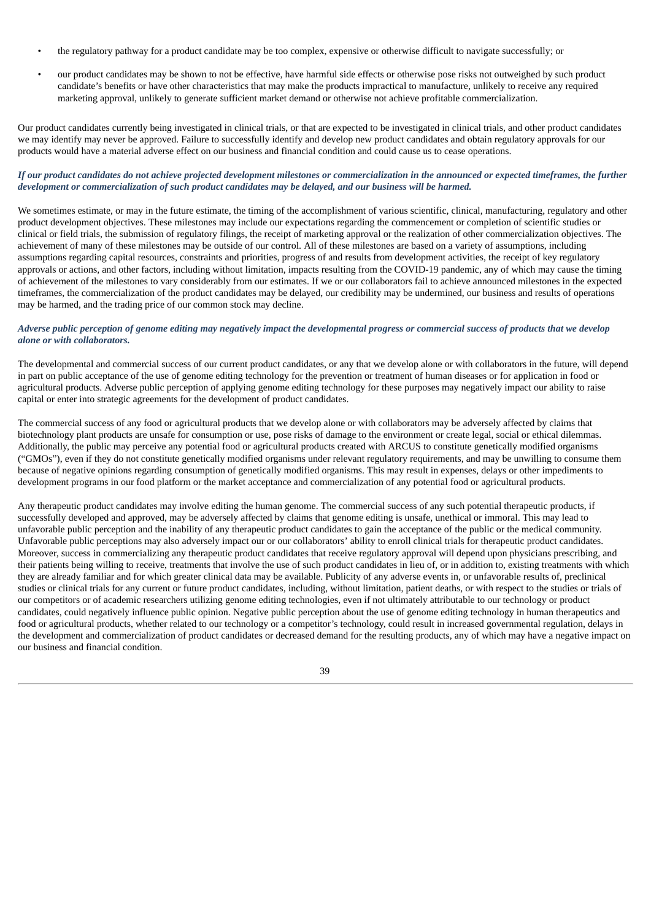- the regulatory pathway for a product candidate may be too complex, expensive or otherwise difficult to navigate successfully; or
- our product candidates may be shown to not be effective, have harmful side effects or otherwise pose risks not outweighed by such product candidate's benefits or have other characteristics that may make the products impractical to manufacture, unlikely to receive any required marketing approval, unlikely to generate sufficient market demand or otherwise not achieve profitable commercialization.

Our product candidates currently being investigated in clinical trials, or that are expected to be investigated in clinical trials, and other product candidates we may identify may never be approved. Failure to successfully identify and develop new product candidates and obtain regulatory approvals for our products would have a material adverse effect on our business and financial condition and could cause us to cease operations.

***If our product candidates do not achieve projected development milestones or commercialization in the announced or expected timeframes, the further development or commercialization of such product candidates may be delayed, and our business will be harmed.***

We sometimes estimate, or may in the future estimate, the timing of the accomplishment of various scientific, clinical, manufacturing, regulatory and other product development objectives. These milestones may include our expectations regarding the commencement or completion of scientific studies or clinical or field trials, the submission of regulatory filings, the receipt of marketing approval or the realization of other commercialization objectives. The achievement of many of these milestones may be outside of our control. All of these milestones are based on a variety of assumptions, including assumptions regarding capital resources, constraints and priorities, progress of and results from development activities, the receipt of key regulatory approvals or actions, and other factors, including without limitation, impacts resulting from the COVID-19 pandemic, any of which may cause the timing of achievement of the milestones to vary considerably from our estimates. If we or our collaborators fail to achieve announced milestones in the expected timeframes, the commercialization of the product candidates may be delayed, our credibility may be undermined, our business and results of operations may be harmed, and the trading price of our common stock may decline.

***Adverse public perception of genome editing may negatively impact the developmental progress or commercial success of products that we develop alone or with collaborators.***

The developmental and commercial success of our current product candidates, or any that we develop alone or with collaborators in the future, will depend in part on public acceptance of the use of genome editing technology for the prevention or treatment of human diseases or for application in food or agricultural products. Adverse public perception of applying genome editing technology for these purposes may negatively impact our ability to raise capital or enter into strategic agreements for the development of product candidates.

The commercial success of any food or agricultural products that we develop alone or with collaborators may be adversely affected by claims that biotechnology plant products are unsafe for consumption or use, pose risks of damage to the environment or create legal, social or ethical dilemmas. Additionally, the public may perceive any potential food or agricultural products created with ARCUS to constitute genetically modified organisms ("GMOs"), even if they do not constitute genetically modified organisms under relevant regulatory requirements, and may be unwilling to consume them because of negative opinions regarding consumption of genetically modified organisms. This may result in expenses, delays or other impediments to development programs in our food platform or the market acceptance and commercialization of any potential food or agricultural products.

Any therapeutic product candidates may involve editing the human genome. The commercial success of any such potential therapeutic products, if successfully developed and approved, may be adversely affected by claims that genome editing is unsafe, unethical or immoral. This may lead to unfavorable public perception and the inability of any therapeutic product candidates to gain the acceptance of the public or the medical community. Unfavorable public perceptions may also adversely impact our or our collaborators' ability to enroll clinical trials for therapeutic product candidates. Moreover, success in commercializing any therapeutic product candidates that receive regulatory approval will depend upon physicians prescribing, and their patients being willing to receive, treatments that involve the use of such product candidates in lieu of, or in addition to, existing treatments with which they are already familiar and for which greater clinical data may be available. Publicity of any adverse events in, or unfavorable results of, preclinical studies or clinical trials for any current or future product candidates, including, without limitation, patient deaths, or with respect to the studies or trials of our competitors or of academic researchers utilizing genome editing technologies, even if not ultimately attributable to our technology or product candidates, could negatively influence public opinion. Negative public perception about the use of genome editing technology in human therapeutics and food or agricultural products, whether related to our technology or a competitor's technology, could result in increased governmental regulation, delays in the development and commercialization of product candidates or decreased demand for the resulting products, any of which may have a negative impact on our business and financial condition.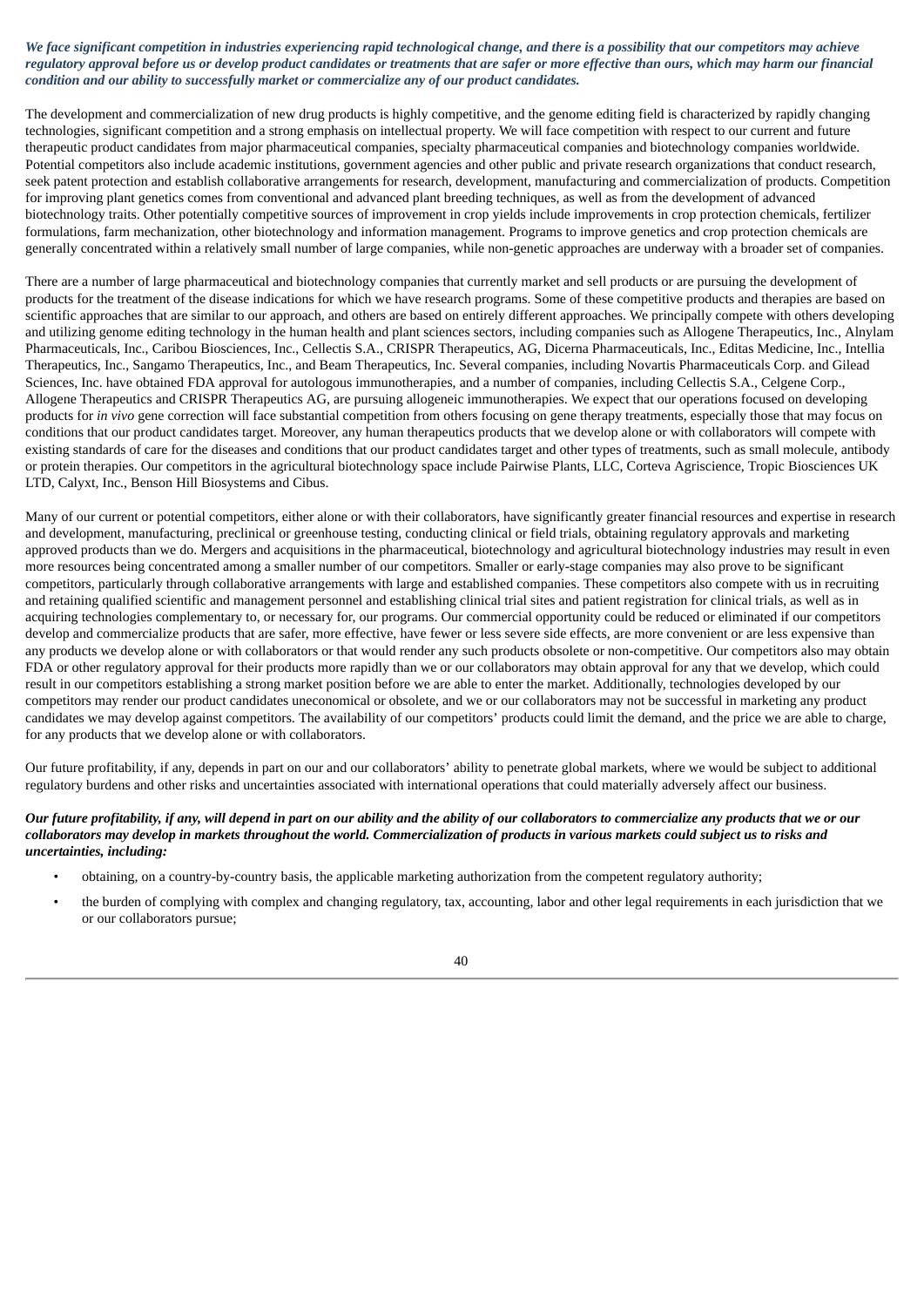***We face significant competition in industries experiencing rapid technological change, and there is a possibility that our competitors may achieve regulatory approval before us or develop product candidates or treatments that are safer or more effective than ours, which may harm our financial condition and our ability to successfully market or commercialize any of our product candidates.***

The development and commercialization of new drug products is highly competitive, and the genome editing field is characterized by rapidly changing technologies, significant competition and a strong emphasis on intellectual property. We will face competition with respect to our current and future therapeutic product candidates from major pharmaceutical companies, specialty pharmaceutical companies and biotechnology companies worldwide. Potential competitors also include academic institutions, government agencies and other public and private research organizations that conduct research, seek patent protection and establish collaborative arrangements for research, development, manufacturing and commercialization of products. Competition for improving plant genetics comes from conventional and advanced plant breeding techniques, as well as from the development of advanced biotechnology traits. Other potentially competitive sources of improvement in crop yields include improvements in crop protection chemicals, fertilizer formulations, farm mechanization, other biotechnology and information management. Programs to improve genetics and crop protection chemicals are generally concentrated within a relatively small number of large companies, while non-genetic approaches are underway with a broader set of companies.

There are a number of large pharmaceutical and biotechnology companies that currently market and sell products or are pursuing the development of products for the treatment of the disease indications for which we have research programs. Some of these competitive products and therapies are based on scientific approaches that are similar to our approach, and others are based on entirely different approaches. We principally compete with others developing and utilizing genome editing technology in the human health and plant sciences sectors, including companies such as Allogene Therapeutics, Inc., Alnylam Pharmaceuticals, Inc., Caribou Biosciences, Inc., Cellectis S.A., CRISPR Therapeutics, AG, Dicerna Pharmaceuticals, Inc., Editas Medicine, Inc., Intellia Therapeutics, Inc., Sangamo Therapeutics, Inc., and Beam Therapeutics, Inc. Several companies, including Novartis Pharmaceuticals Corp. and Gilead Sciences, Inc. have obtained FDA approval for autologous immunotherapies, and a number of companies, including Cellectis S.A., Celgene Corp., Allogene Therapeutics and CRISPR Therapeutics AG, are pursuing allogeneic immunotherapies. We expect that our operations focused on developing products for *in vivo* gene correction will face substantial competition from others focusing on gene therapy treatments, especially those that may focus on conditions that our product candidates target. Moreover, any human therapeutics products that we develop alone or with collaborators will compete with existing standards of care for the diseases and conditions that our product candidates target and other types of treatments, such as small molecule, antibody or protein therapies. Our competitors in the agricultural biotechnology space include Pairwise Plants, LLC, Corteva Agriscience, Tropic Biosciences UK LTD, Calyxt, Inc., Benson Hill Biosystems and Cibus.

Many of our current or potential competitors, either alone or with their collaborators, have significantly greater financial resources and expertise in research and development, manufacturing, preclinical or greenhouse testing, conducting clinical or field trials, obtaining regulatory approvals and marketing approved products than we do. Mergers and acquisitions in the pharmaceutical, biotechnology and agricultural biotechnology industries may result in even more resources being concentrated among a smaller number of our competitors. Smaller or early-stage companies may also prove to be significant competitors, particularly through collaborative arrangements with large and established companies. These competitors also compete with us in recruiting and retaining qualified scientific and management personnel and establishing clinical trial sites and patient registration for clinical trials, as well as in acquiring technologies complementary to, or necessary for, our programs. Our commercial opportunity could be reduced or eliminated if our competitors develop and commercialize products that are safer, more effective, have fewer or less severe side effects, are more convenient or are less expensive than any products we develop alone or with collaborators or that would render any such products obsolete or non-competitive. Our competitors also may obtain FDA or other regulatory approval for their products more rapidly than we or our collaborators may obtain approval for any that we develop, which could result in our competitors establishing a strong market position before we are able to enter the market. Additionally, technologies developed by our competitors may render our product candidates uneconomical or obsolete, and we or our collaborators may not be successful in marketing any product candidates we may develop against competitors. The availability of our competitors' products could limit the demand, and the price we are able to charge, for any products that we develop alone or with collaborators.

Our future profitability, if any, depends in part on our and our collaborators' ability to penetrate global markets, where we would be subject to additional regulatory burdens and other risks and uncertainties associated with international operations that could materially adversely affect our business.

***Our future profitability, if any, will depend in part on our ability and the ability of our collaborators to commercialize any products that we or our collaborators may develop in markets throughout the world. Commercialization of products in various markets could subject us to risks and uncertainties, including:***

- obtaining, on a country-by-country basis, the applicable marketing authorization from the competent regulatory authority;
- the burden of complying with complex and changing regulatory, tax, accounting, labor and other legal requirements in each jurisdiction that we or our collaborators pursue;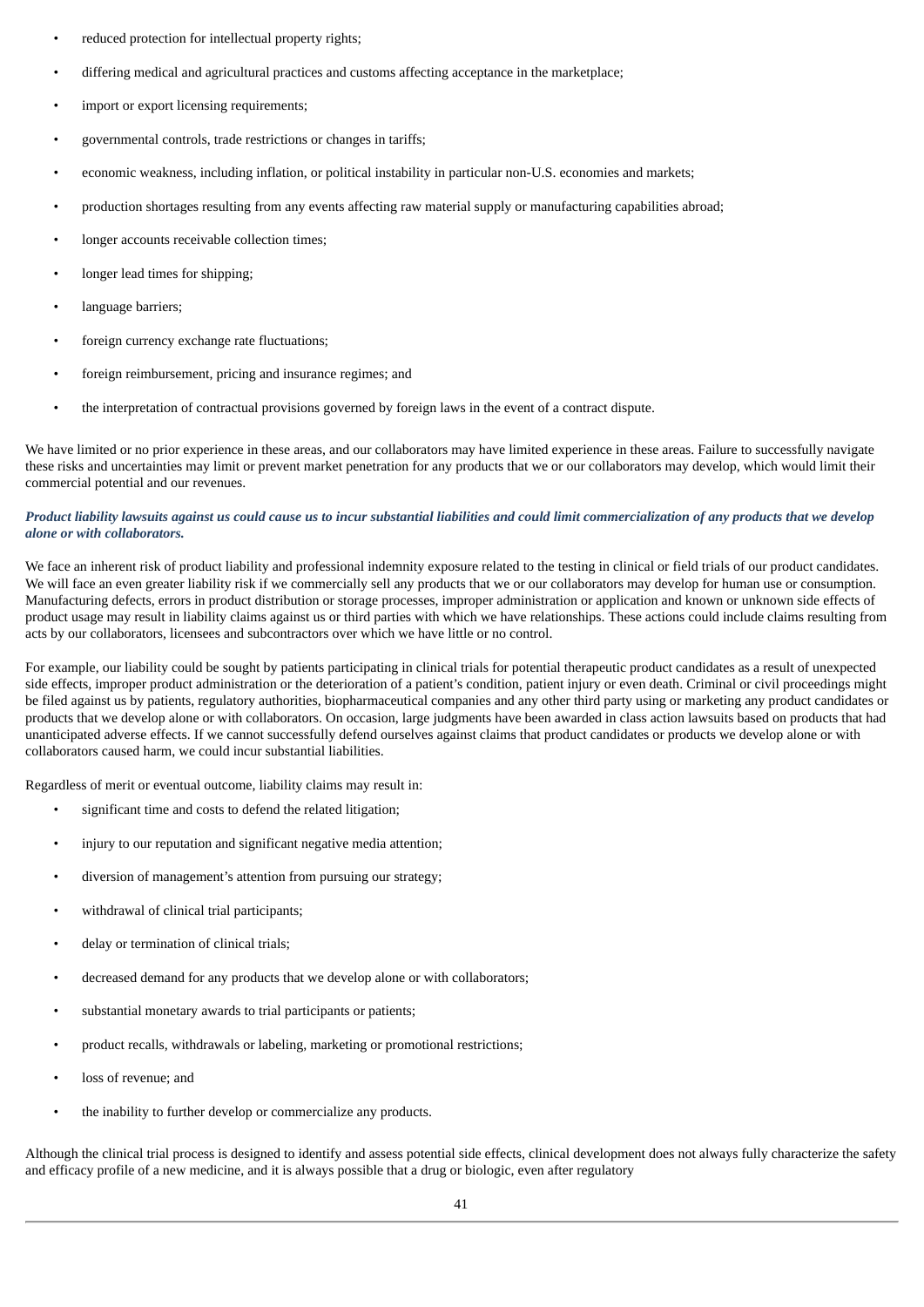- reduced protection for intellectual property rights;
- differing medical and agricultural practices and customs affecting acceptance in the marketplace;
- import or export licensing requirements;
- governmental controls, trade restrictions or changes in tariffs;
- economic weakness, including inflation, or political instability in particular non-U.S. economies and markets;
- production shortages resulting from any events affecting raw material supply or manufacturing capabilities abroad;
- longer accounts receivable collection times;
- longer lead times for shipping;
- language barriers;
- foreign currency exchange rate fluctuations;
- foreign reimbursement, pricing and insurance regimes; and
- the interpretation of contractual provisions governed by foreign laws in the event of a contract dispute.

We have limited or no prior experience in these areas, and our collaborators may have limited experience in these areas. Failure to successfully navigate these risks and uncertainties may limit or prevent market penetration for any products that we or our collaborators may develop, which would limit their commercial potential and our revenues.

***Product liability lawsuits against us could cause us to incur substantial liabilities and could limit commercialization of any products that we develop alone or with collaborators.***

We face an inherent risk of product liability and professional indemnity exposure related to the testing in clinical or field trials of our product candidates. We will face an even greater liability risk if we commercially sell any products that we or our collaborators may develop for human use or consumption. Manufacturing defects, errors in product distribution or storage processes, improper administration or application and known or unknown side effects of product usage may result in liability claims against us or third parties with which we have relationships. These actions could include claims resulting from acts by our collaborators, licensees and subcontractors over which we have little or no control.

For example, our liability could be sought by patients participating in clinical trials for potential therapeutic product candidates as a result of unexpected side effects, improper product administration or the deterioration of a patient's condition, patient injury or even death. Criminal or civil proceedings might be filed against us by patients, regulatory authorities, biopharmaceutical companies and any other third party using or marketing any product candidates or products that we develop alone or with collaborators. On occasion, large judgments have been awarded in class action lawsuits based on products that had unanticipated adverse effects. If we cannot successfully defend ourselves against claims that product candidates or products we develop alone or with collaborators caused harm, we could incur substantial liabilities.

Regardless of merit or eventual outcome, liability claims may result in:

- significant time and costs to defend the related litigation;
- injury to our reputation and significant negative media attention;
- diversion of management's attention from pursuing our strategy;
- withdrawal of clinical trial participants;
- delay or termination of clinical trials;
- decreased demand for any products that we develop alone or with collaborators;
- substantial monetary awards to trial participants or patients;
- product recalls, withdrawals or labeling, marketing or promotional restrictions;
- loss of revenue; and
- the inability to further develop or commercialize any products.

Although the clinical trial process is designed to identify and assess potential side effects, clinical development does not always fully characterize the safety and efficacy profile of a new medicine, and it is always possible that a drug or biologic, even after regulatory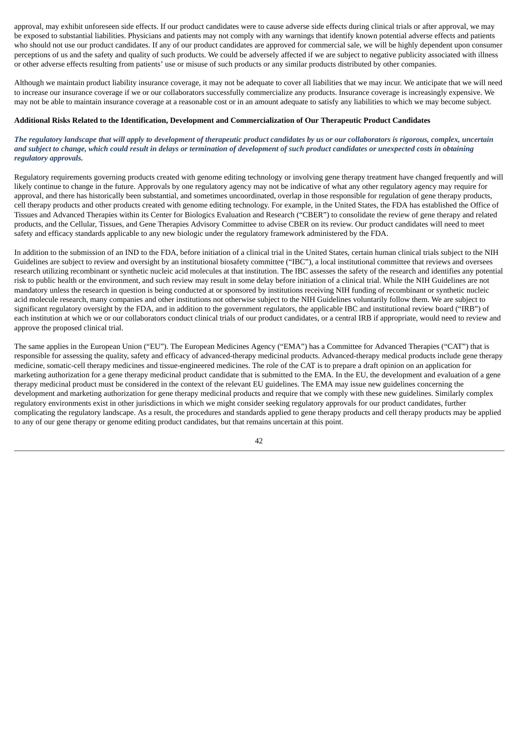approval, may exhibit unforeseen side effects. If our product candidates were to cause adverse side effects during clinical trials or after approval, we may be exposed to substantial liabilities. Physicians and patients may not comply with any warnings that identify known potential adverse effects and patients who should not use our product candidates. If any of our product candidates are approved for commercial sale, we will be highly dependent upon consumer perceptions of us and the safety and quality of such products. We could be adversely affected if we are subject to negative publicity associated with illness or other adverse effects resulting from patients' use or misuse of such products or any similar products distributed by other companies.

Although we maintain product liability insurance coverage, it may not be adequate to cover all liabilities that we may incur. We anticipate that we will need to increase our insurance coverage if we or our collaborators successfully commercialize any products. Insurance coverage is increasingly expensive. We may not be able to maintain insurance coverage at a reasonable cost or in an amount adequate to satisfy any liabilities to which we may become subject.

**Additional Risks Related to the Identification, Development and Commercialization of Our Therapeutic Product Candidates**

***The regulatory landscape that will apply to development of therapeutic product candidates by us or our collaborators is rigorous, complex, uncertain and subject to change, which could result in delays or termination of development of such product candidates or unexpected costs in obtaining regulatory approvals.***

Regulatory requirements governing products created with genome editing technology or involving gene therapy treatment have changed frequently and will likely continue to change in the future. Approvals by one regulatory agency may not be indicative of what any other regulatory agency may require for approval, and there has historically been substantial, and sometimes uncoordinated, overlap in those responsible for regulation of gene therapy products, cell therapy products and other products created with genome editing technology. For example, in the United States, the FDA has established the Office of Tissues and Advanced Therapies within its Center for Biologics Evaluation and Research ("CBER") to consolidate the review of gene therapy and related products, and the Cellular, Tissues, and Gene Therapies Advisory Committee to advise CBER on its review. Our product candidates will need to meet safety and efficacy standards applicable to any new biologic under the regulatory framework administered by the FDA.

In addition to the submission of an IND to the FDA, before initiation of a clinical trial in the United States, certain human clinical trials subject to the NIH Guidelines are subject to review and oversight by an institutional biosafety committee ("IBC"), a local institutional committee that reviews and oversees research utilizing recombinant or synthetic nucleic acid molecules at that institution. The IBC assesses the safety of the research and identifies any potential risk to public health or the environment, and such review may result in some delay before initiation of a clinical trial. While the NIH Guidelines are not mandatory unless the research in question is being conducted at or sponsored by institutions receiving NIH funding of recombinant or synthetic nucleic acid molecule research, many companies and other institutions not otherwise subject to the NIH Guidelines voluntarily follow them. We are subject to significant regulatory oversight by the FDA, and in addition to the government regulators, the applicable IBC and institutional review board ("IRB") of each institution at which we or our collaborators conduct clinical trials of our product candidates, or a central IRB if appropriate, would need to review and approve the proposed clinical trial.

The same applies in the European Union ("EU"). The European Medicines Agency ("EMA") has a Committee for Advanced Therapies ("CAT") that is responsible for assessing the quality, safety and efficacy of advanced-therapy medicinal products. Advanced-therapy medical products include gene therapy medicine, somatic-cell therapy medicines and tissue-engineered medicines. The role of the CAT is to prepare a draft opinion on an application for marketing authorization for a gene therapy medicinal product candidate that is submitted to the EMA. In the EU, the development and evaluation of a gene therapy medicinal product must be considered in the context of the relevant EU guidelines. The EMA may issue new guidelines concerning the development and marketing authorization for gene therapy medicinal products and require that we comply with these new guidelines. Similarly complex regulatory environments exist in other jurisdictions in which we might consider seeking regulatory approvals for our product candidates, further complicating the regulatory landscape. As a result, the procedures and standards applied to gene therapy products and cell therapy products may be applied to any of our gene therapy or genome editing product candidates, but that remains uncertain at this point.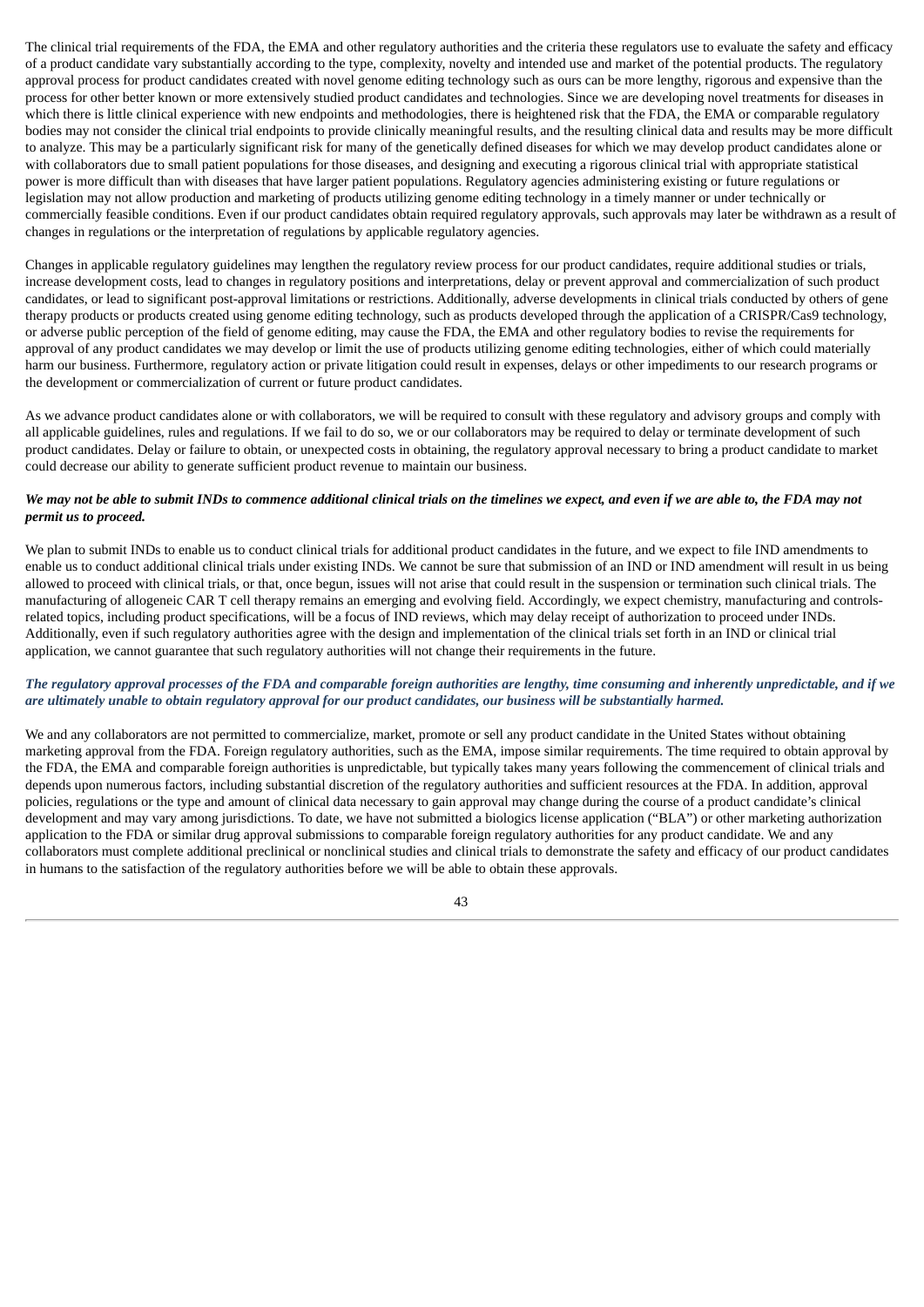The clinical trial requirements of the FDA, the EMA and other regulatory authorities and the criteria these regulators use to evaluate the safety and efficacy of a product candidate vary substantially according to the type, complexity, novelty and intended use and market of the potential products. The regulatory approval process for product candidates created with novel genome editing technology such as ours can be more lengthy, rigorous and expensive than the process for other better known or more extensively studied product candidates and technologies. Since we are developing novel treatments for diseases in which there is little clinical experience with new endpoints and methodologies, there is heightened risk that the FDA, the EMA or comparable regulatory bodies may not consider the clinical trial endpoints to provide clinically meaningful results, and the resulting clinical data and results may be more difficult to analyze. This may be a particularly significant risk for many of the genetically defined diseases for which we may develop product candidates alone or with collaborators due to small patient populations for those diseases, and designing and executing a rigorous clinical trial with appropriate statistical power is more difficult than with diseases that have larger patient populations. Regulatory agencies administering existing or future regulations or legislation may not allow production and marketing of products utilizing genome editing technology in a timely manner or under technically or commercially feasible conditions. Even if our product candidates obtain required regulatory approvals, such approvals may later be withdrawn as a result of changes in regulations or the interpretation of regulations by applicable regulatory agencies.

Changes in applicable regulatory guidelines may lengthen the regulatory review process for our product candidates, require additional studies or trials, increase development costs, lead to changes in regulatory positions and interpretations, delay or prevent approval and commercialization of such product candidates, or lead to significant post-approval limitations or restrictions. Additionally, adverse developments in clinical trials conducted by others of gene therapy products or products created using genome editing technology, such as products developed through the application of a CRISPR/Cas9 technology, or adverse public perception of the field of genome editing, may cause the FDA, the EMA and other regulatory bodies to revise the requirements for approval of any product candidates we may develop or limit the use of products utilizing genome editing technologies, either of which could materially harm our business. Furthermore, regulatory action or private litigation could result in expenses, delays or other impediments to our research programs or the development or commercialization of current or future product candidates.

As we advance product candidates alone or with collaborators, we will be required to consult with these regulatory and advisory groups and comply with all applicable guidelines, rules and regulations. If we fail to do so, we or our collaborators may be required to delay or terminate development of such product candidates. Delay or failure to obtain, or unexpected costs in obtaining, the regulatory approval necessary to bring a product candidate to market could decrease our ability to generate sufficient product revenue to maintain our business.

***We may not be able to submit INDs to commence additional clinical trials on the timelines we expect, and even if we are able to, the FDA may not permit us to proceed.***

We plan to submit INDs to enable us to conduct clinical trials for additional product candidates in the future, and we expect to file IND amendments to enable us to conduct additional clinical trials under existing INDs. We cannot be sure that submission of an IND or IND amendment will result in us being allowed to proceed with clinical trials, or that, once begun, issues will not arise that could result in the suspension or termination such clinical trials. The manufacturing of allogeneic CAR T cell therapy remains an emerging and evolving field. Accordingly, we expect chemistry, manufacturing and controls-related topics, including product specifications, will be a focus of IND reviews, which may delay receipt of authorization to proceed under INDs. Additionally, even if such regulatory authorities agree with the design and implementation of the clinical trials set forth in an IND or clinical trial application, we cannot guarantee that such regulatory authorities will not change their requirements in the future.

***The regulatory approval processes of the FDA and comparable foreign authorities are lengthy, time consuming and inherently unpredictable, and if we are ultimately unable to obtain regulatory approval for our product candidates, our business will be substantially harmed.***

We and any collaborators are not permitted to commercialize, market, promote or sell any product candidate in the United States without obtaining marketing approval from the FDA. Foreign regulatory authorities, such as the EMA, impose similar requirements. The time required to obtain approval by the FDA, the EMA and comparable foreign authorities is unpredictable, but typically takes many years following the commencement of clinical trials and depends upon numerous factors, including substantial discretion of the regulatory authorities and sufficient resources at the FDA. In addition, approval policies, regulations or the type and amount of clinical data necessary to gain approval may change during the course of a product candidate's clinical development and may vary among jurisdictions. To date, we have not submitted a biologics license application ("BLA") or other marketing authorization application to the FDA or similar drug approval submissions to comparable foreign regulatory authorities for any product candidate. We and any collaborators must complete additional preclinical or nonclinical studies and clinical trials to demonstrate the safety and efficacy of our product candidates in humans to the satisfaction of the regulatory authorities before we will be able to obtain these approvals.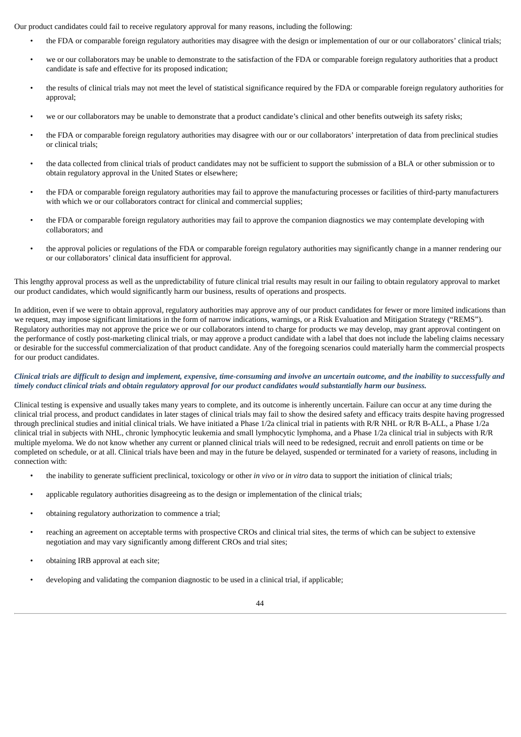Our product candidates could fail to receive regulatory approval for many reasons, including the following:

- the FDA or comparable foreign regulatory authorities may disagree with the design or implementation of our or our collaborators' clinical trials;
- we or our collaborators may be unable to demonstrate to the satisfaction of the FDA or comparable foreign regulatory authorities that a product candidate is safe and effective for its proposed indication;
- the results of clinical trials may not meet the level of statistical significance required by the FDA or comparable foreign regulatory authorities for approval;
- we or our collaborators may be unable to demonstrate that a product candidate's clinical and other benefits outweigh its safety risks;
- the FDA or comparable foreign regulatory authorities may disagree with our or our collaborators' interpretation of data from preclinical studies or clinical trials;
- the data collected from clinical trials of product candidates may not be sufficient to support the submission of a BLA or other submission or to obtain regulatory approval in the United States or elsewhere;
- the FDA or comparable foreign regulatory authorities may fail to approve the manufacturing processes or facilities of third-party manufacturers with which we or our collaborators contract for clinical and commercial supplies;
- the FDA or comparable foreign regulatory authorities may fail to approve the companion diagnostics we may contemplate developing with collaborators; and
- the approval policies or regulations of the FDA or comparable foreign regulatory authorities may significantly change in a manner rendering our or our collaborators' clinical data insufficient for approval.

This lengthy approval process as well as the unpredictability of future clinical trial results may result in our failing to obtain regulatory approval to market our product candidates, which would significantly harm our business, results of operations and prospects.

In addition, even if we were to obtain approval, regulatory authorities may approve any of our product candidates for fewer or more limited indications than we request, may impose significant limitations in the form of narrow indications, warnings, or a Risk Evaluation and Mitigation Strategy ("REMS"). Regulatory authorities may not approve the price we or our collaborators intend to charge for products we may develop, may grant approval contingent on the performance of costly post-marketing clinical trials, or may approve a product candidate with a label that does not include the labeling claims necessary or desirable for the successful commercialization of that product candidate. Any of the foregoing scenarios could materially harm the commercial prospects for our product candidates.

***Clinical trials are difficult to design and implement, expensive, time-consuming and involve an uncertain outcome, and the inability to successfully and timely conduct clinical trials and obtain regulatory approval for our product candidates would substantially harm our business.***

Clinical testing is expensive and usually takes many years to complete, and its outcome is inherently uncertain. Failure can occur at any time during the clinical trial process, and product candidates in later stages of clinical trials may fail to show the desired safety and efficacy traits despite having progressed through preclinical studies and initial clinical trials. We have initiated a Phase 1/2a clinical trial in patients with R/R NHL or R/R B-ALL, a Phase 1/2a clinical trial in subjects with NHL, chronic lymphocytic leukemia and small lymphocytic lymphoma, and a Phase 1/2a clinical trial in subjects with R/R multiple myeloma. We do not know whether any current or planned clinical trials will need to be redesigned, recruit and enroll patients on time or be completed on schedule, or at all. Clinical trials have been and may in the future be delayed, suspended or terminated for a variety of reasons, including in connection with:

- the inability to generate sufficient preclinical, toxicology or other *in vivo* or *in vitro* data to support the initiation of clinical trials;
- applicable regulatory authorities disagreeing as to the design or implementation of the clinical trials;
- obtaining regulatory authorization to commence a trial;
- reaching an agreement on acceptable terms with prospective CROs and clinical trial sites, the terms of which can be subject to extensive negotiation and may vary significantly among different CROs and trial sites;
- obtaining IRB approval at each site;
- developing and validating the companion diagnostic to be used in a clinical trial, if applicable;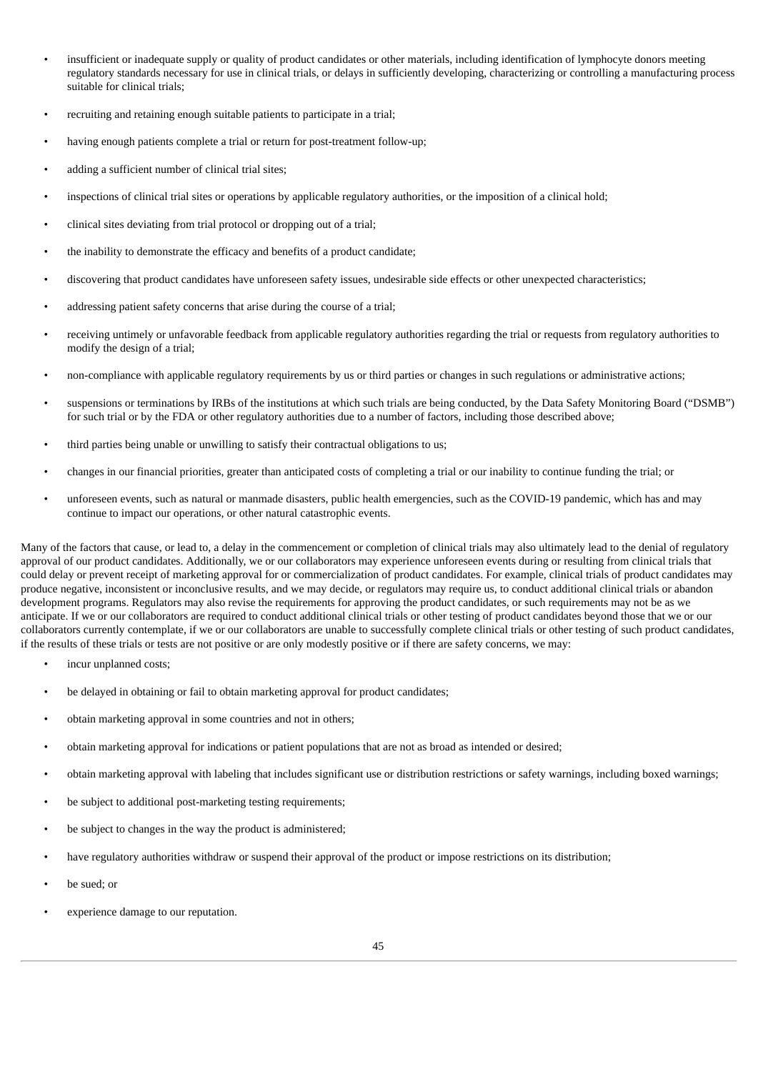- insufficient or inadequate supply or quality of product candidates or other materials, including identification of lymphocyte donors meeting regulatory standards necessary for use in clinical trials, or delays in sufficiently developing, characterizing or controlling a manufacturing process suitable for clinical trials;
- recruiting and retaining enough suitable patients to participate in a trial;
- having enough patients complete a trial or return for post-treatment follow-up;
- adding a sufficient number of clinical trial sites;
- inspections of clinical trial sites or operations by applicable regulatory authorities, or the imposition of a clinical hold;
- clinical sites deviating from trial protocol or dropping out of a trial;
- the inability to demonstrate the efficacy and benefits of a product candidate;
- discovering that product candidates have unforeseen safety issues, undesirable side effects or other unexpected characteristics;
- addressing patient safety concerns that arise during the course of a trial;
- receiving untimely or unfavorable feedback from applicable regulatory authorities regarding the trial or requests from regulatory authorities to modify the design of a trial;
- non-compliance with applicable regulatory requirements by us or third parties or changes in such regulations or administrative actions;
- suspensions or terminations by IRBs of the institutions at which such trials are being conducted, by the Data Safety Monitoring Board ("DSMB") for such trial or by the FDA or other regulatory authorities due to a number of factors, including those described above;
- third parties being unable or unwilling to satisfy their contractual obligations to us;
- changes in our financial priorities, greater than anticipated costs of completing a trial or our inability to continue funding the trial; or
- unforeseen events, such as natural or manmade disasters, public health emergencies, such as the COVID-19 pandemic, which has and may continue to impact our operations, or other natural catastrophic events.

Many of the factors that cause, or lead to, a delay in the commencement or completion of clinical trials may also ultimately lead to the denial of regulatory approval of our product candidates. Additionally, we or our collaborators may experience unforeseen events during or resulting from clinical trials that could delay or prevent receipt of marketing approval for or commercialization of product candidates. For example, clinical trials of product candidates may produce negative, inconsistent or inconclusive results, and we may decide, or regulators may require us, to conduct additional clinical trials or abandon development programs. Regulators may also revise the requirements for approving the product candidates, or such requirements may not be as we anticipate. If we or our collaborators are required to conduct additional clinical trials or other testing of product candidates beyond those that we or our collaborators currently contemplate, if we or our collaborators are unable to successfully complete clinical trials or other testing of such product candidates, if the results of these trials or tests are not positive or are only modestly positive or if there are safety concerns, we may:

- incur unplanned costs;
- be delayed in obtaining or fail to obtain marketing approval for product candidates;
- obtain marketing approval in some countries and not in others;
- obtain marketing approval for indications or patient populations that are not as broad as intended or desired;
- obtain marketing approval with labeling that includes significant use or distribution restrictions or safety warnings, including boxed warnings;
- be subject to additional post-marketing testing requirements;
- be subject to changes in the way the product is administered;
- have regulatory authorities withdraw or suspend their approval of the product or impose restrictions on its distribution;
- be sued; or
- experience damage to our reputation.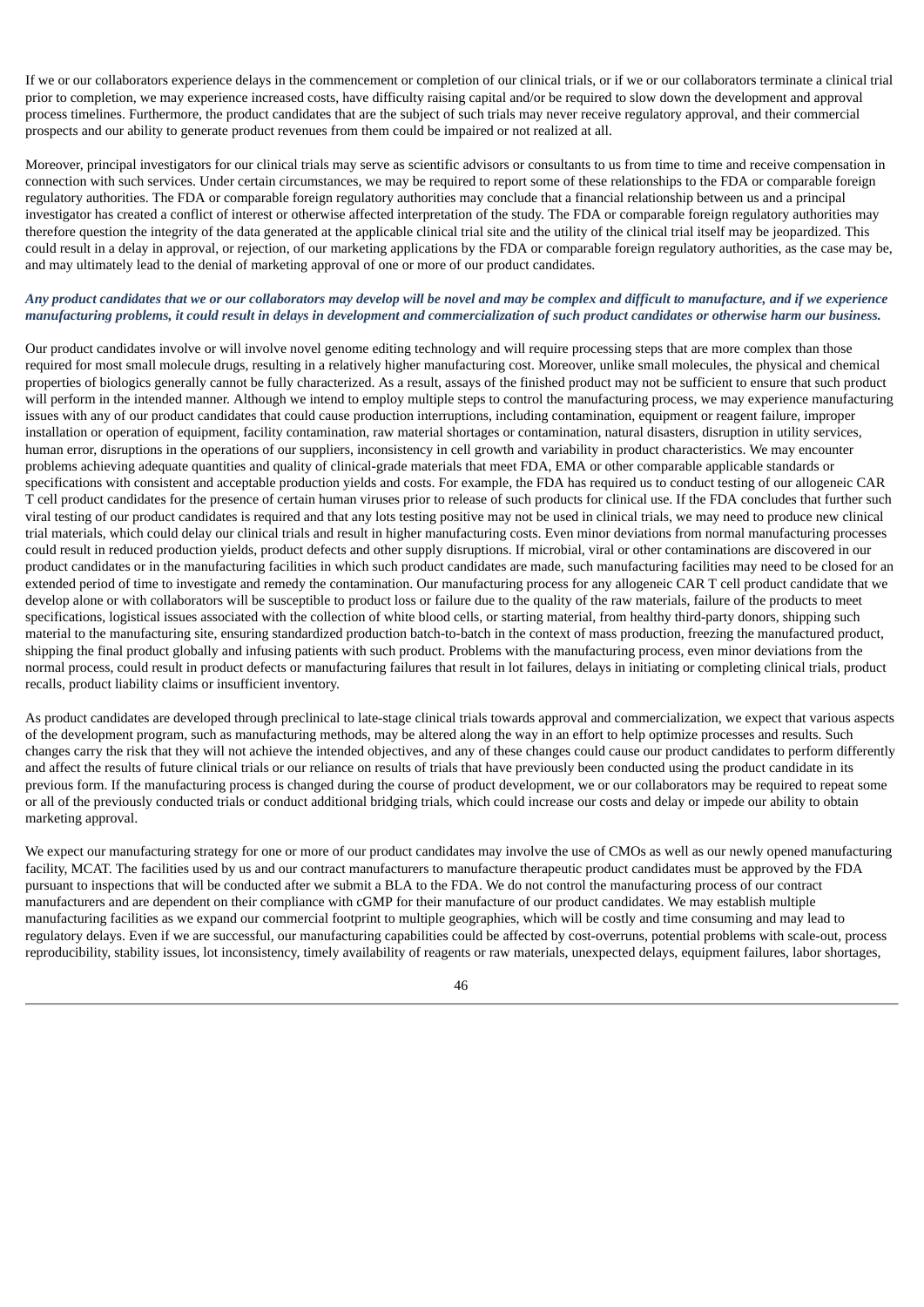If we or our collaborators experience delays in the commencement or completion of our clinical trials, or if we or our collaborators terminate a clinical trial prior to completion, we may experience increased costs, have difficulty raising capital and/or be required to slow down the development and approval process timelines. Furthermore, the product candidates that are the subject of such trials may never receive regulatory approval, and their commercial prospects and our ability to generate product revenues from them could be impaired or not realized at all.

Moreover, principal investigators for our clinical trials may serve as scientific advisors or consultants to us from time to time and receive compensation in connection with such services. Under certain circumstances, we may be required to report some of these relationships to the FDA or comparable foreign regulatory authorities. The FDA or comparable foreign regulatory authorities may conclude that a financial relationship between us and a principal investigator has created a conflict of interest or otherwise affected interpretation of the study. The FDA or comparable foreign regulatory authorities may therefore question the integrity of the data generated at the applicable clinical trial site and the utility of the clinical trial itself may be jeopardized. This could result in a delay in approval, or rejection, of our marketing applications by the FDA or comparable foreign regulatory authorities, as the case may be, and may ultimately lead to the denial of marketing approval of one or more of our product candidates.

***Any product candidates that we or our collaborators may develop will be novel and may be complex and difficult to manufacture, and if we experience manufacturing problems, it could result in delays in development and commercialization of such product candidates or otherwise harm our business.***

Our product candidates involve or will involve novel genome editing technology and will require processing steps that are more complex than those required for most small molecule drugs, resulting in a relatively higher manufacturing cost. Moreover, unlike small molecules, the physical and chemical properties of biologics generally cannot be fully characterized. As a result, assays of the finished product may not be sufficient to ensure that such product will perform in the intended manner. Although we intend to employ multiple steps to control the manufacturing process, we may experience manufacturing issues with any of our product candidates that could cause production interruptions, including contamination, equipment or reagent failure, improper installation or operation of equipment, facility contamination, raw material shortages or contamination, natural disasters, disruption in utility services, human error, disruptions in the operations of our suppliers, inconsistency in cell growth and variability in product characteristics. We may encounter problems achieving adequate quantities and quality of clinical-grade materials that meet FDA, EMA or other comparable applicable standards or specifications with consistent and acceptable production yields and costs. For example, the FDA has required us to conduct testing of our allogeneic CAR T cell product candidates for the presence of certain human viruses prior to release of such products for clinical use. If the FDA concludes that further such viral testing of our product candidates is required and that any lots testing positive may not be used in clinical trials, we may need to produce new clinical trial materials, which could delay our clinical trials and result in higher manufacturing costs. Even minor deviations from normal manufacturing processes could result in reduced production yields, product defects and other supply disruptions. If microbial, viral or other contaminations are discovered in our product candidates or in the manufacturing facilities in which such product candidates are made, such manufacturing facilities may need to be closed for an extended period of time to investigate and remedy the contamination. Our manufacturing process for any allogeneic CAR T cell product candidate that we develop alone or with collaborators will be susceptible to product loss or failure due to the quality of the raw materials, failure of the products to meet specifications, logistical issues associated with the collection of white blood cells, or starting material, from healthy third-party donors, shipping such material to the manufacturing site, ensuring standardized production batch-to-batch in the context of mass production, freezing the manufactured product, shipping the final product globally and infusing patients with such product. Problems with the manufacturing process, even minor deviations from the normal process, could result in product defects or manufacturing failures that result in lot failures, delays in initiating or completing clinical trials, product recalls, product liability claims or insufficient inventory.

As product candidates are developed through preclinical to late-stage clinical trials towards approval and commercialization, we expect that various aspects of the development program, such as manufacturing methods, may be altered along the way in an effort to help optimize processes and results. Such changes carry the risk that they will not achieve the intended objectives, and any of these changes could cause our product candidates to perform differently and affect the results of future clinical trials or our reliance on results of trials that have previously been conducted using the product candidate in its previous form. If the manufacturing process is changed during the course of product development, we or our collaborators may be required to repeat some or all of the previously conducted trials or conduct additional bridging trials, which could increase our costs and delay or impede our ability to obtain marketing approval.

We expect our manufacturing strategy for one or more of our product candidates may involve the use of CMOs as well as our newly opened manufacturing facility, MCAT. The facilities used by us and our contract manufacturers to manufacture therapeutic product candidates must be approved by the FDA pursuant to inspections that will be conducted after we submit a BLA to the FDA. We do not control the manufacturing process of our contract manufacturers and are dependent on their compliance with cGMP for their manufacture of our product candidates. We may establish multiple manufacturing facilities as we expand our commercial footprint to multiple geographies, which will be costly and time consuming and may lead to regulatory delays. Even if we are successful, our manufacturing capabilities could be affected by cost-overruns, potential problems with scale-out, process reproducibility, stability issues, lot inconsistency, timely availability of reagents or raw materials, unexpected delays, equipment failures, labor shortages,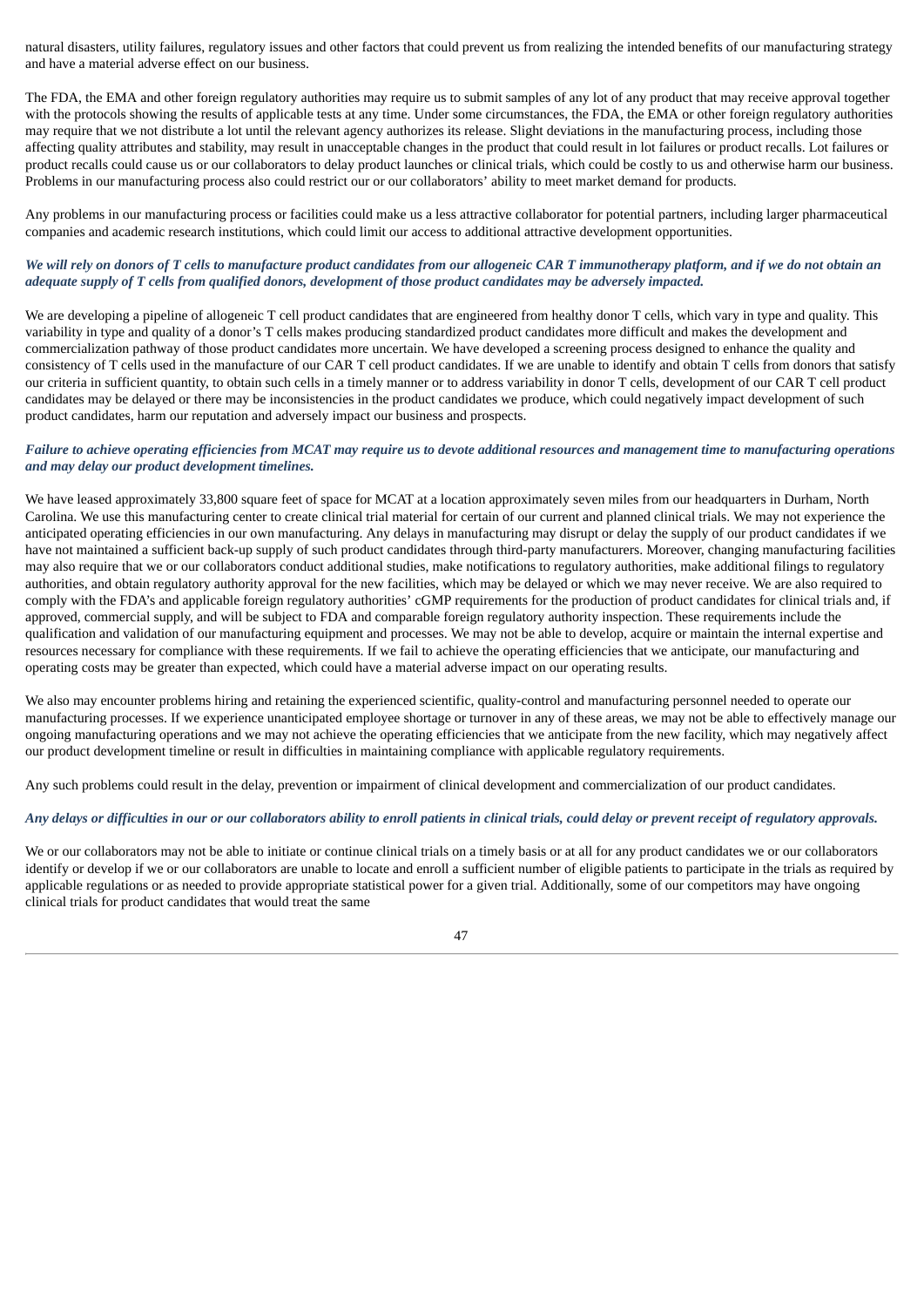natural disasters, utility failures, regulatory issues and other factors that could prevent us from realizing the intended benefits of our manufacturing strategy and have a material adverse effect on our business.

The FDA, the EMA and other foreign regulatory authorities may require us to submit samples of any lot of any product that may receive approval together with the protocols showing the results of applicable tests at any time. Under some circumstances, the FDA, the EMA or other foreign regulatory authorities may require that we not distribute a lot until the relevant agency authorizes its release. Slight deviations in the manufacturing process, including those affecting quality attributes and stability, may result in unacceptable changes in the product that could result in lot failures or product recalls. Lot failures or product recalls could cause us or our collaborators to delay product launches or clinical trials, which could be costly to us and otherwise harm our business. Problems in our manufacturing process also could restrict our or our collaborators' ability to meet market demand for products.

Any problems in our manufacturing process or facilities could make us a less attractive collaborator for potential partners, including larger pharmaceutical companies and academic research institutions, which could limit our access to additional attractive development opportunities.

***We will rely on donors of T cells to manufacture product candidates from our allogeneic CAR T immunotherapy platform, and if we do not obtain an adequate supply of T cells from qualified donors, development of those product candidates may be adversely impacted.***

We are developing a pipeline of allogeneic T cell product candidates that are engineered from healthy donor T cells, which vary in type and quality. This variability in type and quality of a donor's T cells makes producing standardized product candidates more difficult and makes the development and commercialization pathway of those product candidates more uncertain. We have developed a screening process designed to enhance the quality and consistency of T cells used in the manufacture of our CAR T cell product candidates. If we are unable to identify and obtain T cells from donors that satisfy our criteria in sufficient quantity, to obtain such cells in a timely manner or to address variability in donor T cells, development of our CAR T cell product candidates may be delayed or there may be inconsistencies in the product candidates we produce, which could negatively impact development of such product candidates, harm our reputation and adversely impact our business and prospects.

***Failure to achieve operating efficiencies from MCAT may require us to devote additional resources and management time to manufacturing operations and may delay our product development timelines.***

We have leased approximately 33,800 square feet of space for MCAT at a location approximately seven miles from our headquarters in Durham, North Carolina. We use this manufacturing center to create clinical trial material for certain of our current and planned clinical trials. We may not experience the anticipated operating efficiencies in our own manufacturing. Any delays in manufacturing may disrupt or delay the supply of our product candidates if we have not maintained a sufficient back-up supply of such product candidates through third-party manufacturers. Moreover, changing manufacturing facilities may also require that we or our collaborators conduct additional studies, make notifications to regulatory authorities, make additional filings to regulatory authorities, and obtain regulatory authority approval for the new facilities, which may be delayed or which we may never receive. We are also required to comply with the FDA's and applicable foreign regulatory authorities' cGMP requirements for the production of product candidates for clinical trials and, if approved, commercial supply, and will be subject to FDA and comparable foreign regulatory authority inspection. These requirements include the qualification and validation of our manufacturing equipment and processes. We may not be able to develop, acquire or maintain the internal expertise and resources necessary for compliance with these requirements. If we fail to achieve the operating efficiencies that we anticipate, our manufacturing and operating costs may be greater than expected, which could have a material adverse impact on our operating results.

We also may encounter problems hiring and retaining the experienced scientific, quality-control and manufacturing personnel needed to operate our manufacturing processes. If we experience unanticipated employee shortage or turnover in any of these areas, we may not be able to effectively manage our ongoing manufacturing operations and we may not achieve the operating efficiencies that we anticipate from the new facility, which may negatively affect our product development timeline or result in difficulties in maintaining compliance with applicable regulatory requirements.

Any such problems could result in the delay, prevention or impairment of clinical development and commercialization of our product candidates.

***Any delays or difficulties in our or our collaborators ability to enroll patients in clinical trials, could delay or prevent receipt of regulatory approvals.***

We or our collaborators may not be able to initiate or continue clinical trials on a timely basis or at all for any product candidates we or our collaborators identify or develop if we or our collaborators are unable to locate and enroll a sufficient number of eligible patients to participate in the trials as required by applicable regulations or as needed to provide appropriate statistical power for a given trial. Additionally, some of our competitors may have ongoing clinical trials for product candidates that would treat the same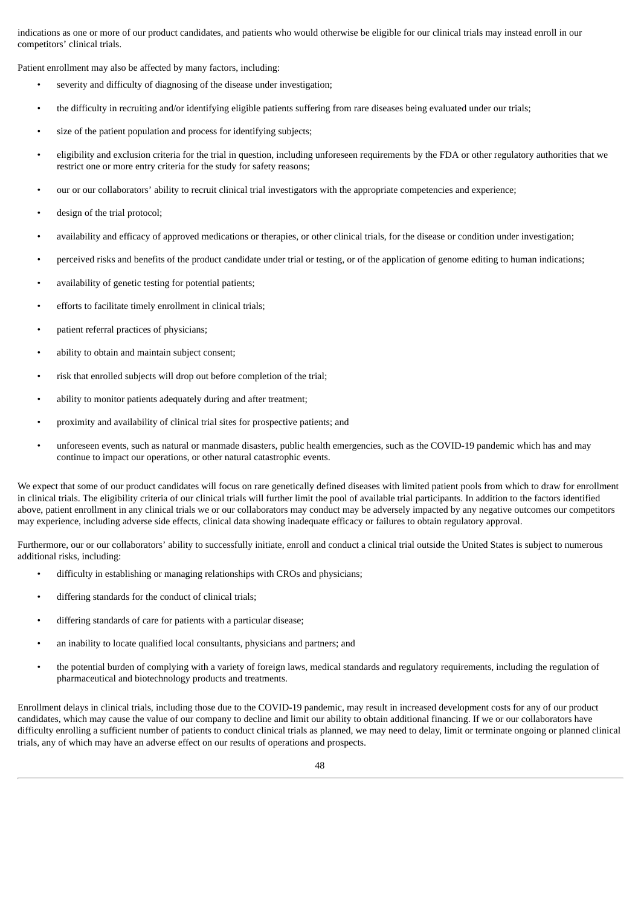indications as one or more of our product candidates, and patients who would otherwise be eligible for our clinical trials may instead enroll in our competitors' clinical trials.

Patient enrollment may also be affected by many factors, including:

- severity and difficulty of diagnosing of the disease under investigation;
- the difficulty in recruiting and/or identifying eligible patients suffering from rare diseases being evaluated under our trials;
- size of the patient population and process for identifying subjects;
- eligibility and exclusion criteria for the trial in question, including unforeseen requirements by the FDA or other regulatory authorities that we restrict one or more entry criteria for the study for safety reasons;
- our or our collaborators' ability to recruit clinical trial investigators with the appropriate competencies and experience;
- design of the trial protocol;
- availability and efficacy of approved medications or therapies, or other clinical trials, for the disease or condition under investigation;
- perceived risks and benefits of the product candidate under trial or testing, or of the application of genome editing to human indications;
- availability of genetic testing for potential patients;
- efforts to facilitate timely enrollment in clinical trials;
- patient referral practices of physicians;
- ability to obtain and maintain subject consent;
- risk that enrolled subjects will drop out before completion of the trial;
- ability to monitor patients adequately during and after treatment;
- proximity and availability of clinical trial sites for prospective patients; and
- unforeseen events, such as natural or manmade disasters, public health emergencies, such as the COVID-19 pandemic which has and may continue to impact our operations, or other natural catastrophic events.

We expect that some of our product candidates will focus on rare genetically defined diseases with limited patient pools from which to draw for enrollment in clinical trials. The eligibility criteria of our clinical trials will further limit the pool of available trial participants. In addition to the factors identified above, patient enrollment in any clinical trials we or our collaborators may conduct may be adversely impacted by any negative outcomes our competitors may experience, including adverse side effects, clinical data showing inadequate efficacy or failures to obtain regulatory approval.

Furthermore, our or our collaborators' ability to successfully initiate, enroll and conduct a clinical trial outside the United States is subject to numerous additional risks, including:

- difficulty in establishing or managing relationships with CROs and physicians;
- differing standards for the conduct of clinical trials;
- differing standards of care for patients with a particular disease;
- an inability to locate qualified local consultants, physicians and partners; and
- the potential burden of complying with a variety of foreign laws, medical standards and regulatory requirements, including the regulation of pharmaceutical and biotechnology products and treatments.

Enrollment delays in clinical trials, including those due to the COVID-19 pandemic, may result in increased development costs for any of our product candidates, which may cause the value of our company to decline and limit our ability to obtain additional financing. If we or our collaborators have difficulty enrolling a sufficient number of patients to conduct clinical trials as planned, we may need to delay, limit or terminate ongoing or planned clinical trials, any of which may have an adverse effect on our results of operations and prospects.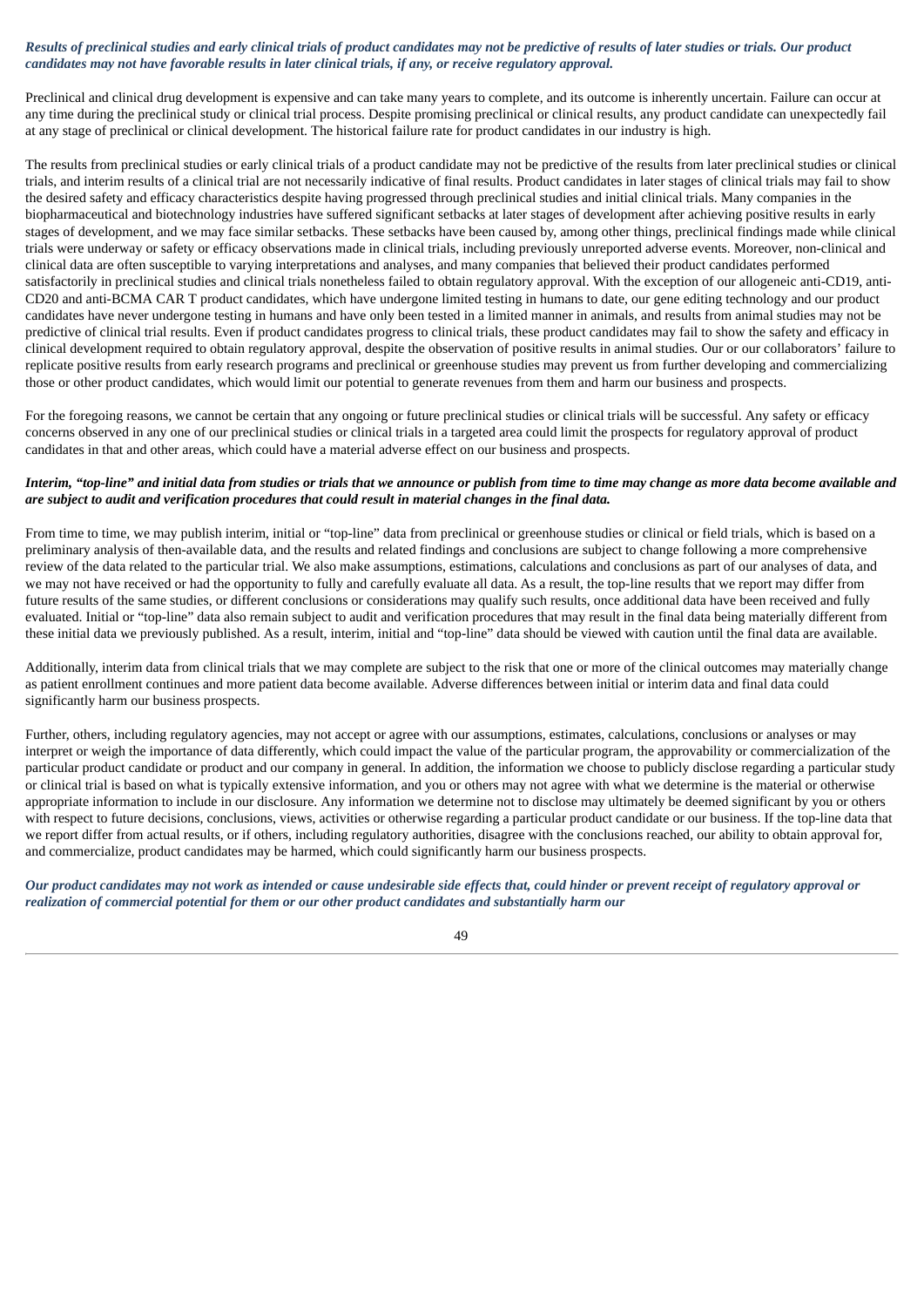***Results of preclinical studies and early clinical trials of product candidates may not be predictive of results of later studies or trials. Our product candidates may not have favorable results in later clinical trials, if any, or receive regulatory approval.***

Preclinical and clinical drug development is expensive and can take many years to complete, and its outcome is inherently uncertain. Failure can occur at any time during the preclinical study or clinical trial process. Despite promising preclinical or clinical results, any product candidate can unexpectedly fail at any stage of preclinical or clinical development. The historical failure rate for product candidates in our industry is high.

The results from preclinical studies or early clinical trials of a product candidate may not be predictive of the results from later preclinical studies or clinical trials, and interim results of a clinical trial are not necessarily indicative of final results. Product candidates in later stages of clinical trials may fail to show the desired safety and efficacy characteristics despite having progressed through preclinical studies and initial clinical trials. Many companies in the biopharmaceutical and biotechnology industries have suffered significant setbacks at later stages of development after achieving positive results in early stages of development, and we may face similar setbacks. These setbacks have been caused by, among other things, preclinical findings made while clinical trials were underway or safety or efficacy observations made in clinical trials, including previously unreported adverse events. Moreover, non-clinical and clinical data are often susceptible to varying interpretations and analyses, and many companies that believed their product candidates performed satisfactorily in preclinical studies and clinical trials nonetheless failed to obtain regulatory approval. With the exception of our allogeneic anti-CD19, anti-CD20 and anti-BCMA CAR T product candidates, which have undergone limited testing in humans to date, our gene editing technology and our product candidates have never undergone testing in humans and have only been tested in a limited manner in animals, and results from animal studies may not be predictive of clinical trial results. Even if product candidates progress to clinical trials, these product candidates may fail to show the safety and efficacy in clinical development required to obtain regulatory approval, despite the observation of positive results in animal studies. Our or our collaborators' failure to replicate positive results from early research programs and preclinical or greenhouse studies may prevent us from further developing and commercializing those or other product candidates, which would limit our potential to generate revenues from them and harm our business and prospects.

For the foregoing reasons, we cannot be certain that any ongoing or future preclinical studies or clinical trials will be successful. Any safety or efficacy concerns observed in any one of our preclinical studies or clinical trials in a targeted area could limit the prospects for regulatory approval of product candidates in that and other areas, which could have a material adverse effect on our business and prospects.

***Interim, "top-line" and initial data from studies or trials that we announce or publish from time to time may change as more data become available and are subject to audit and verification procedures that could result in material changes in the final data.***

From time to time, we may publish interim, initial or "top-line" data from preclinical or greenhouse studies or clinical or field trials, which is based on a preliminary analysis of then-available data, and the results and related findings and conclusions are subject to change following a more comprehensive review of the data related to the particular trial. We also make assumptions, estimations, calculations and conclusions as part of our analyses of data, and we may not have received or had the opportunity to fully and carefully evaluate all data. As a result, the top-line results that we report may differ from future results of the same studies, or different conclusions or considerations may qualify such results, once additional data have been received and fully evaluated. Initial or "top-line" data also remain subject to audit and verification procedures that may result in the final data being materially different from these initial data we previously published. As a result, interim, initial and "top-line" data should be viewed with caution until the final data are available.

Additionally, interim data from clinical trials that we may complete are subject to the risk that one or more of the clinical outcomes may materially change as patient enrollment continues and more patient data become available. Adverse differences between initial or interim data and final data could significantly harm our business prospects.

Further, others, including regulatory agencies, may not accept or agree with our assumptions, estimates, calculations, conclusions or analyses or may interpret or weigh the importance of data differently, which could impact the value of the particular program, the approvability or commercialization of the particular product candidate or product and our company in general. In addition, the information we choose to publicly disclose regarding a particular study or clinical trial is based on what is typically extensive information, and you or others may not agree with what we determine is the material or otherwise appropriate information to include in our disclosure. Any information we determine not to disclose may ultimately be deemed significant by you or others with respect to future decisions, conclusions, views, activities or otherwise regarding a particular product candidate or our business. If the top-line data that we report differ from actual results, or if others, including regulatory authorities, disagree with the conclusions reached, our ability to obtain approval for, and commercialize, product candidates may be harmed, which could significantly harm our business prospects.

***Our product candidates may not work as intended or cause undesirable side effects that, could hinder or prevent receipt of regulatory approval or realization of commercial potential for them or our other product candidates and substantially harm our***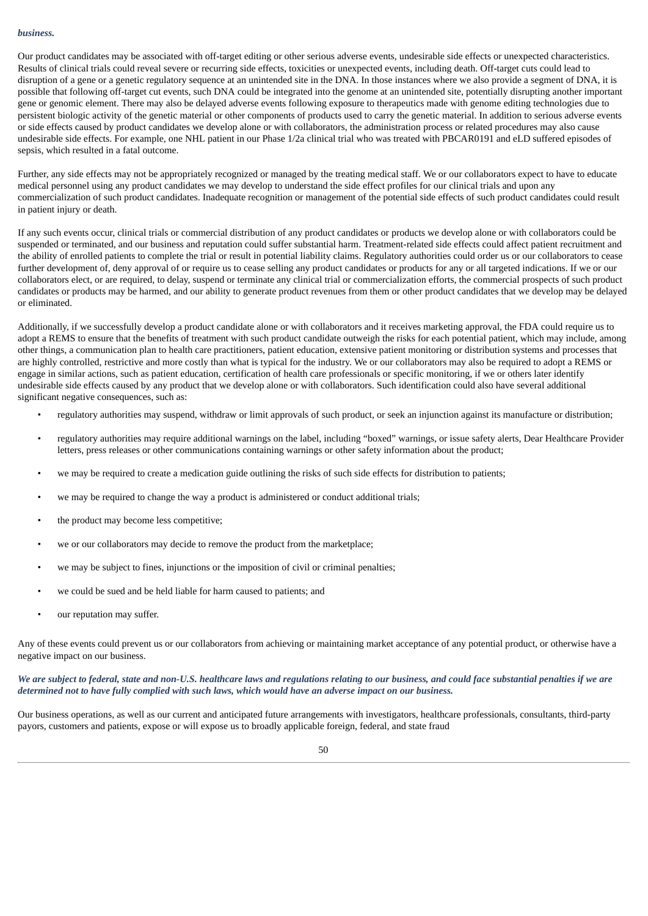*business.*

Our product candidates may be associated with off-target editing or other serious adverse events, undesirable side effects or unexpected characteristics. Results of clinical trials could reveal severe or recurring side effects, toxicities or unexpected events, including death. Off-target cuts could lead to disruption of a gene or a genetic regulatory sequence at an unintended site in the DNA. In those instances where we also provide a segment of DNA, it is possible that following off-target cut events, such DNA could be integrated into the genome at an unintended site, potentially disrupting another important gene or genomic element. There may also be delayed adverse events following exposure to therapeutics made with genome editing technologies due to persistent biologic activity of the genetic material or other components of products used to carry the genetic material. In addition to serious adverse events or side effects caused by product candidates we develop alone or with collaborators, the administration process or related procedures may also cause undesirable side effects. For example, one NHL patient in our Phase 1/2a clinical trial who was treated with PBCAR0191 and eLD suffered episodes of sepsis, which resulted in a fatal outcome.

Further, any side effects may not be appropriately recognized or managed by the treating medical staff. We or our collaborators expect to have to educate medical personnel using any product candidates we may develop to understand the side effect profiles for our clinical trials and upon any commercialization of such product candidates. Inadequate recognition or management of the potential side effects of such product candidates could result in patient injury or death.

If any such events occur, clinical trials or commercial distribution of any product candidates or products we develop alone or with collaborators could be suspended or terminated, and our business and reputation could suffer substantial harm. Treatment-related side effects could affect patient recruitment and the ability of enrolled patients to complete the trial or result in potential liability claims. Regulatory authorities could order us or our collaborators to cease further development of, deny approval of or require us to cease selling any product candidates or products for any or all targeted indications. If we or our collaborators elect, or are required, to delay, suspend or terminate any clinical trial or commercialization efforts, the commercial prospects of such product candidates or products may be harmed, and our ability to generate product revenues from them or other product candidates that we develop may be delayed or eliminated.

Additionally, if we successfully develop a product candidate alone or with collaborators and it receives marketing approval, the FDA could require us to adopt a REMS to ensure that the benefits of treatment with such product candidate outweigh the risks for each potential patient, which may include, among other things, a communication plan to health care practitioners, patient education, extensive patient monitoring or distribution systems and processes that are highly controlled, restrictive and more costly than what is typical for the industry. We or our collaborators may also be required to adopt a REMS or engage in similar actions, such as patient education, certification of health care professionals or specific monitoring, if we or others later identify undesirable side effects caused by any product that we develop alone or with collaborators. Such identification could also have several additional significant negative consequences, such as:

- regulatory authorities may suspend, withdraw or limit approvals of such product, or seek an injunction against its manufacture or distribution;
- regulatory authorities may require additional warnings on the label, including "boxed" warnings, or issue safety alerts, Dear Healthcare Provider letters, press releases or other communications containing warnings or other safety information about the product;
- we may be required to create a medication guide outlining the risks of such side effects for distribution to patients;
- we may be required to change the way a product is administered or conduct additional trials;
- the product may become less competitive;
- we or our collaborators may decide to remove the product from the marketplace;
- we may be subject to fines, injunctions or the imposition of civil or criminal penalties;
- we could be sued and be held liable for harm caused to patients; and
- our reputation may suffer.

Any of these events could prevent us or our collaborators from achieving or maintaining market acceptance of any potential product, or otherwise have a negative impact on our business.

***We are subject to federal, state and non-U.S. healthcare laws and regulations relating to our business, and could face substantial penalties if we are determined not to have fully complied with such laws, which would have an adverse impact on our business.***

Our business operations, as well as our current and anticipated future arrangements with investigators, healthcare professionals, consultants, third-party payors, customers and patients, expose or will expose us to broadly applicable foreign, federal, and state fraud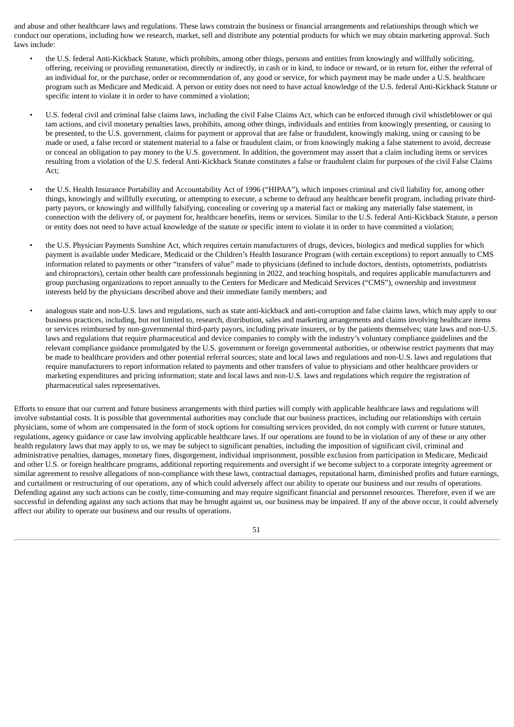and abuse and other healthcare laws and regulations. These laws constrain the business or financial arrangements and relationships through which we conduct our operations, including how we research, market, sell and distribute any potential products for which we may obtain marketing approval. Such laws include:

- the U.S. federal Anti-Kickback Statute, which prohibits, among other things, persons and entities from knowingly and willfully soliciting, offering, receiving or providing remuneration, directly or indirectly, in cash or in kind, to induce or reward, or in return for, either the referral of an individual for, or the purchase, order or recommendation of, any good or service, for which payment may be made under a U.S. healthcare program such as Medicare and Medicaid. A person or entity does not need to have actual knowledge of the U.S. federal Anti-Kickback Statute or specific intent to violate it in order to have committed a violation;

- U.S. federal civil and criminal false claims laws, including the civil False Claims Act, which can be enforced through civil whistleblower or qui tam actions, and civil monetary penalties laws, prohibits, among other things, individuals and entities from knowingly presenting, or causing to be presented, to the U.S. government, claims for payment or approval that are false or fraudulent, knowingly making, using or causing to be made or used, a false record or statement material to a false or fraudulent claim, or from knowingly making a false statement to avoid, decrease or conceal an obligation to pay money to the U.S. government. In addition, the government may assert that a claim including items or services resulting from a violation of the U.S. federal Anti-Kickback Statute constitutes a false or fraudulent claim for purposes of the civil False Claims Act;

- the U.S. Health Insurance Portability and Accountability Act of 1996 ("HIPAA"), which imposes criminal and civil liability for, among other things, knowingly and willfully executing, or attempting to execute, a scheme to defraud any healthcare benefit program, including private third-party payors, or knowingly and willfully falsifying, concealing or covering up a material fact or making any materially false statement, in connection with the delivery of, or payment for, healthcare benefits, items or services. Similar to the U.S. federal Anti-Kickback Statute, a person or entity does not need to have actual knowledge of the statute or specific intent to violate it in order to have committed a violation;

- the U.S. Physician Payments Sunshine Act, which requires certain manufacturers of drugs, devices, biologics and medical supplies for which payment is available under Medicare, Medicaid or the Children's Health Insurance Program (with certain exceptions) to report annually to CMS information related to payments or other "transfers of value" made to physicians (defined to include doctors, dentists, optometrists, podiatrists and chiropractors), certain other health care professionals beginning in 2022, and teaching hospitals, and requires applicable manufacturers and group purchasing organizations to report annually to the Centers for Medicare and Medicaid Services ("CMS"), ownership and investment interests held by the physicians described above and their immediate family members; and

- analogous state and non-U.S. laws and regulations, such as state anti-kickback and anti-corruption and false claims laws, which may apply to our business practices, including, but not limited to, research, distribution, sales and marketing arrangements and claims involving healthcare items or services reimbursed by non-governmental third-party payors, including private insurers, or by the patients themselves; state laws and non-U.S. laws and regulations that require pharmaceutical and device companies to comply with the industry's voluntary compliance guidelines and the relevant compliance guidance promulgated by the U.S. government or foreign governmental authorities, or otherwise restrict payments that may be made to healthcare providers and other potential referral sources; state and local laws and regulations and non-U.S. laws and regulations that require manufacturers to report information related to payments and other transfers of value to physicians and other healthcare providers or marketing expenditures and pricing information; state and local laws and non-U.S. laws and regulations which require the registration of pharmaceutical sales representatives.

Efforts to ensure that our current and future business arrangements with third parties will comply with applicable healthcare laws and regulations will involve substantial costs. It is possible that governmental authorities may conclude that our business practices, including our relationships with certain physicians, some of whom are compensated in the form of stock options for consulting services provided, do not comply with current or future statutes, regulations, agency guidance or case law involving applicable healthcare laws. If our operations are found to be in violation of any of these or any other health regulatory laws that may apply to us, we may be subject to significant penalties, including the imposition of significant civil, criminal and administrative penalties, damages, monetary fines, disgorgement, individual imprisonment, possible exclusion from participation in Medicare, Medicaid and other U.S. or foreign healthcare programs, additional reporting requirements and oversight if we become subject to a corporate integrity agreement or similar agreement to resolve allegations of non-compliance with these laws, contractual damages, reputational harm, diminished profits and future earnings, and curtailment or restructuring of our operations, any of which could adversely affect our ability to operate our business and our results of operations. Defending against any such actions can be costly, time-consuming and may require significant financial and personnel resources. Therefore, even if we are successful in defending against any such actions that may be brought against us, our business may be impaired. If any of the above occur, it could adversely affect our ability to operate our business and our results of operations.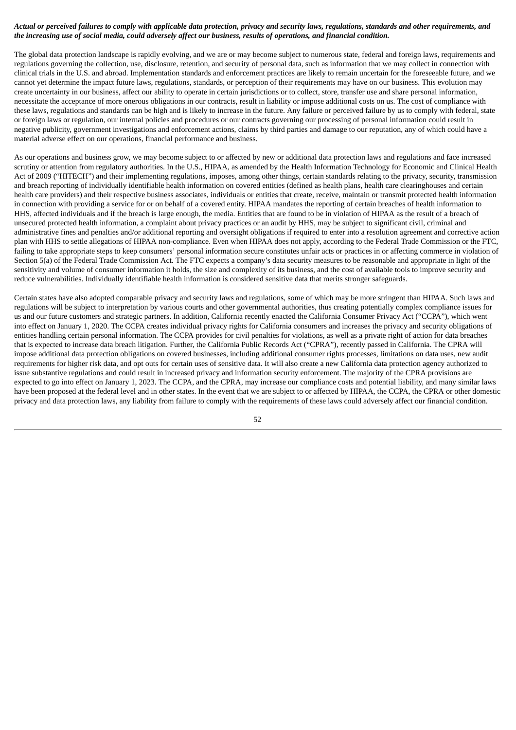***Actual or perceived failures to comply with applicable data protection, privacy and security laws, regulations, standards and other requirements, and the increasing use of social media, could adversely affect our business, results of operations, and financial condition.***

The global data protection landscape is rapidly evolving, and we are or may become subject to numerous state, federal and foreign laws, requirements and regulations governing the collection, use, disclosure, retention, and security of personal data, such as information that we may collect in connection with clinical trials in the U.S. and abroad. Implementation standards and enforcement practices are likely to remain uncertain for the foreseeable future, and we cannot yet determine the impact future laws, regulations, standards, or perception of their requirements may have on our business. This evolution may create uncertainty in our business, affect our ability to operate in certain jurisdictions or to collect, store, transfer use and share personal information, necessitate the acceptance of more onerous obligations in our contracts, result in liability or impose additional costs on us. The cost of compliance with these laws, regulations and standards can be high and is likely to increase in the future. Any failure or perceived failure by us to comply with federal, state or foreign laws or regulation, our internal policies and procedures or our contracts governing our processing of personal information could result in negative publicity, government investigations and enforcement actions, claims by third parties and damage to our reputation, any of which could have a material adverse effect on our operations, financial performance and business.

As our operations and business grow, we may become subject to or affected by new or additional data protection laws and regulations and face increased scrutiny or attention from regulatory authorities. In the U.S., HIPAA, as amended by the Health Information Technology for Economic and Clinical Health Act of 2009 ("HITECH") and their implementing regulations, imposes, among other things, certain standards relating to the privacy, security, transmission and breach reporting of individually identifiable health information on covered entities (defined as health plans, health care clearinghouses and certain health care providers) and their respective business associates, individuals or entities that create, receive, maintain or transmit protected health information in connection with providing a service for or on behalf of a covered entity. HIPAA mandates the reporting of certain breaches of health information to HHS, affected individuals and if the breach is large enough, the media. Entities that are found to be in violation of HIPAA as the result of a breach of unsecured protected health information, a complaint about privacy practices or an audit by HHS, may be subject to significant civil, criminal and administrative fines and penalties and/or additional reporting and oversight obligations if required to enter into a resolution agreement and corrective action plan with HHS to settle allegations of HIPAA non-compliance. Even when HIPAA does not apply, according to the Federal Trade Commission or the FTC, failing to take appropriate steps to keep consumers' personal information secure constitutes unfair acts or practices in or affecting commerce in violation of Section 5(a) of the Federal Trade Commission Act. The FTC expects a company's data security measures to be reasonable and appropriate in light of the sensitivity and volume of consumer information it holds, the size and complexity of its business, and the cost of available tools to improve security and reduce vulnerabilities. Individually identifiable health information is considered sensitive data that merits stronger safeguards.

Certain states have also adopted comparable privacy and security laws and regulations, some of which may be more stringent than HIPAA. Such laws and regulations will be subject to interpretation by various courts and other governmental authorities, thus creating potentially complex compliance issues for us and our future customers and strategic partners. In addition, California recently enacted the California Consumer Privacy Act ("CCPA"), which went into effect on January 1, 2020. The CCPA creates individual privacy rights for California consumers and increases the privacy and security obligations of entities handling certain personal information. The CCPA provides for civil penalties for violations, as well as a private right of action for data breaches that is expected to increase data breach litigation. Further, the California Public Records Act ("CPRA"), recently passed in California. The CPRA will impose additional data protection obligations on covered businesses, including additional consumer rights processes, limitations on data uses, new audit requirements for higher risk data, and opt outs for certain uses of sensitive data. It will also create a new California data protection agency authorized to issue substantive regulations and could result in increased privacy and information security enforcement. The majority of the CPRA provisions are expected to go into effect on January 1, 2023. The CCPA, and the CPRA, may increase our compliance costs and potential liability, and many similar laws have been proposed at the federal level and in other states. In the event that we are subject to or affected by HIPAA, the CCPA, the CPRA or other domestic privacy and data protection laws, any liability from failure to comply with the requirements of these laws could adversely affect our financial condition.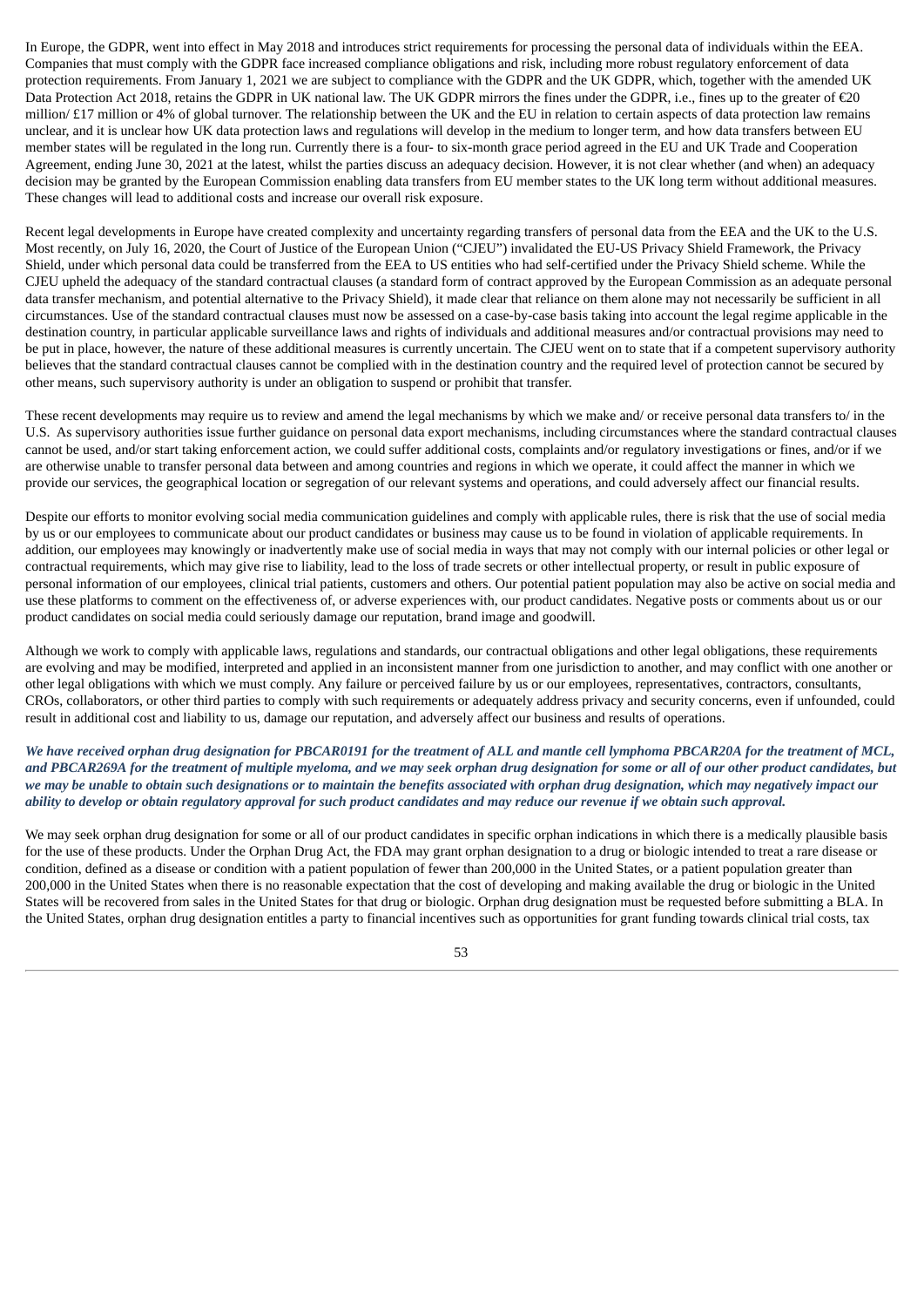In Europe, the GDPR, went into effect in May 2018 and introduces strict requirements for processing the personal data of individuals within the EEA. Companies that must comply with the GDPR face increased compliance obligations and risk, including more robust regulatory enforcement of data protection requirements. From January 1, 2021 we are subject to compliance with the GDPR and the UK GDPR, which, together with the amended UK Data Protection Act 2018, retains the GDPR in UK national law. The UK GDPR mirrors the fines under the GDPR, i.e., fines up to the greater of €20 million/ £17 million or 4% of global turnover. The relationship between the UK and the EU in relation to certain aspects of data protection law remains unclear, and it is unclear how UK data protection laws and regulations will develop in the medium to longer term, and how data transfers between EU member states will be regulated in the long run. Currently there is a four- to six-month grace period agreed in the EU and UK Trade and Cooperation Agreement, ending June 30, 2021 at the latest, whilst the parties discuss an adequacy decision. However, it is not clear whether (and when) an adequacy decision may be granted by the European Commission enabling data transfers from EU member states to the UK long term without additional measures. These changes will lead to additional costs and increase our overall risk exposure.

Recent legal developments in Europe have created complexity and uncertainty regarding transfers of personal data from the EEA and the UK to the U.S. Most recently, on July 16, 2020, the Court of Justice of the European Union ("CJEU") invalidated the EU-US Privacy Shield Framework, the Privacy Shield, under which personal data could be transferred from the EEA to US entities who had self-certified under the Privacy Shield scheme. While the CJEU upheld the adequacy of the standard contractual clauses (a standard form of contract approved by the European Commission as an adequate personal data transfer mechanism, and potential alternative to the Privacy Shield), it made clear that reliance on them alone may not necessarily be sufficient in all circumstances. Use of the standard contractual clauses must now be assessed on a case-by-case basis taking into account the legal regime applicable in the destination country, in particular applicable surveillance laws and rights of individuals and additional measures and/or contractual provisions may need to be put in place, however, the nature of these additional measures is currently uncertain. The CJEU went on to state that if a competent supervisory authority believes that the standard contractual clauses cannot be complied with in the destination country and the required level of protection cannot be secured by other means, such supervisory authority is under an obligation to suspend or prohibit that transfer.

These recent developments may require us to review and amend the legal mechanisms by which we make and/ or receive personal data transfers to/ in the U.S. As supervisory authorities issue further guidance on personal data export mechanisms, including circumstances where the standard contractual clauses cannot be used, and/or start taking enforcement action, we could suffer additional costs, complaints and/or regulatory investigations or fines, and/or if we are otherwise unable to transfer personal data between and among countries and regions in which we operate, it could affect the manner in which we provide our services, the geographical location or segregation of our relevant systems and operations, and could adversely affect our financial results.

Despite our efforts to monitor evolving social media communication guidelines and comply with applicable rules, there is risk that the use of social media by us or our employees to communicate about our product candidates or business may cause us to be found in violation of applicable requirements. In addition, our employees may knowingly or inadvertently make use of social media in ways that may not comply with our internal policies or other legal or contractual requirements, which may give rise to liability, lead to the loss of trade secrets or other intellectual property, or result in public exposure of personal information of our employees, clinical trial patients, customers and others. Our potential patient population may also be active on social media and use these platforms to comment on the effectiveness of, or adverse experiences with, our product candidates. Negative posts or comments about us or our product candidates on social media could seriously damage our reputation, brand image and goodwill.

Although we work to comply with applicable laws, regulations and standards, our contractual obligations and other legal obligations, these requirements are evolving and may be modified, interpreted and applied in an inconsistent manner from one jurisdiction to another, and may conflict with one another or other legal obligations with which we must comply. Any failure or perceived failure by us or our employees, representatives, contractors, consultants, CROs, collaborators, or other third parties to comply with such requirements or adequately address privacy and security concerns, even if unfounded, could result in additional cost and liability to us, damage our reputation, and adversely affect our business and results of operations.

***We have received orphan drug designation for PBCAR0191 for the treatment of ALL and mantle cell lymphoma PBCAR20A for the treatment of MCL, and PBCAR269A for the treatment of multiple myeloma, and we may seek orphan drug designation for some or all of our other product candidates, but we may be unable to obtain such designations or to maintain the benefits associated with orphan drug designation, which may negatively impact our ability to develop or obtain regulatory approval for such product candidates and may reduce our revenue if we obtain such approval.***

We may seek orphan drug designation for some or all of our product candidates in specific orphan indications in which there is a medically plausible basis for the use of these products. Under the Orphan Drug Act, the FDA may grant orphan designation to a drug or biologic intended to treat a rare disease or condition, defined as a disease or condition with a patient population of fewer than 200,000 in the United States, or a patient population greater than 200,000 in the United States when there is no reasonable expectation that the cost of developing and making available the drug or biologic in the United States will be recovered from sales in the United States for that drug or biologic. Orphan drug designation must be requested before submitting a BLA. In the United States, orphan drug designation entitles a party to financial incentives such as opportunities for grant funding towards clinical trial costs, tax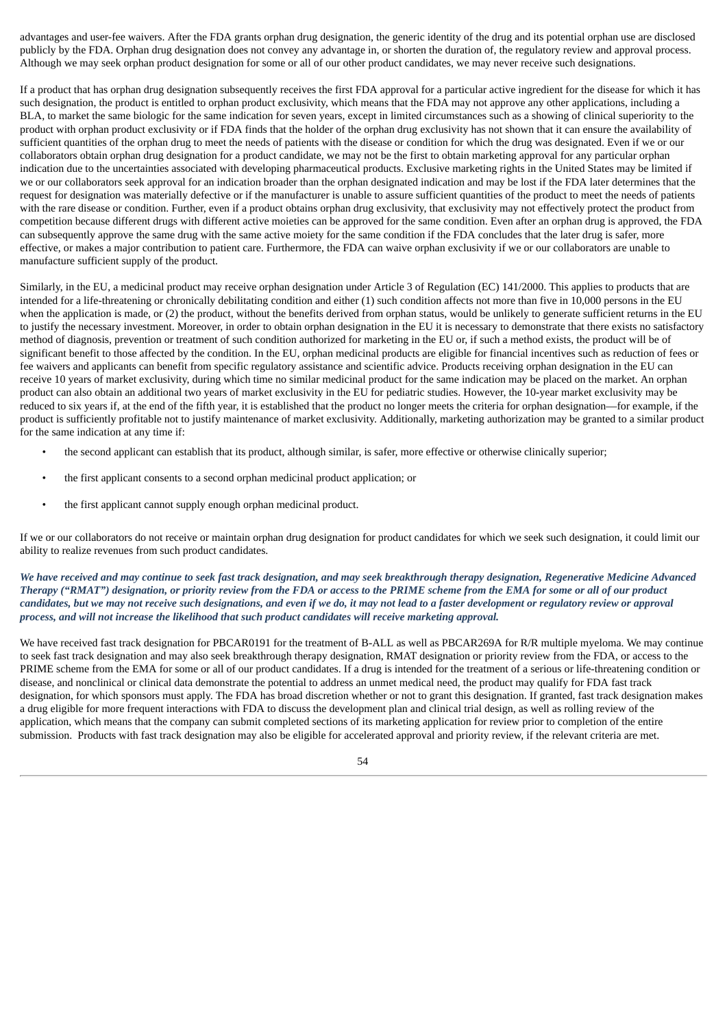advantages and user-fee waivers. After the FDA grants orphan drug designation, the generic identity of the drug and its potential orphan use are disclosed publicly by the FDA. Orphan drug designation does not convey any advantage in, or shorten the duration of, the regulatory review and approval process. Although we may seek orphan product designation for some or all of our other product candidates, we may never receive such designations.

If a product that has orphan drug designation subsequently receives the first FDA approval for a particular active ingredient for the disease for which it has such designation, the product is entitled to orphan product exclusivity, which means that the FDA may not approve any other applications, including a BLA, to market the same biologic for the same indication for seven years, except in limited circumstances such as a showing of clinical superiority to the product with orphan product exclusivity or if FDA finds that the holder of the orphan drug exclusivity has not shown that it can ensure the availability of sufficient quantities of the orphan drug to meet the needs of patients with the disease or condition for which the drug was designated. Even if we or our collaborators obtain orphan drug designation for a product candidate, we may not be the first to obtain marketing approval for any particular orphan indication due to the uncertainties associated with developing pharmaceutical products. Exclusive marketing rights in the United States may be limited if we or our collaborators seek approval for an indication broader than the orphan designated indication and may be lost if the FDA later determines that the request for designation was materially defective or if the manufacturer is unable to assure sufficient quantities of the product to meet the needs of patients with the rare disease or condition. Further, even if a product obtains orphan drug exclusivity, that exclusivity may not effectively protect the product from competition because different drugs with different active moieties can be approved for the same condition. Even after an orphan drug is approved, the FDA can subsequently approve the same drug with the same active moiety for the same condition if the FDA concludes that the later drug is safer, more effective, or makes a major contribution to patient care. Furthermore, the FDA can waive orphan exclusivity if we or our collaborators are unable to manufacture sufficient supply of the product.

Similarly, in the EU, a medicinal product may receive orphan designation under Article 3 of Regulation (EC) 141/2000. This applies to products that are intended for a life-threatening or chronically debilitating condition and either (1) such condition affects not more than five in 10,000 persons in the EU when the application is made, or (2) the product, without the benefits derived from orphan status, would be unlikely to generate sufficient returns in the EU to justify the necessary investment. Moreover, in order to obtain orphan designation in the EU it is necessary to demonstrate that there exists no satisfactory method of diagnosis, prevention or treatment of such condition authorized for marketing in the EU or, if such a method exists, the product will be of significant benefit to those affected by the condition. In the EU, orphan medicinal products are eligible for financial incentives such as reduction of fees or fee waivers and applicants can benefit from specific regulatory assistance and scientific advice. Products receiving orphan designation in the EU can receive 10 years of market exclusivity, during which time no similar medicinal product for the same indication may be placed on the market. An orphan product can also obtain an additional two years of market exclusivity in the EU for pediatric studies. However, the 10-year market exclusivity may be reduced to six years if, at the end of the fifth year, it is established that the product no longer meets the criteria for orphan designation—for example, if the product is sufficiently profitable not to justify maintenance of market exclusivity. Additionally, marketing authorization may be granted to a similar product for the same indication at any time if:

- the second applicant can establish that its product, although similar, is safer, more effective or otherwise clinically superior;
- the first applicant consents to a second orphan medicinal product application; or
- the first applicant cannot supply enough orphan medicinal product.

If we or our collaborators do not receive or maintain orphan drug designation for product candidates for which we seek such designation, it could limit our ability to realize revenues from such product candidates.

***We have received and may continue to seek fast track designation, and may seek breakthrough therapy designation, Regenerative Medicine Advanced Therapy ("RMAT") designation, or priority review from the FDA or access to the PRIME scheme from the EMA for some or all of our product candidates, but we may not receive such designations, and even if we do, it may not lead to a faster development or regulatory review or approval process, and will not increase the likelihood that such product candidates will receive marketing approval.***

We have received fast track designation for PBCAR0191 for the treatment of B-ALL as well as PBCAR269A for R/R multiple myeloma. We may continue to seek fast track designation and may also seek breakthrough therapy designation, RMAT designation or priority review from the FDA, or access to the PRIME scheme from the EMA for some or all of our product candidates. If a drug is intended for the treatment of a serious or life-threatening condition or disease, and nonclinical or clinical data demonstrate the potential to address an unmet medical need, the product may qualify for FDA fast track designation, for which sponsors must apply. The FDA has broad discretion whether or not to grant this designation. If granted, fast track designation makes a drug eligible for more frequent interactions with FDA to discuss the development plan and clinical trial design, as well as rolling review of the application, which means that the company can submit completed sections of its marketing application for review prior to completion of the entire submission. Products with fast track designation may also be eligible for accelerated approval and priority review, if the relevant criteria are met.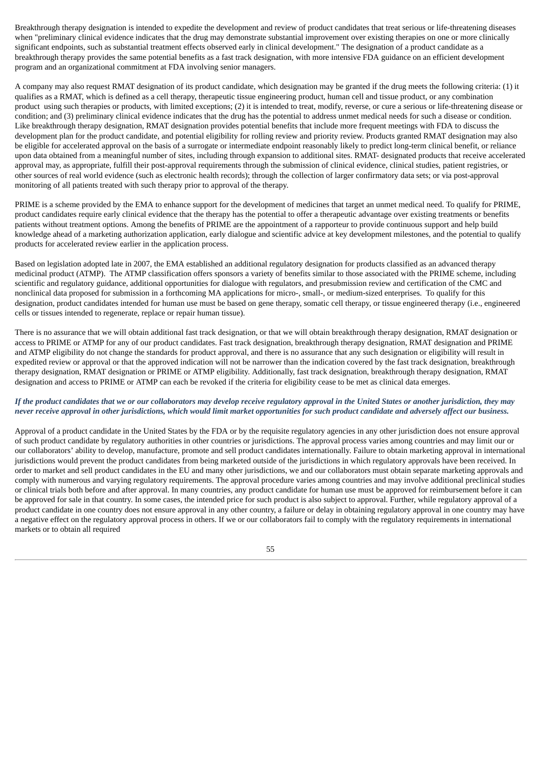Breakthrough therapy designation is intended to expedite the development and review of product candidates that treat serious or life-threatening diseases when "preliminary clinical evidence indicates that the drug may demonstrate substantial improvement over existing therapies on one or more clinically significant endpoints, such as substantial treatment effects observed early in clinical development." The designation of a product candidate as a breakthrough therapy provides the same potential benefits as a fast track designation, with more intensive FDA guidance on an efficient development program and an organizational commitment at FDA involving senior managers.

A company may also request RMAT designation of its product candidate, which designation may be granted if the drug meets the following criteria: (1) it qualifies as a RMAT, which is defined as a cell therapy, therapeutic tissue engineering product, human cell and tissue product, or any combination product using such therapies or products, with limited exceptions; (2) it is intended to treat, modify, reverse, or cure a serious or life-threatening disease or condition; and (3) preliminary clinical evidence indicates that the drug has the potential to address unmet medical needs for such a disease or condition. Like breakthrough therapy designation, RMAT designation provides potential benefits that include more frequent meetings with FDA to discuss the development plan for the product candidate, and potential eligibility for rolling review and priority review. Products granted RMAT designation may also be eligible for accelerated approval on the basis of a surrogate or intermediate endpoint reasonably likely to predict long-term clinical benefit, or reliance upon data obtained from a meaningful number of sites, including through expansion to additional sites. RMAT- designated products that receive accelerated approval may, as appropriate, fulfill their post-approval requirements through the submission of clinical evidence, clinical studies, patient registries, or other sources of real world evidence (such as electronic health records); through the collection of larger confirmatory data sets; or via post-approval monitoring of all patients treated with such therapy prior to approval of the therapy.

PRIME is a scheme provided by the EMA to enhance support for the development of medicines that target an unmet medical need. To qualify for PRIME, product candidates require early clinical evidence that the therapy has the potential to offer a therapeutic advantage over existing treatments or benefits patients without treatment options. Among the benefits of PRIME are the appointment of a rapporteur to provide continuous support and help build knowledge ahead of a marketing authorization application, early dialogue and scientific advice at key development milestones, and the potential to qualify products for accelerated review earlier in the application process.

Based on legislation adopted late in 2007, the EMA established an additional regulatory designation for products classified as an advanced therapy medicinal product (ATMP). The ATMP classification offers sponsors a variety of benefits similar to those associated with the PRIME scheme, including scientific and regulatory guidance, additional opportunities for dialogue with regulators, and presubmission review and certification of the CMC and nonclinical data proposed for submission in a forthcoming MA applications for micro-, small-, or medium-sized enterprises. To qualify for this designation, product candidates intended for human use must be based on gene therapy, somatic cell therapy, or tissue engineered therapy (i.e., engineered cells or tissues intended to regenerate, replace or repair human tissue).

There is no assurance that we will obtain additional fast track designation, or that we will obtain breakthrough therapy designation, RMAT designation or access to PRIME or ATMP for any of our product candidates. Fast track designation, breakthrough therapy designation, RMAT designation and PRIME and ATMP eligibility do not change the standards for product approval, and there is no assurance that any such designation or eligibility will result in expedited review or approval or that the approved indication will not be narrower than the indication covered by the fast track designation, breakthrough therapy designation, RMAT designation or PRIME or ATMP eligibility. Additionally, fast track designation, breakthrough therapy designation, RMAT designation and access to PRIME or ATMP can each be revoked if the criteria for eligibility cease to be met as clinical data emerges.

***If the product candidates that we or our collaborators may develop receive regulatory approval in the United States or another jurisdiction, they may never receive approval in other jurisdictions, which would limit market opportunities for such product candidate and adversely affect our business.***

Approval of a product candidate in the United States by the FDA or by the requisite regulatory agencies in any other jurisdiction does not ensure approval of such product candidate by regulatory authorities in other countries or jurisdictions. The approval process varies among countries and may limit our or our collaborators' ability to develop, manufacture, promote and sell product candidates internationally. Failure to obtain marketing approval in international jurisdictions would prevent the product candidates from being marketed outside of the jurisdictions in which regulatory approvals have been received. In order to market and sell product candidates in the EU and many other jurisdictions, we and our collaborators must obtain separate marketing approvals and comply with numerous and varying regulatory requirements. The approval procedure varies among countries and may involve additional preclinical studies or clinical trials both before and after approval. In many countries, any product candidate for human use must be approved for reimbursement before it can be approved for sale in that country. In some cases, the intended price for such product is also subject to approval. Further, while regulatory approval of a product candidate in one country does not ensure approval in any other country, a failure or delay in obtaining regulatory approval in one country may have a negative effect on the regulatory approval process in others. If we or our collaborators fail to comply with the regulatory requirements in international markets or to obtain all required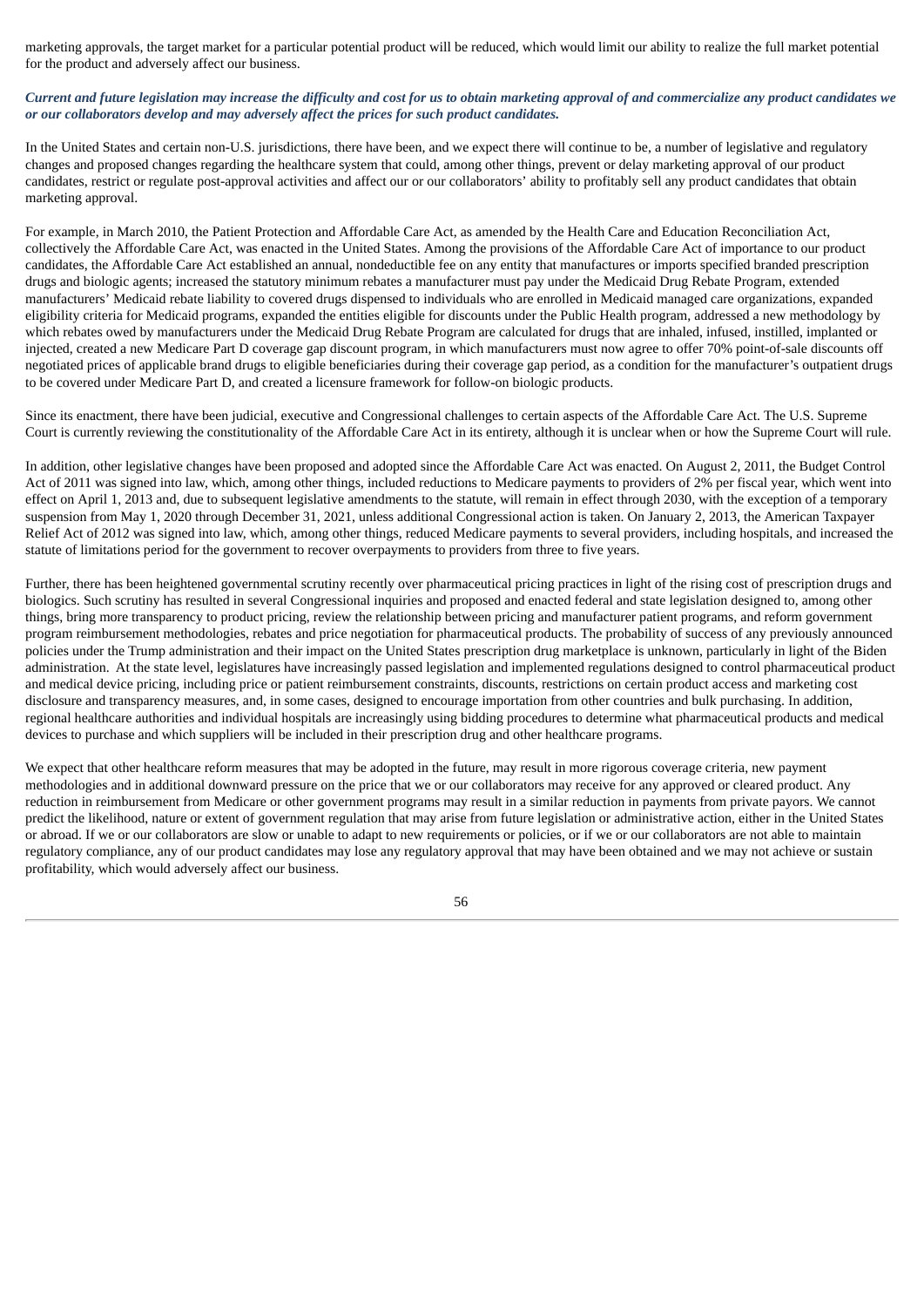marketing approvals, the target market for a particular potential product will be reduced, which would limit our ability to realize the full market potential for the product and adversely affect our business.

***Current and future legislation may increase the difficulty and cost for us to obtain marketing approval of and commercialize any product candidates we or our collaborators develop and may adversely affect the prices for such product candidates.***

In the United States and certain non-U.S. jurisdictions, there have been, and we expect there will continue to be, a number of legislative and regulatory changes and proposed changes regarding the healthcare system that could, among other things, prevent or delay marketing approval of our product candidates, restrict or regulate post-approval activities and affect our or our collaborators' ability to profitably sell any product candidates that obtain marketing approval.

For example, in March 2010, the Patient Protection and Affordable Care Act, as amended by the Health Care and Education Reconciliation Act, collectively the Affordable Care Act, was enacted in the United States. Among the provisions of the Affordable Care Act of importance to our product candidates, the Affordable Care Act established an annual, nondeductible fee on any entity that manufactures or imports specified branded prescription drugs and biologic agents; increased the statutory minimum rebates a manufacturer must pay under the Medicaid Drug Rebate Program, extended manufacturers' Medicaid rebate liability to covered drugs dispensed to individuals who are enrolled in Medicaid managed care organizations, expanded eligibility criteria for Medicaid programs, expanded the entities eligible for discounts under the Public Health program, addressed a new methodology by which rebates owed by manufacturers under the Medicaid Drug Rebate Program are calculated for drugs that are inhaled, infused, instilled, implanted or injected, created a new Medicare Part D coverage gap discount program, in which manufacturers must now agree to offer 70% point-of-sale discounts off negotiated prices of applicable brand drugs to eligible beneficiaries during their coverage gap period, as a condition for the manufacturer's outpatient drugs to be covered under Medicare Part D, and created a licensure framework for follow-on biologic products.

Since its enactment, there have been judicial, executive and Congressional challenges to certain aspects of the Affordable Care Act. The U.S. Supreme Court is currently reviewing the constitutionality of the Affordable Care Act in its entirety, although it is unclear when or how the Supreme Court will rule.

In addition, other legislative changes have been proposed and adopted since the Affordable Care Act was enacted. On August 2, 2011, the Budget Control Act of 2011 was signed into law, which, among other things, included reductions to Medicare payments to providers of 2% per fiscal year, which went into effect on April 1, 2013 and, due to subsequent legislative amendments to the statute, will remain in effect through 2030, with the exception of a temporary suspension from May 1, 2020 through December 31, 2021, unless additional Congressional action is taken. On January 2, 2013, the American Taxpayer Relief Act of 2012 was signed into law, which, among other things, reduced Medicare payments to several providers, including hospitals, and increased the statute of limitations period for the government to recover overpayments to providers from three to five years.

Further, there has been heightened governmental scrutiny recently over pharmaceutical pricing practices in light of the rising cost of prescription drugs and biologics. Such scrutiny has resulted in several Congressional inquiries and proposed and enacted federal and state legislation designed to, among other things, bring more transparency to product pricing, review the relationship between pricing and manufacturer patient programs, and reform government program reimbursement methodologies, rebates and price negotiation for pharmaceutical products. The probability of success of any previously announced policies under the Trump administration and their impact on the United States prescription drug marketplace is unknown, particularly in light of the Biden administration. At the state level, legislatures have increasingly passed legislation and implemented regulations designed to control pharmaceutical product and medical device pricing, including price or patient reimbursement constraints, discounts, restrictions on certain product access and marketing cost disclosure and transparency measures, and, in some cases, designed to encourage importation from other countries and bulk purchasing. In addition, regional healthcare authorities and individual hospitals are increasingly using bidding procedures to determine what pharmaceutical products and medical devices to purchase and which suppliers will be included in their prescription drug and other healthcare programs.

We expect that other healthcare reform measures that may be adopted in the future, may result in more rigorous coverage criteria, new payment methodologies and in additional downward pressure on the price that we or our collaborators may receive for any approved or cleared product. Any reduction in reimbursement from Medicare or other government programs may result in a similar reduction in payments from private payors. We cannot predict the likelihood, nature or extent of government regulation that may arise from future legislation or administrative action, either in the United States or abroad. If we or our collaborators are slow or unable to adapt to new requirements or policies, or if we or our collaborators are not able to maintain regulatory compliance, any of our product candidates may lose any regulatory approval that may have been obtained and we may not achieve or sustain profitability, which would adversely affect our business.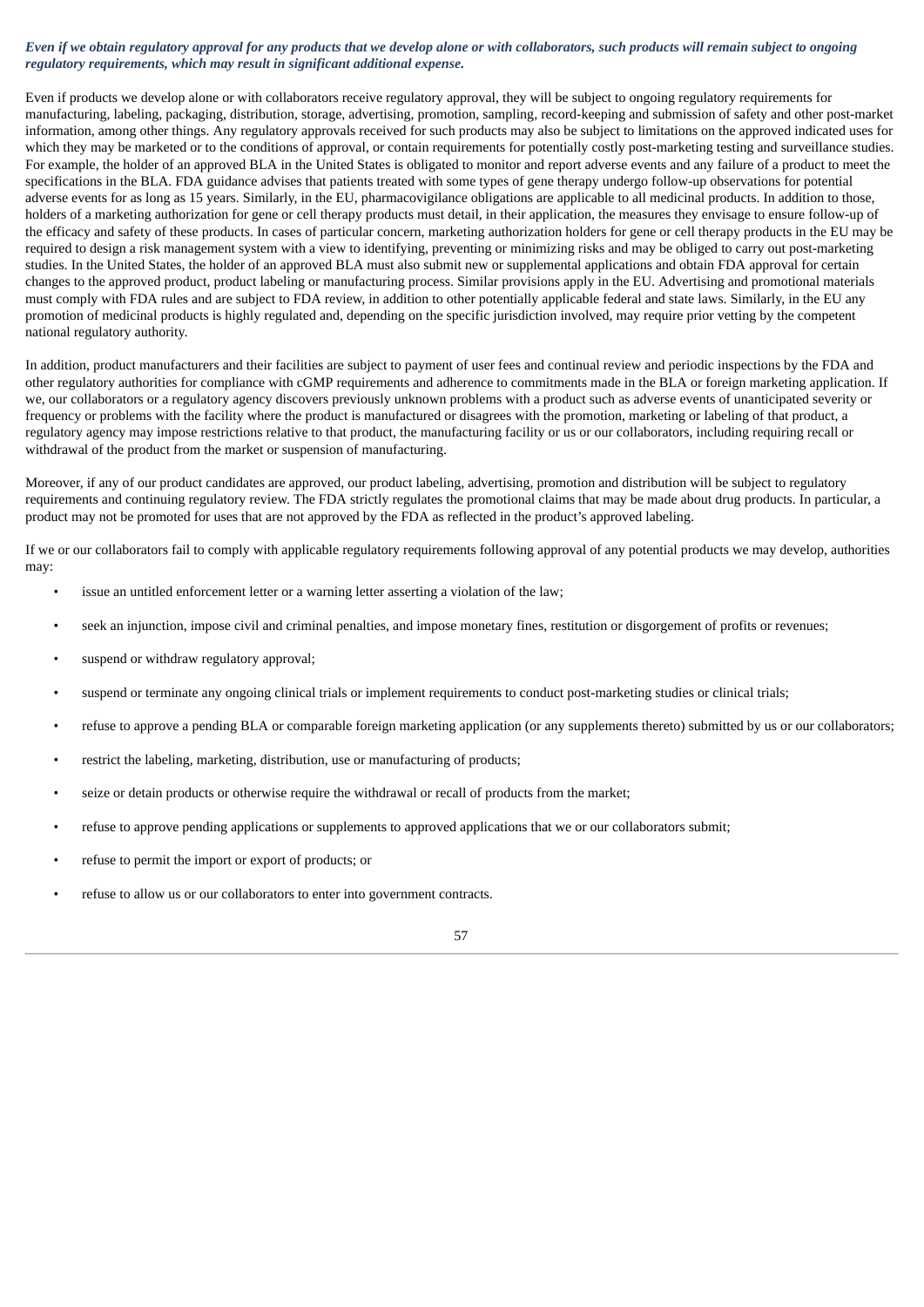***Even if we obtain regulatory approval for any products that we develop alone or with collaborators, such products will remain subject to ongoing regulatory requirements, which may result in significant additional expense.***

Even if products we develop alone or with collaborators receive regulatory approval, they will be subject to ongoing regulatory requirements for manufacturing, labeling, packaging, distribution, storage, advertising, promotion, sampling, record-keeping and submission of safety and other post-market information, among other things. Any regulatory approvals received for such products may also be subject to limitations on the approved indicated uses for which they may be marketed or to the conditions of approval, or contain requirements for potentially costly post-marketing testing and surveillance studies. For example, the holder of an approved BLA in the United States is obligated to monitor and report adverse events and any failure of a product to meet the specifications in the BLA. FDA guidance advises that patients treated with some types of gene therapy undergo follow-up observations for potential adverse events for as long as 15 years. Similarly, in the EU, pharmacovigilance obligations are applicable to all medicinal products. In addition to those, holders of a marketing authorization for gene or cell therapy products must detail, in their application, the measures they envisage to ensure follow-up of the efficacy and safety of these products. In cases of particular concern, marketing authorization holders for gene or cell therapy products in the EU may be required to design a risk management system with a view to identifying, preventing or minimizing risks and may be obliged to carry out post-marketing studies. In the United States, the holder of an approved BLA must also submit new or supplemental applications and obtain FDA approval for certain changes to the approved product, product labeling or manufacturing process. Similar provisions apply in the EU. Advertising and promotional materials must comply with FDA rules and are subject to FDA review, in addition to other potentially applicable federal and state laws. Similarly, in the EU any promotion of medicinal products is highly regulated and, depending on the specific jurisdiction involved, may require prior vetting by the competent national regulatory authority.

In addition, product manufacturers and their facilities are subject to payment of user fees and continual review and periodic inspections by the FDA and other regulatory authorities for compliance with cGMP requirements and adherence to commitments made in the BLA or foreign marketing application. If we, our collaborators or a regulatory agency discovers previously unknown problems with a product such as adverse events of unanticipated severity or frequency or problems with the facility where the product is manufactured or disagrees with the promotion, marketing or labeling of that product, a regulatory agency may impose restrictions relative to that product, the manufacturing facility or us or our collaborators, including requiring recall or withdrawal of the product from the market or suspension of manufacturing.

Moreover, if any of our product candidates are approved, our product labeling, advertising, promotion and distribution will be subject to regulatory requirements and continuing regulatory review. The FDA strictly regulates the promotional claims that may be made about drug products. In particular, a product may not be promoted for uses that are not approved by the FDA as reflected in the product's approved labeling.

If we or our collaborators fail to comply with applicable regulatory requirements following approval of any potential products we may develop, authorities may:

- issue an untitled enforcement letter or a warning letter asserting a violation of the law;
- seek an injunction, impose civil and criminal penalties, and impose monetary fines, restitution or disgorgement of profits or revenues;
- suspend or withdraw regulatory approval;
- suspend or terminate any ongoing clinical trials or implement requirements to conduct post-marketing studies or clinical trials;
- refuse to approve a pending BLA or comparable foreign marketing application (or any supplements thereto) submitted by us or our collaborators;
- restrict the labeling, marketing, distribution, use or manufacturing of products;
- seize or detain products or otherwise require the withdrawal or recall of products from the market;
- refuse to approve pending applications or supplements to approved applications that we or our collaborators submit;
- refuse to permit the import or export of products; or
- refuse to allow us or our collaborators to enter into government contracts.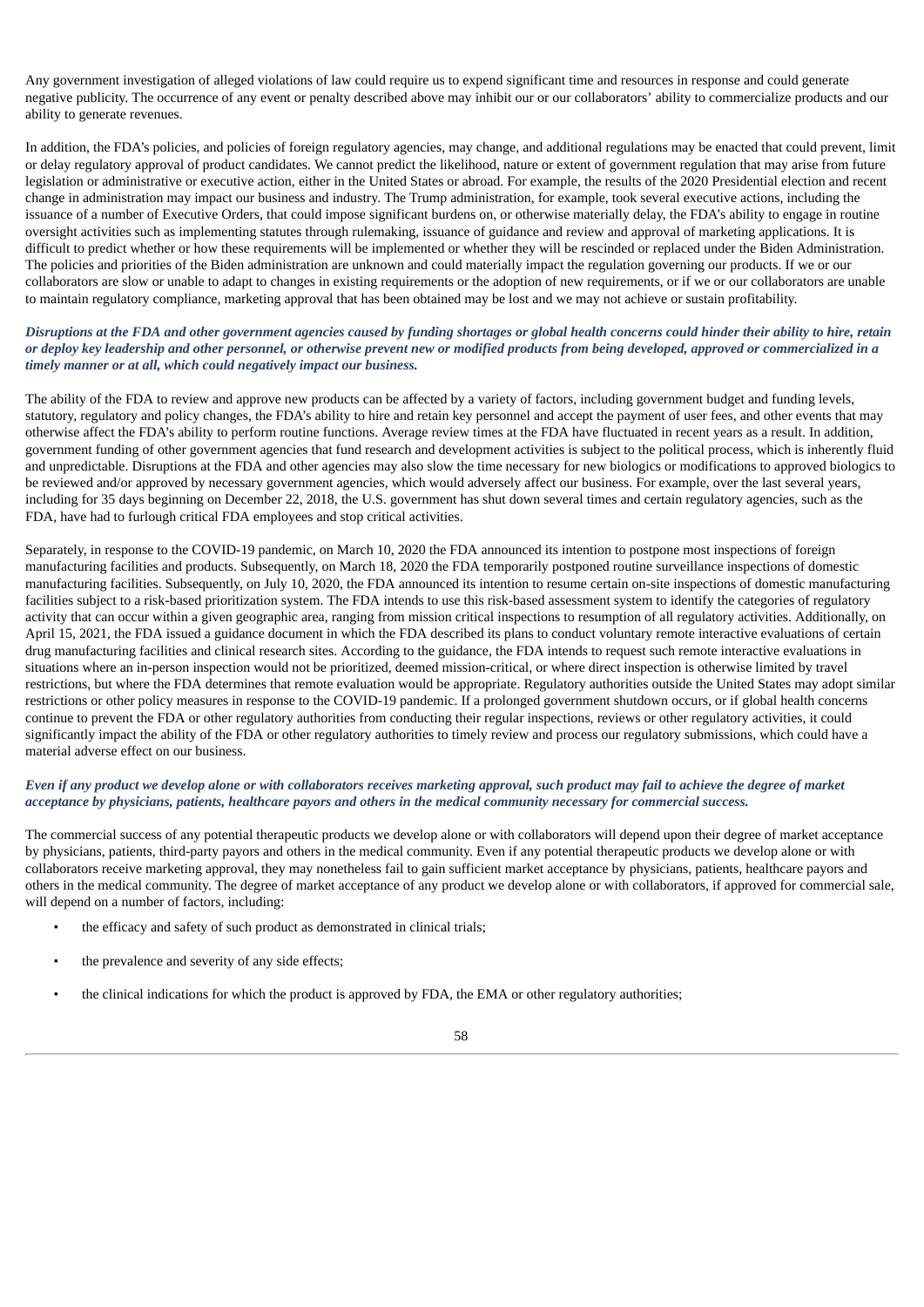Any government investigation of alleged violations of law could require us to expend significant time and resources in response and could generate negative publicity. The occurrence of any event or penalty described above may inhibit our or our collaborators' ability to commercialize products and our ability to generate revenues.

In addition, the FDA's policies, and policies of foreign regulatory agencies, may change, and additional regulations may be enacted that could prevent, limit or delay regulatory approval of product candidates. We cannot predict the likelihood, nature or extent of government regulation that may arise from future legislation or administrative or executive action, either in the United States or abroad. For example, the results of the 2020 Presidential election and recent change in administration may impact our business and industry. The Trump administration, for example, took several executive actions, including the issuance of a number of Executive Orders, that could impose significant burdens on, or otherwise materially delay, the FDA's ability to engage in routine oversight activities such as implementing statutes through rulemaking, issuance of guidance and review and approval of marketing applications. It is difficult to predict whether or how these requirements will be implemented or whether they will be rescinded or replaced under the Biden Administration. The policies and priorities of the Biden administration are unknown and could materially impact the regulation governing our products. If we or our collaborators are slow or unable to adapt to changes in existing requirements or the adoption of new requirements, or if we or our collaborators are unable to maintain regulatory compliance, marketing approval that has been obtained may be lost and we may not achieve or sustain profitability.

***Disruptions at the FDA and other government agencies caused by funding shortages or global health concerns could hinder their ability to hire, retain or deploy key leadership and other personnel, or otherwise prevent new or modified products from being developed, approved or commercialized in a timely manner or at all, which could negatively impact our business.***

The ability of the FDA to review and approve new products can be affected by a variety of factors, including government budget and funding levels, statutory, regulatory and policy changes, the FDA's ability to hire and retain key personnel and accept the payment of user fees, and other events that may otherwise affect the FDA's ability to perform routine functions. Average review times at the FDA have fluctuated in recent years as a result. In addition, government funding of other government agencies that fund research and development activities is subject to the political process, which is inherently fluid and unpredictable. Disruptions at the FDA and other agencies may also slow the time necessary for new biologics or modifications to approved biologics to be reviewed and/or approved by necessary government agencies, which would adversely affect our business. For example, over the last several years, including for 35 days beginning on December 22, 2018, the U.S. government has shut down several times and certain regulatory agencies, such as the FDA, have had to furlough critical FDA employees and stop critical activities.

Separately, in response to the COVID-19 pandemic, on March 10, 2020 the FDA announced its intention to postpone most inspections of foreign manufacturing facilities and products. Subsequently, on March 18, 2020 the FDA temporarily postponed routine surveillance inspections of domestic manufacturing facilities. Subsequently, on July 10, 2020, the FDA announced its intention to resume certain on-site inspections of domestic manufacturing facilities subject to a risk-based prioritization system. The FDA intends to use this risk-based assessment system to identify the categories of regulatory activity that can occur within a given geographic area, ranging from mission critical inspections to resumption of all regulatory activities. Additionally, on April 15, 2021, the FDA issued a guidance document in which the FDA described its plans to conduct voluntary remote interactive evaluations of certain drug manufacturing facilities and clinical research sites. According to the guidance, the FDA intends to request such remote interactive evaluations in situations where an in-person inspection would not be prioritized, deemed mission-critical, or where direct inspection is otherwise limited by travel restrictions, but where the FDA determines that remote evaluation would be appropriate. Regulatory authorities outside the United States may adopt similar restrictions or other policy measures in response to the COVID-19 pandemic. If a prolonged government shutdown occurs, or if global health concerns continue to prevent the FDA or other regulatory authorities from conducting their regular inspections, reviews or other regulatory activities, it could significantly impact the ability of the FDA or other regulatory authorities to timely review and process our regulatory submissions, which could have a material adverse effect on our business.

***Even if any product we develop alone or with collaborators receives marketing approval, such product may fail to achieve the degree of market acceptance by physicians, patients, healthcare payors and others in the medical community necessary for commercial success.***

The commercial success of any potential therapeutic products we develop alone or with collaborators will depend upon their degree of market acceptance by physicians, patients, third-party payors and others in the medical community. Even if any potential therapeutic products we develop alone or with collaborators receive marketing approval, they may nonetheless fail to gain sufficient market acceptance by physicians, patients, healthcare payors and others in the medical community. The degree of market acceptance of any product we develop alone or with collaborators, if approved for commercial sale, will depend on a number of factors, including:

- the efficacy and safety of such product as demonstrated in clinical trials;
- the prevalence and severity of any side effects;
- the clinical indications for which the product is approved by FDA, the EMA or other regulatory authorities;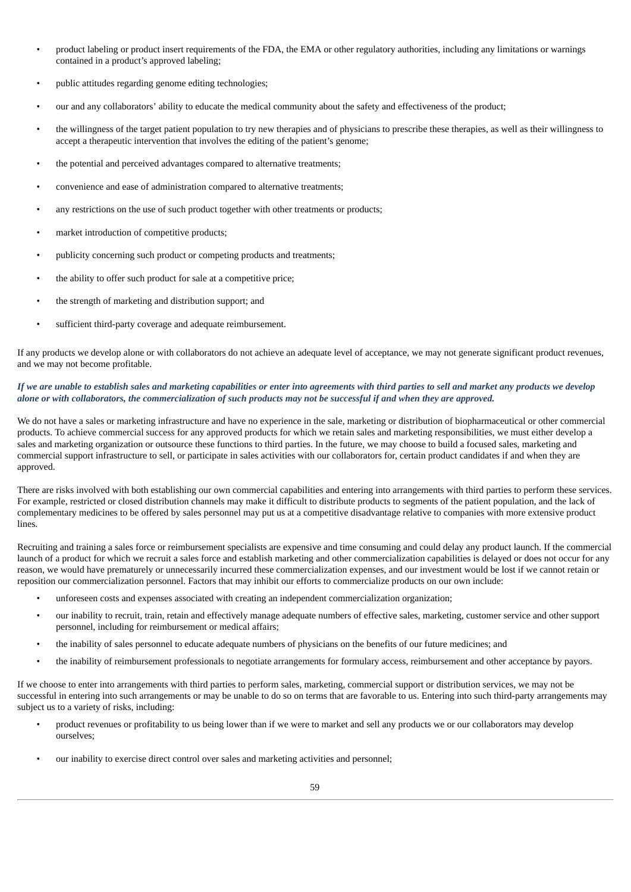- product labeling or product insert requirements of the FDA, the EMA or other regulatory authorities, including any limitations or warnings contained in a product's approved labeling;
- public attitudes regarding genome editing technologies;
- our and any collaborators' ability to educate the medical community about the safety and effectiveness of the product;
- the willingness of the target patient population to try new therapies and of physicians to prescribe these therapies, as well as their willingness to accept a therapeutic intervention that involves the editing of the patient's genome;
- the potential and perceived advantages compared to alternative treatments;
- convenience and ease of administration compared to alternative treatments;
- any restrictions on the use of such product together with other treatments or products;
- market introduction of competitive products;
- publicity concerning such product or competing products and treatments;
- the ability to offer such product for sale at a competitive price;
- the strength of marketing and distribution support; and
- sufficient third-party coverage and adequate reimbursement.

If any products we develop alone or with collaborators do not achieve an adequate level of acceptance, we may not generate significant product revenues, and we may not become profitable.

***If we are unable to establish sales and marketing capabilities or enter into agreements with third parties to sell and market any products we develop alone or with collaborators, the commercialization of such products may not be successful if and when they are approved.***

We do not have a sales or marketing infrastructure and have no experience in the sale, marketing or distribution of biopharmaceutical or other commercial products. To achieve commercial success for any approved products for which we retain sales and marketing responsibilities, we must either develop a sales and marketing organization or outsource these functions to third parties. In the future, we may choose to build a focused sales, marketing and commercial support infrastructure to sell, or participate in sales activities with our collaborators for, certain product candidates if and when they are approved.

There are risks involved with both establishing our own commercial capabilities and entering into arrangements with third parties to perform these services. For example, restricted or closed distribution channels may make it difficult to distribute products to segments of the patient population, and the lack of complementary medicines to be offered by sales personnel may put us at a competitive disadvantage relative to companies with more extensive product lines.

Recruiting and training a sales force or reimbursement specialists are expensive and time consuming and could delay any product launch. If the commercial launch of a product for which we recruit a sales force and establish marketing and other commercialization capabilities is delayed or does not occur for any reason, we would have prematurely or unnecessarily incurred these commercialization expenses, and our investment would be lost if we cannot retain or reposition our commercialization personnel. Factors that may inhibit our efforts to commercialize products on our own include:

- unforeseen costs and expenses associated with creating an independent commercialization organization;
- our inability to recruit, train, retain and effectively manage adequate numbers of effective sales, marketing, customer service and other support personnel, including for reimbursement or medical affairs;
- the inability of sales personnel to educate adequate numbers of physicians on the benefits of our future medicines; and
- the inability of reimbursement professionals to negotiate arrangements for formulary access, reimbursement and other acceptance by payors.

If we choose to enter into arrangements with third parties to perform sales, marketing, commercial support or distribution services, we may not be successful in entering into such arrangements or may be unable to do so on terms that are favorable to us. Entering into such third-party arrangements may subject us to a variety of risks, including:

- product revenues or profitability to us being lower than if we were to market and sell any products we or our collaborators may develop ourselves;
- our inability to exercise direct control over sales and marketing activities and personnel;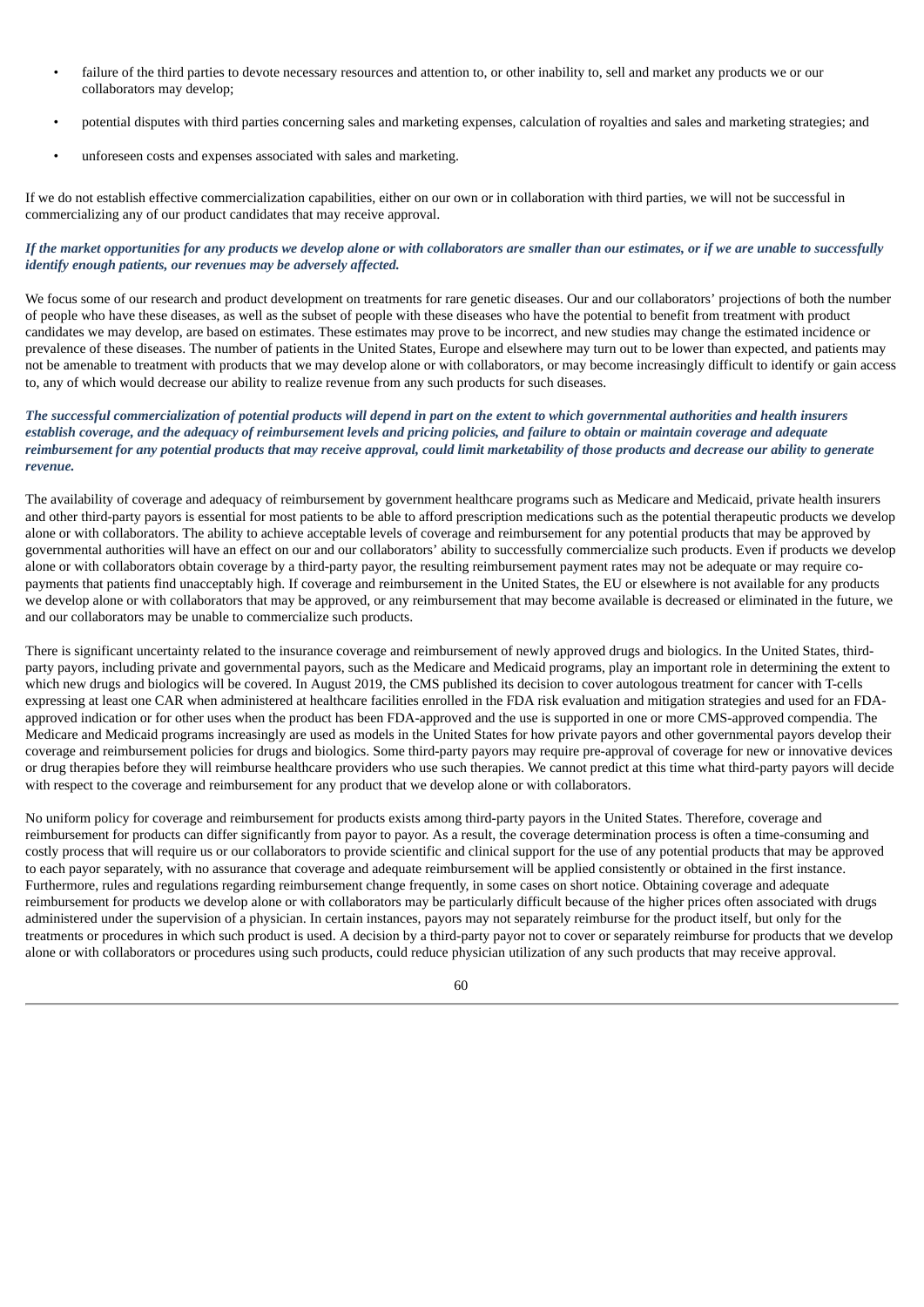- failure of the third parties to devote necessary resources and attention to, or other inability to, sell and market any products we or our collaborators may develop;
- potential disputes with third parties concerning sales and marketing expenses, calculation of royalties and sales and marketing strategies; and
- unforeseen costs and expenses associated with sales and marketing.

If we do not establish effective commercialization capabilities, either on our own or in collaboration with third parties, we will not be successful in commercializing any of our product candidates that may receive approval.

***If the market opportunities for any products we develop alone or with collaborators are smaller than our estimates, or if we are unable to successfully identify enough patients, our revenues may be adversely affected.***

We focus some of our research and product development on treatments for rare genetic diseases. Our and our collaborators' projections of both the number of people who have these diseases, as well as the subset of people with these diseases who have the potential to benefit from treatment with product candidates we may develop, are based on estimates. These estimates may prove to be incorrect, and new studies may change the estimated incidence or prevalence of these diseases. The number of patients in the United States, Europe and elsewhere may turn out to be lower than expected, and patients may not be amenable to treatment with products that we may develop alone or with collaborators, or may become increasingly difficult to identify or gain access to, any of which would decrease our ability to realize revenue from any such products for such diseases.

***The successful commercialization of potential products will depend in part on the extent to which governmental authorities and health insurers establish coverage, and the adequacy of reimbursement levels and pricing policies, and failure to obtain or maintain coverage and adequate reimbursement for any potential products that may receive approval, could limit marketability of those products and decrease our ability to generate revenue.***

The availability of coverage and adequacy of reimbursement by government healthcare programs such as Medicare and Medicaid, private health insurers and other third-party payors is essential for most patients to be able to afford prescription medications such as the potential therapeutic products we develop alone or with collaborators. The ability to achieve acceptable levels of coverage and reimbursement for any potential products that may be approved by governmental authorities will have an effect on our and our collaborators' ability to successfully commercialize such products. Even if products we develop alone or with collaborators obtain coverage by a third-party payor, the resulting reimbursement payment rates may not be adequate or may require co-payments that patients find unacceptably high. If coverage and reimbursement in the United States, the EU or elsewhere is not available for any products we develop alone or with collaborators that may be approved, or any reimbursement that may become available is decreased or eliminated in the future, we and our collaborators may be unable to commercialize such products.

There is significant uncertainty related to the insurance coverage and reimbursement of newly approved drugs and biologics. In the United States, third-party payors, including private and governmental payors, such as the Medicare and Medicaid programs, play an important role in determining the extent to which new drugs and biologics will be covered. In August 2019, the CMS published its decision to cover autologous treatment for cancer with T-cells expressing at least one CAR when administered at healthcare facilities enrolled in the FDA risk evaluation and mitigation strategies and used for an FDA-approved indication or for other uses when the product has been FDA-approved and the use is supported in one or more CMS-approved compendia. The Medicare and Medicaid programs increasingly are used as models in the United States for how private payors and other governmental payors develop their coverage and reimbursement policies for drugs and biologics. Some third-party payors may require pre-approval of coverage for new or innovative devices or drug therapies before they will reimburse healthcare providers who use such therapies. We cannot predict at this time what third-party payors will decide with respect to the coverage and reimbursement for any product that we develop alone or with collaborators.

No uniform policy for coverage and reimbursement for products exists among third-party payors in the United States. Therefore, coverage and reimbursement for products can differ significantly from payor to payor. As a result, the coverage determination process is often a time-consuming and costly process that will require us or our collaborators to provide scientific and clinical support for the use of any potential products that may be approved to each payor separately, with no assurance that coverage and adequate reimbursement will be applied consistently or obtained in the first instance. Furthermore, rules and regulations regarding reimbursement change frequently, in some cases on short notice. Obtaining coverage and adequate reimbursement for products we develop alone or with collaborators may be particularly difficult because of the higher prices often associated with drugs administered under the supervision of a physician. In certain instances, payors may not separately reimburse for the product itself, but only for the treatments or procedures in which such product is used. A decision by a third-party payor not to cover or separately reimburse for products that we develop alone or with collaborators or procedures using such products, could reduce physician utilization of any such products that may receive approval.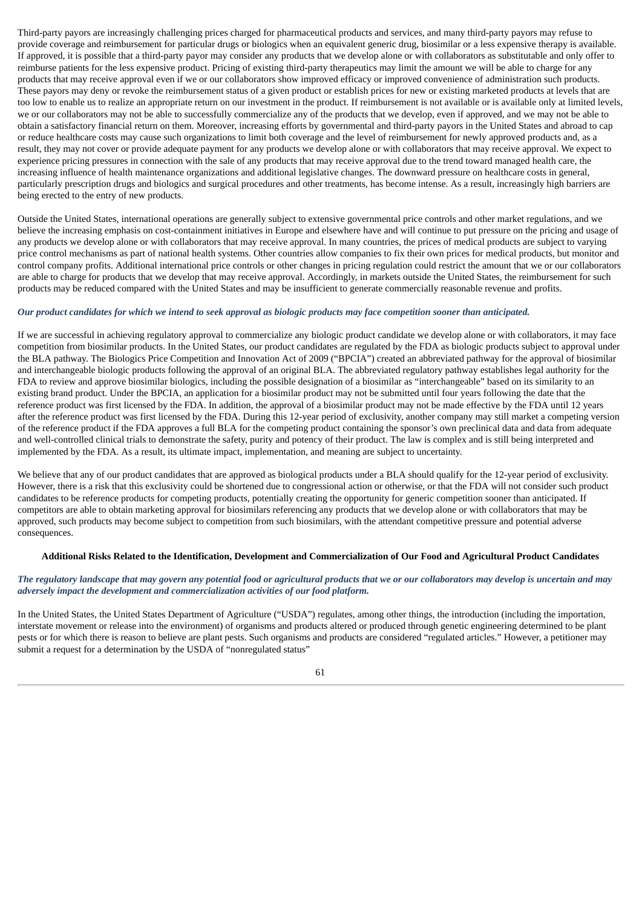Third-party payors are increasingly challenging prices charged for pharmaceutical products and services, and many third-party payors may refuse to provide coverage and reimbursement for particular drugs or biologics when an equivalent generic drug, biosimilar or a less expensive therapy is available. If approved, it is possible that a third-party payor may consider any products that we develop alone or with collaborators as substitutable and only offer to reimburse patients for the less expensive product. Pricing of existing third-party therapeutics may limit the amount we will be able to charge for any products that may receive approval even if we or our collaborators show improved efficacy or improved convenience of administration such products. These payors may deny or revoke the reimbursement status of a given product or establish prices for new or existing marketed products at levels that are too low to enable us to realize an appropriate return on our investment in the product. If reimbursement is not available or is available only at limited levels, we or our collaborators may not be able to successfully commercialize any of the products that we develop, even if approved, and we may not be able to obtain a satisfactory financial return on them. Moreover, increasing efforts by governmental and third-party payors in the United States and abroad to cap or reduce healthcare costs may cause such organizations to limit both coverage and the level of reimbursement for newly approved products and, as a result, they may not cover or provide adequate payment for any products we develop alone or with collaborators that may receive approval. We expect to experience pricing pressures in connection with the sale of any products that may receive approval due to the trend toward managed health care, the increasing influence of health maintenance organizations and additional legislative changes. The downward pressure on healthcare costs in general, particularly prescription drugs and biologics and surgical procedures and other treatments, has become intense. As a result, increasingly high barriers are being erected to the entry of new products.

Outside the United States, international operations are generally subject to extensive governmental price controls and other market regulations, and we believe the increasing emphasis on cost-containment initiatives in Europe and elsewhere have and will continue to put pressure on the pricing and usage of any products we develop alone or with collaborators that may receive approval. In many countries, the prices of medical products are subject to varying price control mechanisms as part of national health systems. Other countries allow companies to fix their own prices for medical products, but monitor and control company profits. Additional international price controls or other changes in pricing regulation could restrict the amount that we or our collaborators are able to charge for products that we develop that may receive approval. Accordingly, in markets outside the United States, the reimbursement for such products may be reduced compared with the United States and may be insufficient to generate commercially reasonable revenue and profits.

***Our product candidates for which we intend to seek approval as biologic products may face competition sooner than anticipated.***

If we are successful in achieving regulatory approval to commercialize any biologic product candidate we develop alone or with collaborators, it may face competition from biosimilar products. In the United States, our product candidates are regulated by the FDA as biologic products subject to approval under the BLA pathway. The Biologics Price Competition and Innovation Act of 2009 ("BPCIA") created an abbreviated pathway for the approval of biosimilar and interchangeable biologic products following the approval of an original BLA. The abbreviated regulatory pathway establishes legal authority for the FDA to review and approve biosimilar biologics, including the possible designation of a biosimilar as "interchangeable" based on its similarity to an existing brand product. Under the BPCIA, an application for a biosimilar product may not be submitted until four years following the date that the reference product was first licensed by the FDA. In addition, the approval of a biosimilar product may not be made effective by the FDA until 12 years after the reference product was first licensed by the FDA. During this 12-year period of exclusivity, another company may still market a competing version of the reference product if the FDA approves a full BLA for the competing product containing the sponsor's own preclinical data and data from adequate and well-controlled clinical trials to demonstrate the safety, purity and potency of their product. The law is complex and is still being interpreted and implemented by the FDA. As a result, its ultimate impact, implementation, and meaning are subject to uncertainty.

We believe that any of our product candidates that are approved as biological products under a BLA should qualify for the 12-year period of exclusivity. However, there is a risk that this exclusivity could be shortened due to congressional action or otherwise, or that the FDA will not consider such product candidates to be reference products for competing products, potentially creating the opportunity for generic competition sooner than anticipated. If competitors are able to obtain marketing approval for biosimilars referencing any products that we develop alone or with collaborators that may be approved, such products may become subject to competition from such biosimilars, with the attendant competitive pressure and potential adverse consequences.

**Additional Risks Related to the Identification, Development and Commercialization of Our Food and Agricultural Product Candidates**

***The regulatory landscape that may govern any potential food or agricultural products that we or our collaborators may develop is uncertain and may adversely impact the development and commercialization activities of our food platform.***

In the United States, the United States Department of Agriculture ("USDA") regulates, among other things, the introduction (including the importation, interstate movement or release into the environment) of organisms and products altered or produced through genetic engineering determined to be plant pests or for which there is reason to believe are plant pests. Such organisms and products are considered "regulated articles." However, a petitioner may submit a request for a determination by the USDA of "nonregulated status"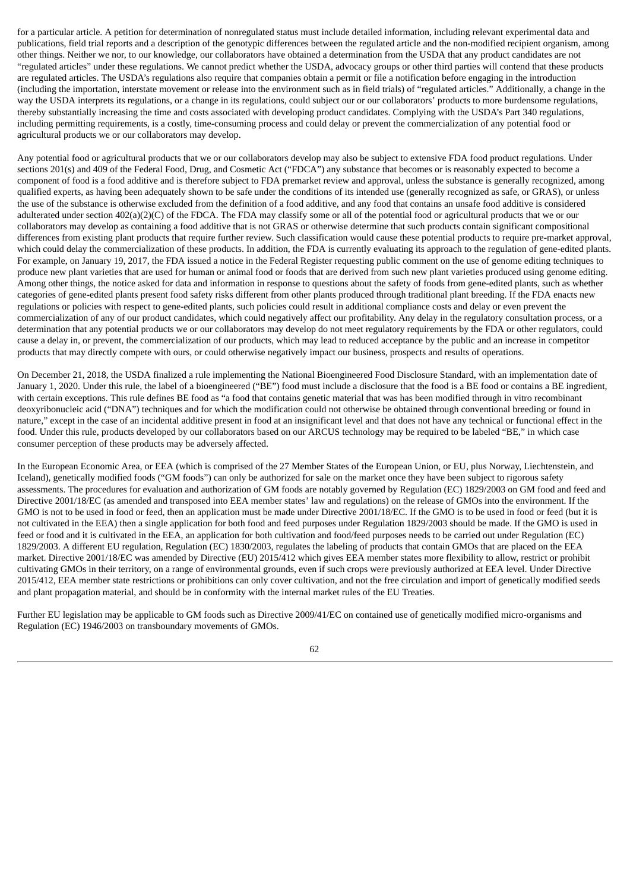for a particular article. A petition for determination of nonregulated status must include detailed information, including relevant experimental data and publications, field trial reports and a description of the genotypic differences between the regulated article and the non-modified recipient organism, among other things. Neither we nor, to our knowledge, our collaborators have obtained a determination from the USDA that any product candidates are not "regulated articles" under these regulations. We cannot predict whether the USDA, advocacy groups or other third parties will contend that these products are regulated articles. The USDA's regulations also require that companies obtain a permit or file a notification before engaging in the introduction (including the importation, interstate movement or release into the environment such as in field trials) of "regulated articles." Additionally, a change in the way the USDA interprets its regulations, or a change in its regulations, could subject our or our collaborators' products to more burdensome regulations, thereby substantially increasing the time and costs associated with developing product candidates. Complying with the USDA's Part 340 regulations, including permitting requirements, is a costly, time-consuming process and could delay or prevent the commercialization of any potential food or agricultural products we or our collaborators may develop.

Any potential food or agricultural products that we or our collaborators develop may also be subject to extensive FDA food product regulations. Under sections 201(s) and 409 of the Federal Food, Drug, and Cosmetic Act ("FDCA") any substance that becomes or is reasonably expected to become a component of food is a food additive and is therefore subject to FDA premarket review and approval, unless the substance is generally recognized, among qualified experts, as having been adequately shown to be safe under the conditions of its intended use (generally recognized as safe, or GRAS), or unless the use of the substance is otherwise excluded from the definition of a food additive, and any food that contains an unsafe food additive is considered adulterated under section 402(a)(2)(C) of the FDCA. The FDA may classify some or all of the potential food or agricultural products that we or our collaborators may develop as containing a food additive that is not GRAS or otherwise determine that such products contain significant compositional differences from existing plant products that require further review. Such classification would cause these potential products to require pre-market approval, which could delay the commercialization of these products. In addition, the FDA is currently evaluating its approach to the regulation of gene-edited plants. For example, on January 19, 2017, the FDA issued a notice in the Federal Register requesting public comment on the use of genome editing techniques to produce new plant varieties that are used for human or animal food or foods that are derived from such new plant varieties produced using genome editing. Among other things, the notice asked for data and information in response to questions about the safety of foods from gene-edited plants, such as whether categories of gene-edited plants present food safety risks different from other plants produced through traditional plant breeding. If the FDA enacts new regulations or policies with respect to gene-edited plants, such policies could result in additional compliance costs and delay or even prevent the commercialization of any of our product candidates, which could negatively affect our profitability. Any delay in the regulatory consultation process, or a determination that any potential products we or our collaborators may develop do not meet regulatory requirements by the FDA or other regulators, could cause a delay in, or prevent, the commercialization of our products, which may lead to reduced acceptance by the public and an increase in competitor products that may directly compete with ours, or could otherwise negatively impact our business, prospects and results of operations.

On December 21, 2018, the USDA finalized a rule implementing the National Bioengineered Food Disclosure Standard, with an implementation date of January 1, 2020. Under this rule, the label of a bioengineered ("BE") food must include a disclosure that the food is a BE food or contains a BE ingredient, with certain exceptions. This rule defines BE food as "a food that contains genetic material that was has been modified through in vitro recombinant deoxyribonucleic acid ("DNA") techniques and for which the modification could not otherwise be obtained through conventional breeding or found in nature," except in the case of an incidental additive present in food at an insignificant level and that does not have any technical or functional effect in the food. Under this rule, products developed by our collaborators based on our ARCUS technology may be required to be labeled "BE," in which case consumer perception of these products may be adversely affected.

In the European Economic Area, or EEA (which is comprised of the 27 Member States of the European Union, or EU, plus Norway, Liechtenstein, and Iceland), genetically modified foods ("GM foods") can only be authorized for sale on the market once they have been subject to rigorous safety assessments. The procedures for evaluation and authorization of GM foods are notably governed by Regulation (EC) 1829/2003 on GM food and feed and Directive 2001/18/EC (as amended and transposed into EEA member states' law and regulations) on the release of GMOs into the environment. If the GMO is not to be used in food or feed, then an application must be made under Directive 2001/18/EC. If the GMO is to be used in food or feed (but it is not cultivated in the EEA) then a single application for both food and feed purposes under Regulation 1829/2003 should be made. If the GMO is used in feed or food and it is cultivated in the EEA, an application for both cultivation and food/feed purposes needs to be carried out under Regulation (EC) 1829/2003. A different EU regulation, Regulation (EC) 1830/2003, regulates the labeling of products that contain GMOs that are placed on the EEA market. Directive 2001/18/EC was amended by Directive (EU) 2015/412 which gives EEA member states more flexibility to allow, restrict or prohibit cultivating GMOs in their territory, on a range of environmental grounds, even if such crops were previously authorized at EEA level. Under Directive 2015/412, EEA member state restrictions or prohibitions can only cover cultivation, and not the free circulation and import of genetically modified seeds and plant propagation material, and should be in conformity with the internal market rules of the EU Treaties.

Further EU legislation may be applicable to GM foods such as Directive 2009/41/EC on contained use of genetically modified micro-organisms and Regulation (EC) 1946/2003 on transboundary movements of GMOs.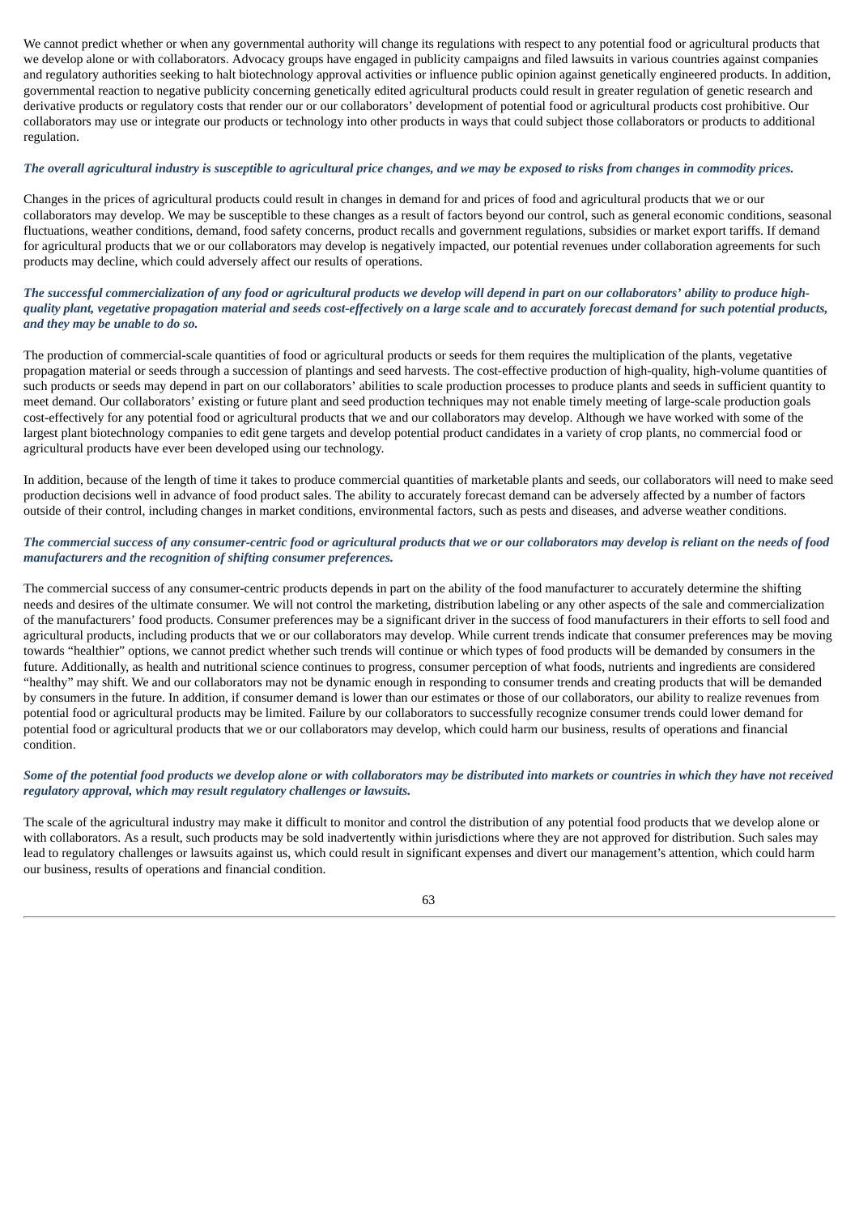We cannot predict whether or when any governmental authority will change its regulations with respect to any potential food or agricultural products that we develop alone or with collaborators. Advocacy groups have engaged in publicity campaigns and filed lawsuits in various countries against companies and regulatory authorities seeking to halt biotechnology approval activities or influence public opinion against genetically engineered products. In addition, governmental reaction to negative publicity concerning genetically edited agricultural products could result in greater regulation of genetic research and derivative products or regulatory costs that render our or our collaborators' development of potential food or agricultural products cost prohibitive. Our collaborators may use or integrate our products or technology into other products in ways that could subject those collaborators or products to additional regulation.

***The overall agricultural industry is susceptible to agricultural price changes, and we may be exposed to risks from changes in commodity prices.***

Changes in the prices of agricultural products could result in changes in demand for and prices of food and agricultural products that we or our collaborators may develop. We may be susceptible to these changes as a result of factors beyond our control, such as general economic conditions, seasonal fluctuations, weather conditions, demand, food safety concerns, product recalls and government regulations, subsidies or market export tariffs. If demand for agricultural products that we or our collaborators may develop is negatively impacted, our potential revenues under collaboration agreements for such products may decline, which could adversely affect our results of operations.

***The successful commercialization of any food or agricultural products we develop will depend in part on our collaborators' ability to produce high-quality plant, vegetative propagation material and seeds cost-effectively on a large scale and to accurately forecast demand for such potential products, and they may be unable to do so.***

The production of commercial-scale quantities of food or agricultural products or seeds for them requires the multiplication of the plants, vegetative propagation material or seeds through a succession of plantings and seed harvests. The cost-effective production of high-quality, high-volume quantities of such products or seeds may depend in part on our collaborators' abilities to scale production processes to produce plants and seeds in sufficient quantity to meet demand. Our collaborators' existing or future plant and seed production techniques may not enable timely meeting of large-scale production goals cost-effectively for any potential food or agricultural products that we and our collaborators may develop. Although we have worked with some of the largest plant biotechnology companies to edit gene targets and develop potential product candidates in a variety of crop plants, no commercial food or agricultural products have ever been developed using our technology.

In addition, because of the length of time it takes to produce commercial quantities of marketable plants and seeds, our collaborators will need to make seed production decisions well in advance of food product sales. The ability to accurately forecast demand can be adversely affected by a number of factors outside of their control, including changes in market conditions, environmental factors, such as pests and diseases, and adverse weather conditions.

***The commercial success of any consumer-centric food or agricultural products that we or our collaborators may develop is reliant on the needs of food manufacturers and the recognition of shifting consumer preferences.***

The commercial success of any consumer-centric products depends in part on the ability of the food manufacturer to accurately determine the shifting needs and desires of the ultimate consumer. We will not control the marketing, distribution labeling or any other aspects of the sale and commercialization of the manufacturers' food products. Consumer preferences may be a significant driver in the success of food manufacturers in their efforts to sell food and agricultural products, including products that we or our collaborators may develop. While current trends indicate that consumer preferences may be moving towards "healthier" options, we cannot predict whether such trends will continue or which types of food products will be demanded by consumers in the future. Additionally, as health and nutritional science continues to progress, consumer perception of what foods, nutrients and ingredients are considered "healthy" may shift. We and our collaborators may not be dynamic enough in responding to consumer trends and creating products that will be demanded by consumers in the future. In addition, if consumer demand is lower than our estimates or those of our collaborators, our ability to realize revenues from potential food or agricultural products may be limited. Failure by our collaborators to successfully recognize consumer trends could lower demand for potential food or agricultural products that we or our collaborators may develop, which could harm our business, results of operations and financial condition.

***Some of the potential food products we develop alone or with collaborators may be distributed into markets or countries in which they have not received regulatory approval, which may result regulatory challenges or lawsuits.***

The scale of the agricultural industry may make it difficult to monitor and control the distribution of any potential food products that we develop alone or with collaborators. As a result, such products may be sold inadvertently within jurisdictions where they are not approved for distribution. Such sales may lead to regulatory challenges or lawsuits against us, which could result in significant expenses and divert our management's attention, which could harm our business, results of operations and financial condition.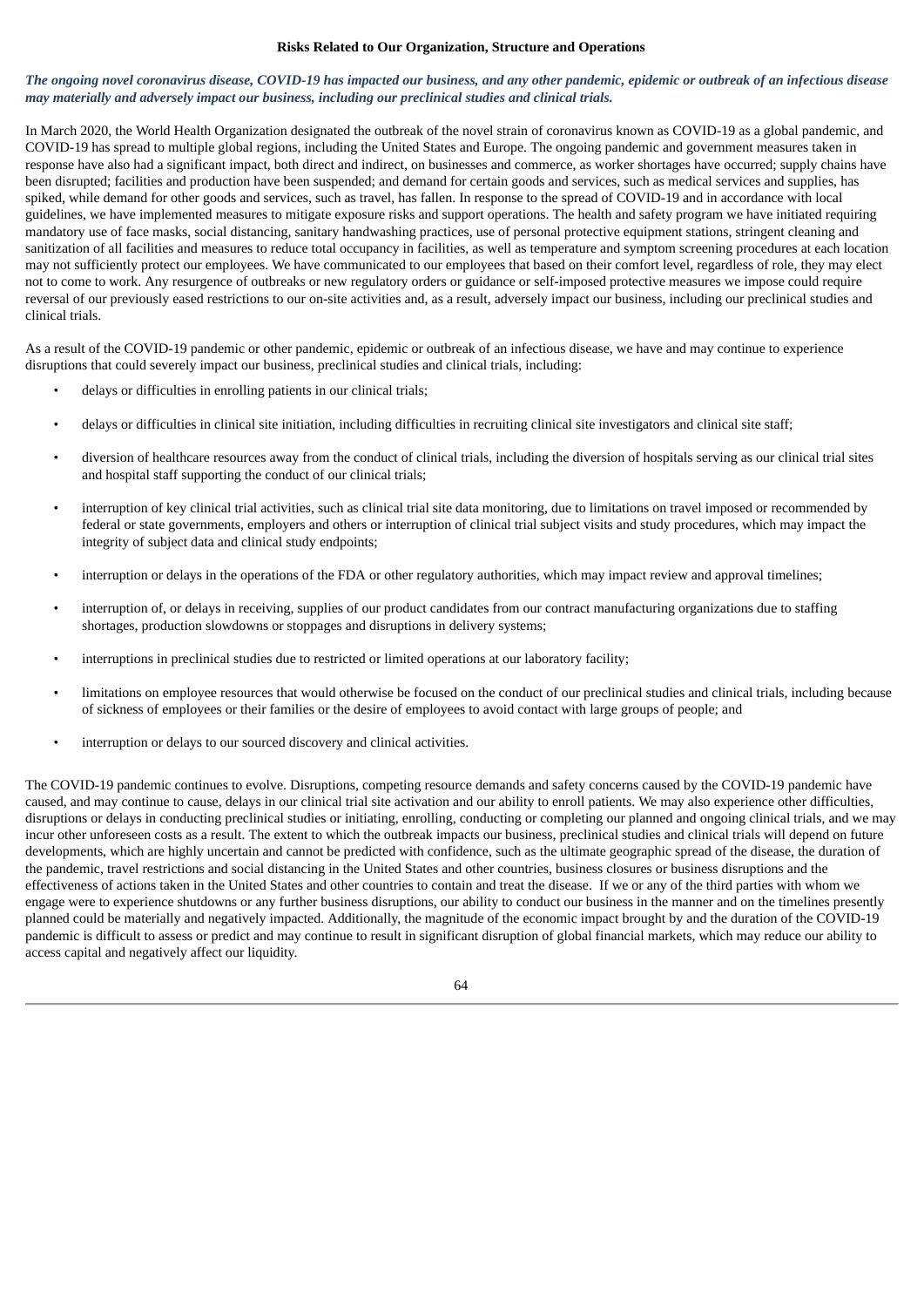### Risks Related to Our Organization, Structure and Operations

***The ongoing novel coronavirus disease, COVID-19 has impacted our business, and any other pandemic, epidemic or outbreak of an infectious disease may materially and adversely impact our business, including our preclinical studies and clinical trials.***

In March 2020, the World Health Organization designated the outbreak of the novel strain of coronavirus known as COVID-19 as a global pandemic, and COVID-19 has spread to multiple global regions, including the United States and Europe. The ongoing pandemic and government measures taken in response have also had a significant impact, both direct and indirect, on businesses and commerce, as worker shortages have occurred; supply chains have been disrupted; facilities and production have been suspended; and demand for certain goods and services, such as medical services and supplies, has spiked, while demand for other goods and services, such as travel, has fallen. In response to the spread of COVID-19 and in accordance with local guidelines, we have implemented measures to mitigate exposure risks and support operations. The health and safety program we have initiated requiring mandatory use of face masks, social distancing, sanitary handwashing practices, use of personal protective equipment stations, stringent cleaning and sanitization of all facilities and measures to reduce total occupancy in facilities, as well as temperature and symptom screening procedures at each location may not sufficiently protect our employees. We have communicated to our employees that based on their comfort level, regardless of role, they may elect not to come to work. Any resurgence of outbreaks or new regulatory orders or guidance or self-imposed protective measures we impose could require reversal of our previously eased restrictions to our on-site activities and, as a result, adversely impact our business, including our preclinical studies and clinical trials.

As a result of the COVID-19 pandemic or other pandemic, epidemic or outbreak of an infectious disease, we have and may continue to experience disruptions that could severely impact our business, preclinical studies and clinical trials, including:

- delays or difficulties in enrolling patients in our clinical trials;
- delays or difficulties in clinical site initiation, including difficulties in recruiting clinical site investigators and clinical site staff;
- diversion of healthcare resources away from the conduct of clinical trials, including the diversion of hospitals serving as our clinical trial sites and hospital staff supporting the conduct of our clinical trials;
- interruption of key clinical trial activities, such as clinical trial site data monitoring, due to limitations on travel imposed or recommended by federal or state governments, employers and others or interruption of clinical trial subject visits and study procedures, which may impact the integrity of subject data and clinical study endpoints;
- interruption or delays in the operations of the FDA or other regulatory authorities, which may impact review and approval timelines;
- interruption of, or delays in receiving, supplies of our product candidates from our contract manufacturing organizations due to staffing shortages, production slowdowns or stoppages and disruptions in delivery systems;
- interruptions in preclinical studies due to restricted or limited operations at our laboratory facility;
- limitations on employee resources that would otherwise be focused on the conduct of our preclinical studies and clinical trials, including because of sickness of employees or their families or the desire of employees to avoid contact with large groups of people; and
- interruption or delays to our sourced discovery and clinical activities.

The COVID-19 pandemic continues to evolve. Disruptions, competing resource demands and safety concerns caused by the COVID-19 pandemic have caused, and may continue to cause, delays in our clinical trial site activation and our ability to enroll patients. We may also experience other difficulties, disruptions or delays in conducting preclinical studies or initiating, enrolling, conducting or completing our planned and ongoing clinical trials, and we may incur other unforeseen costs as a result. The extent to which the outbreak impacts our business, preclinical studies and clinical trials will depend on future developments, which are highly uncertain and cannot be predicted with confidence, such as the ultimate geographic spread of the disease, the duration of the pandemic, travel restrictions and social distancing in the United States and other countries, business closures or business disruptions and the effectiveness of actions taken in the United States and other countries to contain and treat the disease. If we or any of the third parties with whom we engage were to experience shutdowns or any further business disruptions, our ability to conduct our business in the manner and on the timelines presently planned could be materially and negatively impacted. Additionally, the magnitude of the economic impact brought by and the duration of the COVID-19 pandemic is difficult to assess or predict and may continue to result in significant disruption of global financial markets, which may reduce our ability to access capital and negatively affect our liquidity.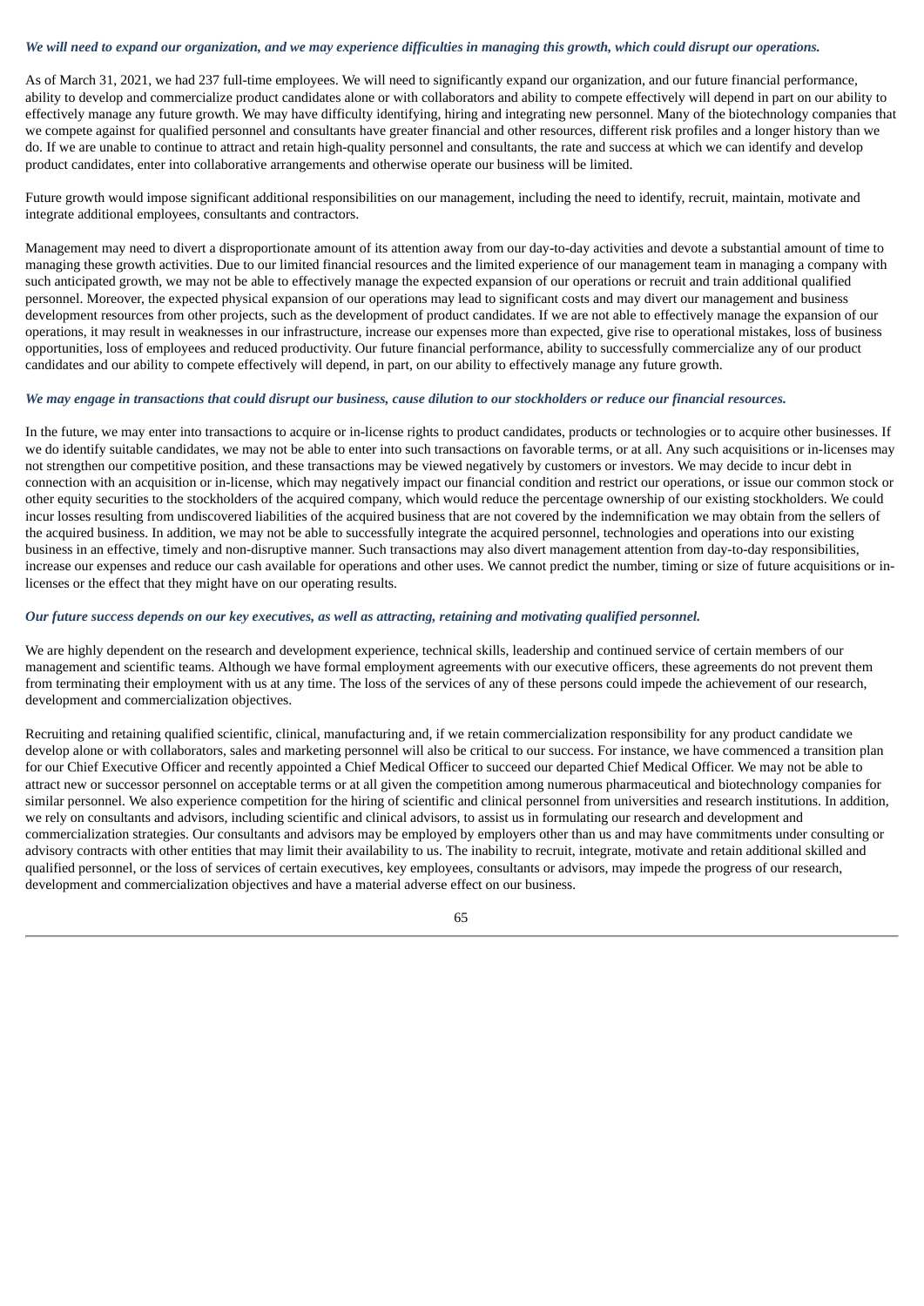***We will need to expand our organization, and we may experience difficulties in managing this growth, which could disrupt our operations.***

As of March 31, 2021, we had 237 full-time employees. We will need to significantly expand our organization, and our future financial performance, ability to develop and commercialize product candidates alone or with collaborators and ability to compete effectively will depend in part on our ability to effectively manage any future growth. We may have difficulty identifying, hiring and integrating new personnel. Many of the biotechnology companies that we compete against for qualified personnel and consultants have greater financial and other resources, different risk profiles and a longer history than we do. If we are unable to continue to attract and retain high-quality personnel and consultants, the rate and success at which we can identify and develop product candidates, enter into collaborative arrangements and otherwise operate our business will be limited.

Future growth would impose significant additional responsibilities on our management, including the need to identify, recruit, maintain, motivate and integrate additional employees, consultants and contractors.

Management may need to divert a disproportionate amount of its attention away from our day-to-day activities and devote a substantial amount of time to managing these growth activities. Due to our limited financial resources and the limited experience of our management team in managing a company with such anticipated growth, we may not be able to effectively manage the expected expansion of our operations or recruit and train additional qualified personnel. Moreover, the expected physical expansion of our operations may lead to significant costs and may divert our management and business development resources from other projects, such as the development of product candidates. If we are not able to effectively manage the expansion of our operations, it may result in weaknesses in our infrastructure, increase our expenses more than expected, give rise to operational mistakes, loss of business opportunities, loss of employees and reduced productivity. Our future financial performance, ability to successfully commercialize any of our product candidates and our ability to compete effectively will depend, in part, on our ability to effectively manage any future growth.

***We may engage in transactions that could disrupt our business, cause dilution to our stockholders or reduce our financial resources.***

In the future, we may enter into transactions to acquire or in-license rights to product candidates, products or technologies or to acquire other businesses. If we do identify suitable candidates, we may not be able to enter into such transactions on favorable terms, or at all. Any such acquisitions or in-licenses may not strengthen our competitive position, and these transactions may be viewed negatively by customers or investors. We may decide to incur debt in connection with an acquisition or in-license, which may negatively impact our financial condition and restrict our operations, or issue our common stock or other equity securities to the stockholders of the acquired company, which would reduce the percentage ownership of our existing stockholders. We could incur losses resulting from undiscovered liabilities of the acquired business that are not covered by the indemnification we may obtain from the sellers of the acquired business. In addition, we may not be able to successfully integrate the acquired personnel, technologies and operations into our existing business in an effective, timely and non-disruptive manner. Such transactions may also divert management attention from day-to-day responsibilities, increase our expenses and reduce our cash available for operations and other uses. We cannot predict the number, timing or size of future acquisitions or in-licenses or the effect that they might have on our operating results.

***Our future success depends on our key executives, as well as attracting, retaining and motivating qualified personnel.***

We are highly dependent on the research and development experience, technical skills, leadership and continued service of certain members of our management and scientific teams. Although we have formal employment agreements with our executive officers, these agreements do not prevent them from terminating their employment with us at any time. The loss of the services of any of these persons could impede the achievement of our research, development and commercialization objectives.

Recruiting and retaining qualified scientific, clinical, manufacturing and, if we retain commercialization responsibility for any product candidate we develop alone or with collaborators, sales and marketing personnel will also be critical to our success. For instance, we have commenced a transition plan for our Chief Executive Officer and recently appointed a Chief Medical Officer to succeed our departed Chief Medical Officer. We may not be able to attract new or successor personnel on acceptable terms or at all given the competition among numerous pharmaceutical and biotechnology companies for similar personnel. We also experience competition for the hiring of scientific and clinical personnel from universities and research institutions. In addition, we rely on consultants and advisors, including scientific and clinical advisors, to assist us in formulating our research and development and commercialization strategies. Our consultants and advisors may be employed by employers other than us and may have commitments under consulting or advisory contracts with other entities that may limit their availability to us. The inability to recruit, integrate, motivate and retain additional skilled and qualified personnel, or the loss of services of certain executives, key employees, consultants or advisors, may impede the progress of our research, development and commercialization objectives and have a material adverse effect on our business.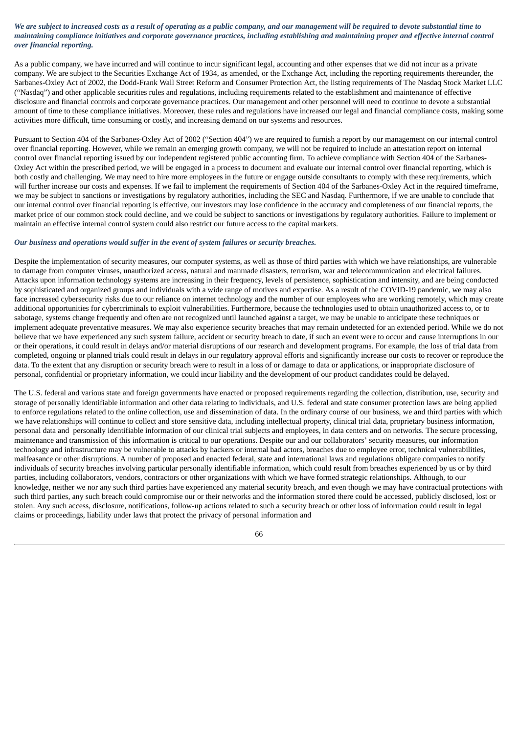***We are subject to increased costs as a result of operating as a public company, and our management will be required to devote substantial time to maintaining compliance initiatives and corporate governance practices, including establishing and maintaining proper and effective internal control over financial reporting.***

As a public company, we have incurred and will continue to incur significant legal, accounting and other expenses that we did not incur as a private company. We are subject to the Securities Exchange Act of 1934, as amended, or the Exchange Act, including the reporting requirements thereunder, the Sarbanes-Oxley Act of 2002, the Dodd-Frank Wall Street Reform and Consumer Protection Act, the listing requirements of The Nasdaq Stock Market LLC ("Nasdaq") and other applicable securities rules and regulations, including requirements related to the establishment and maintenance of effective disclosure and financial controls and corporate governance practices. Our management and other personnel will need to continue to devote a substantial amount of time to these compliance initiatives. Moreover, these rules and regulations have increased our legal and financial compliance costs, making some activities more difficult, time consuming or costly, and increasing demand on our systems and resources.

Pursuant to Section 404 of the Sarbanes-Oxley Act of 2002 ("Section 404") we are required to furnish a report by our management on our internal control over financial reporting. However, while we remain an emerging growth company, we will not be required to include an attestation report on internal control over financial reporting issued by our independent registered public accounting firm. To achieve compliance with Section 404 of the Sarbanes-Oxley Act within the prescribed period, we will be engaged in a process to document and evaluate our internal control over financial reporting, which is both costly and challenging. We may need to hire more employees in the future or engage outside consultants to comply with these requirements, which will further increase our costs and expenses. If we fail to implement the requirements of Section 404 of the Sarbanes-Oxley Act in the required timeframe, we may be subject to sanctions or investigations by regulatory authorities, including the SEC and Nasdaq. Furthermore, if we are unable to conclude that our internal control over financial reporting is effective, our investors may lose confidence in the accuracy and completeness of our financial reports, the market price of our common stock could decline, and we could be subject to sanctions or investigations by regulatory authorities. Failure to implement or maintain an effective internal control system could also restrict our future access to the capital markets.

***Our business and operations would suffer in the event of system failures or security breaches.***

Despite the implementation of security measures, our computer systems, as well as those of third parties with which we have relationships, are vulnerable to damage from computer viruses, unauthorized access, natural and manmade disasters, terrorism, war and telecommunication and electrical failures. Attacks upon information technology systems are increasing in their frequency, levels of persistence, sophistication and intensity, and are being conducted by sophisticated and organized groups and individuals with a wide range of motives and expertise. As a result of the COVID-19 pandemic, we may also face increased cybersecurity risks due to our reliance on internet technology and the number of our employees who are working remotely, which may create additional opportunities for cybercriminals to exploit vulnerabilities. Furthermore, because the technologies used to obtain unauthorized access to, or to sabotage, systems change frequently and often are not recognized until launched against a target, we may be unable to anticipate these techniques or implement adequate preventative measures. We may also experience security breaches that may remain undetected for an extended period. While we do not believe that we have experienced any such system failure, accident or security breach to date, if such an event were to occur and cause interruptions in our or their operations, it could result in delays and/or material disruptions of our research and development programs. For example, the loss of trial data from completed, ongoing or planned trials could result in delays in our regulatory approval efforts and significantly increase our costs to recover or reproduce the data. To the extent that any disruption or security breach were to result in a loss of or damage to data or applications, or inappropriate disclosure of personal, confidential or proprietary information, we could incur liability and the development of our product candidates could be delayed.

The U.S. federal and various state and foreign governments have enacted or proposed requirements regarding the collection, distribution, use, security and storage of personally identifiable information and other data relating to individuals, and U.S. federal and state consumer protection laws are being applied to enforce regulations related to the online collection, use and dissemination of data. In the ordinary course of our business, we and third parties with which we have relationships will continue to collect and store sensitive data, including intellectual property, clinical trial data, proprietary business information, personal data and personally identifiable information of our clinical trial subjects and employees, in data centers and on networks. The secure processing, maintenance and transmission of this information is critical to our operations. Despite our and our collaborators' security measures, our information technology and infrastructure may be vulnerable to attacks by hackers or internal bad actors, breaches due to employee error, technical vulnerabilities, malfeasance or other disruptions. A number of proposed and enacted federal, state and international laws and regulations obligate companies to notify individuals of security breaches involving particular personally identifiable information, which could result from breaches experienced by us or by third parties, including collaborators, vendors, contractors or other organizations with which we have formed strategic relationships. Although, to our knowledge, neither we nor any such third parties have experienced any material security breach, and even though we may have contractual protections with such third parties, any such breach could compromise our or their networks and the information stored there could be accessed, publicly disclosed, lost or stolen. Any such access, disclosure, notifications, follow-up actions related to such a security breach or other loss of information could result in legal claims or proceedings, liability under laws that protect the privacy of personal information and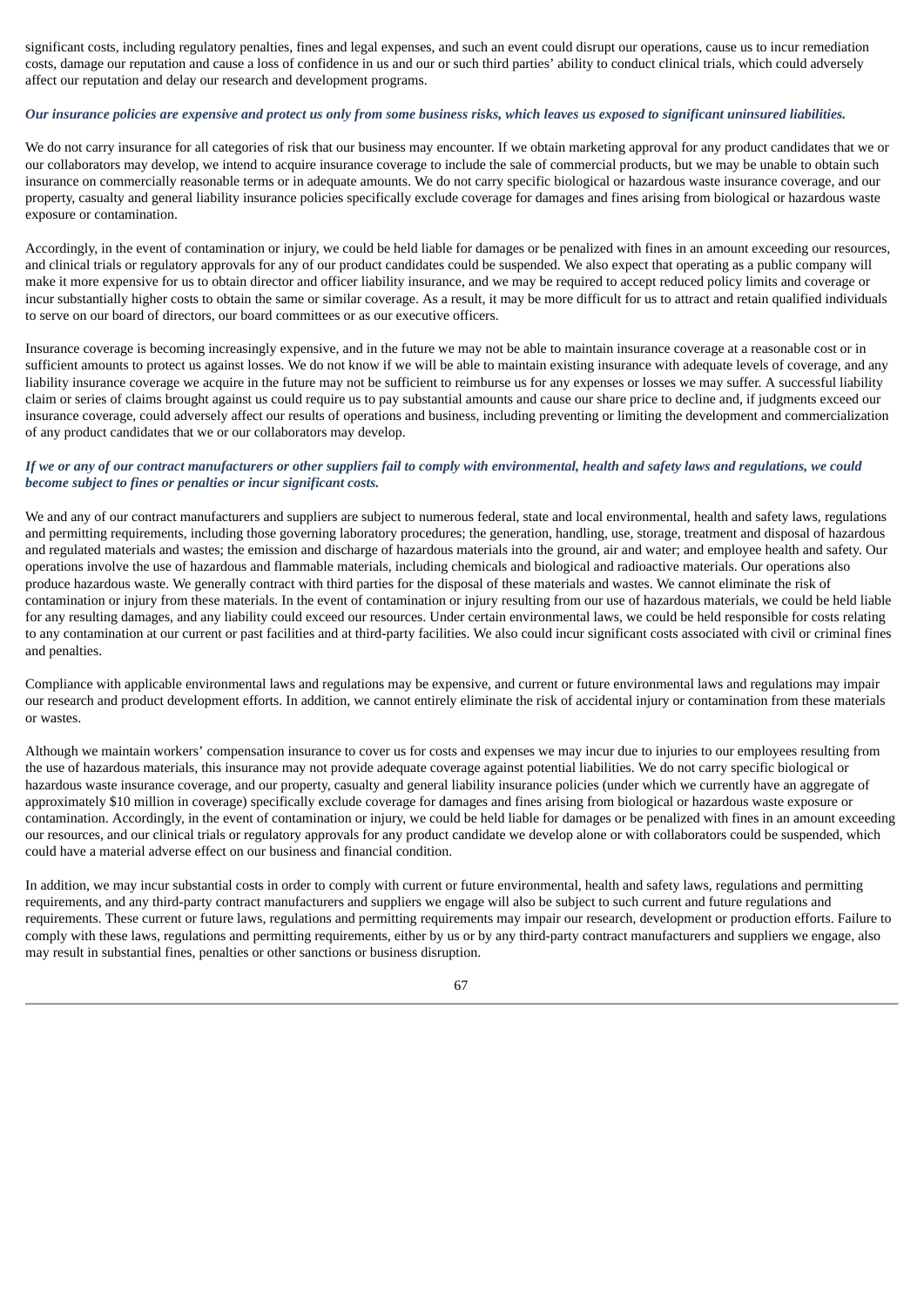significant costs, including regulatory penalties, fines and legal expenses, and such an event could disrupt our operations, cause us to incur remediation costs, damage our reputation and cause a loss of confidence in us and our or such third parties' ability to conduct clinical trials, which could adversely affect our reputation and delay our research and development programs.

***Our insurance policies are expensive and protect us only from some business risks, which leaves us exposed to significant uninsured liabilities.***

We do not carry insurance for all categories of risk that our business may encounter. If we obtain marketing approval for any product candidates that we or our collaborators may develop, we intend to acquire insurance coverage to include the sale of commercial products, but we may be unable to obtain such insurance on commercially reasonable terms or in adequate amounts. We do not carry specific biological or hazardous waste insurance coverage, and our property, casualty and general liability insurance policies specifically exclude coverage for damages and fines arising from biological or hazardous waste exposure or contamination.

Accordingly, in the event of contamination or injury, we could be held liable for damages or be penalized with fines in an amount exceeding our resources, and clinical trials or regulatory approvals for any of our product candidates could be suspended. We also expect that operating as a public company will make it more expensive for us to obtain director and officer liability insurance, and we may be required to accept reduced policy limits and coverage or incur substantially higher costs to obtain the same or similar coverage. As a result, it may be more difficult for us to attract and retain qualified individuals to serve on our board of directors, our board committees or as our executive officers.

Insurance coverage is becoming increasingly expensive, and in the future we may not be able to maintain insurance coverage at a reasonable cost or in sufficient amounts to protect us against losses. We do not know if we will be able to maintain existing insurance with adequate levels of coverage, and any liability insurance coverage we acquire in the future may not be sufficient to reimburse us for any expenses or losses we may suffer. A successful liability claim or series of claims brought against us could require us to pay substantial amounts and cause our share price to decline and, if judgments exceed our insurance coverage, could adversely affect our results of operations and business, including preventing or limiting the development and commercialization of any product candidates that we or our collaborators may develop.

***If we or any of our contract manufacturers or other suppliers fail to comply with environmental, health and safety laws and regulations, we could become subject to fines or penalties or incur significant costs.***

We and any of our contract manufacturers and suppliers are subject to numerous federal, state and local environmental, health and safety laws, regulations and permitting requirements, including those governing laboratory procedures; the generation, handling, use, storage, treatment and disposal of hazardous and regulated materials and wastes; the emission and discharge of hazardous materials into the ground, air and water; and employee health and safety. Our operations involve the use of hazardous and flammable materials, including chemicals and biological and radioactive materials. Our operations also produce hazardous waste. We generally contract with third parties for the disposal of these materials and wastes. We cannot eliminate the risk of contamination or injury from these materials. In the event of contamination or injury resulting from our use of hazardous materials, we could be held liable for any resulting damages, and any liability could exceed our resources. Under certain environmental laws, we could be held responsible for costs relating to any contamination at our current or past facilities and at third-party facilities. We also could incur significant costs associated with civil or criminal fines and penalties.

Compliance with applicable environmental laws and regulations may be expensive, and current or future environmental laws and regulations may impair our research and product development efforts. In addition, we cannot entirely eliminate the risk of accidental injury or contamination from these materials or wastes.

Although we maintain workers' compensation insurance to cover us for costs and expenses we may incur due to injuries to our employees resulting from the use of hazardous materials, this insurance may not provide adequate coverage against potential liabilities. We do not carry specific biological or hazardous waste insurance coverage, and our property, casualty and general liability insurance policies (under which we currently have an aggregate of approximately $10 million in coverage) specifically exclude coverage for damages and fines arising from biological or hazardous waste exposure or contamination. Accordingly, in the event of contamination or injury, we could be held liable for damages or be penalized with fines in an amount exceeding our resources, and our clinical trials or regulatory approvals for any product candidate we develop alone or with collaborators could be suspended, which could have a material adverse effect on our business and financial condition.

In addition, we may incur substantial costs in order to comply with current or future environmental, health and safety laws, regulations and permitting requirements, and any third-party contract manufacturers and suppliers we engage will also be subject to such current and future regulations and requirements. These current or future laws, regulations and permitting requirements may impair our research, development or production efforts. Failure to comply with these laws, regulations and permitting requirements, either by us or by any third-party contract manufacturers and suppliers we engage, also may result in substantial fines, penalties or other sanctions or business disruption.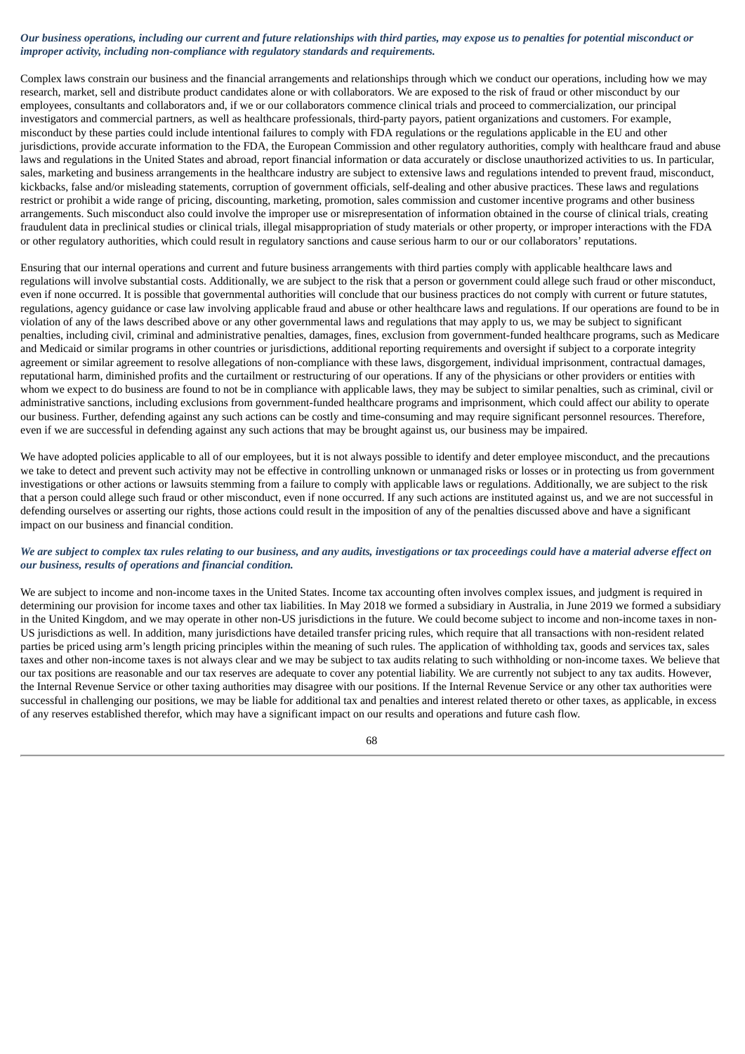***Our business operations, including our current and future relationships with third parties, may expose us to penalties for potential misconduct or improper activity, including non-compliance with regulatory standards and requirements.***

Complex laws constrain our business and the financial arrangements and relationships through which we conduct our operations, including how we may research, market, sell and distribute product candidates alone or with collaborators. We are exposed to the risk of fraud or other misconduct by our employees, consultants and collaborators and, if we or our collaborators commence clinical trials and proceed to commercialization, our principal investigators and commercial partners, as well as healthcare professionals, third-party payors, patient organizations and customers. For example, misconduct by these parties could include intentional failures to comply with FDA regulations or the regulations applicable in the EU and other jurisdictions, provide accurate information to the FDA, the European Commission and other regulatory authorities, comply with healthcare fraud and abuse laws and regulations in the United States and abroad, report financial information or data accurately or disclose unauthorized activities to us. In particular, sales, marketing and business arrangements in the healthcare industry are subject to extensive laws and regulations intended to prevent fraud, misconduct, kickbacks, false and/or misleading statements, corruption of government officials, self-dealing and other abusive practices. These laws and regulations restrict or prohibit a wide range of pricing, discounting, marketing, promotion, sales commission and customer incentive programs and other business arrangements. Such misconduct also could involve the improper use or misrepresentation of information obtained in the course of clinical trials, creating fraudulent data in preclinical studies or clinical trials, illegal misappropriation of study materials or other property, or improper interactions with the FDA or other regulatory authorities, which could result in regulatory sanctions and cause serious harm to our or our collaborators' reputations.

Ensuring that our internal operations and current and future business arrangements with third parties comply with applicable healthcare laws and regulations will involve substantial costs. Additionally, we are subject to the risk that a person or government could allege such fraud or other misconduct, even if none occurred. It is possible that governmental authorities will conclude that our business practices do not comply with current or future statutes, regulations, agency guidance or case law involving applicable fraud and abuse or other healthcare laws and regulations. If our operations are found to be in violation of any of the laws described above or any other governmental laws and regulations that may apply to us, we may be subject to significant penalties, including civil, criminal and administrative penalties, damages, fines, exclusion from government-funded healthcare programs, such as Medicare and Medicaid or similar programs in other countries or jurisdictions, additional reporting requirements and oversight if subject to a corporate integrity agreement or similar agreement to resolve allegations of non-compliance with these laws, disgorgement, individual imprisonment, contractual damages, reputational harm, diminished profits and the curtailment or restructuring of our operations. If any of the physicians or other providers or entities with whom we expect to do business are found to not be in compliance with applicable laws, they may be subject to similar penalties, such as criminal, civil or administrative sanctions, including exclusions from government-funded healthcare programs and imprisonment, which could affect our ability to operate our business. Further, defending against any such actions can be costly and time-consuming and may require significant personnel resources. Therefore, even if we are successful in defending against any such actions that may be brought against us, our business may be impaired.

We have adopted policies applicable to all of our employees, but it is not always possible to identify and deter employee misconduct, and the precautions we take to detect and prevent such activity may not be effective in controlling unknown or unmanaged risks or losses or in protecting us from government investigations or other actions or lawsuits stemming from a failure to comply with applicable laws or regulations. Additionally, we are subject to the risk that a person could allege such fraud or other misconduct, even if none occurred. If any such actions are instituted against us, and we are not successful in defending ourselves or asserting our rights, those actions could result in the imposition of any of the penalties discussed above and have a significant impact on our business and financial condition.

***We are subject to complex tax rules relating to our business, and any audits, investigations or tax proceedings could have a material adverse effect on our business, results of operations and financial condition.***

We are subject to income and non-income taxes in the United States. Income tax accounting often involves complex issues, and judgment is required in determining our provision for income taxes and other tax liabilities. In May 2018 we formed a subsidiary in Australia, in June 2019 we formed a subsidiary in the United Kingdom, and we may operate in other non-US jurisdictions in the future. We could become subject to income and non-income taxes in non-US jurisdictions as well. In addition, many jurisdictions have detailed transfer pricing rules, which require that all transactions with non-resident related parties be priced using arm's length pricing principles within the meaning of such rules. The application of withholding tax, goods and services tax, sales taxes and other non-income taxes is not always clear and we may be subject to tax audits relating to such withholding or non-income taxes. We believe that our tax positions are reasonable and our tax reserves are adequate to cover any potential liability. We are currently not subject to any tax audits. However, the Internal Revenue Service or other taxing authorities may disagree with our positions. If the Internal Revenue Service or any other tax authorities were successful in challenging our positions, we may be liable for additional tax and penalties and interest related thereto or other taxes, as applicable, in excess of any reserves established therefor, which may have a significant impact on our results and operations and future cash flow.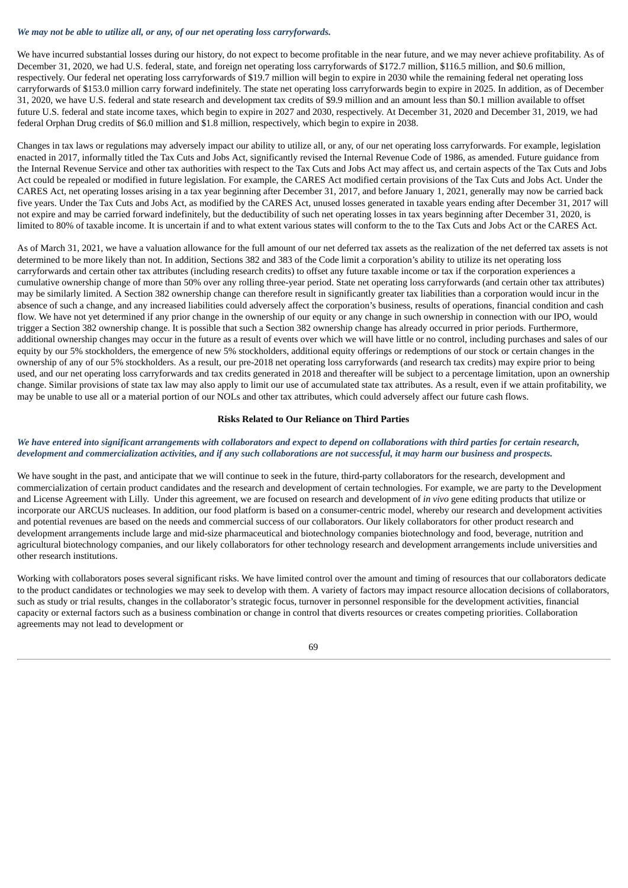*We may not be able to utilize all, or any, of our net operating loss carryforwards.*

We have incurred substantial losses during our history, do not expect to become profitable in the near future, and we may never achieve profitability. As of December 31, 2020, we had U.S. federal, state, and foreign net operating loss carryforwards of $172.7 million, $116.5 million, and $0.6 million, respectively. Our federal net operating loss carryforwards of $19.7 million will begin to expire in 2030 while the remaining federal net operating loss carryforwards of $153.0 million carry forward indefinitely. The state net operating loss carryforwards begin to expire in 2025. In addition, as of December 31, 2020, we have U.S. federal and state research and development tax credits of $9.9 million and an amount less than $0.1 million available to offset future U.S. federal and state income taxes, which begin to expire in 2027 and 2030, respectively. At December 31, 2020 and December 31, 2019, we had federal Orphan Drug credits of $6.0 million and $1.8 million, respectively, which begin to expire in 2038.

Changes in tax laws or regulations may adversely impact our ability to utilize all, or any, of our net operating loss carryforwards. For example, legislation enacted in 2017, informally titled the Tax Cuts and Jobs Act, significantly revised the Internal Revenue Code of 1986, as amended. Future guidance from the Internal Revenue Service and other tax authorities with respect to the Tax Cuts and Jobs Act may affect us, and certain aspects of the Tax Cuts and Jobs Act could be repealed or modified in future legislation. For example, the CARES Act modified certain provisions of the Tax Cuts and Jobs Act. Under the CARES Act, net operating losses arising in a tax year beginning after December 31, 2017, and before January 1, 2021, generally may now be carried back five years. Under the Tax Cuts and Jobs Act, as modified by the CARES Act, unused losses generated in taxable years ending after December 31, 2017 will not expire and may be carried forward indefinitely, but the deductibility of such net operating losses in tax years beginning after December 31, 2020, is limited to 80% of taxable income. It is uncertain if and to what extent various states will conform to the to the Tax Cuts and Jobs Act or the CARES Act.

As of March 31, 2021, we have a valuation allowance for the full amount of our net deferred tax assets as the realization of the net deferred tax assets is not determined to be more likely than not. In addition, Sections 382 and 383 of the Code limit a corporation's ability to utilize its net operating loss carryforwards and certain other tax attributes (including research credits) to offset any future taxable income or tax if the corporation experiences a cumulative ownership change of more than 50% over any rolling three-year period. State net operating loss carryforwards (and certain other tax attributes) may be similarly limited. A Section 382 ownership change can therefore result in significantly greater tax liabilities than a corporation would incur in the absence of such a change, and any increased liabilities could adversely affect the corporation's business, results of operations, financial condition and cash flow. We have not yet determined if any prior change in the ownership of our equity or any change in such ownership in connection with our IPO, would trigger a Section 382 ownership change. It is possible that such a Section 382 ownership change has already occurred in prior periods. Furthermore, additional ownership changes may occur in the future as a result of events over which we will have little or no control, including purchases and sales of our equity by our 5% stockholders, the emergence of new 5% stockholders, additional equity offerings or redemptions of our stock or certain changes in the ownership of any of our 5% stockholders. As a result, our pre-2018 net operating loss carryforwards (and research tax credits) may expire prior to being used, and our net operating loss carryforwards and tax credits generated in 2018 and thereafter will be subject to a percentage limitation, upon an ownership change. Similar provisions of state tax law may also apply to limit our use of accumulated state tax attributes. As a result, even if we attain profitability, we may be unable to use all or a material portion of our NOLs and other tax attributes, which could adversely affect our future cash flows.

**Risks Related to Our Reliance on Third Parties**

***We have entered into significant arrangements with collaborators and expect to depend on collaborations with third parties for certain research, development and commercialization activities, and if any such collaborations are not successful, it may harm our business and prospects.***

We have sought in the past, and anticipate that we will continue to seek in the future, third-party collaborators for the research, development and commercialization of certain product candidates and the research and development of certain technologies. For example, we are party to the Development and License Agreement with Lilly. Under this agreement, we are focused on research and development of *in vivo* gene editing products that utilize or incorporate our ARCUS nucleases. In addition, our food platform is based on a consumer-centric model, whereby our research and development activities and potential revenues are based on the needs and commercial success of our collaborators. Our likely collaborators for other product research and development arrangements include large and mid-size pharmaceutical and biotechnology companies biotechnology and food, beverage, nutrition and agricultural biotechnology companies, and our likely collaborators for other technology research and development arrangements include universities and other research institutions.

Working with collaborators poses several significant risks. We have limited control over the amount and timing of resources that our collaborators dedicate to the product candidates or technologies we may seek to develop with them. A variety of factors may impact resource allocation decisions of collaborators, such as study or trial results, changes in the collaborator's strategic focus, turnover in personnel responsible for the development activities, financial capacity or external factors such as a business combination or change in control that diverts resources or creates competing priorities. Collaboration agreements may not lead to development or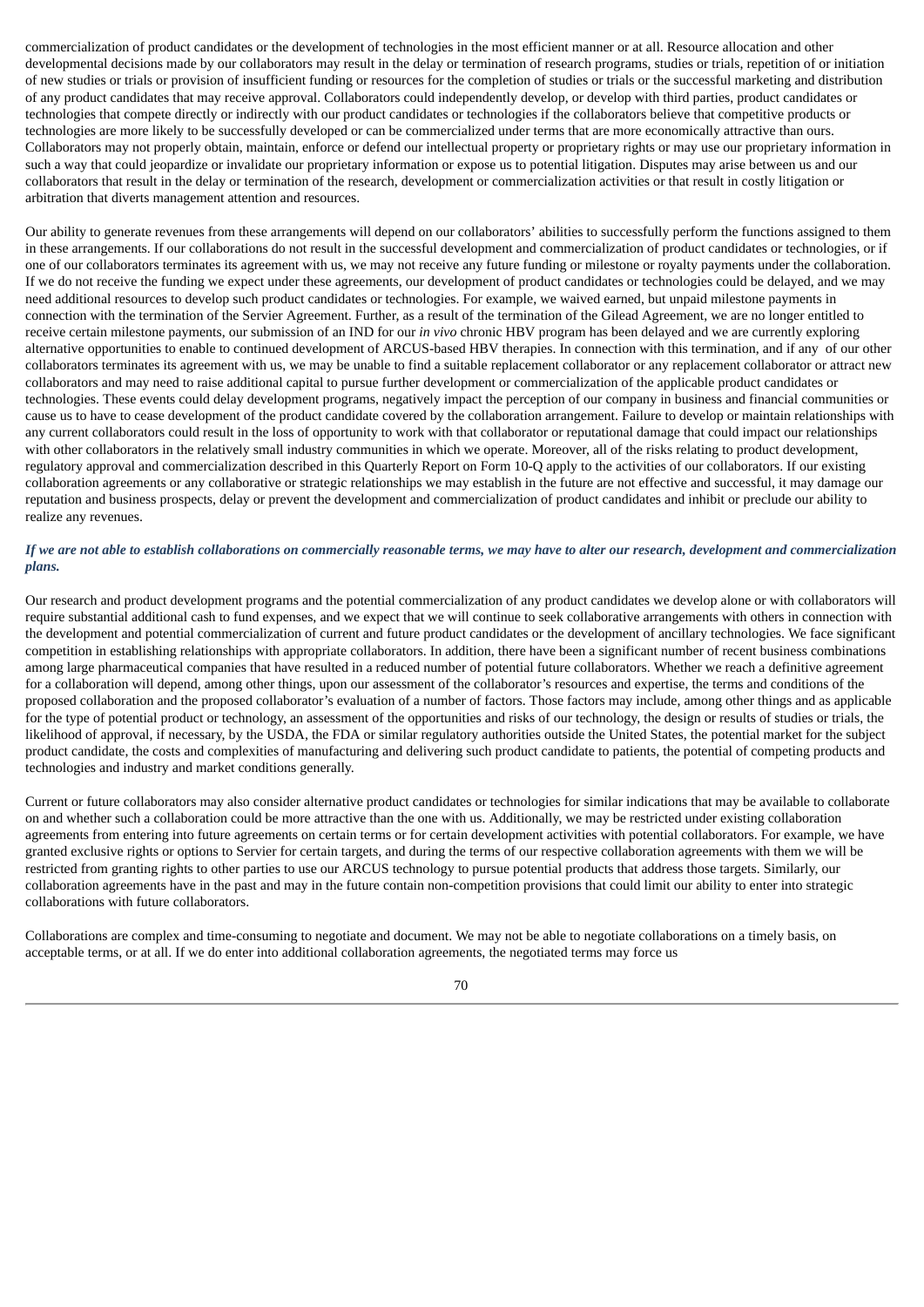commercialization of product candidates or the development of technologies in the most efficient manner or at all. Resource allocation and other developmental decisions made by our collaborators may result in the delay or termination of research programs, studies or trials, repetition of or initiation of new studies or trials or provision of insufficient funding or resources for the completion of studies or trials or the successful marketing and distribution of any product candidates that may receive approval. Collaborators could independently develop, or develop with third parties, product candidates or technologies that compete directly or indirectly with our product candidates or technologies if the collaborators believe that competitive products or technologies are more likely to be successfully developed or can be commercialized under terms that are more economically attractive than ours. Collaborators may not properly obtain, maintain, enforce or defend our intellectual property or proprietary rights or may use our proprietary information in such a way that could jeopardize or invalidate our proprietary information or expose us to potential litigation. Disputes may arise between us and our collaborators that result in the delay or termination of the research, development or commercialization activities or that result in costly litigation or arbitration that diverts management attention and resources.

Our ability to generate revenues from these arrangements will depend on our collaborators' abilities to successfully perform the functions assigned to them in these arrangements. If our collaborations do not result in the successful development and commercialization of product candidates or technologies, or if one of our collaborators terminates its agreement with us, we may not receive any future funding or milestone or royalty payments under the collaboration. If we do not receive the funding we expect under these agreements, our development of product candidates or technologies could be delayed, and we may need additional resources to develop such product candidates or technologies. For example, we waived earned, but unpaid milestone payments in connection with the termination of the Servier Agreement. Further, as a result of the termination of the Gilead Agreement, we are no longer entitled to receive certain milestone payments, our submission of an IND for our *in vivo* chronic HBV program has been delayed and we are currently exploring alternative opportunities to enable to continued development of ARCUS-based HBV therapies. In connection with this termination, and if any of our other collaborators terminates its agreement with us, we may be unable to find a suitable replacement collaborator or any replacement collaborator or attract new collaborators and may need to raise additional capital to pursue further development or commercialization of the applicable product candidates or technologies. These events could delay development programs, negatively impact the perception of our company in business and financial communities or cause us to have to cease development of the product candidate covered by the collaboration arrangement. Failure to develop or maintain relationships with any current collaborators could result in the loss of opportunity to work with that collaborator or reputational damage that could impact our relationships with other collaborators in the relatively small industry communities in which we operate. Moreover, all of the risks relating to product development, regulatory approval and commercialization described in this Quarterly Report on Form 10-Q apply to the activities of our collaborators. If our existing collaboration agreements or any collaborative or strategic relationships we may establish in the future are not effective and successful, it may damage our reputation and business prospects, delay or prevent the development and commercialization of product candidates and inhibit or preclude our ability to realize any revenues.

***If we are not able to establish collaborations on commercially reasonable terms, we may have to alter our research, development and commercialization plans.***

Our research and product development programs and the potential commercialization of any product candidates we develop alone or with collaborators will require substantial additional cash to fund expenses, and we expect that we will continue to seek collaborative arrangements with others in connection with the development and potential commercialization of current and future product candidates or the development of ancillary technologies. We face significant competition in establishing relationships with appropriate collaborators. In addition, there have been a significant number of recent business combinations among large pharmaceutical companies that have resulted in a reduced number of potential future collaborators. Whether we reach a definitive agreement for a collaboration will depend, among other things, upon our assessment of the collaborator's resources and expertise, the terms and conditions of the proposed collaboration and the proposed collaborator's evaluation of a number of factors. Those factors may include, among other things and as applicable for the type of potential product or technology, an assessment of the opportunities and risks of our technology, the design or results of studies or trials, the likelihood of approval, if necessary, by the USDA, the FDA or similar regulatory authorities outside the United States, the potential market for the subject product candidate, the costs and complexities of manufacturing and delivering such product candidate to patients, the potential of competing products and technologies and industry and market conditions generally.

Current or future collaborators may also consider alternative product candidates or technologies for similar indications that may be available to collaborate on and whether such a collaboration could be more attractive than the one with us. Additionally, we may be restricted under existing collaboration agreements from entering into future agreements on certain terms or for certain development activities with potential collaborators. For example, we have granted exclusive rights or options to Servier for certain targets, and during the terms of our respective collaboration agreements with them we will be restricted from granting rights to other parties to use our ARCUS technology to pursue potential products that address those targets. Similarly, our collaboration agreements have in the past and may in the future contain non-competition provisions that could limit our ability to enter into strategic collaborations with future collaborators.

Collaborations are complex and time-consuming to negotiate and document. We may not be able to negotiate collaborations on a timely basis, on acceptable terms, or at all. If we do enter into additional collaboration agreements, the negotiated terms may force us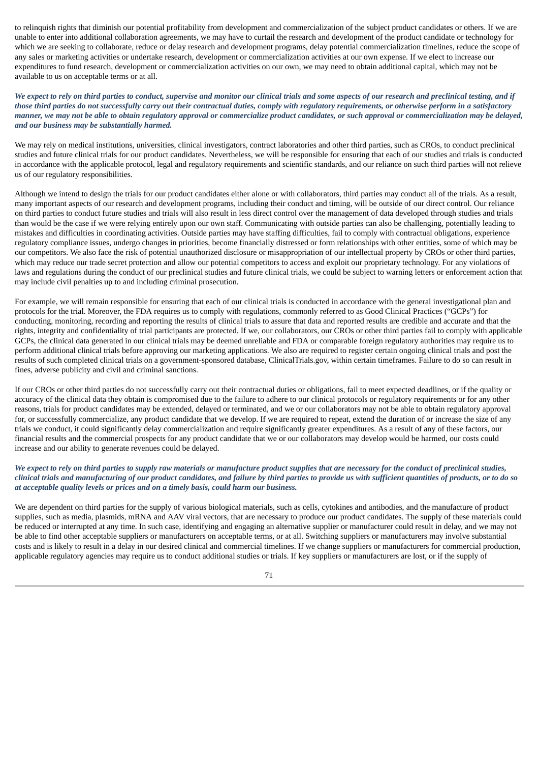to relinquish rights that diminish our potential profitability from development and commercialization of the subject product candidates or others. If we are unable to enter into additional collaboration agreements, we may have to curtail the research and development of the product candidate or technology for which we are seeking to collaborate, reduce or delay research and development programs, delay potential commercialization timelines, reduce the scope of any sales or marketing activities or undertake research, development or commercialization activities at our own expense. If we elect to increase our expenditures to fund research, development or commercialization activities on our own, we may need to obtain additional capital, which may not be available to us on acceptable terms or at all.

***We expect to rely on third parties to conduct, supervise and monitor our clinical trials and some aspects of our research and preclinical testing, and if those third parties do not successfully carry out their contractual duties, comply with regulatory requirements, or otherwise perform in a satisfactory manner, we may not be able to obtain regulatory approval or commercialize product candidates, or such approval or commercialization may be delayed, and our business may be substantially harmed.***

We may rely on medical institutions, universities, clinical investigators, contract laboratories and other third parties, such as CROs, to conduct preclinical studies and future clinical trials for our product candidates. Nevertheless, we will be responsible for ensuring that each of our studies and trials is conducted in accordance with the applicable protocol, legal and regulatory requirements and scientific standards, and our reliance on such third parties will not relieve us of our regulatory responsibilities.

Although we intend to design the trials for our product candidates either alone or with collaborators, third parties may conduct all of the trials. As a result, many important aspects of our research and development programs, including their conduct and timing, will be outside of our direct control. Our reliance on third parties to conduct future studies and trials will also result in less direct control over the management of data developed through studies and trials than would be the case if we were relying entirely upon our own staff. Communicating with outside parties can also be challenging, potentially leading to mistakes and difficulties in coordinating activities. Outside parties may have staffing difficulties, fail to comply with contractual obligations, experience regulatory compliance issues, undergo changes in priorities, become financially distressed or form relationships with other entities, some of which may be our competitors. We also face the risk of potential unauthorized disclosure or misappropriation of our intellectual property by CROs or other third parties, which may reduce our trade secret protection and allow our potential competitors to access and exploit our proprietary technology. For any violations of laws and regulations during the conduct of our preclinical studies and future clinical trials, we could be subject to warning letters or enforcement action that may include civil penalties up to and including criminal prosecution.

For example, we will remain responsible for ensuring that each of our clinical trials is conducted in accordance with the general investigational plan and protocols for the trial. Moreover, the FDA requires us to comply with regulations, commonly referred to as Good Clinical Practices ("GCPs") for conducting, monitoring, recording and reporting the results of clinical trials to assure that data and reported results are credible and accurate and that the rights, integrity and confidentiality of trial participants are protected. If we, our collaborators, our CROs or other third parties fail to comply with applicable GCPs, the clinical data generated in our clinical trials may be deemed unreliable and FDA or comparable foreign regulatory authorities may require us to perform additional clinical trials before approving our marketing applications. We also are required to register certain ongoing clinical trials and post the results of such completed clinical trials on a government-sponsored database, ClinicalTrials.gov, within certain timeframes. Failure to do so can result in fines, adverse publicity and civil and criminal sanctions.

If our CROs or other third parties do not successfully carry out their contractual duties or obligations, fail to meet expected deadlines, or if the quality or accuracy of the clinical data they obtain is compromised due to the failure to adhere to our clinical protocols or regulatory requirements or for any other reasons, trials for product candidates may be extended, delayed or terminated, and we or our collaborators may not be able to obtain regulatory approval for, or successfully commercialize, any product candidate that we develop. If we are required to repeat, extend the duration of or increase the size of any trials we conduct, it could significantly delay commercialization and require significantly greater expenditures. As a result of any of these factors, our financial results and the commercial prospects for any product candidate that we or our collaborators may develop would be harmed, our costs could increase and our ability to generate revenues could be delayed.

***We expect to rely on third parties to supply raw materials or manufacture product supplies that are necessary for the conduct of preclinical studies, clinical trials and manufacturing of our product candidates, and failure by third parties to provide us with sufficient quantities of products, or to do so at acceptable quality levels or prices and on a timely basis, could harm our business.***

We are dependent on third parties for the supply of various biological materials, such as cells, cytokines and antibodies, and the manufacture of product supplies, such as media, plasmids, mRNA and AAV viral vectors, that are necessary to produce our product candidates. The supply of these materials could be reduced or interrupted at any time. In such case, identifying and engaging an alternative supplier or manufacturer could result in delay, and we may not be able to find other acceptable suppliers or manufacturers on acceptable terms, or at all. Switching suppliers or manufacturers may involve substantial costs and is likely to result in a delay in our desired clinical and commercial timelines. If we change suppliers or manufacturers for commercial production, applicable regulatory agencies may require us to conduct additional studies or trials. If key suppliers or manufacturers are lost, or if the supply of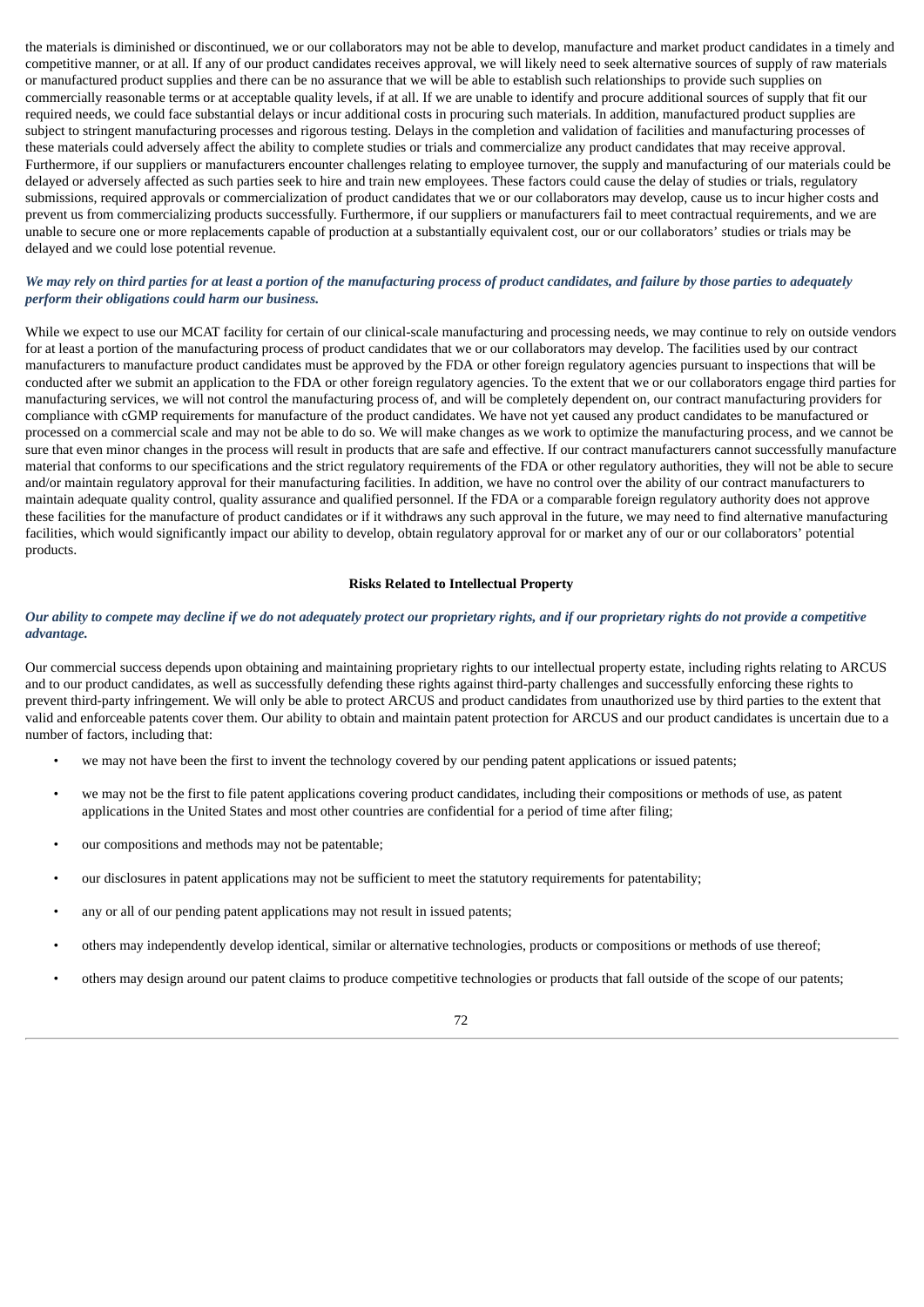the materials is diminished or discontinued, we or our collaborators may not be able to develop, manufacture and market product candidates in a timely and competitive manner, or at all. If any of our product candidates receives approval, we will likely need to seek alternative sources of supply of raw materials or manufactured product supplies and there can be no assurance that we will be able to establish such relationships to provide such supplies on commercially reasonable terms or at acceptable quality levels, if at all. If we are unable to identify and procure additional sources of supply that fit our required needs, we could face substantial delays or incur additional costs in procuring such materials. In addition, manufactured product supplies are subject to stringent manufacturing processes and rigorous testing. Delays in the completion and validation of facilities and manufacturing processes of these materials could adversely affect the ability to complete studies or trials and commercialize any product candidates that may receive approval. Furthermore, if our suppliers or manufacturers encounter challenges relating to employee turnover, the supply and manufacturing of our materials could be delayed or adversely affected as such parties seek to hire and train new employees. These factors could cause the delay of studies or trials, regulatory submissions, required approvals or commercialization of product candidates that we or our collaborators may develop, cause us to incur higher costs and prevent us from commercializing products successfully. Furthermore, if our suppliers or manufacturers fail to meet contractual requirements, and we are unable to secure one or more replacements capable of production at a substantially equivalent cost, our or our collaborators' studies or trials may be delayed and we could lose potential revenue.

***We may rely on third parties for at least a portion of the manufacturing process of product candidates, and failure by those parties to adequately perform their obligations could harm our business.***

While we expect to use our MCAT facility for certain of our clinical-scale manufacturing and processing needs, we may continue to rely on outside vendors for at least a portion of the manufacturing process of product candidates that we or our collaborators may develop. The facilities used by our contract manufacturers to manufacture product candidates must be approved by the FDA or other foreign regulatory agencies pursuant to inspections that will be conducted after we submit an application to the FDA or other foreign regulatory agencies. To the extent that we or our collaborators engage third parties for manufacturing services, we will not control the manufacturing process of, and will be completely dependent on, our contract manufacturing providers for compliance with cGMP requirements for manufacture of the product candidates. We have not yet caused any product candidates to be manufactured or processed on a commercial scale and may not be able to do so. We will make changes as we work to optimize the manufacturing process, and we cannot be sure that even minor changes in the process will result in products that are safe and effective. If our contract manufacturers cannot successfully manufacture material that conforms to our specifications and the strict regulatory requirements of the FDA or other regulatory authorities, they will not be able to secure and/or maintain regulatory approval for their manufacturing facilities. In addition, we have no control over the ability of our contract manufacturers to maintain adequate quality control, quality assurance and qualified personnel. If the FDA or a comparable foreign regulatory authority does not approve these facilities for the manufacture of product candidates or if it withdraws any such approval in the future, we may need to find alternative manufacturing facilities, which would significantly impact our ability to develop, obtain regulatory approval for or market any of our or our collaborators' potential products.

## Risks Related to Intellectual Property

***Our ability to compete may decline if we do not adequately protect our proprietary rights, and if our proprietary rights do not provide a competitive advantage.***

Our commercial success depends upon obtaining and maintaining proprietary rights to our intellectual property estate, including rights relating to ARCUS and to our product candidates, as well as successfully defending these rights against third-party challenges and successfully enforcing these rights to prevent third-party infringement. We will only be able to protect ARCUS and product candidates from unauthorized use by third parties to the extent that valid and enforceable patents cover them. Our ability to obtain and maintain patent protection for ARCUS and our product candidates is uncertain due to a number of factors, including that:

- we may not have been the first to invent the technology covered by our pending patent applications or issued patents;
- we may not be the first to file patent applications covering product candidates, including their compositions or methods of use, as patent applications in the United States and most other countries are confidential for a period of time after filing;
- our compositions and methods may not be patentable;
- our disclosures in patent applications may not be sufficient to meet the statutory requirements for patentability;
- any or all of our pending patent applications may not result in issued patents;
- others may independently develop identical, similar or alternative technologies, products or compositions or methods of use thereof;
- others may design around our patent claims to produce competitive technologies or products that fall outside of the scope of our patents;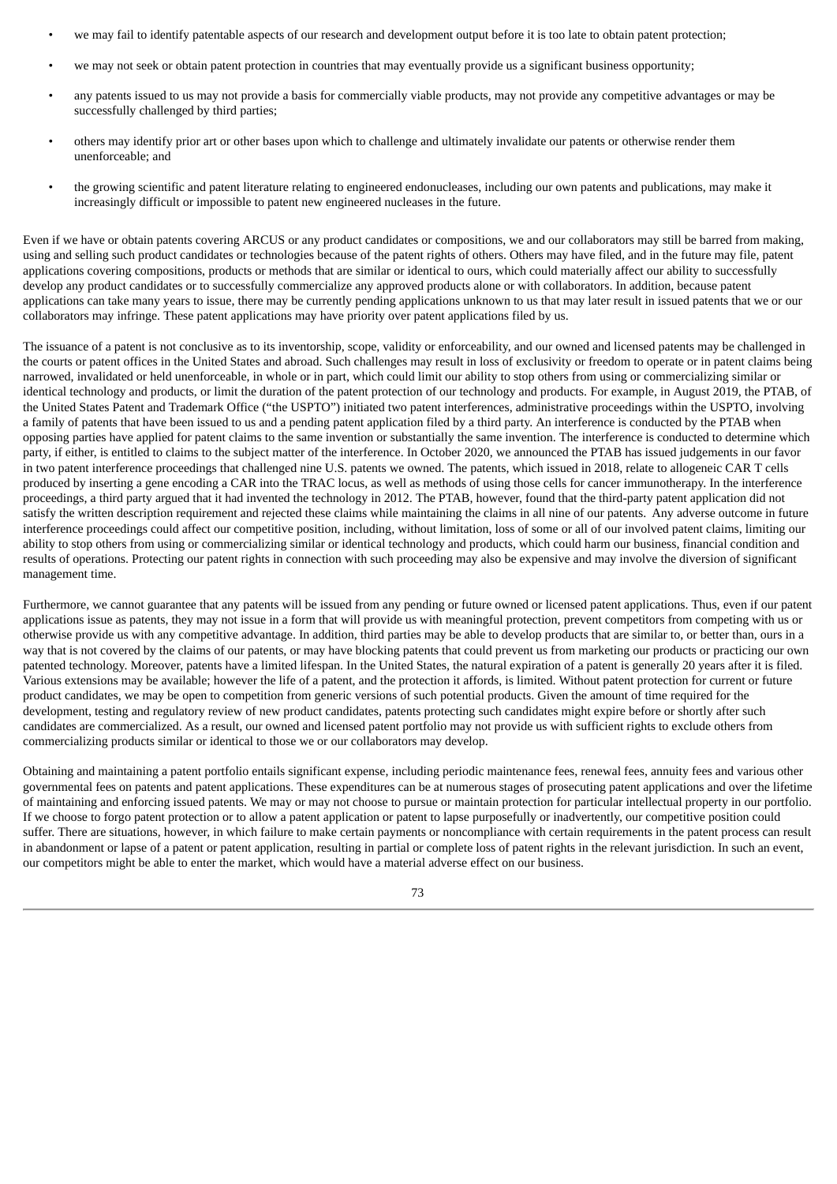- we may fail to identify patentable aspects of our research and development output before it is too late to obtain patent protection;
- we may not seek or obtain patent protection in countries that may eventually provide us a significant business opportunity;
- any patents issued to us may not provide a basis for commercially viable products, may not provide any competitive advantages or may be successfully challenged by third parties;
- others may identify prior art or other bases upon which to challenge and ultimately invalidate our patents or otherwise render them unenforceable; and
- the growing scientific and patent literature relating to engineered endonucleases, including our own patents and publications, may make it increasingly difficult or impossible to patent new engineered nucleases in the future.

Even if we have or obtain patents covering ARCUS or any product candidates or compositions, we and our collaborators may still be barred from making, using and selling such product candidates or technologies because of the patent rights of others. Others may have filed, and in the future may file, patent applications covering compositions, products or methods that are similar or identical to ours, which could materially affect our ability to successfully develop any product candidates or to successfully commercialize any approved products alone or with collaborators. In addition, because patent applications can take many years to issue, there may be currently pending applications unknown to us that may later result in issued patents that we or our collaborators may infringe. These patent applications may have priority over patent applications filed by us.

The issuance of a patent is not conclusive as to its inventorship, scope, validity or enforceability, and our owned and licensed patents may be challenged in the courts or patent offices in the United States and abroad. Such challenges may result in loss of exclusivity or freedom to operate or in patent claims being narrowed, invalidated or held unenforceable, in whole or in part, which could limit our ability to stop others from using or commercializing similar or identical technology and products, or limit the duration of the patent protection of our technology and products. For example, in August 2019, the PTAB, of the United States Patent and Trademark Office ("the USPTO") initiated two patent interferences, administrative proceedings within the USPTO, involving a family of patents that have been issued to us and a pending patent application filed by a third party. An interference is conducted by the PTAB when opposing parties have applied for patent claims to the same invention or substantially the same invention. The interference is conducted to determine which party, if either, is entitled to claims to the subject matter of the interference. In October 2020, we announced the PTAB has issued judgements in our favor in two patent interference proceedings that challenged nine U.S. patents we owned. The patents, which issued in 2018, relate to allogeneic CAR T cells produced by inserting a gene encoding a CAR into the TRAC locus, as well as methods of using those cells for cancer immunotherapy. In the interference proceedings, a third party argued that it had invented the technology in 2012. The PTAB, however, found that the third-party patent application did not satisfy the written description requirement and rejected these claims while maintaining the claims in all nine of our patents. Any adverse outcome in future interference proceedings could affect our competitive position, including, without limitation, loss of some or all of our involved patent claims, limiting our ability to stop others from using or commercializing similar or identical technology and products, which could harm our business, financial condition and results of operations. Protecting our patent rights in connection with such proceeding may also be expensive and may involve the diversion of significant management time.

Furthermore, we cannot guarantee that any patents will be issued from any pending or future owned or licensed patent applications. Thus, even if our patent applications issue as patents, they may not issue in a form that will provide us with meaningful protection, prevent competitors from competing with us or otherwise provide us with any competitive advantage. In addition, third parties may be able to develop products that are similar to, or better than, ours in a way that is not covered by the claims of our patents, or may have blocking patents that could prevent us from marketing our products or practicing our own patented technology. Moreover, patents have a limited lifespan. In the United States, the natural expiration of a patent is generally 20 years after it is filed. Various extensions may be available; however the life of a patent, and the protection it affords, is limited. Without patent protection for current or future product candidates, we may be open to competition from generic versions of such potential products. Given the amount of time required for the development, testing and regulatory review of new product candidates, patents protecting such candidates might expire before or shortly after such candidates are commercialized. As a result, our owned and licensed patent portfolio may not provide us with sufficient rights to exclude others from commercializing products similar or identical to those we or our collaborators may develop.

Obtaining and maintaining a patent portfolio entails significant expense, including periodic maintenance fees, renewal fees, annuity fees and various other governmental fees on patents and patent applications. These expenditures can be at numerous stages of prosecuting patent applications and over the lifetime of maintaining and enforcing issued patents. We may or may not choose to pursue or maintain protection for particular intellectual property in our portfolio. If we choose to forgo patent protection or to allow a patent application or patent to lapse purposefully or inadvertently, our competitive position could suffer. There are situations, however, in which failure to make certain payments or noncompliance with certain requirements in the patent process can result in abandonment or lapse of a patent or patent application, resulting in partial or complete loss of patent rights in the relevant jurisdiction. In such an event, our competitors might be able to enter the market, which would have a material adverse effect on our business.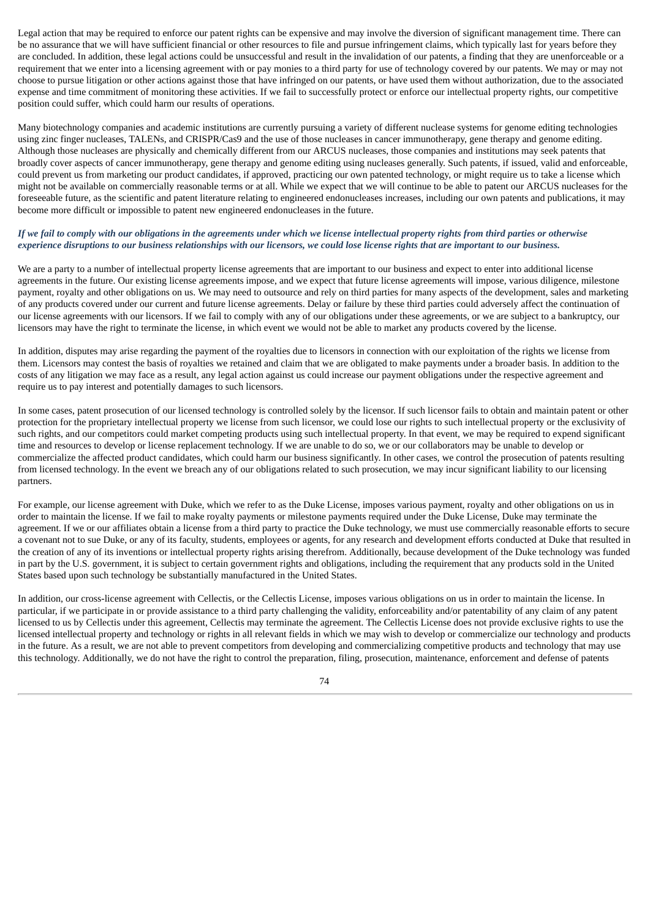Legal action that may be required to enforce our patent rights can be expensive and may involve the diversion of significant management time. There can be no assurance that we will have sufficient financial or other resources to file and pursue infringement claims, which typically last for years before they are concluded. In addition, these legal actions could be unsuccessful and result in the invalidation of our patents, a finding that they are unenforceable or a requirement that we enter into a licensing agreement with or pay monies to a third party for use of technology covered by our patents. We may or may not choose to pursue litigation or other actions against those that have infringed on our patents, or have used them without authorization, due to the associated expense and time commitment of monitoring these activities. If we fail to successfully protect or enforce our intellectual property rights, our competitive position could suffer, which could harm our results of operations.

Many biotechnology companies and academic institutions are currently pursuing a variety of different nuclease systems for genome editing technologies using zinc finger nucleases, TALENs, and CRISPR/Cas9 and the use of those nucleases in cancer immunotherapy, gene therapy and genome editing. Although those nucleases are physically and chemically different from our ARCUS nucleases, those companies and institutions may seek patents that broadly cover aspects of cancer immunotherapy, gene therapy and genome editing using nucleases generally. Such patents, if issued, valid and enforceable, could prevent us from marketing our product candidates, if approved, practicing our own patented technology, or might require us to take a license which might not be available on commercially reasonable terms or at all. While we expect that we will continue to be able to patent our ARCUS nucleases for the foreseeable future, as the scientific and patent literature relating to engineered endonucleases increases, including our own patents and publications, it may become more difficult or impossible to patent new engineered endonucleases in the future.

*If we fail to comply with our obligations in the agreements under which we license intellectual property rights from third parties or otherwise experience disruptions to our business relationships with our licensors, we could lose license rights that are important to our business.*

We are a party to a number of intellectual property license agreements that are important to our business and expect to enter into additional license agreements in the future. Our existing license agreements impose, and we expect that future license agreements will impose, various diligence, milestone payment, royalty and other obligations on us. We may need to outsource and rely on third parties for many aspects of the development, sales and marketing of any products covered under our current and future license agreements. Delay or failure by these third parties could adversely affect the continuation of our license agreements with our licensors. If we fail to comply with any of our obligations under these agreements, or we are subject to a bankruptcy, our licensors may have the right to terminate the license, in which event we would not be able to market any products covered by the license.

In addition, disputes may arise regarding the payment of the royalties due to licensors in connection with our exploitation of the rights we license from them. Licensors may contest the basis of royalties we retained and claim that we are obligated to make payments under a broader basis. In addition to the costs of any litigation we may face as a result, any legal action against us could increase our payment obligations under the respective agreement and require us to pay interest and potentially damages to such licensors.

In some cases, patent prosecution of our licensed technology is controlled solely by the licensor. If such licensor fails to obtain and maintain patent or other protection for the proprietary intellectual property we license from such licensor, we could lose our rights to such intellectual property or the exclusivity of such rights, and our competitors could market competing products using such intellectual property. In that event, we may be required to expend significant time and resources to develop or license replacement technology. If we are unable to do so, we or our collaborators may be unable to develop or commercialize the affected product candidates, which could harm our business significantly. In other cases, we control the prosecution of patents resulting from licensed technology. In the event we breach any of our obligations related to such prosecution, we may incur significant liability to our licensing partners.

For example, our license agreement with Duke, which we refer to as the Duke License, imposes various payment, royalty and other obligations on us in order to maintain the license. If we fail to make royalty payments or milestone payments required under the Duke License, Duke may terminate the agreement. If we or our affiliates obtain a license from a third party to practice the Duke technology, we must use commercially reasonable efforts to secure a covenant not to sue Duke, or any of its faculty, students, employees or agents, for any research and development efforts conducted at Duke that resulted in the creation of any of its inventions or intellectual property rights arising therefrom. Additionally, because development of the Duke technology was funded in part by the U.S. government, it is subject to certain government rights and obligations, including the requirement that any products sold in the United States based upon such technology be substantially manufactured in the United States.

In addition, our cross-license agreement with Cellectis, or the Cellectis License, imposes various obligations on us in order to maintain the license. In particular, if we participate in or provide assistance to a third party challenging the validity, enforceability and/or patentability of any claim of any patent licensed to us by Cellectis under this agreement, Cellectis may terminate the agreement. The Cellectis License does not provide exclusive rights to use the licensed intellectual property and technology or rights in all relevant fields in which we may wish to develop or commercialize our technology and products in the future. As a result, we are not able to prevent competitors from developing and commercializing competitive products and technology that may use this technology. Additionally, we do not have the right to control the preparation, filing, prosecution, maintenance, enforcement and defense of patents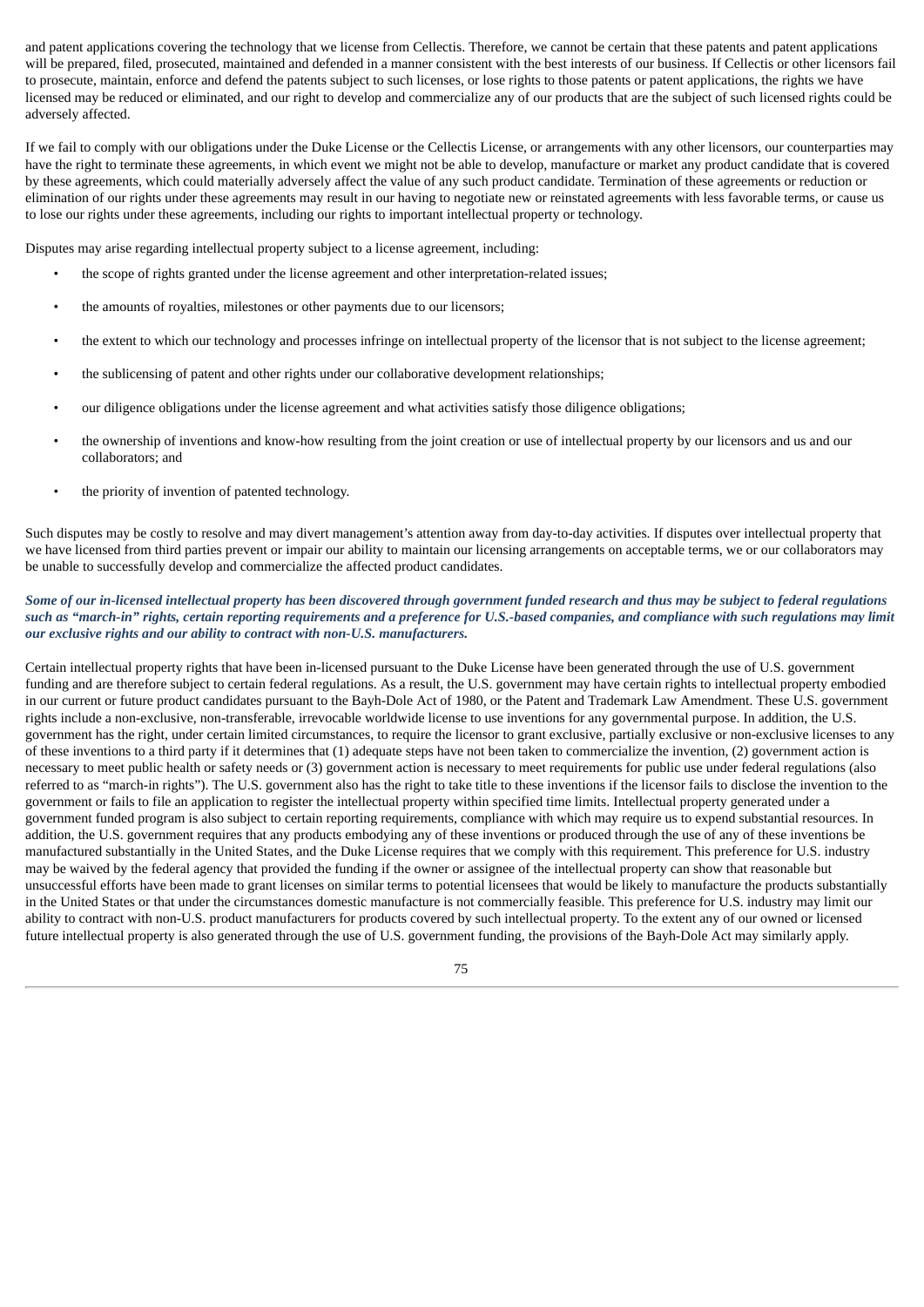and patent applications covering the technology that we license from Cellectis. Therefore, we cannot be certain that these patents and patent applications will be prepared, filed, prosecuted, maintained and defended in a manner consistent with the best interests of our business. If Cellectis or other licensors fail to prosecute, maintain, enforce and defend the patents subject to such licenses, or lose rights to those patents or patent applications, the rights we have licensed may be reduced or eliminated, and our right to develop and commercialize any of our products that are the subject of such licensed rights could be adversely affected.

If we fail to comply with our obligations under the Duke License or the Cellectis License, or arrangements with any other licensors, our counterparties may have the right to terminate these agreements, in which event we might not be able to develop, manufacture or market any product candidate that is covered by these agreements, which could materially adversely affect the value of any such product candidate. Termination of these agreements or reduction or elimination of our rights under these agreements may result in our having to negotiate new or reinstated agreements with less favorable terms, or cause us to lose our rights under these agreements, including our rights to important intellectual property or technology.

Disputes may arise regarding intellectual property subject to a license agreement, including:

- the scope of rights granted under the license agreement and other interpretation-related issues;
- the amounts of royalties, milestones or other payments due to our licensors;
- the extent to which our technology and processes infringe on intellectual property of the licensor that is not subject to the license agreement;
- the sublicensing of patent and other rights under our collaborative development relationships;
- our diligence obligations under the license agreement and what activities satisfy those diligence obligations;
- the ownership of inventions and know-how resulting from the joint creation or use of intellectual property by our licensors and us and our collaborators; and
- the priority of invention of patented technology.

Such disputes may be costly to resolve and may divert management's attention away from day-to-day activities. If disputes over intellectual property that we have licensed from third parties prevent or impair our ability to maintain our licensing arrangements on acceptable terms, we or our collaborators may be unable to successfully develop and commercialize the affected product candidates.

***Some of our in-licensed intellectual property has been discovered through government funded research and thus may be subject to federal regulations such as "march-in" rights, certain reporting requirements and a preference for U.S.-based companies, and compliance with such regulations may limit our exclusive rights and our ability to contract with non-U.S. manufacturers.***

Certain intellectual property rights that have been in-licensed pursuant to the Duke License have been generated through the use of U.S. government funding and are therefore subject to certain federal regulations. As a result, the U.S. government may have certain rights to intellectual property embodied in our current or future product candidates pursuant to the Bayh-Dole Act of 1980, or the Patent and Trademark Law Amendment. These U.S. government rights include a non-exclusive, non-transferable, irrevocable worldwide license to use inventions for any governmental purpose. In addition, the U.S. government has the right, under certain limited circumstances, to require the licensor to grant exclusive, partially exclusive or non-exclusive licenses to any of these inventions to a third party if it determines that (1) adequate steps have not been taken to commercialize the invention, (2) government action is necessary to meet public health or safety needs or (3) government action is necessary to meet requirements for public use under federal regulations (also referred to as "march-in rights"). The U.S. government also has the right to take title to these inventions if the licensor fails to disclose the invention to the government or fails to file an application to register the intellectual property within specified time limits. Intellectual property generated under a government funded program is also subject to certain reporting requirements, compliance with which may require us to expend substantial resources. In addition, the U.S. government requires that any products embodying any of these inventions or produced through the use of any of these inventions be manufactured substantially in the United States, and the Duke License requires that we comply with this requirement. This preference for U.S. industry may be waived by the federal agency that provided the funding if the owner or assignee of the intellectual property can show that reasonable but unsuccessful efforts have been made to grant licenses on similar terms to potential licensees that would be likely to manufacture the products substantially in the United States or that under the circumstances domestic manufacture is not commercially feasible. This preference for U.S. industry may limit our ability to contract with non-U.S. product manufacturers for products covered by such intellectual property. To the extent any of our owned or licensed future intellectual property is also generated through the use of U.S. government funding, the provisions of the Bayh-Dole Act may similarly apply.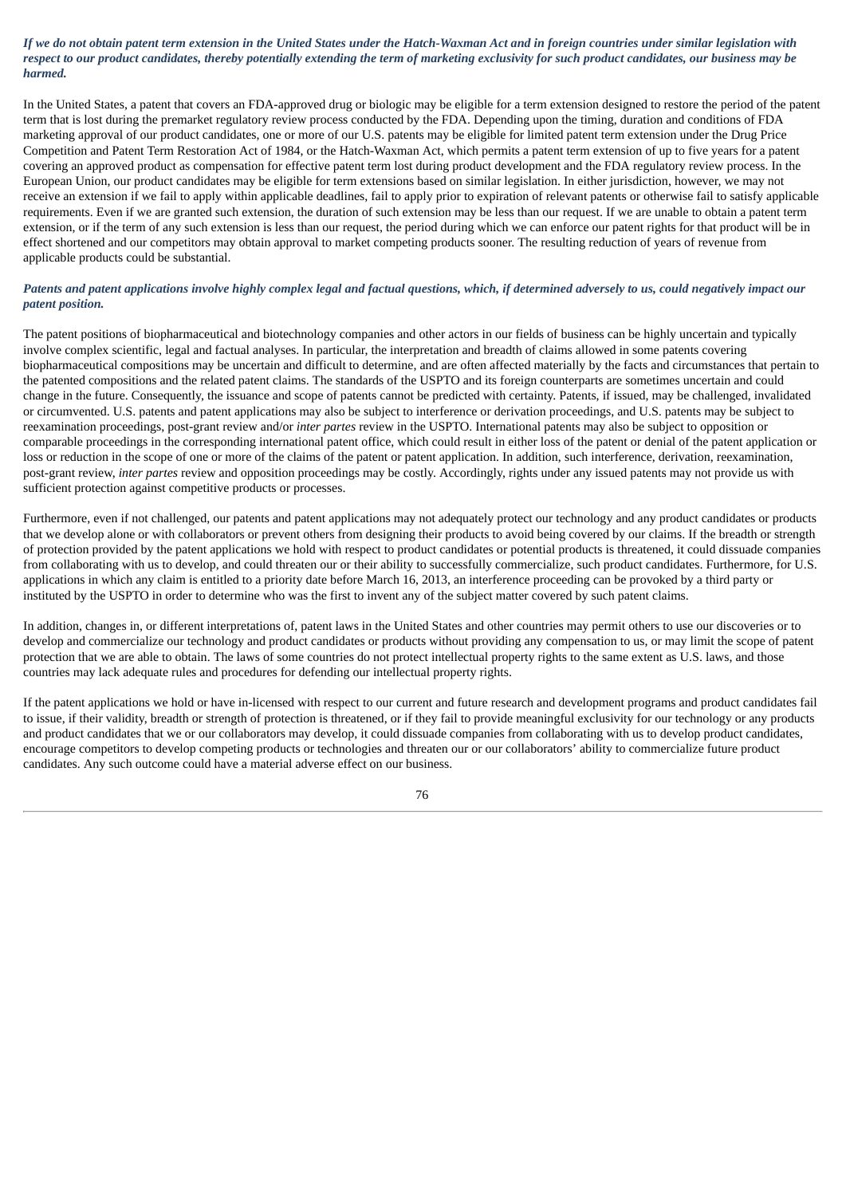***If we do not obtain patent term extension in the United States under the Hatch-Waxman Act and in foreign countries under similar legislation with respect to our product candidates, thereby potentially extending the term of marketing exclusivity for such product candidates, our business may be harmed.***

In the United States, a patent that covers an FDA-approved drug or biologic may be eligible for a term extension designed to restore the period of the patent term that is lost during the premarket regulatory review process conducted by the FDA. Depending upon the timing, duration and conditions of FDA marketing approval of our product candidates, one or more of our U.S. patents may be eligible for limited patent term extension under the Drug Price Competition and Patent Term Restoration Act of 1984, or the Hatch-Waxman Act, which permits a patent term extension of up to five years for a patent covering an approved product as compensation for effective patent term lost during product development and the FDA regulatory review process. In the European Union, our product candidates may be eligible for term extensions based on similar legislation. In either jurisdiction, however, we may not receive an extension if we fail to apply within applicable deadlines, fail to apply prior to expiration of relevant patents or otherwise fail to satisfy applicable requirements. Even if we are granted such extension, the duration of such extension may be less than our request. If we are unable to obtain a patent term extension, or if the term of any such extension is less than our request, the period during which we can enforce our patent rights for that product will be in effect shortened and our competitors may obtain approval to market competing products sooner. The resulting reduction of years of revenue from applicable products could be substantial.

***Patents and patent applications involve highly complex legal and factual questions, which, if determined adversely to us, could negatively impact our patent position.***

The patent positions of biopharmaceutical and biotechnology companies and other actors in our fields of business can be highly uncertain and typically involve complex scientific, legal and factual analyses. In particular, the interpretation and breadth of claims allowed in some patents covering biopharmaceutical compositions may be uncertain and difficult to determine, and are often affected materially by the facts and circumstances that pertain to the patented compositions and the related patent claims. The standards of the USPTO and its foreign counterparts are sometimes uncertain and could change in the future. Consequently, the issuance and scope of patents cannot be predicted with certainty. Patents, if issued, may be challenged, invalidated or circumvented. U.S. patents and patent applications may also be subject to interference or derivation proceedings, and U.S. patents may be subject to reexamination proceedings, post-grant review and/or *inter partes* review in the USPTO. International patents may also be subject to opposition or comparable proceedings in the corresponding international patent office, which could result in either loss of the patent or denial of the patent application or loss or reduction in the scope of one or more of the claims of the patent or patent application. In addition, such interference, derivation, reexamination, post-grant review, *inter partes* review and opposition proceedings may be costly. Accordingly, rights under any issued patents may not provide us with sufficient protection against competitive products or processes.

Furthermore, even if not challenged, our patents and patent applications may not adequately protect our technology and any product candidates or products that we develop alone or with collaborators or prevent others from designing their products to avoid being covered by our claims. If the breadth or strength of protection provided by the patent applications we hold with respect to product candidates or potential products is threatened, it could dissuade companies from collaborating with us to develop, and could threaten our or their ability to successfully commercialize, such product candidates. Furthermore, for U.S. applications in which any claim is entitled to a priority date before March 16, 2013, an interference proceeding can be provoked by a third party or instituted by the USPTO in order to determine who was the first to invent any of the subject matter covered by such patent claims.

In addition, changes in, or different interpretations of, patent laws in the United States and other countries may permit others to use our discoveries or to develop and commercialize our technology and product candidates or products without providing any compensation to us, or may limit the scope of patent protection that we are able to obtain. The laws of some countries do not protect intellectual property rights to the same extent as U.S. laws, and those countries may lack adequate rules and procedures for defending our intellectual property rights.

If the patent applications we hold or have in-licensed with respect to our current and future research and development programs and product candidates fail to issue, if their validity, breadth or strength of protection is threatened, or if they fail to provide meaningful exclusivity for our technology or any products and product candidates that we or our collaborators may develop, it could dissuade companies from collaborating with us to develop product candidates, encourage competitors to develop competing products or technologies and threaten our or our collaborators' ability to commercialize future product candidates. Any such outcome could have a material adverse effect on our business.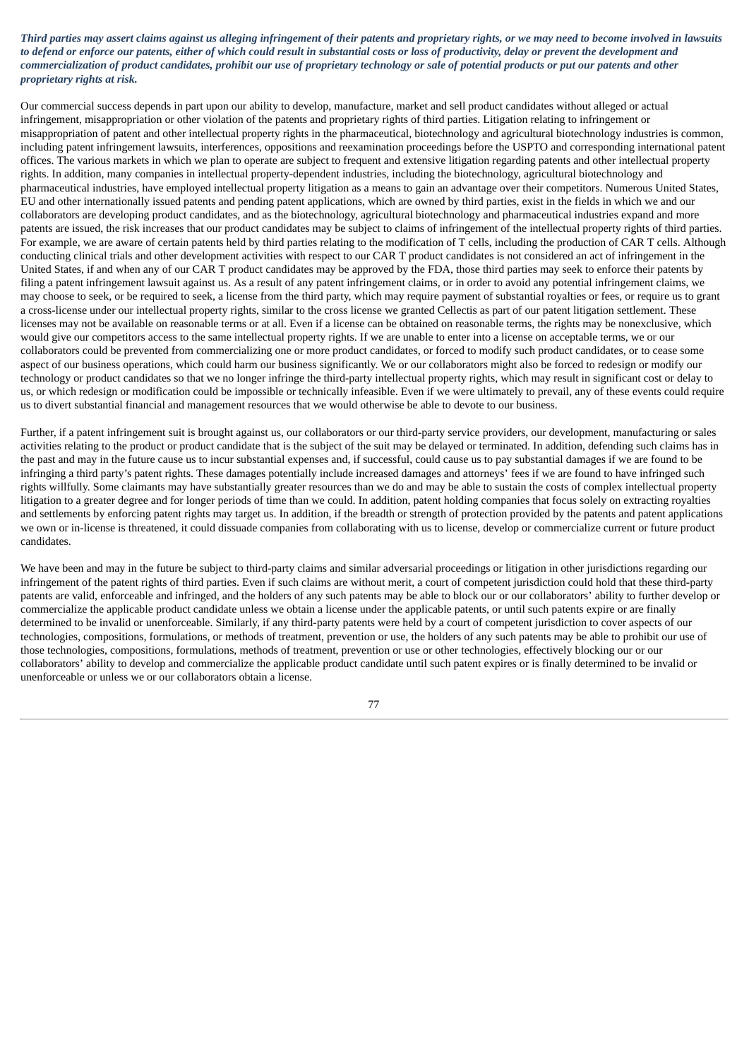***Third parties may assert claims against us alleging infringement of their patents and proprietary rights, or we may need to become involved in lawsuits to defend or enforce our patents, either of which could result in substantial costs or loss of productivity, delay or prevent the development and commercialization of product candidates, prohibit our use of proprietary technology or sale of potential products or put our patents and other proprietary rights at risk.***

Our commercial success depends in part upon our ability to develop, manufacture, market and sell product candidates without alleged or actual infringement, misappropriation or other violation of the patents and proprietary rights of third parties. Litigation relating to infringement or misappropriation of patent and other intellectual property rights in the pharmaceutical, biotechnology and agricultural biotechnology industries is common, including patent infringement lawsuits, interferences, oppositions and reexamination proceedings before the USPTO and corresponding international patent offices. The various markets in which we plan to operate are subject to frequent and extensive litigation regarding patents and other intellectual property rights. In addition, many companies in intellectual property-dependent industries, including the biotechnology, agricultural biotechnology and pharmaceutical industries, have employed intellectual property litigation as a means to gain an advantage over their competitors. Numerous United States, EU and other internationally issued patents and pending patent applications, which are owned by third parties, exist in the fields in which we and our collaborators are developing product candidates, and as the biotechnology, agricultural biotechnology and pharmaceutical industries expand and more patents are issued, the risk increases that our product candidates may be subject to claims of infringement of the intellectual property rights of third parties. For example, we are aware of certain patents held by third parties relating to the modification of T cells, including the production of CAR T cells. Although conducting clinical trials and other development activities with respect to our CAR T product candidates is not considered an act of infringement in the United States, if and when any of our CAR T product candidates may be approved by the FDA, those third parties may seek to enforce their patents by filing a patent infringement lawsuit against us. As a result of any patent infringement claims, or in order to avoid any potential infringement claims, we may choose to seek, or be required to seek, a license from the third party, which may require payment of substantial royalties or fees, or require us to grant a cross-license under our intellectual property rights, similar to the cross license we granted Cellectis as part of our patent litigation settlement. These licenses may not be available on reasonable terms or at all. Even if a license can be obtained on reasonable terms, the rights may be nonexclusive, which would give our competitors access to the same intellectual property rights. If we are unable to enter into a license on acceptable terms, we or our collaborators could be prevented from commercializing one or more product candidates, or forced to modify such product candidates, or to cease some aspect of our business operations, which could harm our business significantly. We or our collaborators might also be forced to redesign or modify our technology or product candidates so that we no longer infringe the third-party intellectual property rights, which may result in significant cost or delay to us, or which redesign or modification could be impossible or technically infeasible. Even if we were ultimately to prevail, any of these events could require us to divert substantial financial and management resources that we would otherwise be able to devote to our business.

Further, if a patent infringement suit is brought against us, our collaborators or our third-party service providers, our development, manufacturing or sales activities relating to the product or product candidate that is the subject of the suit may be delayed or terminated. In addition, defending such claims has in the past and may in the future cause us to incur substantial expenses and, if successful, could cause us to pay substantial damages if we are found to be infringing a third party's patent rights. These damages potentially include increased damages and attorneys' fees if we are found to have infringed such rights willfully. Some claimants may have substantially greater resources than we do and may be able to sustain the costs of complex intellectual property litigation to a greater degree and for longer periods of time than we could. In addition, patent holding companies that focus solely on extracting royalties and settlements by enforcing patent rights may target us. In addition, if the breadth or strength of protection provided by the patents and patent applications we own or in-license is threatened, it could dissuade companies from collaborating with us to license, develop or commercialize current or future product candidates.

We have been and may in the future be subject to third-party claims and similar adversarial proceedings or litigation in other jurisdictions regarding our infringement of the patent rights of third parties. Even if such claims are without merit, a court of competent jurisdiction could hold that these third-party patents are valid, enforceable and infringed, and the holders of any such patents may be able to block our or our collaborators' ability to further develop or commercialize the applicable product candidate unless we obtain a license under the applicable patents, or until such patents expire or are finally determined to be invalid or unenforceable. Similarly, if any third-party patents were held by a court of competent jurisdiction to cover aspects of our technologies, compositions, formulations, or methods of treatment, prevention or use, the holders of any such patents may be able to prohibit our use of those technologies, compositions, formulations, methods of treatment, prevention or use or other technologies, effectively blocking our or our collaborators' ability to develop and commercialize the applicable product candidate until such patent expires or is finally determined to be invalid or unenforceable or unless we or our collaborators obtain a license.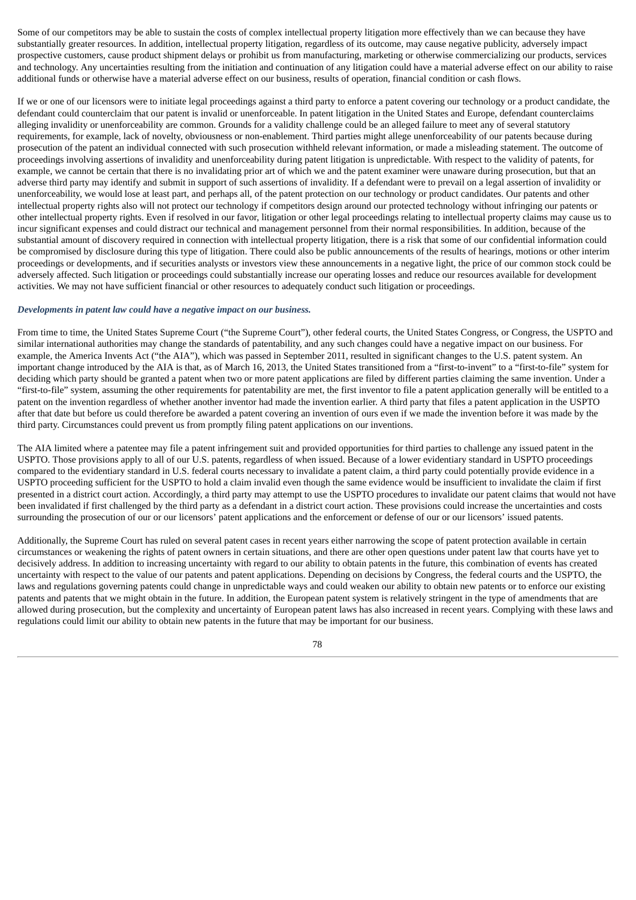Some of our competitors may be able to sustain the costs of complex intellectual property litigation more effectively than we can because they have substantially greater resources. In addition, intellectual property litigation, regardless of its outcome, may cause negative publicity, adversely impact prospective customers, cause product shipment delays or prohibit us from manufacturing, marketing or otherwise commercializing our products, services and technology. Any uncertainties resulting from the initiation and continuation of any litigation could have a material adverse effect on our ability to raise additional funds or otherwise have a material adverse effect on our business, results of operation, financial condition or cash flows.

If we or one of our licensors were to initiate legal proceedings against a third party to enforce a patent covering our technology or a product candidate, the defendant could counterclaim that our patent is invalid or unenforceable. In patent litigation in the United States and Europe, defendant counterclaims alleging invalidity or unenforceability are common. Grounds for a validity challenge could be an alleged failure to meet any of several statutory requirements, for example, lack of novelty, obviousness or non-enablement. Third parties might allege unenforceability of our patents because during prosecution of the patent an individual connected with such prosecution withheld relevant information, or made a misleading statement. The outcome of proceedings involving assertions of invalidity and unenforceability during patent litigation is unpredictable. With respect to the validity of patents, for example, we cannot be certain that there is no invalidating prior art of which we and the patent examiner were unaware during prosecution, but that an adverse third party may identify and submit in support of such assertions of invalidity. If a defendant were to prevail on a legal assertion of invalidity or unenforceability, we would lose at least part, and perhaps all, of the patent protection on our technology or product candidates. Our patents and other intellectual property rights also will not protect our technology if competitors design around our protected technology without infringing our patents or other intellectual property rights. Even if resolved in our favor, litigation or other legal proceedings relating to intellectual property claims may cause us to incur significant expenses and could distract our technical and management personnel from their normal responsibilities. In addition, because of the substantial amount of discovery required in connection with intellectual property litigation, there is a risk that some of our confidential information could be compromised by disclosure during this type of litigation. There could also be public announcements of the results of hearings, motions or other interim proceedings or developments, and if securities analysts or investors view these announcements in a negative light, the price of our common stock could be adversely affected. Such litigation or proceedings could substantially increase our operating losses and reduce our resources available for development activities. We may not have sufficient financial or other resources to adequately conduct such litigation or proceedings.

***Developments in patent law could have a negative impact on our business.***

From time to time, the United States Supreme Court ("the Supreme Court"), other federal courts, the United States Congress, or Congress, the USPTO and similar international authorities may change the standards of patentability, and any such changes could have a negative impact on our business. For example, the America Invents Act ("the AIA"), which was passed in September 2011, resulted in significant changes to the U.S. patent system. An important change introduced by the AIA is that, as of March 16, 2013, the United States transitioned from a "first-to-invent" to a "first-to-file" system for deciding which party should be granted a patent when two or more patent applications are filed by different parties claiming the same invention. Under a "first-to-file" system, assuming the other requirements for patentability are met, the first inventor to file a patent application generally will be entitled to a patent on the invention regardless of whether another inventor had made the invention earlier. A third party that files a patent application in the USPTO after that date but before us could therefore be awarded a patent covering an invention of ours even if we made the invention before it was made by the third party. Circumstances could prevent us from promptly filing patent applications on our inventions.

The AIA limited where a patentee may file a patent infringement suit and provided opportunities for third parties to challenge any issued patent in the USPTO. Those provisions apply to all of our U.S. patents, regardless of when issued. Because of a lower evidentiary standard in USPTO proceedings compared to the evidentiary standard in U.S. federal courts necessary to invalidate a patent claim, a third party could potentially provide evidence in a USPTO proceeding sufficient for the USPTO to hold a claim invalid even though the same evidence would be insufficient to invalidate the claim if first presented in a district court action. Accordingly, a third party may attempt to use the USPTO procedures to invalidate our patent claims that would not have been invalidated if first challenged by the third party as a defendant in a district court action. These provisions could increase the uncertainties and costs surrounding the prosecution of our or our licensors' patent applications and the enforcement or defense of our or our licensors' issued patents.

Additionally, the Supreme Court has ruled on several patent cases in recent years either narrowing the scope of patent protection available in certain circumstances or weakening the rights of patent owners in certain situations, and there are other open questions under patent law that courts have yet to decisively address. In addition to increasing uncertainty with regard to our ability to obtain patents in the future, this combination of events has created uncertainty with respect to the value of our patents and patent applications. Depending on decisions by Congress, the federal courts and the USPTO, the laws and regulations governing patents could change in unpredictable ways and could weaken our ability to obtain new patents or to enforce our existing patents and patents that we might obtain in the future. In addition, the European patent system is relatively stringent in the type of amendments that are allowed during prosecution, but the complexity and uncertainty of European patent laws has also increased in recent years. Complying with these laws and regulations could limit our ability to obtain new patents in the future that may be important for our business.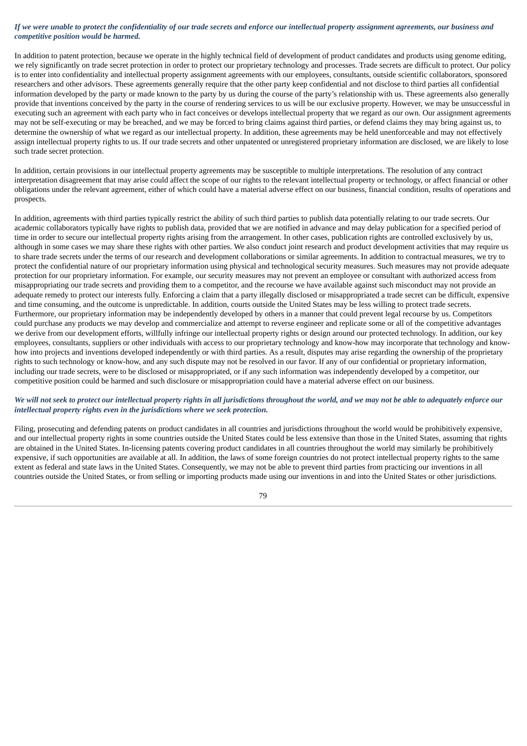***If we were unable to protect the confidentiality of our trade secrets and enforce our intellectual property assignment agreements, our business and competitive position would be harmed.***

In addition to patent protection, because we operate in the highly technical field of development of product candidates and products using genome editing, we rely significantly on trade secret protection in order to protect our proprietary technology and processes. Trade secrets are difficult to protect. Our policy is to enter into confidentiality and intellectual property assignment agreements with our employees, consultants, outside scientific collaborators, sponsored researchers and other advisors. These agreements generally require that the other party keep confidential and not disclose to third parties all confidential information developed by the party or made known to the party by us during the course of the party's relationship with us. These agreements also generally provide that inventions conceived by the party in the course of rendering services to us will be our exclusive property. However, we may be unsuccessful in executing such an agreement with each party who in fact conceives or develops intellectual property that we regard as our own. Our assignment agreements may not be self-executing or may be breached, and we may be forced to bring claims against third parties, or defend claims they may bring against us, to determine the ownership of what we regard as our intellectual property. In addition, these agreements may be held unenforceable and may not effectively assign intellectual property rights to us. If our trade secrets and other unpatented or unregistered proprietary information are disclosed, we are likely to lose such trade secret protection.

In addition, certain provisions in our intellectual property agreements may be susceptible to multiple interpretations. The resolution of any contract interpretation disagreement that may arise could affect the scope of our rights to the relevant intellectual property or technology, or affect financial or other obligations under the relevant agreement, either of which could have a material adverse effect on our business, financial condition, results of operations and prospects.

In addition, agreements with third parties typically restrict the ability of such third parties to publish data potentially relating to our trade secrets. Our academic collaborators typically have rights to publish data, provided that we are notified in advance and may delay publication for a specified period of time in order to secure our intellectual property rights arising from the arrangement. In other cases, publication rights are controlled exclusively by us, although in some cases we may share these rights with other parties. We also conduct joint research and product development activities that may require us to share trade secrets under the terms of our research and development collaborations or similar agreements. In addition to contractual measures, we try to protect the confidential nature of our proprietary information using physical and technological security measures. Such measures may not provide adequate protection for our proprietary information. For example, our security measures may not prevent an employee or consultant with authorized access from misappropriating our trade secrets and providing them to a competitor, and the recourse we have available against such misconduct may not provide an adequate remedy to protect our interests fully. Enforcing a claim that a party illegally disclosed or misappropriated a trade secret can be difficult, expensive and time consuming, and the outcome is unpredictable. In addition, courts outside the United States may be less willing to protect trade secrets. Furthermore, our proprietary information may be independently developed by others in a manner that could prevent legal recourse by us. Competitors could purchase any products we may develop and commercialize and attempt to reverse engineer and replicate some or all of the competitive advantages we derive from our development efforts, willfully infringe our intellectual property rights or design around our protected technology. In addition, our key employees, consultants, suppliers or other individuals with access to our proprietary technology and know-how may incorporate that technology and know-how into projects and inventions developed independently or with third parties. As a result, disputes may arise regarding the ownership of the proprietary rights to such technology or know-how, and any such dispute may not be resolved in our favor. If any of our confidential or proprietary information, including our trade secrets, were to be disclosed or misappropriated, or if any such information was independently developed by a competitor, our competitive position could be harmed and such disclosure or misappropriation could have a material adverse effect on our business.

***We will not seek to protect our intellectual property rights in all jurisdictions throughout the world, and we may not be able to adequately enforce our intellectual property rights even in the jurisdictions where we seek protection.***

Filing, prosecuting and defending patents on product candidates in all countries and jurisdictions throughout the world would be prohibitively expensive, and our intellectual property rights in some countries outside the United States could be less extensive than those in the United States, assuming that rights are obtained in the United States. In-licensing patents covering product candidates in all countries throughout the world may similarly be prohibitively expensive, if such opportunities are available at all. In addition, the laws of some foreign countries do not protect intellectual property rights to the same extent as federal and state laws in the United States. Consequently, we may not be able to prevent third parties from practicing our inventions in all countries outside the United States, or from selling or importing products made using our inventions in and into the United States or other jurisdictions.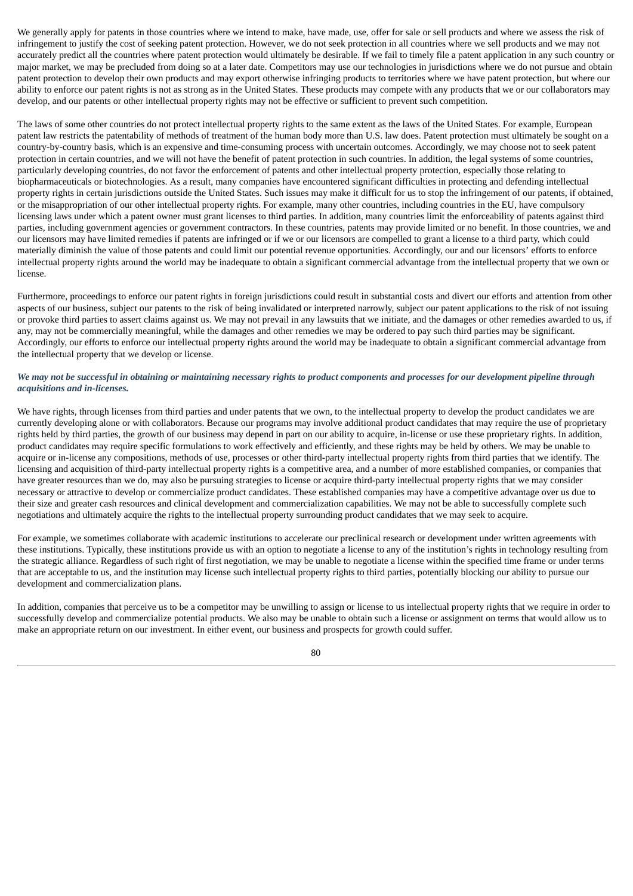We generally apply for patents in those countries where we intend to make, have made, use, offer for sale or sell products and where we assess the risk of infringement to justify the cost of seeking patent protection. However, we do not seek protection in all countries where we sell products and we may not accurately predict all the countries where patent protection would ultimately be desirable. If we fail to timely file a patent application in any such country or major market, we may be precluded from doing so at a later date. Competitors may use our technologies in jurisdictions where we do not pursue and obtain patent protection to develop their own products and may export otherwise infringing products to territories where we have patent protection, but where our ability to enforce our patent rights is not as strong as in the United States. These products may compete with any products that we or our collaborators may develop, and our patents or other intellectual property rights may not be effective or sufficient to prevent such competition.

The laws of some other countries do not protect intellectual property rights to the same extent as the laws of the United States. For example, European patent law restricts the patentability of methods of treatment of the human body more than U.S. law does. Patent protection must ultimately be sought on a country-by-country basis, which is an expensive and time-consuming process with uncertain outcomes. Accordingly, we may choose not to seek patent protection in certain countries, and we will not have the benefit of patent protection in such countries. In addition, the legal systems of some countries, particularly developing countries, do not favor the enforcement of patents and other intellectual property protection, especially those relating to biopharmaceuticals or biotechnologies. As a result, many companies have encountered significant difficulties in protecting and defending intellectual property rights in certain jurisdictions outside the United States. Such issues may make it difficult for us to stop the infringement of our patents, if obtained, or the misappropriation of our other intellectual property rights. For example, many other countries, including countries in the EU, have compulsory licensing laws under which a patent owner must grant licenses to third parties. In addition, many countries limit the enforceability of patents against third parties, including government agencies or government contractors. In these countries, patents may provide limited or no benefit. In those countries, we and our licensors may have limited remedies if patents are infringed or if we or our licensors are compelled to grant a license to a third party, which could materially diminish the value of those patents and could limit our potential revenue opportunities. Accordingly, our and our licensors' efforts to enforce intellectual property rights around the world may be inadequate to obtain a significant commercial advantage from the intellectual property that we own or license.

Furthermore, proceedings to enforce our patent rights in foreign jurisdictions could result in substantial costs and divert our efforts and attention from other aspects of our business, subject our patents to the risk of being invalidated or interpreted narrowly, subject our patent applications to the risk of not issuing or provoke third parties to assert claims against us. We may not prevail in any lawsuits that we initiate, and the damages or other remedies awarded to us, if any, may not be commercially meaningful, while the damages and other remedies we may be ordered to pay such third parties may be significant. Accordingly, our efforts to enforce our intellectual property rights around the world may be inadequate to obtain a significant commercial advantage from the intellectual property that we develop or license.

***We may not be successful in obtaining or maintaining necessary rights to product components and processes for our development pipeline through acquisitions and in-licenses.***

We have rights, through licenses from third parties and under patents that we own, to the intellectual property to develop the product candidates we are currently developing alone or with collaborators. Because our programs may involve additional product candidates that may require the use of proprietary rights held by third parties, the growth of our business may depend in part on our ability to acquire, in-license or use these proprietary rights. In addition, product candidates may require specific formulations to work effectively and efficiently, and these rights may be held by others. We may be unable to acquire or in-license any compositions, methods of use, processes or other third-party intellectual property rights from third parties that we identify. The licensing and acquisition of third-party intellectual property rights is a competitive area, and a number of more established companies, or companies that have greater resources than we do, may also be pursuing strategies to license or acquire third-party intellectual property rights that we may consider necessary or attractive to develop or commercialize product candidates. These established companies may have a competitive advantage over us due to their size and greater cash resources and clinical development and commercialization capabilities. We may not be able to successfully complete such negotiations and ultimately acquire the rights to the intellectual property surrounding product candidates that we may seek to acquire.

For example, we sometimes collaborate with academic institutions to accelerate our preclinical research or development under written agreements with these institutions. Typically, these institutions provide us with an option to negotiate a license to any of the institution's rights in technology resulting from the strategic alliance. Regardless of such right of first negotiation, we may be unable to negotiate a license within the specified time frame or under terms that are acceptable to us, and the institution may license such intellectual property rights to third parties, potentially blocking our ability to pursue our development and commercialization plans.

In addition, companies that perceive us to be a competitor may be unwilling to assign or license to us intellectual property rights that we require in order to successfully develop and commercialize potential products. We also may be unable to obtain such a license or assignment on terms that would allow us to make an appropriate return on our investment. In either event, our business and prospects for growth could suffer.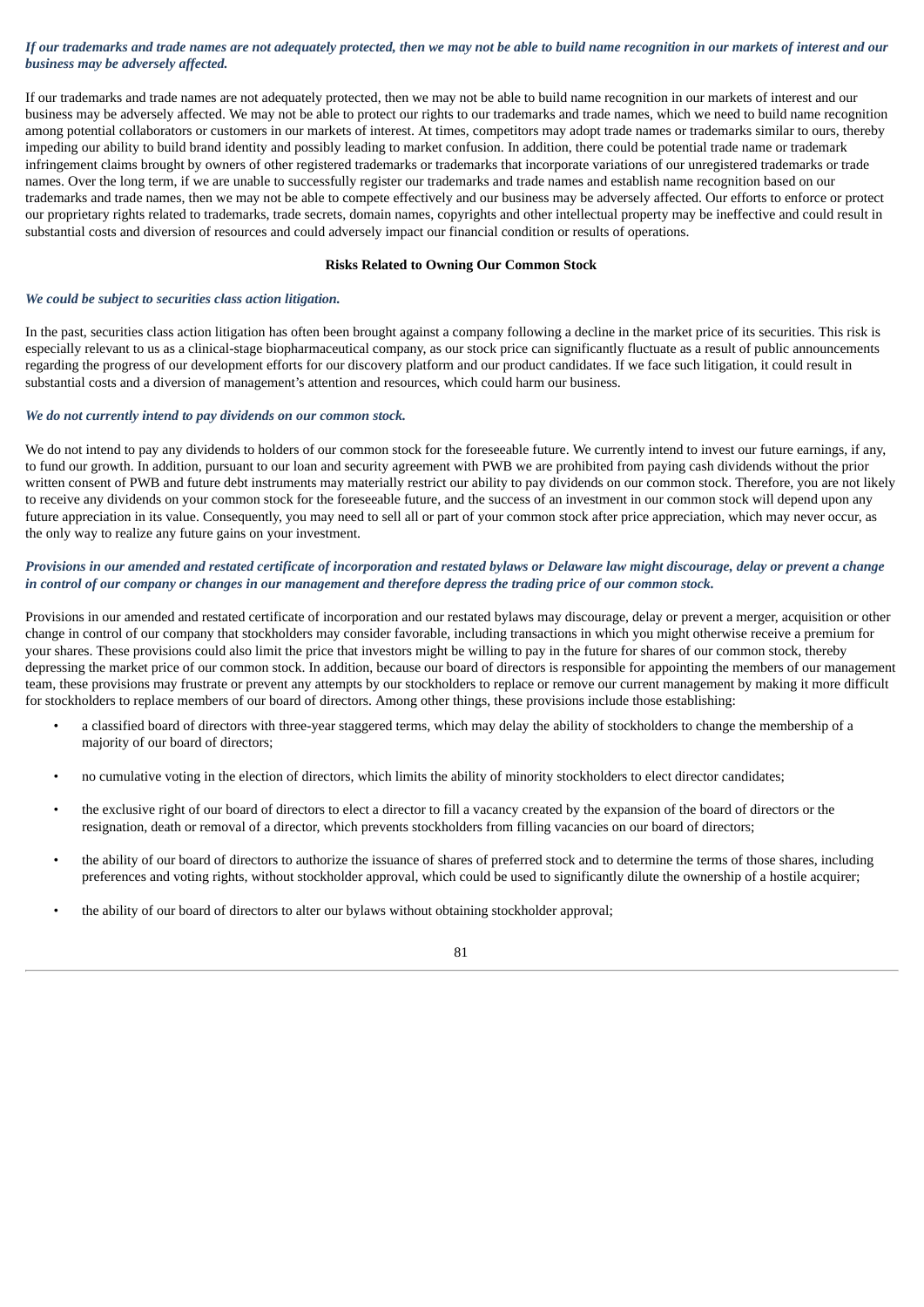***If our trademarks and trade names are not adequately protected, then we may not be able to build name recognition in our markets of interest and our business may be adversely affected.***

If our trademarks and trade names are not adequately protected, then we may not be able to build name recognition in our markets of interest and our business may be adversely affected. We may not be able to protect our rights to our trademarks and trade names, which we need to build name recognition among potential collaborators or customers in our markets of interest. At times, competitors may adopt trade names or trademarks similar to ours, thereby impeding our ability to build brand identity and possibly leading to market confusion. In addition, there could be potential trade name or trademark infringement claims brought by owners of other registered trademarks or trademarks that incorporate variations of our unregistered trademarks or trade names. Over the long term, if we are unable to successfully register our trademarks and trade names and establish name recognition based on our trademarks and trade names, then we may not be able to compete effectively and our business may be adversely affected. Our efforts to enforce or protect our proprietary rights related to trademarks, trade secrets, domain names, copyrights and other intellectual property may be ineffective and could result in substantial costs and diversion of resources and could adversely impact our financial condition or results of operations.

**Risks Related to Owning Our Common Stock**

***We could be subject to securities class action litigation.***

In the past, securities class action litigation has often been brought against a company following a decline in the market price of its securities. This risk is especially relevant to us as a clinical-stage biopharmaceutical company, as our stock price can significantly fluctuate as a result of public announcements regarding the progress of our development efforts for our discovery platform and our product candidates. If we face such litigation, it could result in substantial costs and a diversion of management's attention and resources, which could harm our business.

***We do not currently intend to pay dividends on our common stock.***

We do not intend to pay any dividends to holders of our common stock for the foreseeable future. We currently intend to invest our future earnings, if any, to fund our growth. In addition, pursuant to our loan and security agreement with PWB we are prohibited from paying cash dividends without the prior written consent of PWB and future debt instruments may materially restrict our ability to pay dividends on our common stock. Therefore, you are not likely to receive any dividends on your common stock for the foreseeable future, and the success of an investment in our common stock will depend upon any future appreciation in its value. Consequently, you may need to sell all or part of your common stock after price appreciation, which may never occur, as the only way to realize any future gains on your investment.

***Provisions in our amended and restated certificate of incorporation and restated bylaws or Delaware law might discourage, delay or prevent a change in control of our company or changes in our management and therefore depress the trading price of our common stock.***

Provisions in our amended and restated certificate of incorporation and our restated bylaws may discourage, delay or prevent a merger, acquisition or other change in control of our company that stockholders may consider favorable, including transactions in which you might otherwise receive a premium for your shares. These provisions could also limit the price that investors might be willing to pay in the future for shares of our common stock, thereby depressing the market price of our common stock. In addition, because our board of directors is responsible for appointing the members of our management team, these provisions may frustrate or prevent any attempts by our stockholders to replace or remove our current management by making it more difficult for stockholders to replace members of our board of directors. Among other things, these provisions include those establishing:

- a classified board of directors with three-year staggered terms, which may delay the ability of stockholders to change the membership of a majority of our board of directors;
- no cumulative voting in the election of directors, which limits the ability of minority stockholders to elect director candidates;
- the exclusive right of our board of directors to elect a director to fill a vacancy created by the expansion of the board of directors or the resignation, death or removal of a director, which prevents stockholders from filling vacancies on our board of directors;
- the ability of our board of directors to authorize the issuance of shares of preferred stock and to determine the terms of those shares, including preferences and voting rights, without stockholder approval, which could be used to significantly dilute the ownership of a hostile acquirer;
- the ability of our board of directors to alter our bylaws without obtaining stockholder approval;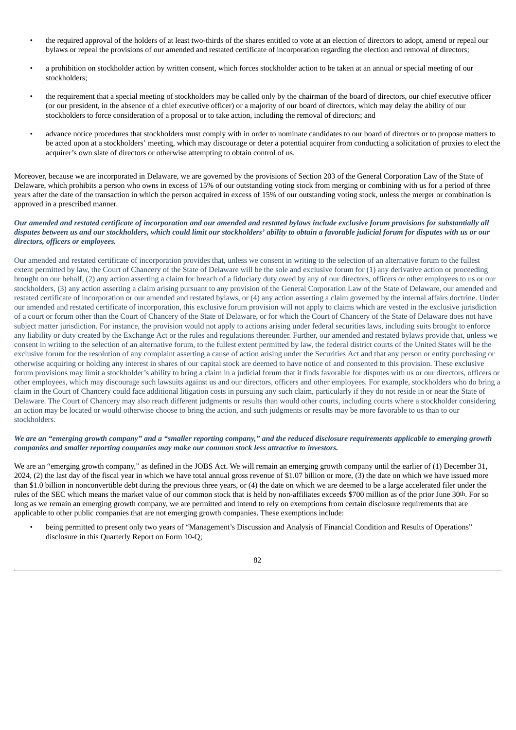- the required approval of the holders of at least two-thirds of the shares entitled to vote at an election of directors to adopt, amend or repeal our bylaws or repeal the provisions of our amended and restated certificate of incorporation regarding the election and removal of directors;
- a prohibition on stockholder action by written consent, which forces stockholder action to be taken at an annual or special meeting of our stockholders;
- the requirement that a special meeting of stockholders may be called only by the chairman of the board of directors, our chief executive officer (or our president, in the absence of a chief executive officer) or a majority of our board of directors, which may delay the ability of our stockholders to force consideration of a proposal or to take action, including the removal of directors; and
- advance notice procedures that stockholders must comply with in order to nominate candidates to our board of directors or to propose matters to be acted upon at a stockholders' meeting, which may discourage or deter a potential acquirer from conducting a solicitation of proxies to elect the acquirer's own slate of directors or otherwise attempting to obtain control of us.

Moreover, because we are incorporated in Delaware, we are governed by the provisions of Section 203 of the General Corporation Law of the State of Delaware, which prohibits a person who owns in excess of 15% of our outstanding voting stock from merging or combining with us for a period of three years after the date of the transaction in which the person acquired in excess of 15% of our outstanding voting stock, unless the merger or combination is approved in a prescribed manner.

***Our amended and restated certificate of incorporation and our amended and restated bylaws include exclusive forum provisions for substantially all disputes between us and our stockholders, which could limit our stockholders' ability to obtain a favorable judicial forum for disputes with us or our directors, officers or employees.***

Our amended and restated certificate of incorporation provides that, unless we consent in writing to the selection of an alternative forum to the fullest extent permitted by law, the Court of Chancery of the State of Delaware will be the sole and exclusive forum for (1) any derivative action or proceeding brought on our behalf, (2) any action asserting a claim for breach of a fiduciary duty owed by any of our directors, officers or other employees to us or our stockholders, (3) any action asserting a claim arising pursuant to any provision of the General Corporation Law of the State of Delaware, our amended and restated certificate of incorporation or our amended and restated bylaws, or (4) any action asserting a claim governed by the internal affairs doctrine. Under our amended and restated certificate of incorporation, this exclusive forum provision will not apply to claims which are vested in the exclusive jurisdiction of a court or forum other than the Court of Chancery of the State of Delaware, or for which the Court of Chancery of the State of Delaware does not have subject matter jurisdiction. For instance, the provision would not apply to actions arising under federal securities laws, including suits brought to enforce any liability or duty created by the Exchange Act or the rules and regulations thereunder. Further, our amended and restated bylaws provide that, unless we consent in writing to the selection of an alternative forum, to the fullest extent permitted by law, the federal district courts of the United States will be the exclusive forum for the resolution of any complaint asserting a cause of action arising under the Securities Act and that any person or entity purchasing or otherwise acquiring or holding any interest in shares of our capital stock are deemed to have notice of and consented to this provision. These exclusive forum provisions may limit a stockholder's ability to bring a claim in a judicial forum that it finds favorable for disputes with us or our directors, officers or other employees, which may discourage such lawsuits against us and our directors, officers and other employees. For example, stockholders who do bring a claim in the Court of Chancery could face additional litigation costs in pursuing any such claim, particularly if they do not reside in or near the State of Delaware. The Court of Chancery may also reach different judgments or results than would other courts, including courts where a stockholder considering an action may be located or would otherwise choose to bring the action, and such judgments or results may be more favorable to us than to our stockholders.

***We are an "emerging growth company" and a "smaller reporting company," and the reduced disclosure requirements applicable to emerging growth companies and smaller reporting companies may make our common stock less attractive to investors.***

We are an "emerging growth company," as defined in the JOBS Act. We will remain an emerging growth company until the earlier of (1) December 31, 2024, (2) the last day of the fiscal year in which we have total annual gross revenue of $1.07 billion or more, (3) the date on which we have issued more than $1.0 billion in nonconvertible debt during the previous three years, or (4) the date on which we are deemed to be a large accelerated filer under the rules of the SEC which means the market value of our common stock that is held by non-affiliates exceeds $700 million as of the prior June 30th. For so long as we remain an emerging growth company, we are permitted and intend to rely on exemptions from certain disclosure requirements that are applicable to other public companies that are not emerging growth companies. These exemptions include:

- being permitted to present only two years of "Management's Discussion and Analysis of Financial Condition and Results of Operations" disclosure in this Quarterly Report on Form 10-Q;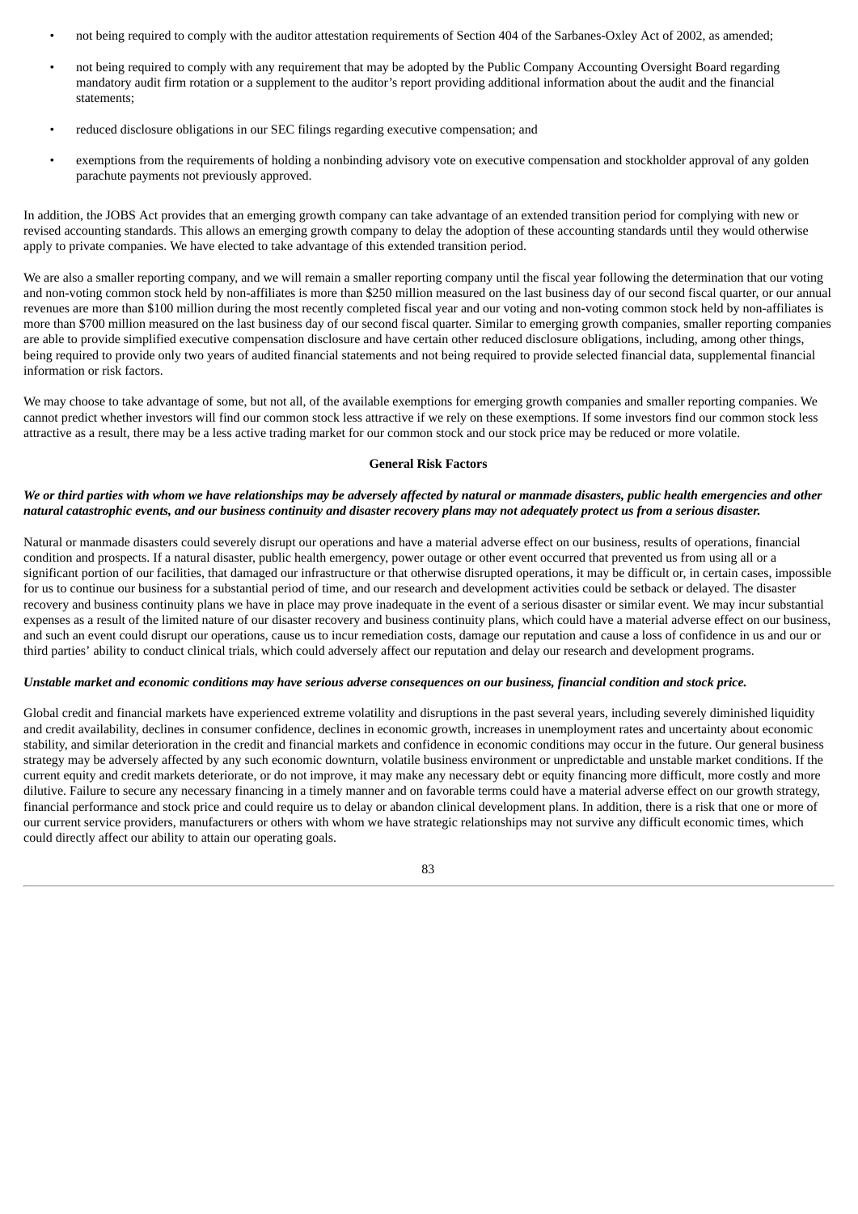- not being required to comply with the auditor attestation requirements of Section 404 of the Sarbanes-Oxley Act of 2002, as amended;
- not being required to comply with any requirement that may be adopted by the Public Company Accounting Oversight Board regarding mandatory audit firm rotation or a supplement to the auditor's report providing additional information about the audit and the financial statements;
- reduced disclosure obligations in our SEC filings regarding executive compensation; and
- exemptions from the requirements of holding a nonbinding advisory vote on executive compensation and stockholder approval of any golden parachute payments not previously approved.

In addition, the JOBS Act provides that an emerging growth company can take advantage of an extended transition period for complying with new or revised accounting standards. This allows an emerging growth company to delay the adoption of these accounting standards until they would otherwise apply to private companies. We have elected to take advantage of this extended transition period.

We are also a smaller reporting company, and we will remain a smaller reporting company until the fiscal year following the determination that our voting and non-voting common stock held by non-affiliates is more than $250 million measured on the last business day of our second fiscal quarter, or our annual revenues are more than $100 million during the most recently completed fiscal year and our voting and non-voting common stock held by non-affiliates is more than $700 million measured on the last business day of our second fiscal quarter. Similar to emerging growth companies, smaller reporting companies are able to provide simplified executive compensation disclosure and have certain other reduced disclosure obligations, including, among other things, being required to provide only two years of audited financial statements and not being required to provide selected financial data, supplemental financial information or risk factors.

We may choose to take advantage of some, but not all, of the available exemptions for emerging growth companies and smaller reporting companies. We cannot predict whether investors will find our common stock less attractive if we rely on these exemptions. If some investors find our common stock less attractive as a result, there may be a less active trading market for our common stock and our stock price may be reduced or more volatile.

**General Risk Factors**

***We or third parties with whom we have relationships may be adversely affected by natural or manmade disasters, public health emergencies and other natural catastrophic events, and our business continuity and disaster recovery plans may not adequately protect us from a serious disaster.***

Natural or manmade disasters could severely disrupt our operations and have a material adverse effect on our business, results of operations, financial condition and prospects. If a natural disaster, public health emergency, power outage or other event occurred that prevented us from using all or a significant portion of our facilities, that damaged our infrastructure or that otherwise disrupted operations, it may be difficult or, in certain cases, impossible for us to continue our business for a substantial period of time, and our research and development activities could be setback or delayed. The disaster recovery and business continuity plans we have in place may prove inadequate in the event of a serious disaster or similar event. We may incur substantial expenses as a result of the limited nature of our disaster recovery and business continuity plans, which could have a material adverse effect on our business, and such an event could disrupt our operations, cause us to incur remediation costs, damage our reputation and cause a loss of confidence in us and our or third parties' ability to conduct clinical trials, which could adversely affect our reputation and delay our research and development programs.

***Unstable market and economic conditions may have serious adverse consequences on our business, financial condition and stock price.***

Global credit and financial markets have experienced extreme volatility and disruptions in the past several years, including severely diminished liquidity and credit availability, declines in consumer confidence, declines in economic growth, increases in unemployment rates and uncertainty about economic stability, and similar deterioration in the credit and financial markets and confidence in economic conditions may occur in the future. Our general business strategy may be adversely affected by any such economic downturn, volatile business environment or unpredictable and unstable market conditions. If the current equity and credit markets deteriorate, or do not improve, it may make any necessary debt or equity financing more difficult, more costly and more dilutive. Failure to secure any necessary financing in a timely manner and on favorable terms could have a material adverse effect on our growth strategy, financial performance and stock price and could require us to delay or abandon clinical development plans. In addition, there is a risk that one or more of our current service providers, manufacturers or others with whom we have strategic relationships may not survive any difficult economic times, which could directly affect our ability to attain our operating goals.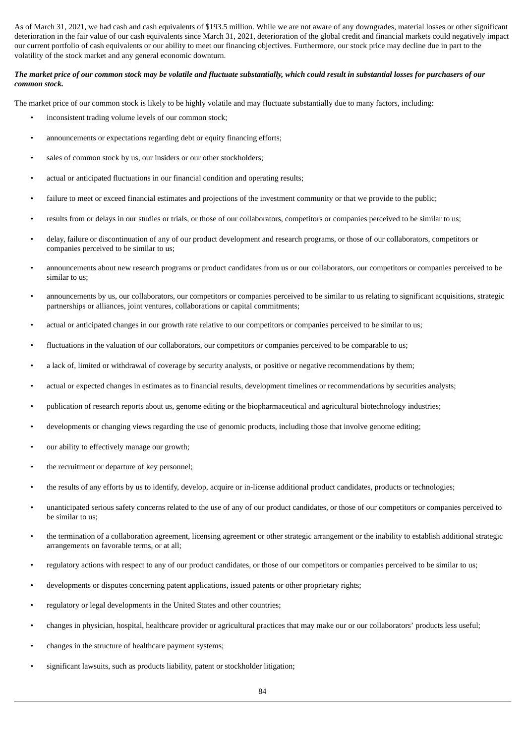As of March 31, 2021, we had cash and cash equivalents of $193.5 million. While we are not aware of any downgrades, material losses or other significant deterioration in the fair value of our cash equivalents since March 31, 2021, deterioration of the global credit and financial markets could negatively impact our current portfolio of cash equivalents or our ability to meet our financing objectives. Furthermore, our stock price may decline due in part to the volatility of the stock market and any general economic downturn.

***The market price of our common stock may be volatile and fluctuate substantially, which could result in substantial losses for purchasers of our common stock.***

The market price of our common stock is likely to be highly volatile and may fluctuate substantially due to many factors, including:

- inconsistent trading volume levels of our common stock;
- announcements or expectations regarding debt or equity financing efforts;
- sales of common stock by us, our insiders or our other stockholders;
- actual or anticipated fluctuations in our financial condition and operating results;
- failure to meet or exceed financial estimates and projections of the investment community or that we provide to the public;
- results from or delays in our studies or trials, or those of our collaborators, competitors or companies perceived to be similar to us;
- delay, failure or discontinuation of any of our product development and research programs, or those of our collaborators, competitors or companies perceived to be similar to us;
- announcements about new research programs or product candidates from us or our collaborators, our competitors or companies perceived to be similar to us;
- announcements by us, our collaborators, our competitors or companies perceived to be similar to us relating to significant acquisitions, strategic partnerships or alliances, joint ventures, collaborations or capital commitments;
- actual or anticipated changes in our growth rate relative to our competitors or companies perceived to be similar to us;
- fluctuations in the valuation of our collaborators, our competitors or companies perceived to be comparable to us;
- a lack of, limited or withdrawal of coverage by security analysts, or positive or negative recommendations by them;
- actual or expected changes in estimates as to financial results, development timelines or recommendations by securities analysts;
- publication of research reports about us, genome editing or the biopharmaceutical and agricultural biotechnology industries;
- developments or changing views regarding the use of genomic products, including those that involve genome editing;
- our ability to effectively manage our growth;
- the recruitment or departure of key personnel;
- the results of any efforts by us to identify, develop, acquire or in-license additional product candidates, products or technologies;
- unanticipated serious safety concerns related to the use of any of our product candidates, or those of our competitors or companies perceived to be similar to us;
- the termination of a collaboration agreement, licensing agreement or other strategic arrangement or the inability to establish additional strategic arrangements on favorable terms, or at all;
- regulatory actions with respect to any of our product candidates, or those of our competitors or companies perceived to be similar to us;
- developments or disputes concerning patent applications, issued patents or other proprietary rights;
- regulatory or legal developments in the United States and other countries;
- changes in physician, hospital, healthcare provider or agricultural practices that may make our or our collaborators' products less useful;
- changes in the structure of healthcare payment systems;
- significant lawsuits, such as products liability, patent or stockholder litigation;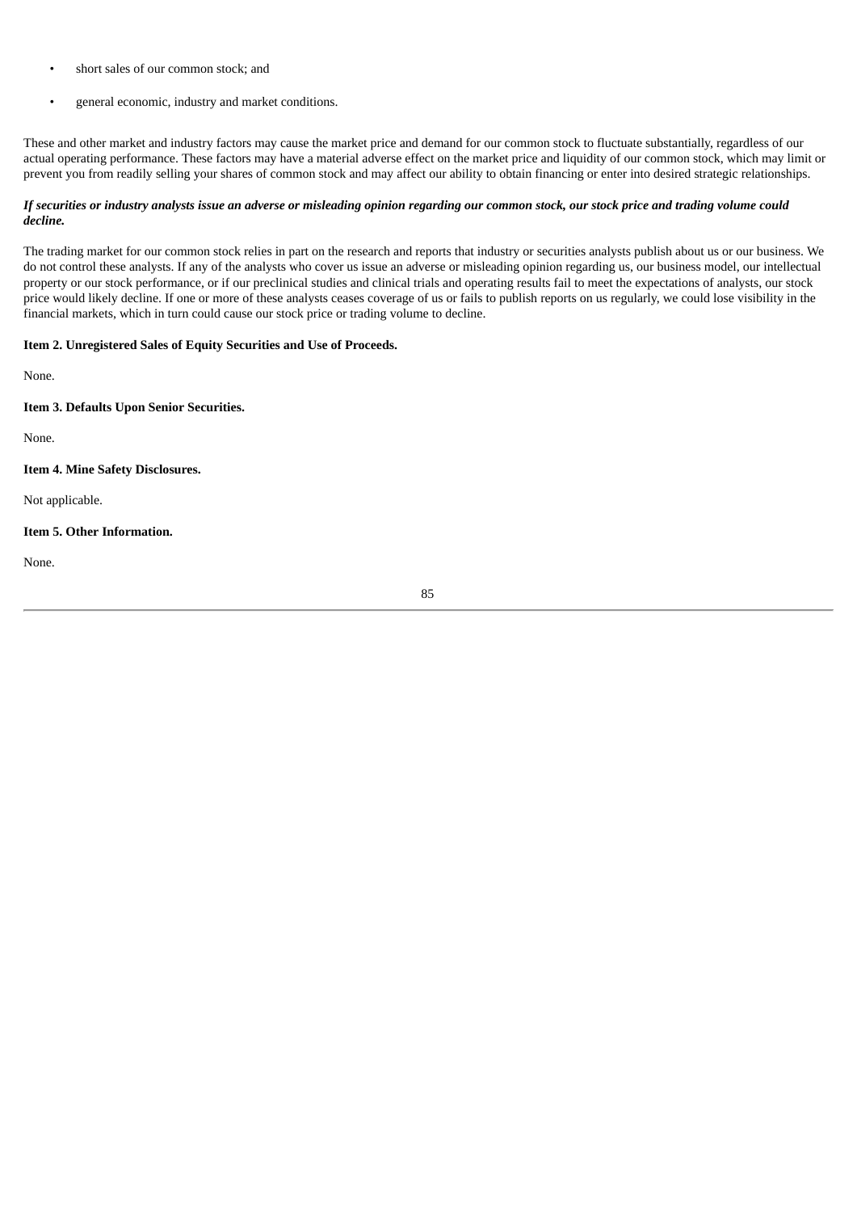- short sales of our common stock; and
- general economic, industry and market conditions.

These and other market and industry factors may cause the market price and demand for our common stock to fluctuate substantially, regardless of our actual operating performance. These factors may have a material adverse effect on the market price and liquidity of our common stock, which may limit or prevent you from readily selling your shares of common stock and may affect our ability to obtain financing or enter into desired strategic relationships.

***If securities or industry analysts issue an adverse or misleading opinion regarding our common stock, our stock price and trading volume could decline.***

The trading market for our common stock relies in part on the research and reports that industry or securities analysts publish about us or our business. We do not control these analysts. If any of the analysts who cover us issue an adverse or misleading opinion regarding us, our business model, our intellectual property or our stock performance, or if our preclinical studies and clinical trials and operating results fail to meet the expectations of analysts, our stock price would likely decline. If one or more of these analysts ceases coverage of us or fails to publish reports on us regularly, we could lose visibility in the financial markets, which in turn could cause our stock price or trading volume to decline.

**Item 2. Unregistered Sales of Equity Securities and Use of Proceeds.**

None.

**Item 3. Defaults Upon Senior Securities.**

None.

**Item 4. Mine Safety Disclosures.**

Not applicable.

**Item 5. Other Information.**

None.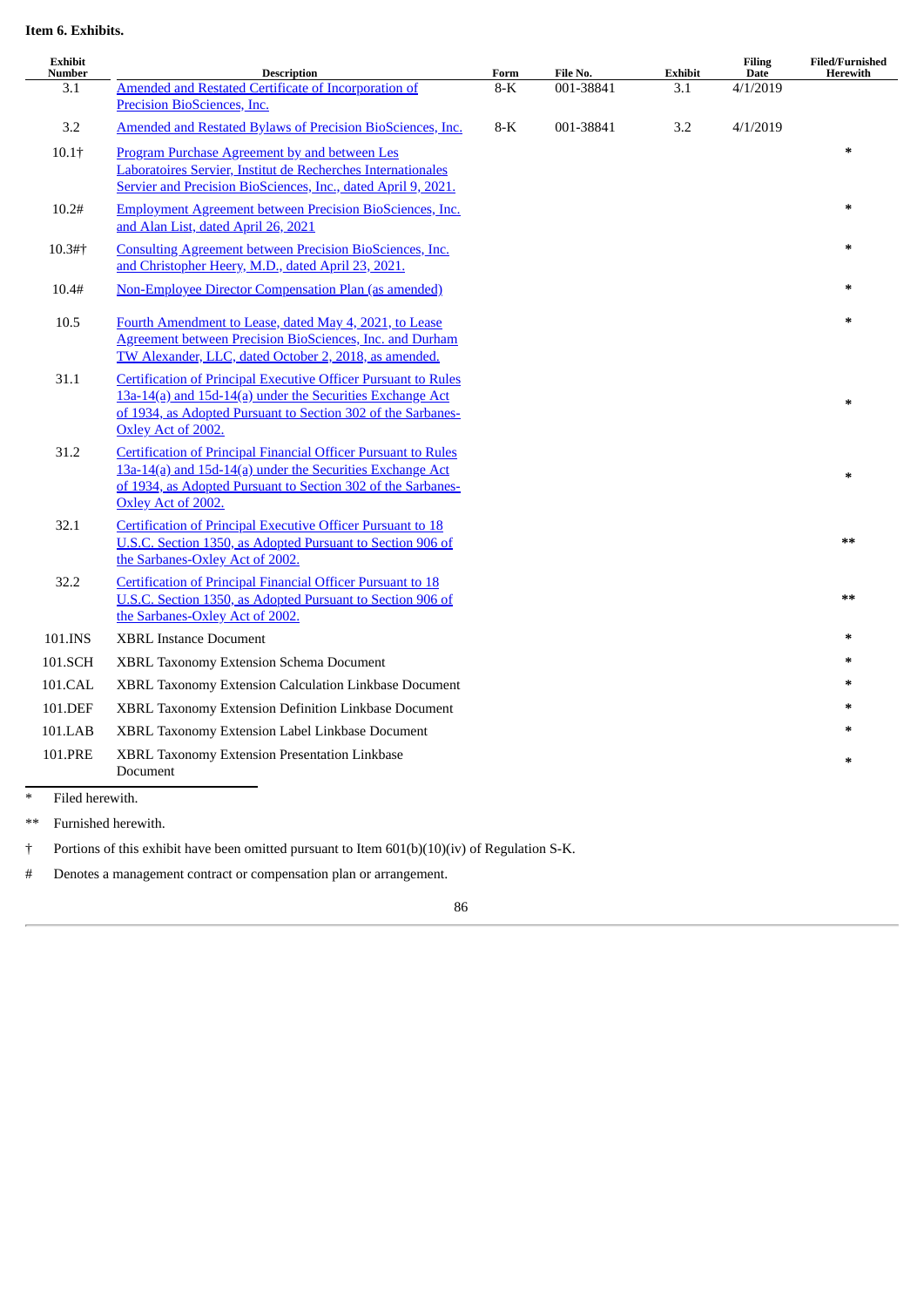**Item 6. Exhibits.**

| Exhibit Number | Description | Form | File No. | Exhibit | Filing Date | Filed/Furnished Herewith |
|---|---|---|---|---|---|---|
| 3.1 | Amended and Restated Certificate of Incorporation of Precision BioSciences, Inc. | 8-K | 001-38841 | 3.1 | 4/1/2019 | |
| 3.2 | Amended and Restated Bylaws of Precision BioSciences, Inc. | 8-K | 001-38841 | 3.2 | 4/1/2019 | |
| 10.1† | Program Purchase Agreement by and between Les Laboratoires Servier, Institut de Recherches Internationales Servier and Precision BioSciences, Inc., dated April 9, 2021. | | | | | * |
| 10.2# | Employment Agreement between Precision BioSciences, Inc. and Alan List, dated April 26, 2021 | | | | | * |
| 10.3#† | Consulting Agreement between Precision BioSciences, Inc. and Christopher Heery, M.D., dated April 23, 2021. | | | | | * |
| 10.4# | Non-Employee Director Compensation Plan (as amended) | | | | | * |
| 10.5 | Fourth Amendment to Lease, dated May 4, 2021, to Lease Agreement between Precision BioSciences, Inc. and Durham TW Alexander, LLC, dated October 2, 2018, as amended. | | | | | * |
| 31.1 | Certification of Principal Executive Officer Pursuant to Rules 13a-14(a) and 15d-14(a) under the Securities Exchange Act of 1934, as Adopted Pursuant to Section 302 of the Sarbanes-Oxley Act of 2002. | | | | | * |
| 31.2 | Certification of Principal Financial Officer Pursuant to Rules 13a-14(a) and 15d-14(a) under the Securities Exchange Act of 1934, as Adopted Pursuant to Section 302 of the Sarbanes-Oxley Act of 2002. | | | | | * |
| 32.1 | Certification of Principal Executive Officer Pursuant to 18 U.S.C. Section 1350, as Adopted Pursuant to Section 906 of the Sarbanes-Oxley Act of 2002. | | | | | ** |
| 32.2 | Certification of Principal Financial Officer Pursuant to 18 U.S.C. Section 1350, as Adopted Pursuant to Section 906 of the Sarbanes-Oxley Act of 2002. | | | | | ** |
| 101.INS | XBRL Instance Document | | | | | * |
| 101.SCH | XBRL Taxonomy Extension Schema Document | | | | | * |
| 101.CAL | XBRL Taxonomy Extension Calculation Linkbase Document | | | | | * |
| 101.DEF | XBRL Taxonomy Extension Definition Linkbase Document | | | | | * |
| 101.LAB | XBRL Taxonomy Extension Label Linkbase Document | | | | | * |
| 101.PRE | XBRL Taxonomy Extension Presentation Linkbase Document | | | | | * |

\* Filed herewith.

\** Furnished herewith.

† Portions of this exhibit have been omitted pursuant to Item 601(b)(10)(iv) of Regulation S-K.

\# Denotes a management contract or compensation plan or arrangement.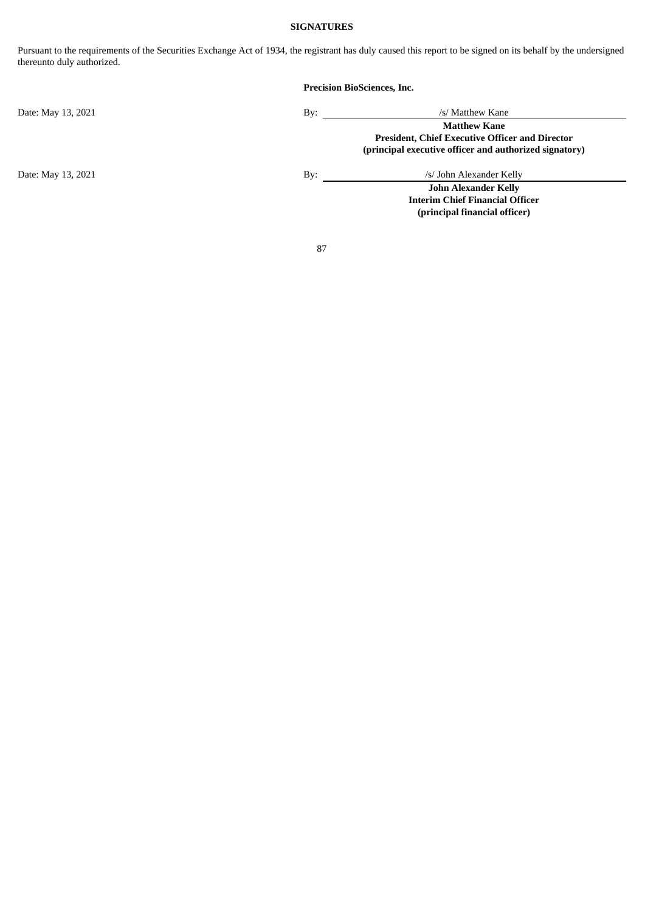## SIGNATURES

Pursuant to the requirements of the Securities Exchange Act of 1934, the registrant has duly caused this report to be signed on its behalf by the undersigned thereunto duly authorized.

**Precision BioSciences, Inc.**

| | |
|---|---|
| Date: May 13, 2021 | By: /s/ Matthew Kane<br>**Matthew Kane**<br>**President, Chief Executive Officer and Director**<br>**(principal executive officer and authorized signatory)** |
| Date: May 13, 2021 | By: /s/ John Alexander Kelly<br>**John Alexander Kelly**<br>**Interim Chief Financial Officer**<br>**(principal financial officer)** |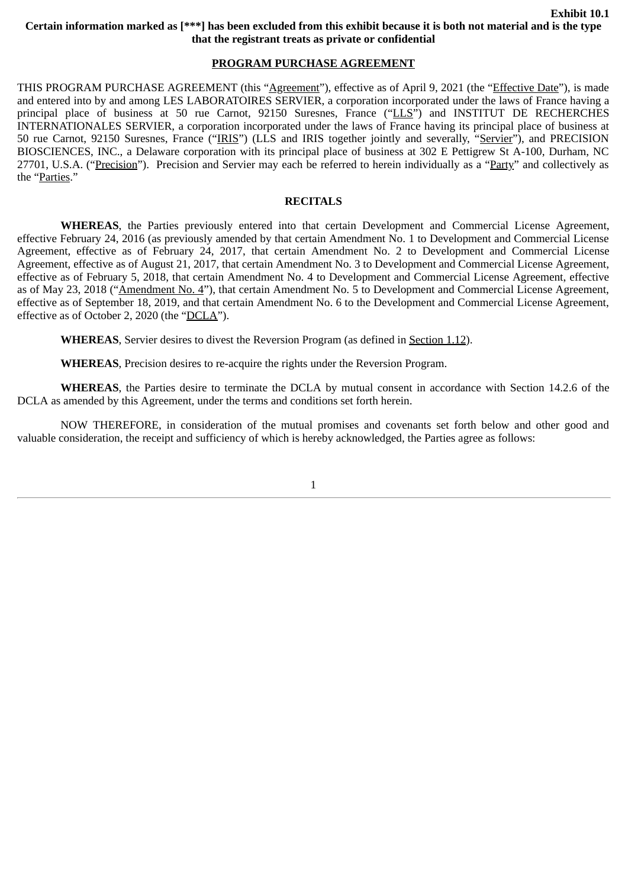**Exhibit 10.1**

**Certain information marked as [***] has been excluded from this exhibit because it is both not material and is the type that the registrant treats as private or confidential**

**PROGRAM PURCHASE AGREEMENT**

THIS PROGRAM PURCHASE AGREEMENT (this "Agreement"), effective as of April 9, 2021 (the "Effective Date"), is made and entered into by and among LES LABORATOIRES SERVIER, a corporation incorporated under the laws of France having a principal place of business at 50 rue Carnot, 92150 Suresnes, France ("LLS") and INSTITUT DE RECHERCHES INTERNATIONALES SERVIER, a corporation incorporated under the laws of France having its principal place of business at 50 rue Carnot, 92150 Suresnes, France ("IRIS") (LLS and IRIS together jointly and severally, "Servier"), and PRECISION BIOSCIENCES, INC., a Delaware corporation with its principal place of business at 302 E Pettigrew St A-100, Durham, NC 27701, U.S.A. ("Precision"). Precision and Servier may each be referred to herein individually as a "Party" and collectively as the "Parties."

**RECITALS**

**WHEREAS**, the Parties previously entered into that certain Development and Commercial License Agreement, effective February 24, 2016 (as previously amended by that certain Amendment No. 1 to Development and Commercial License Agreement, effective as of February 24, 2017, that certain Amendment No. 2 to Development and Commercial License Agreement, effective as of August 21, 2017, that certain Amendment No. 3 to Development and Commercial License Agreement, effective as of February 5, 2018, that certain Amendment No. 4 to Development and Commercial License Agreement, effective as of May 23, 2018 ("Amendment No. 4"), that certain Amendment No. 5 to Development and Commercial License Agreement, effective as of September 18, 2019, and that certain Amendment No. 6 to the Development and Commercial License Agreement, effective as of October 2, 2020 (the "DCLA").

**WHEREAS**, Servier desires to divest the Reversion Program (as defined in Section 1.12).

**WHEREAS**, Precision desires to re-acquire the rights under the Reversion Program.

**WHEREAS**, the Parties desire to terminate the DCLA by mutual consent in accordance with Section 14.2.6 of the DCLA as amended by this Agreement, under the terms and conditions set forth herein.

NOW THEREFORE, in consideration of the mutual promises and covenants set forth below and other good and valuable consideration, the receipt and sufficiency of which is hereby acknowledged, the Parties agree as follows: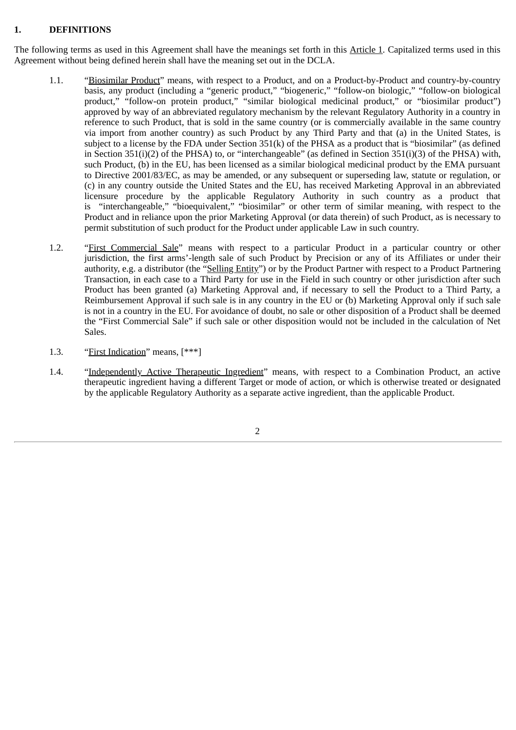## 1. DEFINITIONS

The following terms as used in this Agreement shall have the meanings set forth in this Article 1. Capitalized terms used in this Agreement without being defined herein shall have the meaning set out in the DCLA.

1.1. "Biosimilar Product" means, with respect to a Product, and on a Product-by-Product and country-by-country basis, any product (including a "generic product," "biogeneric," "follow-on biologic," "follow-on biological product," "follow-on protein product," "similar biological medicinal product," or "biosimilar product") approved by way of an abbreviated regulatory mechanism by the relevant Regulatory Authority in a country in reference to such Product, that is sold in the same country (or is commercially available in the same country via import from another country) as such Product by any Third Party and that (a) in the United States, is subject to a license by the FDA under Section 351(k) of the PHSA as a product that is "biosimilar" (as defined in Section 351(i)(2) of the PHSA) to, or "interchangeable" (as defined in Section 351(i)(3) of the PHSA) with, such Product, (b) in the EU, has been licensed as a similar biological medicinal product by the EMA pursuant to Directive 2001/83/EC, as may be amended, or any subsequent or superseding law, statute or regulation, or (c) in any country outside the United States and the EU, has received Marketing Approval in an abbreviated licensure procedure by the applicable Regulatory Authority in such country as a product that is "interchangeable," "bioequivalent," "biosimilar" or other term of similar meaning, with respect to the Product and in reliance upon the prior Marketing Approval (or data therein) of such Product, as is necessary to permit substitution of such product for the Product under applicable Law in such country.

1.2. "First Commercial Sale" means with respect to a particular Product in a particular country or other jurisdiction, the first arms'-length sale of such Product by Precision or any of its Affiliates or under their authority, e.g. a distributor (the "Selling Entity") or by the Product Partner with respect to a Product Partnering Transaction, in each case to a Third Party for use in the Field in such country or other jurisdiction after such Product has been granted (a) Marketing Approval and, if necessary to sell the Product to a Third Party, a Reimbursement Approval if such sale is in any country in the EU or (b) Marketing Approval only if such sale is not in a country in the EU. For avoidance of doubt, no sale or other disposition of a Product shall be deemed the "First Commercial Sale" if such sale or other disposition would not be included in the calculation of Net Sales.

1.3. "First Indication" means, [***]

1.4. "Independently Active Therapeutic Ingredient" means, with respect to a Combination Product, an active therapeutic ingredient having a different Target or mode of action, or which is otherwise treated or designated by the applicable Regulatory Authority as a separate active ingredient, than the applicable Product.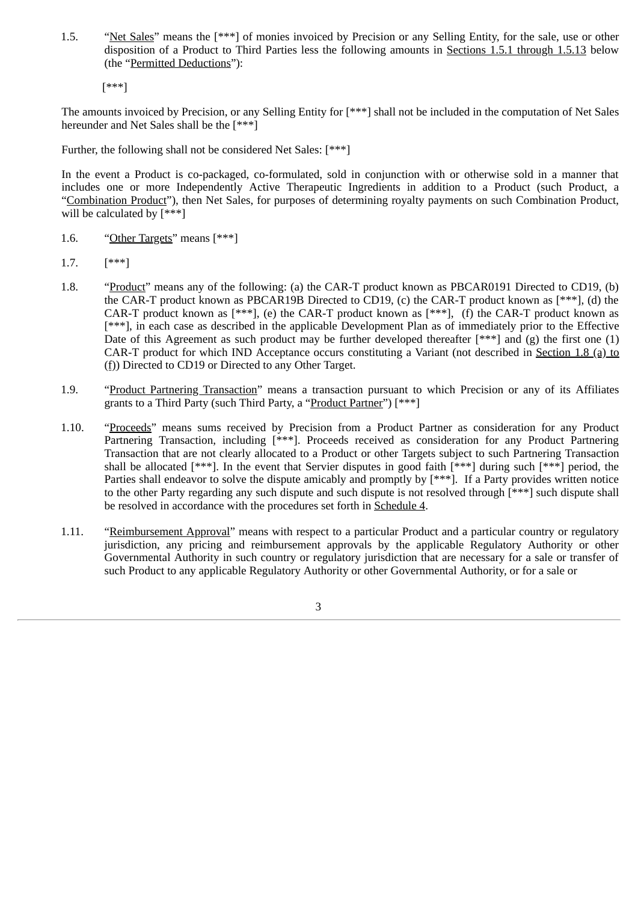1.5. "Net Sales" means the [***] of monies invoiced by Precision or any Selling Entity, for the sale, use or other disposition of a Product to Third Parties less the following amounts in Sections 1.5.1 through 1.5.13 below (the "Permitted Deductions"):

[***]

The amounts invoiced by Precision, or any Selling Entity for [***] shall not be included in the computation of Net Sales hereunder and Net Sales shall be the [***]

Further, the following shall not be considered Net Sales: [***]

In the event a Product is co-packaged, co-formulated, sold in conjunction with or otherwise sold in a manner that includes one or more Independently Active Therapeutic Ingredients in addition to a Product (such Product, a "Combination Product"), then Net Sales, for purposes of determining royalty payments on such Combination Product, will be calculated by [***]

1.6. "Other Targets" means [***]

1.7. [***]

1.8. "Product" means any of the following: (a) the CAR-T product known as PBCAR0191 Directed to CD19, (b) the CAR-T product known as PBCAR19B Directed to CD19, (c) the CAR-T product known as [***], (d) the CAR-T product known as [***], (e) the CAR-T product known as [***], (f) the CAR-T product known as [***], in each case as described in the applicable Development Plan as of immediately prior to the Effective Date of this Agreement as such product may be further developed thereafter [***] and (g) the first one (1) CAR-T product for which IND Acceptance occurs constituting a Variant (not described in Section 1.8 (a) to (f)) Directed to CD19 or Directed to any Other Target.

1.9. "Product Partnering Transaction" means a transaction pursuant to which Precision or any of its Affiliates grants to a Third Party (such Third Party, a "Product Partner") [***]

1.10. "Proceeds" means sums received by Precision from a Product Partner as consideration for any Product Partnering Transaction, including [***]. Proceeds received as consideration for any Product Partnering Transaction that are not clearly allocated to a Product or other Targets subject to such Partnering Transaction shall be allocated [***]. In the event that Servier disputes in good faith [***] during such [***] period, the Parties shall endeavor to solve the dispute amicably and promptly by [***]. If a Party provides written notice to the other Party regarding any such dispute and such dispute is not resolved through [***] such dispute shall be resolved in accordance with the procedures set forth in Schedule 4.

1.11. "Reimbursement Approval" means with respect to a particular Product and a particular country or regulatory jurisdiction, any pricing and reimbursement approvals by the applicable Regulatory Authority or other Governmental Authority in such country or regulatory jurisdiction that are necessary for a sale or transfer of such Product to any applicable Regulatory Authority or other Governmental Authority, or for a sale or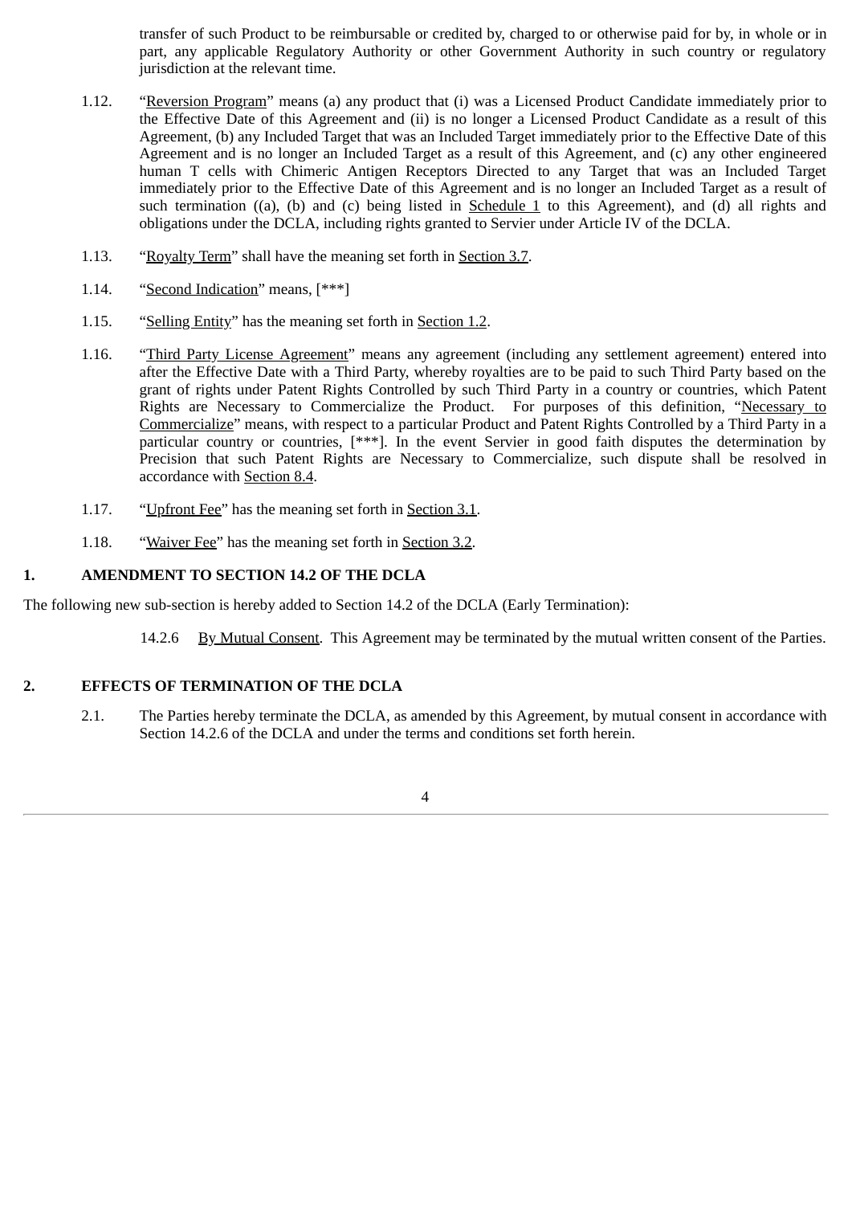transfer of such Product to be reimbursable or credited by, charged to or otherwise paid for by, in whole or in part, any applicable Regulatory Authority or other Government Authority in such country or regulatory jurisdiction at the relevant time.

1.12. "Reversion Program" means (a) any product that (i) was a Licensed Product Candidate immediately prior to the Effective Date of this Agreement and (ii) is no longer a Licensed Product Candidate as a result of this Agreement, (b) any Included Target that was an Included Target immediately prior to the Effective Date of this Agreement and is no longer an Included Target as a result of this Agreement, and (c) any other engineered human T cells with Chimeric Antigen Receptors Directed to any Target that was an Included Target immediately prior to the Effective Date of this Agreement and is no longer an Included Target as a result of such termination ((a), (b) and (c) being listed in Schedule 1 to this Agreement), and (d) all rights and obligations under the DCLA, including rights granted to Servier under Article IV of the DCLA.

1.13. "Royalty Term" shall have the meaning set forth in Section 3.7.

1.14. "Second Indication" means, [***]

1.15. "Selling Entity" has the meaning set forth in Section 1.2.

1.16. "Third Party License Agreement" means any agreement (including any settlement agreement) entered into after the Effective Date with a Third Party, whereby royalties are to be paid to such Third Party based on the grant of rights under Patent Rights Controlled by such Third Party in a country or countries, which Patent Rights are Necessary to Commercialize the Product. For purposes of this definition, "Necessary to Commercialize" means, with respect to a particular Product and Patent Rights Controlled by a Third Party in a particular country or countries, [***]. In the event Servier in good faith disputes the determination by Precision that such Patent Rights are Necessary to Commercialize, such dispute shall be resolved in accordance with Section 8.4.

1.17. "Upfront Fee" has the meaning set forth in Section 3.1.

1.18. "Waiver Fee" has the meaning set forth in Section 3.2.

## 1. AMENDMENT TO SECTION 14.2 OF THE DCLA

The following new sub-section is hereby added to Section 14.2 of the DCLA (Early Termination):

14.2.6 By Mutual Consent. This Agreement may be terminated by the mutual written consent of the Parties.

## 2. EFFECTS OF TERMINATION OF THE DCLA

2.1. The Parties hereby terminate the DCLA, as amended by this Agreement, by mutual consent in accordance with Section 14.2.6 of the DCLA and under the terms and conditions set forth herein.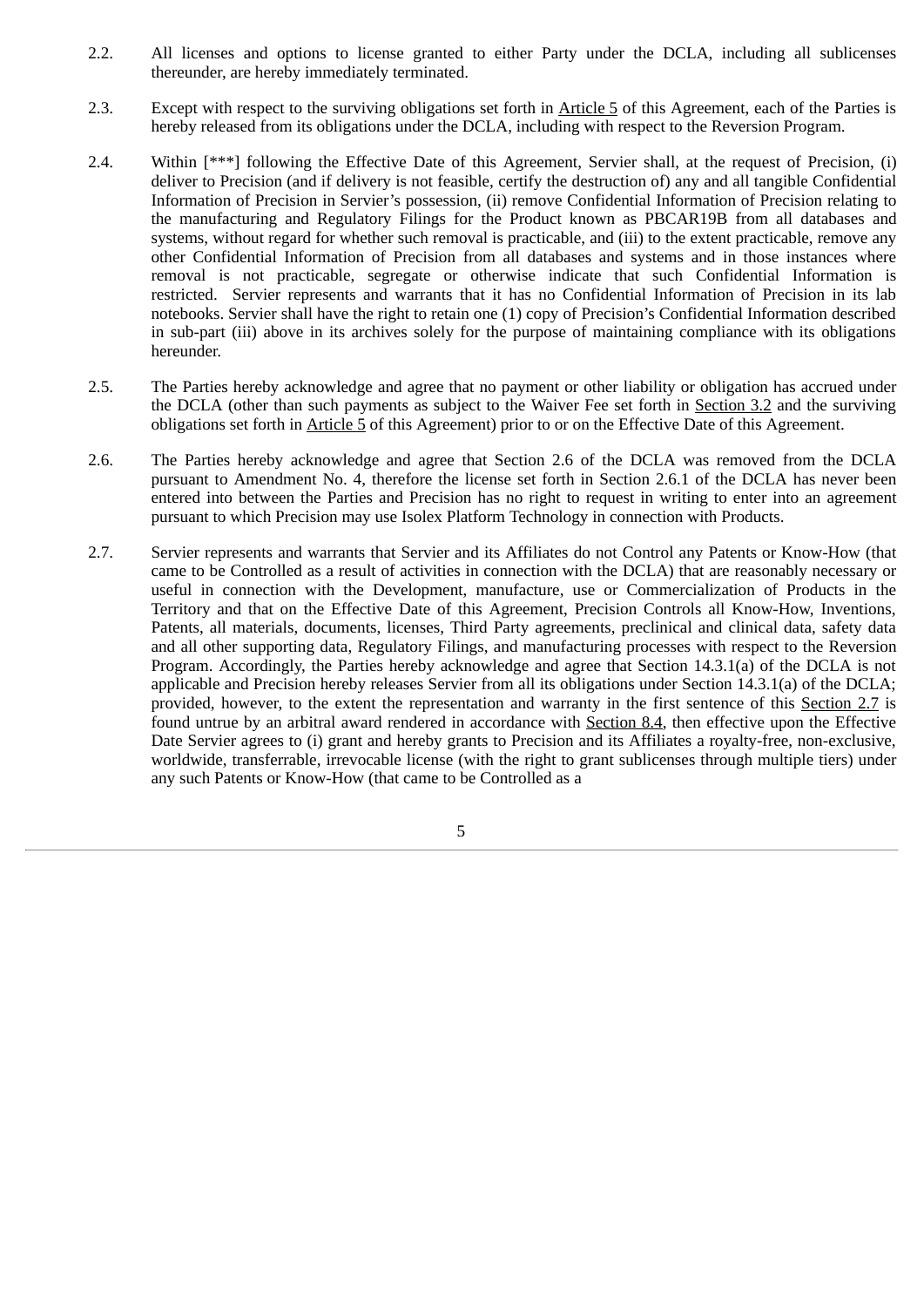2.2. All licenses and options to license granted to either Party under the DCLA, including all sublicenses thereunder, are hereby immediately terminated.

2.3. Except with respect to the surviving obligations set forth in Article 5 of this Agreement, each of the Parties is hereby released from its obligations under the DCLA, including with respect to the Reversion Program.

2.4. Within [***] following the Effective Date of this Agreement, Servier shall, at the request of Precision, (i) deliver to Precision (and if delivery is not feasible, certify the destruction of) any and all tangible Confidential Information of Precision in Servier's possession, (ii) remove Confidential Information of Precision relating to the manufacturing and Regulatory Filings for the Product known as PBCAR19B from all databases and systems, without regard for whether such removal is practicable, and (iii) to the extent practicable, remove any other Confidential Information of Precision from all databases and systems and in those instances where removal is not practicable, segregate or otherwise indicate that such Confidential Information is restricted. Servier represents and warrants that it has no Confidential Information of Precision in its lab notebooks. Servier shall have the right to retain one (1) copy of Precision's Confidential Information described in sub-part (iii) above in its archives solely for the purpose of maintaining compliance with its obligations hereunder.

2.5. The Parties hereby acknowledge and agree that no payment or other liability or obligation has accrued under the DCLA (other than such payments as subject to the Waiver Fee set forth in Section 3.2 and the surviving obligations set forth in Article 5 of this Agreement) prior to or on the Effective Date of this Agreement.

2.6. The Parties hereby acknowledge and agree that Section 2.6 of the DCLA was removed from the DCLA pursuant to Amendment No. 4, therefore the license set forth in Section 2.6.1 of the DCLA has never been entered into between the Parties and Precision has no right to request in writing to enter into an agreement pursuant to which Precision may use Isolex Platform Technology in connection with Products.

2.7. Servier represents and warrants that Servier and its Affiliates do not Control any Patents or Know-How (that came to be Controlled as a result of activities in connection with the DCLA) that are reasonably necessary or useful in connection with the Development, manufacture, use or Commercialization of Products in the Territory and that on the Effective Date of this Agreement, Precision Controls all Know-How, Inventions, Patents, all materials, documents, licenses, Third Party agreements, preclinical and clinical data, safety data and all other supporting data, Regulatory Filings, and manufacturing processes with respect to the Reversion Program. Accordingly, the Parties hereby acknowledge and agree that Section 14.3.1(a) of the DCLA is not applicable and Precision hereby releases Servier from all its obligations under Section 14.3.1(a) of the DCLA; provided, however, to the extent the representation and warranty in the first sentence of this Section 2.7 is found untrue by an arbitral award rendered in accordance with Section 8.4, then effective upon the Effective Date Servier agrees to (i) grant and hereby grants to Precision and its Affiliates a royalty-free, non-exclusive, worldwide, transferrable, irrevocable license (with the right to grant sublicenses through multiple tiers) under any such Patents or Know-How (that came to be Controlled as a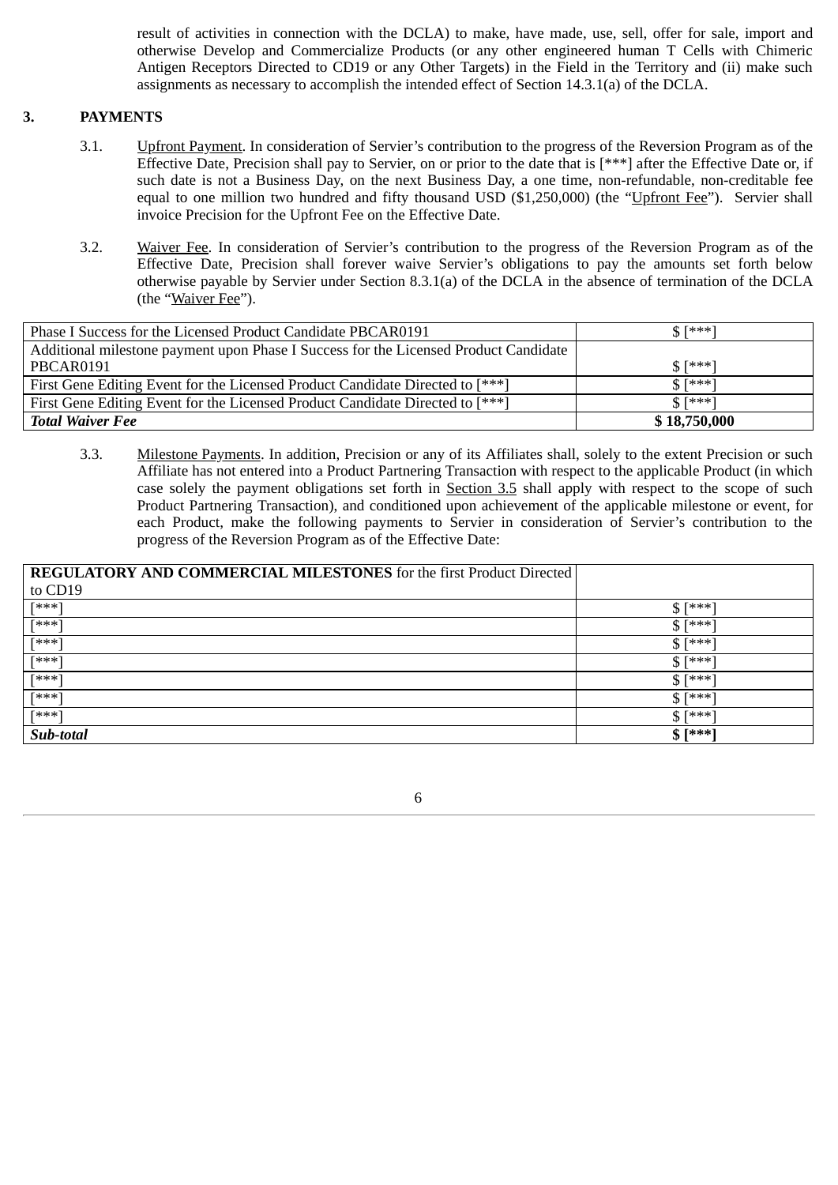result of activities in connection with the DCLA) to make, have made, use, sell, offer for sale, import and otherwise Develop and Commercialize Products (or any other engineered human T Cells with Chimeric Antigen Receptors Directed to CD19 or any Other Targets) in the Field in the Territory and (ii) make such assignments as necessary to accomplish the intended effect of Section 14.3.1(a) of the DCLA.

## 3. PAYMENTS

3.1. Upfront Payment. In consideration of Servier's contribution to the progress of the Reversion Program as of the Effective Date, Precision shall pay to Servier, on or prior to the date that is [***] after the Effective Date or, if such date is not a Business Day, on the next Business Day, a one time, non-refundable, non-creditable fee equal to one million two hundred and fifty thousand USD ($1,250,000) (the "Upfront Fee"). Servier shall invoice Precision for the Upfront Fee on the Effective Date.

3.2. Waiver Fee. In consideration of Servier's contribution to the progress of the Reversion Program as of the Effective Date, Precision shall forever waive Servier's obligations to pay the amounts set forth below otherwise payable by Servier under Section 8.3.1(a) of the DCLA in the absence of termination of the DCLA (the "Waiver Fee").

| | |
|---|---|
| Phase I Success for the Licensed Product Candidate PBCAR0191 | $ [***] |
| Additional milestone payment upon Phase I Success for the Licensed Product Candidate PBCAR0191 | $ [***] |
| First Gene Editing Event for the Licensed Product Candidate Directed to [***] | $ [***] |
| First Gene Editing Event for the Licensed Product Candidate Directed to [***] | $ [***] |
| ***Total Waiver Fee*** | **$ 18,750,000** |

3.3. Milestone Payments. In addition, Precision or any of its Affiliates shall, solely to the extent Precision or such Affiliate has not entered into a Product Partnering Transaction with respect to the applicable Product (in which case solely the payment obligations set forth in Section 3.5 shall apply with respect to the scope of such Product Partnering Transaction), and conditioned upon achievement of the applicable milestone or event, for each Product, make the following payments to Servier in consideration of Servier's contribution to the progress of the Reversion Program as of the Effective Date:

| **REGULATORY AND COMMERCIAL MILESTONES** for the first Product Directed to CD19 | |
|---|---|
| [***] | $ [***] |
| [***] | $ [***] |
| [***] | $ [***] |
| [***] | $ [***] |
| [***] | $ [***] |
| [***] | $ [***] |
| [***] | $ [***] |
| ***Sub-total*** | **$ [***]** |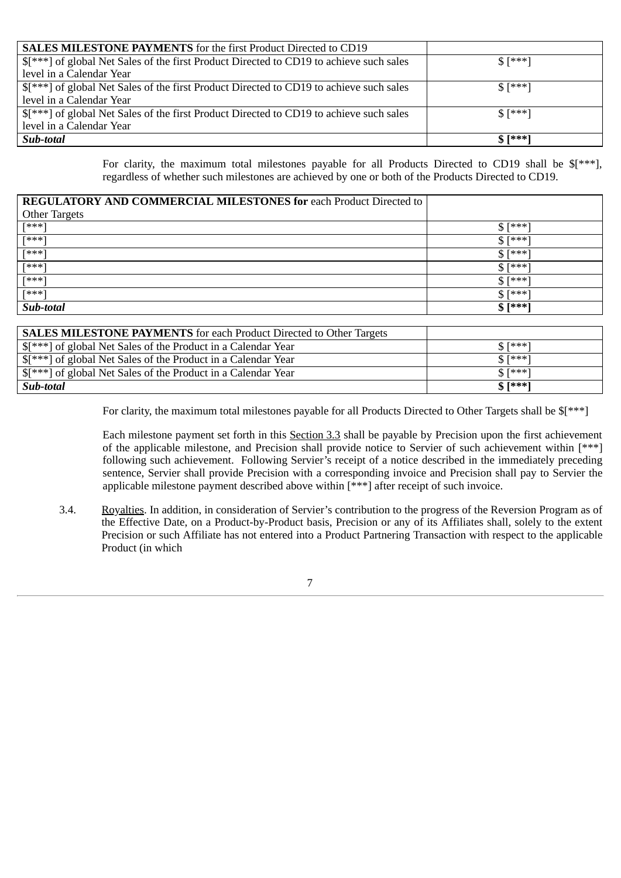| **SALES MILESTONE PAYMENTS** for the first Product Directed to CD19 | |
|---|---|
| $[***] of global Net Sales of the first Product Directed to CD19 to achieve such sales level in a Calendar Year | $ [***] |
| $[***] of global Net Sales of the first Product Directed to CD19 to achieve such sales level in a Calendar Year | $ [***] |
| $[***] of global Net Sales of the first Product Directed to CD19 to achieve such sales level in a Calendar Year | $ [***] |
| ***Sub-total*** | **$ [***]** |

For clarity, the maximum total milestones payable for all Products Directed to CD19 shall be $[***], regardless of whether such milestones are achieved by one or both of the Products Directed to CD19.

| **REGULATORY AND COMMERCIAL MILESTONES for** each Product Directed to Other Targets | |
|---|---|
| [***] | $ [***] |
| [***] | $ [***] |
| [***] | $ [***] |
| [***] | $ [***] |
| [***] | $ [***] |
| [***] | $ [***] |
| ***Sub-total*** | **$ [***]** |

| **SALES MILESTONE PAYMENTS** for each Product Directed to Other Targets | |
|---|---|
| $[***] of global Net Sales of the Product in a Calendar Year | $ [***] |
| $[***] of global Net Sales of the Product in a Calendar Year | $ [***] |
| $[***] of global Net Sales of the Product in a Calendar Year | $ [***] |
| ***Sub-total*** | **$ [***]** |

For clarity, the maximum total milestones payable for all Products Directed to Other Targets shall be $[***]

Each milestone payment set forth in this Section 3.3 shall be payable by Precision upon the first achievement of the applicable milestone, and Precision shall provide notice to Servier of such achievement within [***] following such achievement. Following Servier's receipt of a notice described in the immediately preceding sentence, Servier shall provide Precision with a corresponding invoice and Precision shall pay to Servier the applicable milestone payment described above within [***] after receipt of such invoice.

3.4. Royalties. In addition, in consideration of Servier's contribution to the progress of the Reversion Program as of the Effective Date, on a Product-by-Product basis, Precision or any of its Affiliates shall, solely to the extent Precision or such Affiliate has not entered into a Product Partnering Transaction with respect to the applicable Product (in which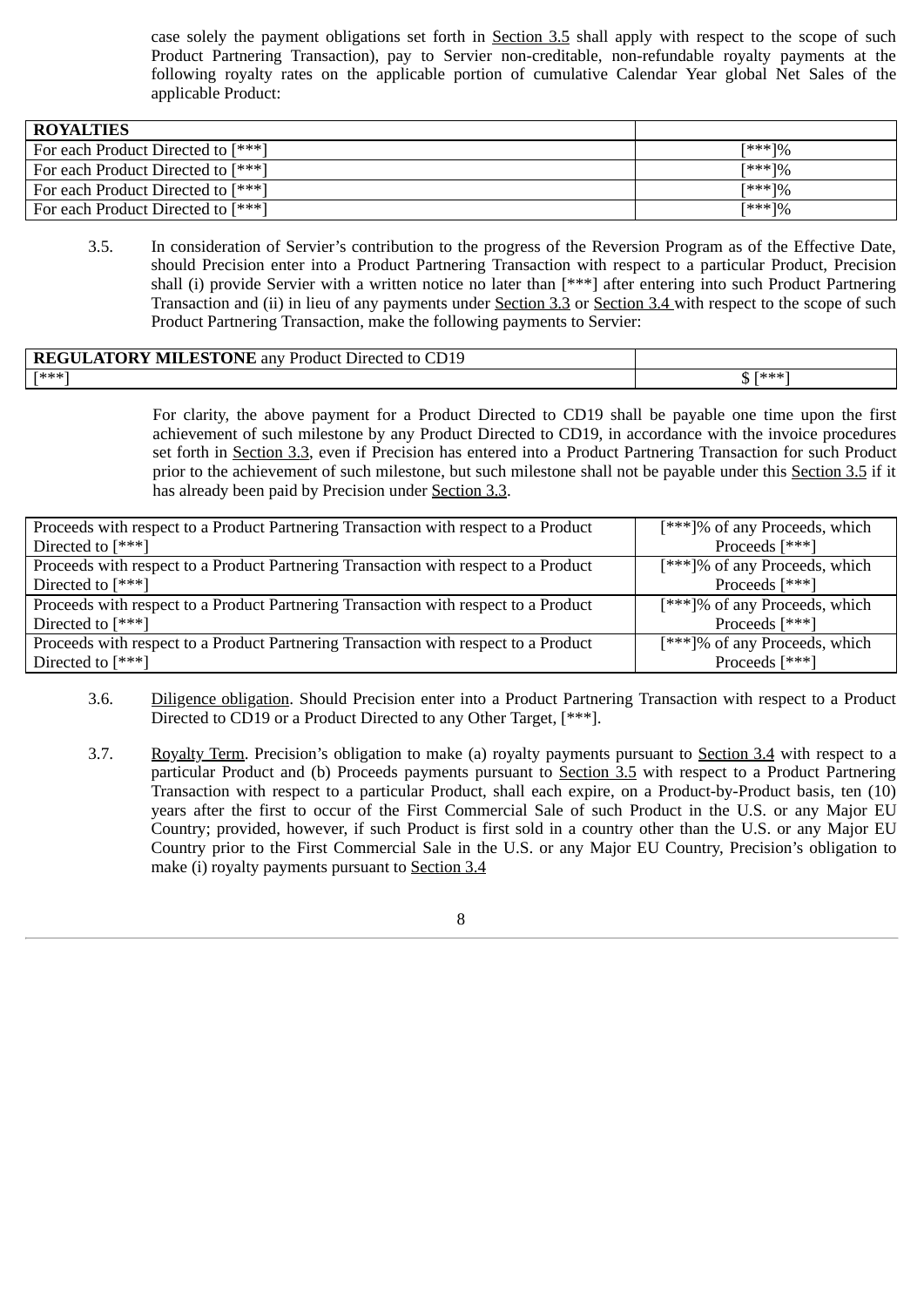case solely the payment obligations set forth in Section 3.5 shall apply with respect to the scope of such Product Partnering Transaction), pay to Servier non-creditable, non-refundable royalty payments at the following royalty rates on the applicable portion of cumulative Calendar Year global Net Sales of the applicable Product:

| **ROYALTIES** | |
|---|---|
| For each Product Directed to [***] | [***]% |
| For each Product Directed to [***] | [***]% |
| For each Product Directed to [***] | [***]% |
| For each Product Directed to [***] | [***]% |

3.5. In consideration of Servier's contribution to the progress of the Reversion Program as of the Effective Date, should Precision enter into a Product Partnering Transaction with respect to a particular Product, Precision shall (i) provide Servier with a written notice no later than [***] after entering into such Product Partnering Transaction and (ii) in lieu of any payments under Section 3.3 or Section 3.4 with respect to the scope of such Product Partnering Transaction, make the following payments to Servier:

| **REGULATORY MILESTONE** any Product Directed to CD19 | |
|---|---|
| [***] | $ [***] |

For clarity, the above payment for a Product Directed to CD19 shall be payable one time upon the first achievement of such milestone by any Product Directed to CD19, in accordance with the invoice procedures set forth in Section 3.3, even if Precision has entered into a Product Partnering Transaction for such Product prior to the achievement of such milestone, but such milestone shall not be payable under this Section 3.5 if it has already been paid by Precision under Section 3.3.

| | |
|---|---|
| Proceeds with respect to a Product Partnering Transaction with respect to a Product Directed to [***] | [***]% of any Proceeds, which Proceeds [***] |
| Proceeds with respect to a Product Partnering Transaction with respect to a Product Directed to [***] | [***]% of any Proceeds, which Proceeds [***] |
| Proceeds with respect to a Product Partnering Transaction with respect to a Product Directed to [***] | [***]% of any Proceeds, which Proceeds [***] |
| Proceeds with respect to a Product Partnering Transaction with respect to a Product Directed to [***] | [***]% of any Proceeds, which Proceeds [***] |

3.6. Diligence obligation. Should Precision enter into a Product Partnering Transaction with respect to a Product Directed to CD19 or a Product Directed to any Other Target, [***].

3.7. Royalty Term. Precision's obligation to make (a) royalty payments pursuant to Section 3.4 with respect to a particular Product and (b) Proceeds payments pursuant to Section 3.5 with respect to a Product Partnering Transaction with respect to a particular Product, shall each expire, on a Product-by-Product basis, ten (10) years after the first to occur of the First Commercial Sale of such Product in the U.S. or any Major EU Country; provided, however, if such Product is first sold in a country other than the U.S. or any Major EU Country prior to the First Commercial Sale in the U.S. or any Major EU Country, Precision's obligation to make (i) royalty payments pursuant to Section 3.4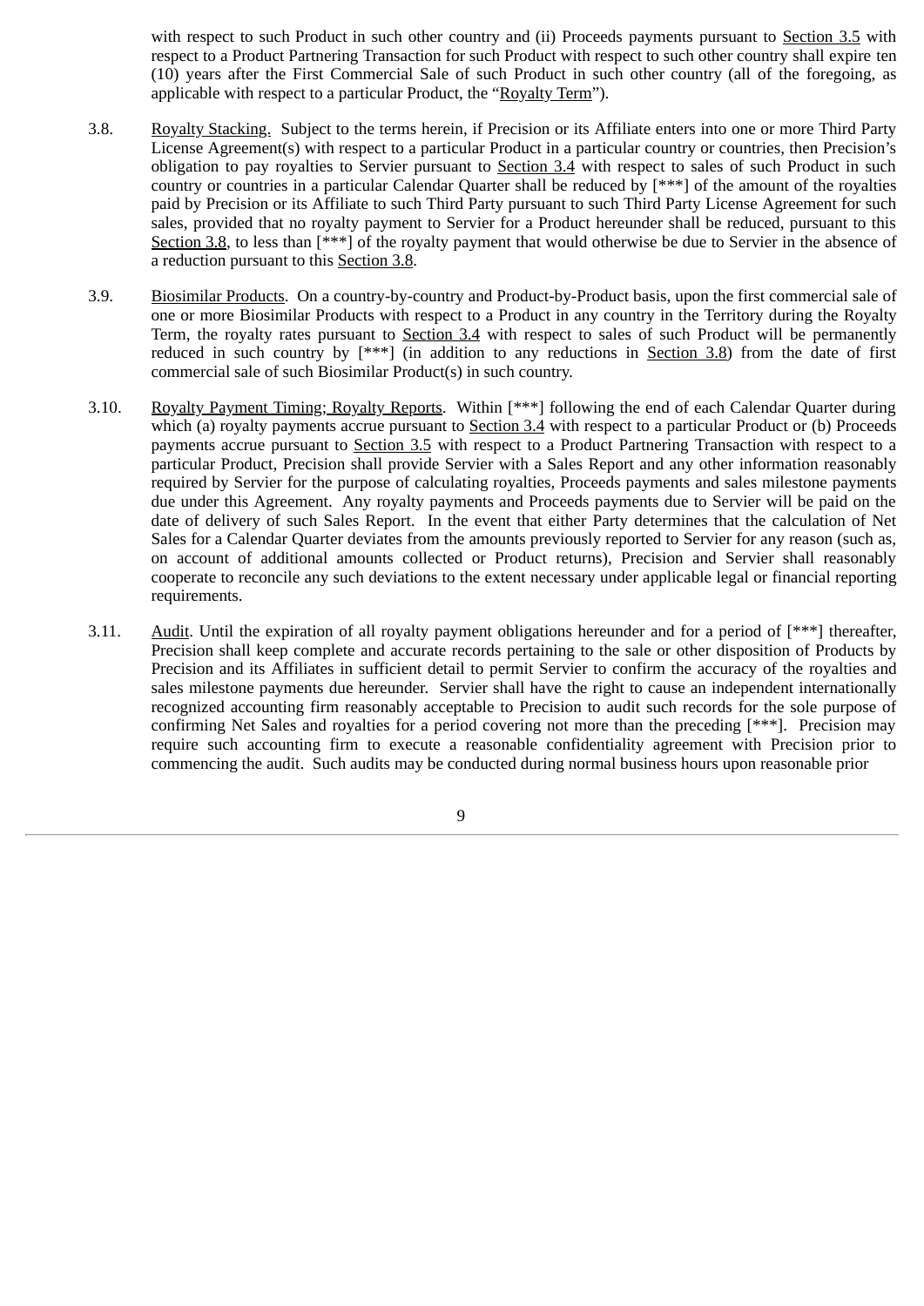with respect to such Product in such other country and (ii) Proceeds payments pursuant to Section 3.5 with respect to a Product Partnering Transaction for such Product with respect to such other country shall expire ten (10) years after the First Commercial Sale of such Product in such other country (all of the foregoing, as applicable with respect to a particular Product, the "Royalty Term").

3.8. Royalty Stacking. Subject to the terms herein, if Precision or its Affiliate enters into one or more Third Party License Agreement(s) with respect to a particular Product in a particular country or countries, then Precision's obligation to pay royalties to Servier pursuant to Section 3.4 with respect to sales of such Product in such country or countries in a particular Calendar Quarter shall be reduced by [***] of the amount of the royalties paid by Precision or its Affiliate to such Third Party pursuant to such Third Party License Agreement for such sales, provided that no royalty payment to Servier for a Product hereunder shall be reduced, pursuant to this Section 3.8, to less than [***] of the royalty payment that would otherwise be due to Servier in the absence of a reduction pursuant to this Section 3.8.

3.9. Biosimilar Products. On a country-by-country and Product-by-Product basis, upon the first commercial sale of one or more Biosimilar Products with respect to a Product in any country in the Territory during the Royalty Term, the royalty rates pursuant to Section 3.4 with respect to sales of such Product will be permanently reduced in such country by [***] (in addition to any reductions in Section 3.8) from the date of first commercial sale of such Biosimilar Product(s) in such country.

3.10. Royalty Payment Timing; Royalty Reports. Within [***] following the end of each Calendar Quarter during which (a) royalty payments accrue pursuant to Section 3.4 with respect to a particular Product or (b) Proceeds payments accrue pursuant to Section 3.5 with respect to a Product Partnering Transaction with respect to a particular Product, Precision shall provide Servier with a Sales Report and any other information reasonably required by Servier for the purpose of calculating royalties, Proceeds payments and sales milestone payments due under this Agreement. Any royalty payments and Proceeds payments due to Servier will be paid on the date of delivery of such Sales Report. In the event that either Party determines that the calculation of Net Sales for a Calendar Quarter deviates from the amounts previously reported to Servier for any reason (such as, on account of additional amounts collected or Product returns), Precision and Servier shall reasonably cooperate to reconcile any such deviations to the extent necessary under applicable legal or financial reporting requirements.

3.11. Audit. Until the expiration of all royalty payment obligations hereunder and for a period of [***] thereafter, Precision shall keep complete and accurate records pertaining to the sale or other disposition of Products by Precision and its Affiliates in sufficient detail to permit Servier to confirm the accuracy of the royalties and sales milestone payments due hereunder. Servier shall have the right to cause an independent internationally recognized accounting firm reasonably acceptable to Precision to audit such records for the sole purpose of confirming Net Sales and royalties for a period covering not more than the preceding [***]. Precision may require such accounting firm to execute a reasonable confidentiality agreement with Precision prior to commencing the audit. Such audits may be conducted during normal business hours upon reasonable prior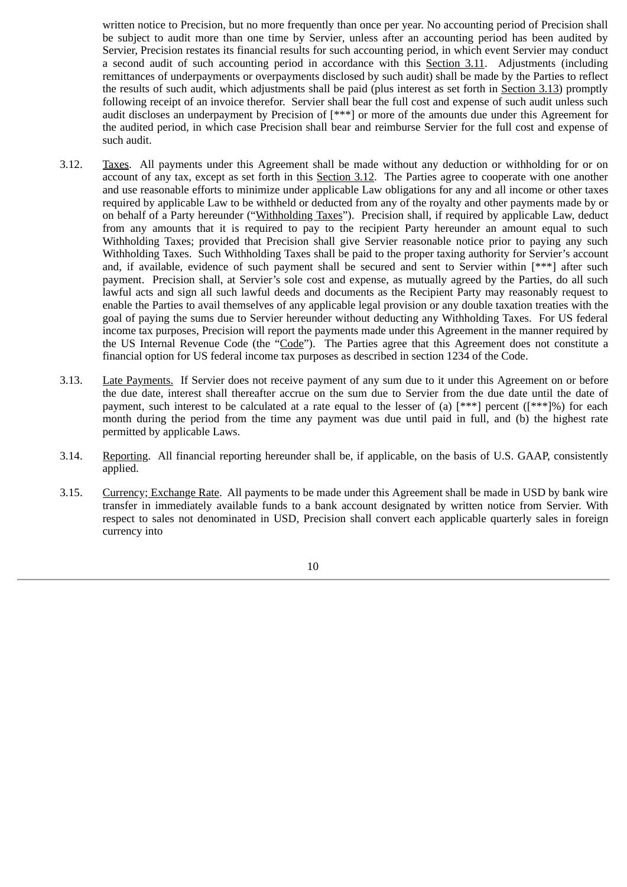written notice to Precision, but no more frequently than once per year. No accounting period of Precision shall be subject to audit more than one time by Servier, unless after an accounting period has been audited by Servier, Precision restates its financial results for such accounting period, in which event Servier may conduct a second audit of such accounting period in accordance with this Section 3.11. Adjustments (including remittances of underpayments or overpayments disclosed by such audit) shall be made by the Parties to reflect the results of such audit, which adjustments shall be paid (plus interest as set forth in Section 3.13) promptly following receipt of an invoice therefor. Servier shall bear the full cost and expense of such audit unless such audit discloses an underpayment by Precision of [***] or more of the amounts due under this Agreement for the audited period, in which case Precision shall bear and reimburse Servier for the full cost and expense of such audit.

3.12. Taxes. All payments under this Agreement shall be made without any deduction or withholding for or on account of any tax, except as set forth in this Section 3.12. The Parties agree to cooperate with one another and use reasonable efforts to minimize under applicable Law obligations for any and all income or other taxes required by applicable Law to be withheld or deducted from any of the royalty and other payments made by or on behalf of a Party hereunder ("Withholding Taxes"). Precision shall, if required by applicable Law, deduct from any amounts that it is required to pay to the recipient Party hereunder an amount equal to such Withholding Taxes; provided that Precision shall give Servier reasonable notice prior to paying any such Withholding Taxes. Such Withholding Taxes shall be paid to the proper taxing authority for Servier's account and, if available, evidence of such payment shall be secured and sent to Servier within [***] after such payment. Precision shall, at Servier's sole cost and expense, as mutually agreed by the Parties, do all such lawful acts and sign all such lawful deeds and documents as the Recipient Party may reasonably request to enable the Parties to avail themselves of any applicable legal provision or any double taxation treaties with the goal of paying the sums due to Servier hereunder without deducting any Withholding Taxes. For US federal income tax purposes, Precision will report the payments made under this Agreement in the manner required by the US Internal Revenue Code (the "Code"). The Parties agree that this Agreement does not constitute a financial option for US federal income tax purposes as described in section 1234 of the Code.

3.13. Late Payments. If Servier does not receive payment of any sum due to it under this Agreement on or before the due date, interest shall thereafter accrue on the sum due to Servier from the due date until the date of payment, such interest to be calculated at a rate equal to the lesser of (a) [***] percent ([***]%) for each month during the period from the time any payment was due until paid in full, and (b) the highest rate permitted by applicable Laws.

3.14. Reporting. All financial reporting hereunder shall be, if applicable, on the basis of U.S. GAAP, consistently applied.

3.15. Currency; Exchange Rate. All payments to be made under this Agreement shall be made in USD by bank wire transfer in immediately available funds to a bank account designated by written notice from Servier. With respect to sales not denominated in USD, Precision shall convert each applicable quarterly sales in foreign currency into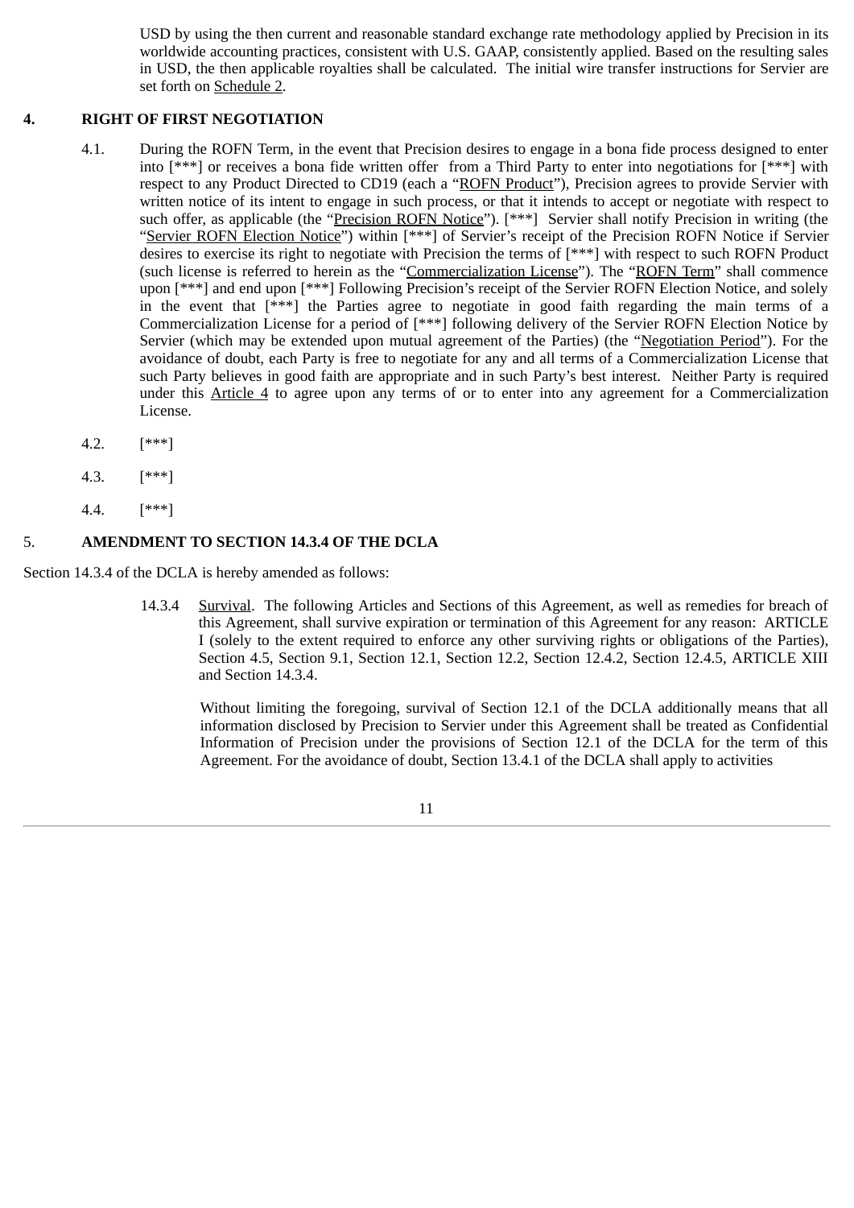USD by using the then current and reasonable standard exchange rate methodology applied by Precision in its worldwide accounting practices, consistent with U.S. GAAP, consistently applied. Based on the resulting sales in USD, the then applicable royalties shall be calculated. The initial wire transfer instructions for Servier are set forth on Schedule 2.

## 4. RIGHT OF FIRST NEGOTIATION

4.1. During the ROFN Term, in the event that Precision desires to engage in a bona fide process designed to enter into [***] or receives a bona fide written offer from a Third Party to enter into negotiations for [***] with respect to any Product Directed to CD19 (each a "ROFN Product"), Precision agrees to provide Servier with written notice of its intent to engage in such process, or that it intends to accept or negotiate with respect to such offer, as applicable (the "Precision ROFN Notice"). [***] Servier shall notify Precision in writing (the "Servier ROFN Election Notice") within [***] of Servier's receipt of the Precision ROFN Notice if Servier desires to exercise its right to negotiate with Precision the terms of [***] with respect to such ROFN Product (such license is referred to herein as the "Commercialization License"). The "ROFN Term" shall commence upon [***] and end upon [***] Following Precision's receipt of the Servier ROFN Election Notice, and solely in the event that [***] the Parties agree to negotiate in good faith regarding the main terms of a Commercialization License for a period of [***] following delivery of the Servier ROFN Election Notice by Servier (which may be extended upon mutual agreement of the Parties) (the "Negotiation Period"). For the avoidance of doubt, each Party is free to negotiate for any and all terms of a Commercialization License that such Party believes in good faith are appropriate and in such Party's best interest. Neither Party is required under this Article 4 to agree upon any terms of or to enter into any agreement for a Commercialization License.

4.2. [***]

4.3. [***]

4.4. [***]

## 5. AMENDMENT TO SECTION 14.3.4 OF THE DCLA

Section 14.3.4 of the DCLA is hereby amended as follows:

> 14.3.4 Survival. The following Articles and Sections of this Agreement, as well as remedies for breach of this Agreement, shall survive expiration or termination of this Agreement for any reason: ARTICLE I (solely to the extent required to enforce any other surviving rights or obligations of the Parties), Section 4.5, Section 9.1, Section 12.1, Section 12.2, Section 12.4.2, Section 12.4.5, ARTICLE XIII and Section 14.3.4.
>
> Without limiting the foregoing, survival of Section 12.1 of the DCLA additionally means that all information disclosed by Precision to Servier under this Agreement shall be treated as Confidential Information of Precision under the provisions of Section 12.1 of the DCLA for the term of this Agreement. For the avoidance of doubt, Section 13.4.1 of the DCLA shall apply to activities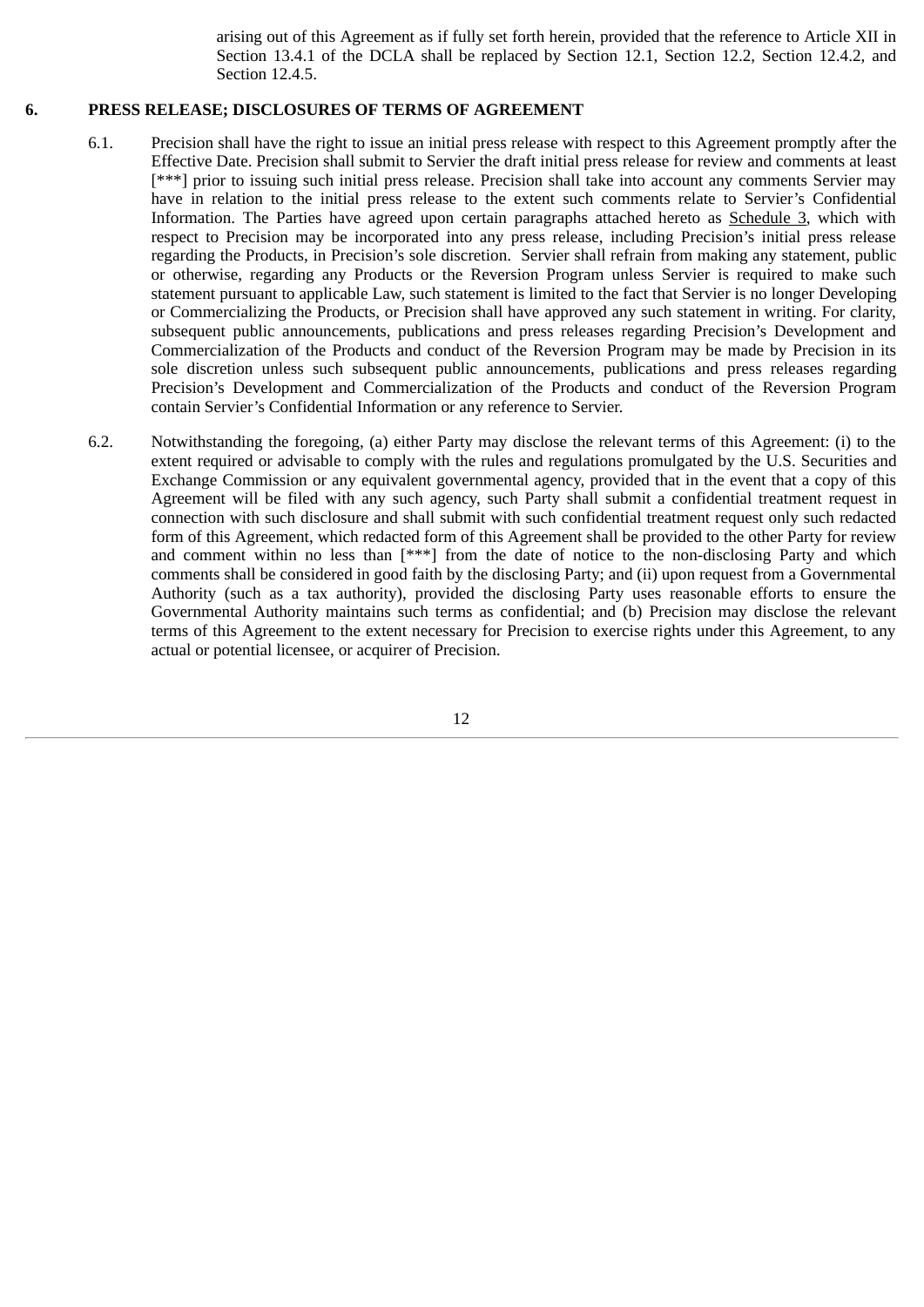arising out of this Agreement as if fully set forth herein, provided that the reference to Article XII in Section 13.4.1 of the DCLA shall be replaced by Section 12.1, Section 12.2, Section 12.4.2, and Section 12.4.5.

## 6. PRESS RELEASE; DISCLOSURES OF TERMS OF AGREEMENT

6.1. Precision shall have the right to issue an initial press release with respect to this Agreement promptly after the Effective Date. Precision shall submit to Servier the draft initial press release for review and comments at least [***] prior to issuing such initial press release. Precision shall take into account any comments Servier may have in relation to the initial press release to the extent such comments relate to Servier's Confidential Information. The Parties have agreed upon certain paragraphs attached hereto as Schedule 3, which with respect to Precision may be incorporated into any press release, including Precision's initial press release regarding the Products, in Precision's sole discretion. Servier shall refrain from making any statement, public or otherwise, regarding any Products or the Reversion Program unless Servier is required to make such statement pursuant to applicable Law, such statement is limited to the fact that Servier is no longer Developing or Commercializing the Products, or Precision shall have approved any such statement in writing. For clarity, subsequent public announcements, publications and press releases regarding Precision's Development and Commercialization of the Products and conduct of the Reversion Program may be made by Precision in its sole discretion unless such subsequent public announcements, publications and press releases regarding Precision's Development and Commercialization of the Products and conduct of the Reversion Program contain Servier's Confidential Information or any reference to Servier.

6.2. Notwithstanding the foregoing, (a) either Party may disclose the relevant terms of this Agreement: (i) to the extent required or advisable to comply with the rules and regulations promulgated by the U.S. Securities and Exchange Commission or any equivalent governmental agency, provided that in the event that a copy of this Agreement will be filed with any such agency, such Party shall submit a confidential treatment request in connection with such disclosure and shall submit with such confidential treatment request only such redacted form of this Agreement, which redacted form of this Agreement shall be provided to the other Party for review and comment within no less than [***] from the date of notice to the non-disclosing Party and which comments shall be considered in good faith by the disclosing Party; and (ii) upon request from a Governmental Authority (such as a tax authority), provided the disclosing Party uses reasonable efforts to ensure the Governmental Authority maintains such terms as confidential; and (b) Precision may disclose the relevant terms of this Agreement to the extent necessary for Precision to exercise rights under this Agreement, to any actual or potential licensee, or acquirer of Precision.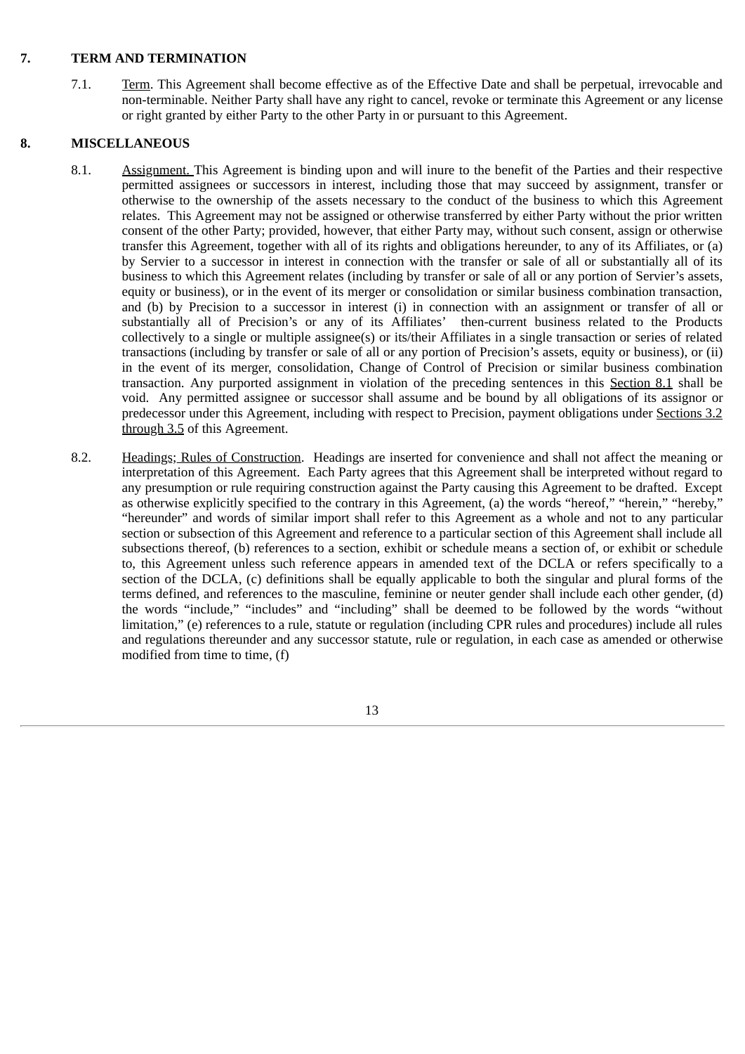## 7. TERM AND TERMINATION

7.1. Term. This Agreement shall become effective as of the Effective Date and shall be perpetual, irrevocable and non-terminable. Neither Party shall have any right to cancel, revoke or terminate this Agreement or any license or right granted by either Party to the other Party in or pursuant to this Agreement.

## 8. MISCELLANEOUS

8.1. Assignment. This Agreement is binding upon and will inure to the benefit of the Parties and their respective permitted assignees or successors in interest, including those that may succeed by assignment, transfer or otherwise to the ownership of the assets necessary to the conduct of the business to which this Agreement relates. This Agreement may not be assigned or otherwise transferred by either Party without the prior written consent of the other Party; provided, however, that either Party may, without such consent, assign or otherwise transfer this Agreement, together with all of its rights and obligations hereunder, to any of its Affiliates, or (a) by Servier to a successor in interest in connection with the transfer or sale of all or substantially all of its business to which this Agreement relates (including by transfer or sale of all or any portion of Servier's assets, equity or business), or in the event of its merger or consolidation or similar business combination transaction, and (b) by Precision to a successor in interest (i) in connection with an assignment or transfer of all or substantially all of Precision's or any of its Affiliates' then-current business related to the Products collectively to a single or multiple assignee(s) or its/their Affiliates in a single transaction or series of related transactions (including by transfer or sale of all or any portion of Precision's assets, equity or business), or (ii) in the event of its merger, consolidation, Change of Control of Precision or similar business combination transaction. Any purported assignment in violation of the preceding sentences in this Section 8.1 shall be void. Any permitted assignee or successor shall assume and be bound by all obligations of its assignor or predecessor under this Agreement, including with respect to Precision, payment obligations under Sections 3.2 through 3.5 of this Agreement.

8.2. Headings; Rules of Construction. Headings are inserted for convenience and shall not affect the meaning or interpretation of this Agreement. Each Party agrees that this Agreement shall be interpreted without regard to any presumption or rule requiring construction against the Party causing this Agreement to be drafted. Except as otherwise explicitly specified to the contrary in this Agreement, (a) the words "hereof," "herein," "hereby," "hereunder" and words of similar import shall refer to this Agreement as a whole and not to any particular section or subsection of this Agreement and reference to a particular section of this Agreement shall include all subsections thereof, (b) references to a section, exhibit or schedule means a section of, or exhibit or schedule to, this Agreement unless such reference appears in amended text of the DCLA or refers specifically to a section of the DCLA, (c) definitions shall be equally applicable to both the singular and plural forms of the terms defined, and references to the masculine, feminine or neuter gender shall include each other gender, (d) the words "include," "includes" and "including" shall be deemed to be followed by the words "without limitation," (e) references to a rule, statute or regulation (including CPR rules and procedures) include all rules and regulations thereunder and any successor statute, rule or regulation, in each case as amended or otherwise modified from time to time, (f)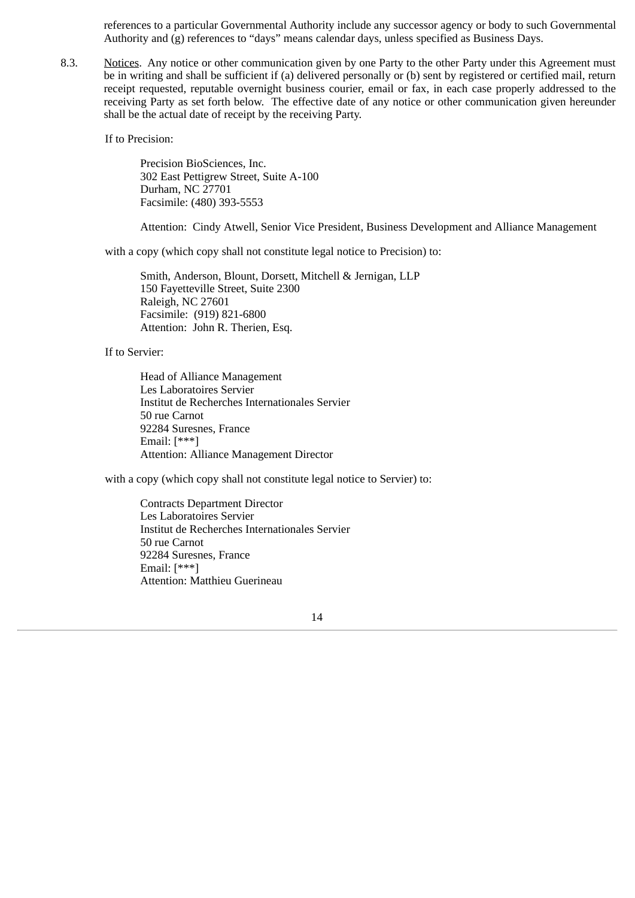references to a particular Governmental Authority include any successor agency or body to such Governmental Authority and (g) references to “days” means calendar days, unless specified as Business Days.

8.3. Notices. Any notice or other communication given by one Party to the other Party under this Agreement must be in writing and shall be sufficient if (a) delivered personally or (b) sent by registered or certified mail, return receipt requested, reputable overnight business courier, email or fax, in each case properly addressed to the receiving Party as set forth below. The effective date of any notice or other communication given hereunder shall be the actual date of receipt by the receiving Party.

If to Precision:

Precision BioSciences, Inc.
302 East Pettigrew Street, Suite A-100
Durham, NC 27701
Facsimile: (480) 393-5553

Attention: Cindy Atwell, Senior Vice President, Business Development and Alliance Management

with a copy (which copy shall not constitute legal notice to Precision) to:

Smith, Anderson, Blount, Dorsett, Mitchell & Jernigan, LLP
150 Fayetteville Street, Suite 2300
Raleigh, NC 27601
Facsimile: (919) 821-6800
Attention: John R. Therien, Esq.

If to Servier:

Head of Alliance Management
Les Laboratoires Servier
Institut de Recherches Internationales Servier
50 rue Carnot
92284 Suresnes, France
Email: [***]
Attention: Alliance Management Director

with a copy (which copy shall not constitute legal notice to Servier) to:

Contracts Department Director
Les Laboratoires Servier
Institut de Recherches Internationales Servier
50 rue Carnot
92284 Suresnes, France
Email: [***]
Attention: Matthieu Guerineau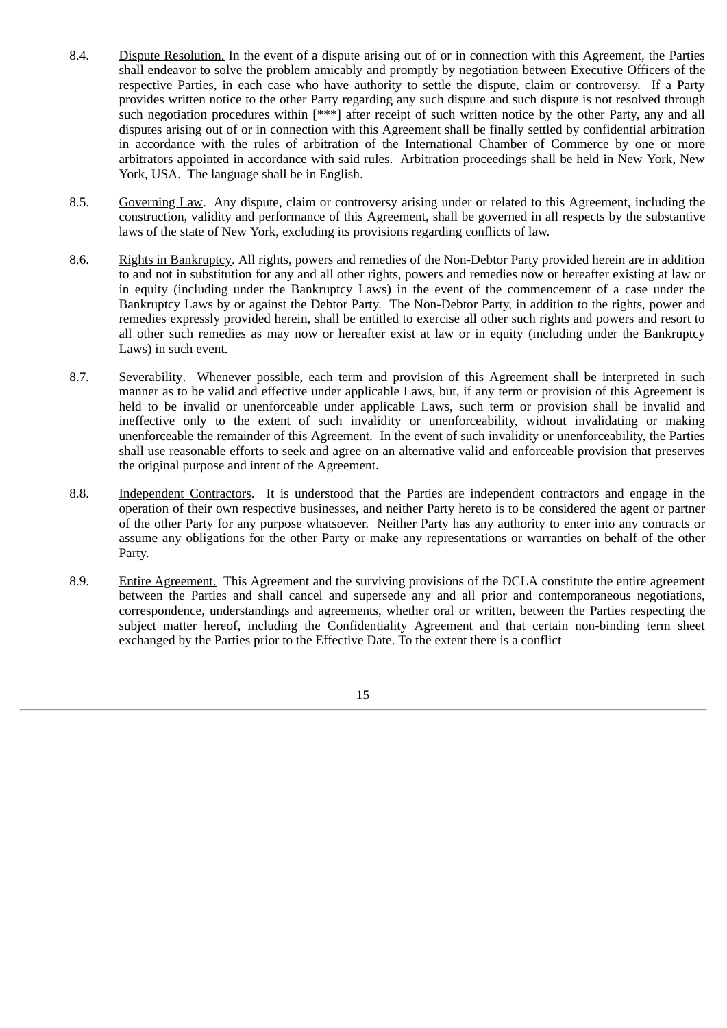8.4. Dispute Resolution. In the event of a dispute arising out of or in connection with this Agreement, the Parties shall endeavor to solve the problem amicably and promptly by negotiation between Executive Officers of the respective Parties, in each case who have authority to settle the dispute, claim or controversy. If a Party provides written notice to the other Party regarding any such dispute and such dispute is not resolved through such negotiation procedures within [***] after receipt of such written notice by the other Party, any and all disputes arising out of or in connection with this Agreement shall be finally settled by confidential arbitration in accordance with the rules of arbitration of the International Chamber of Commerce by one or more arbitrators appointed in accordance with said rules. Arbitration proceedings shall be held in New York, New York, USA. The language shall be in English.

8.5. Governing Law. Any dispute, claim or controversy arising under or related to this Agreement, including the construction, validity and performance of this Agreement, shall be governed in all respects by the substantive laws of the state of New York, excluding its provisions regarding conflicts of law.

8.6. Rights in Bankruptcy. All rights, powers and remedies of the Non-Debtor Party provided herein are in addition to and not in substitution for any and all other rights, powers and remedies now or hereafter existing at law or in equity (including under the Bankruptcy Laws) in the event of the commencement of a case under the Bankruptcy Laws by or against the Debtor Party. The Non-Debtor Party, in addition to the rights, power and remedies expressly provided herein, shall be entitled to exercise all other such rights and powers and resort to all other such remedies as may now or hereafter exist at law or in equity (including under the Bankruptcy Laws) in such event.

8.7. Severability. Whenever possible, each term and provision of this Agreement shall be interpreted in such manner as to be valid and effective under applicable Laws, but, if any term or provision of this Agreement is held to be invalid or unenforceable under applicable Laws, such term or provision shall be invalid and ineffective only to the extent of such invalidity or unenforceability, without invalidating or making unenforceable the remainder of this Agreement. In the event of such invalidity or unenforceability, the Parties shall use reasonable efforts to seek and agree on an alternative valid and enforceable provision that preserves the original purpose and intent of the Agreement.

8.8. Independent Contractors. It is understood that the Parties are independent contractors and engage in the operation of their own respective businesses, and neither Party hereto is to be considered the agent or partner of the other Party for any purpose whatsoever. Neither Party has any authority to enter into any contracts or assume any obligations for the other Party or make any representations or warranties on behalf of the other Party.

8.9. Entire Agreement. This Agreement and the surviving provisions of the DCLA constitute the entire agreement between the Parties and shall cancel and supersede any and all prior and contemporaneous negotiations, correspondence, understandings and agreements, whether oral or written, between the Parties respecting the subject matter hereof, including the Confidentiality Agreement and that certain non-binding term sheet exchanged by the Parties prior to the Effective Date. To the extent there is a conflict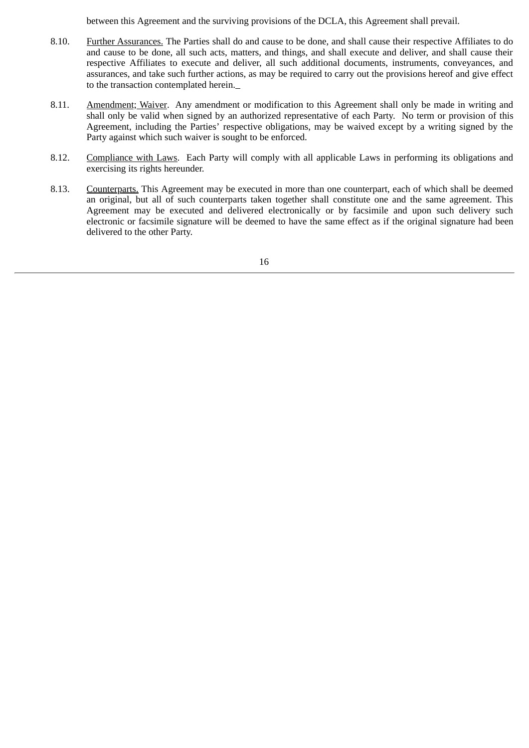between this Agreement and the surviving provisions of the DCLA, this Agreement shall prevail.

8.10. Further Assurances. The Parties shall do and cause to be done, and shall cause their respective Affiliates to do and cause to be done, all such acts, matters, and things, and shall execute and deliver, and shall cause their respective Affiliates to execute and deliver, all such additional documents, instruments, conveyances, and assurances, and take such further actions, as may be required to carry out the provisions hereof and give effect to the transaction contemplated herein.

8.11. Amendment; Waiver. Any amendment or modification to this Agreement shall only be made in writing and shall only be valid when signed by an authorized representative of each Party. No term or provision of this Agreement, including the Parties' respective obligations, may be waived except by a writing signed by the Party against which such waiver is sought to be enforced.

8.12. Compliance with Laws. Each Party will comply with all applicable Laws in performing its obligations and exercising its rights hereunder.

8.13. Counterparts. This Agreement may be executed in more than one counterpart, each of which shall be deemed an original, but all of such counterparts taken together shall constitute one and the same agreement. This Agreement may be executed and delivered electronically or by facsimile and upon such delivery such electronic or facsimile signature will be deemed to have the same effect as if the original signature had been delivered to the other Party.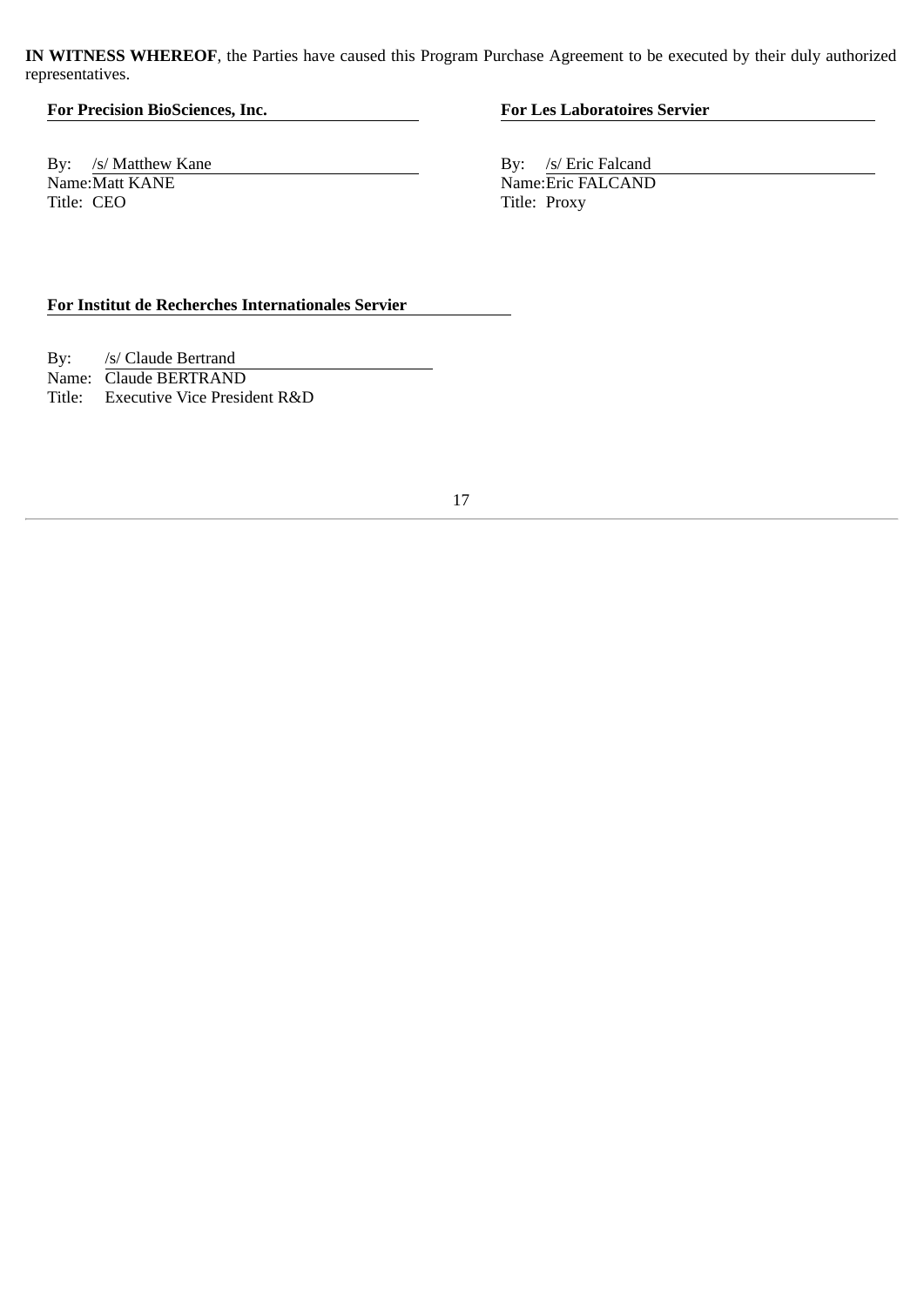**IN WITNESS WHEREOF**, the Parties have caused this Program Purchase Agreement to be executed by their duly authorized representatives.

**For Precision BioSciences, Inc.**

By: /s/ Matthew Kane
Name: Matt KANE
Title: CEO

**For Les Laboratoires Servier**

By: /s/ Eric Falcand
Name: Eric FALCAND
Title: Proxy

**For Institut de Recherches Internationales Servier**

By: /s/ Claude Bertrand
Name: Claude BERTRAND
Title: Executive Vice President R&D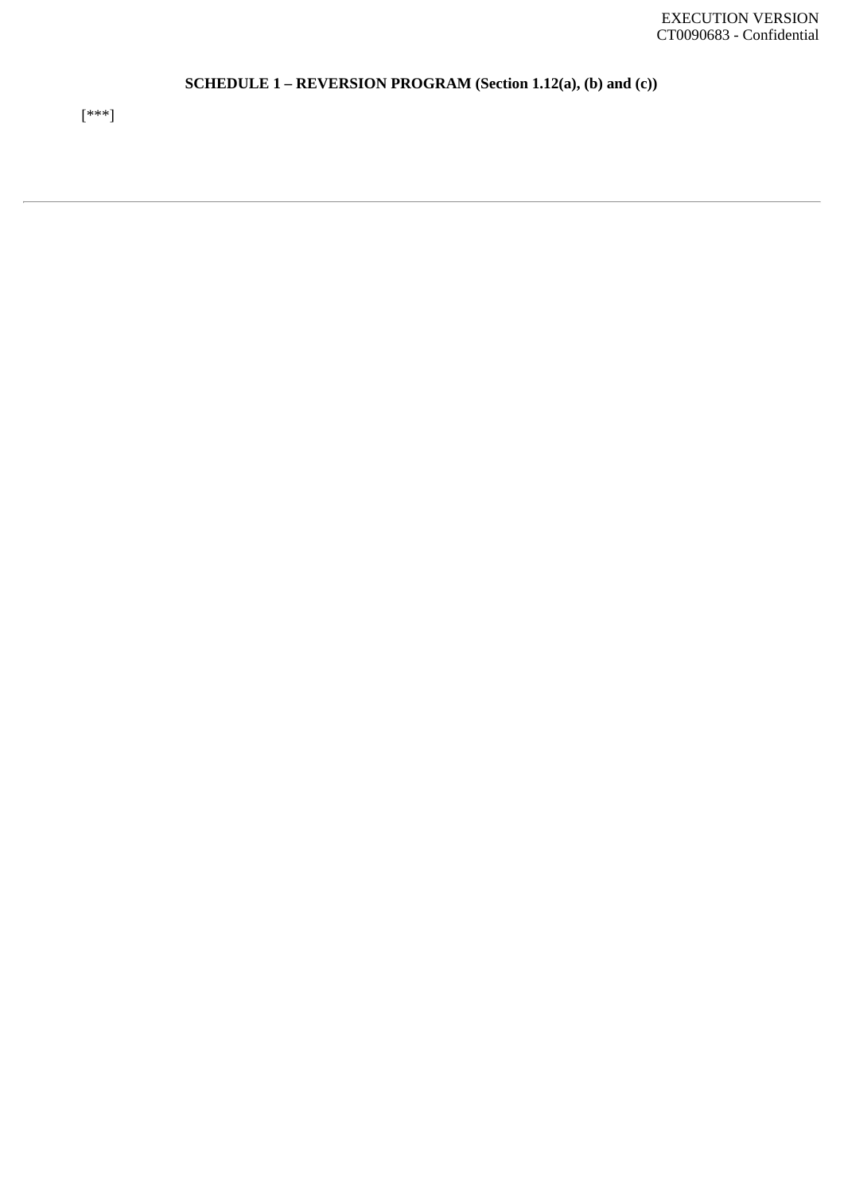EXECUTION VERSION
CT0090683 - Confidential

**SCHEDULE 1 – REVERSION PROGRAM (Section 1.12(a), (b) and (c))**

[***]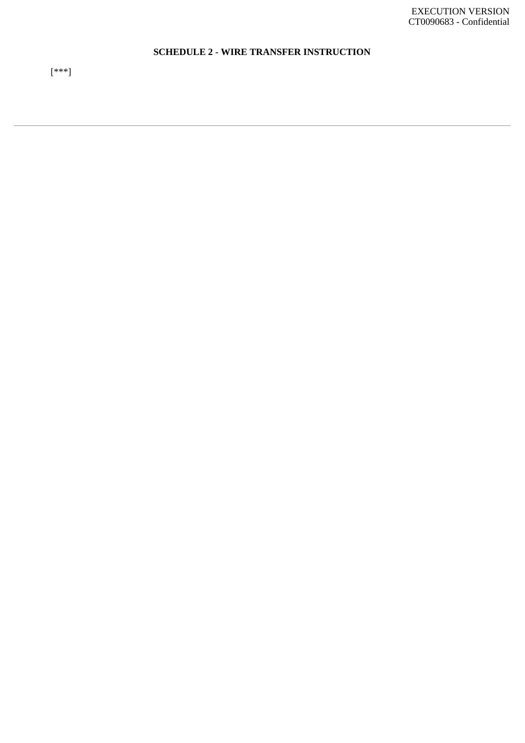## SCHEDULE 2 - WIRE TRANSFER INSTRUCTION

[***]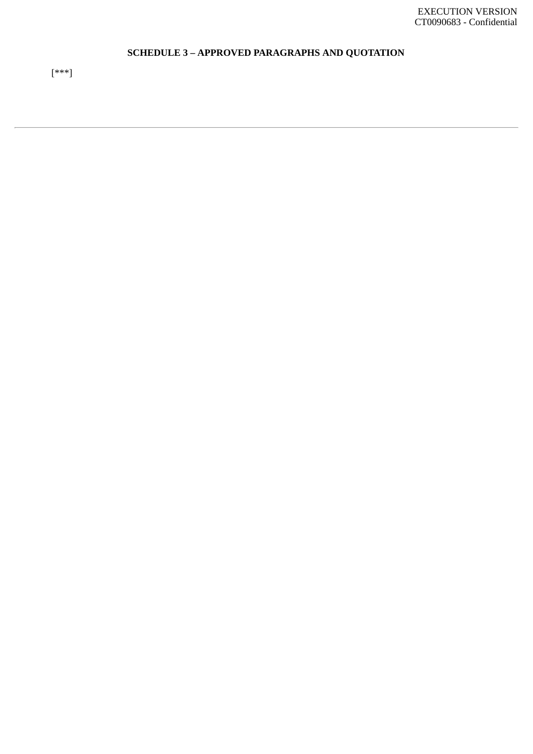EXECUTION VERSION
CT0090683 - Confidential

## SCHEDULE 3 – APPROVED PARAGRAPHS AND QUOTATION

[***]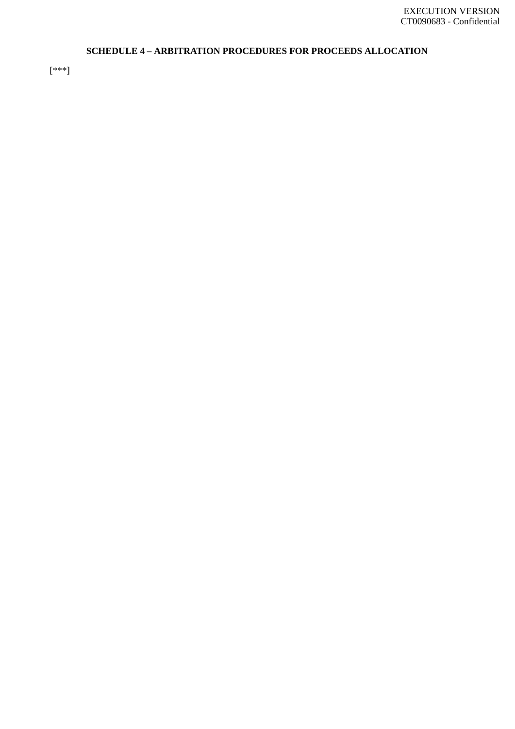**SCHEDULE 4 – ARBITRATION PROCEDURES FOR PROCEEDS ALLOCATION**

[***]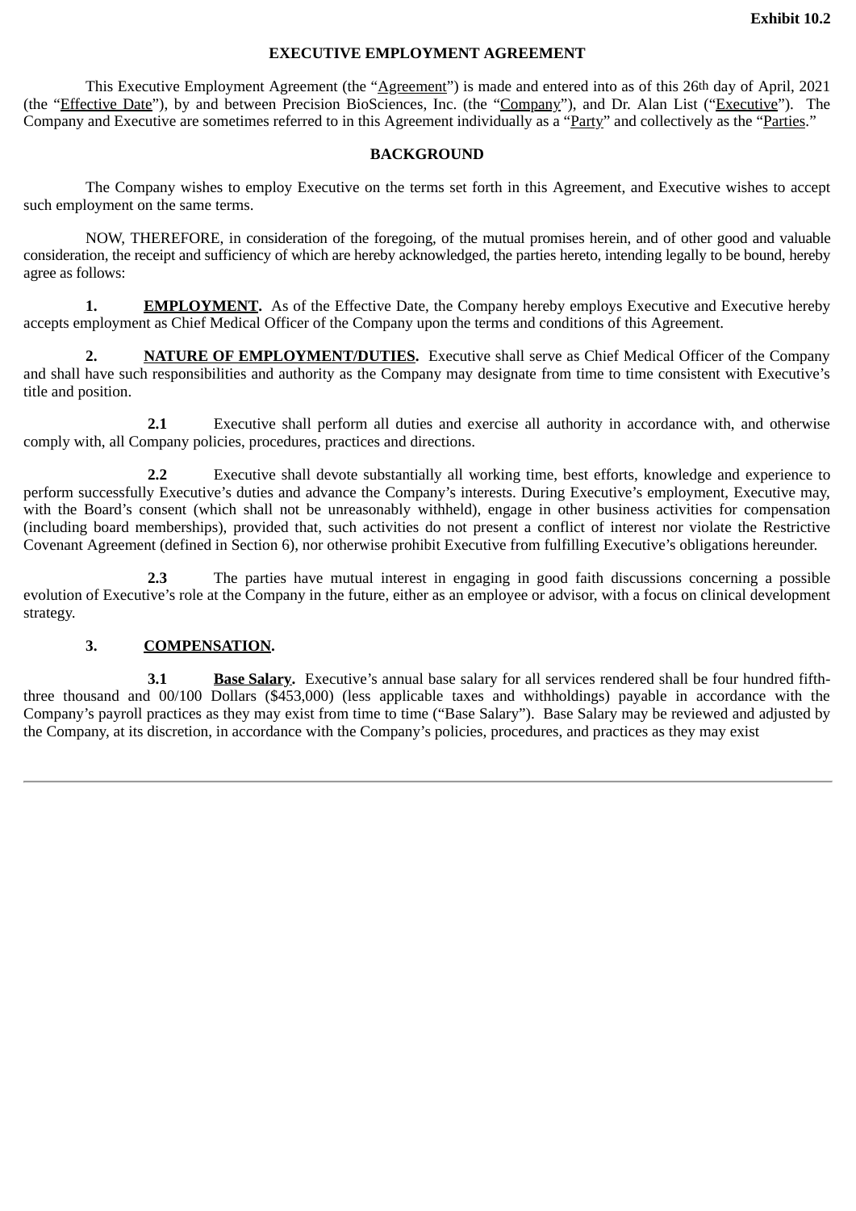**Exhibit 10.2**

**EXECUTIVE EMPLOYMENT AGREEMENT**

This Executive Employment Agreement (the "Agreement") is made and entered into as of this 26th day of April, 2021 (the "Effective Date"), by and between Precision BioSciences, Inc. (the "Company"), and Dr. Alan List ("Executive"). The Company and Executive are sometimes referred to in this Agreement individually as a "Party" and collectively as the "Parties."

**BACKGROUND**

The Company wishes to employ Executive on the terms set forth in this Agreement, and Executive wishes to accept such employment on the same terms.

NOW, THEREFORE, in consideration of the foregoing, of the mutual promises herein, and of other good and valuable consideration, the receipt and sufficiency of which are hereby acknowledged, the parties hereto, intending legally to be bound, hereby agree as follows:

**1. EMPLOYMENT.** As of the Effective Date, the Company hereby employs Executive and Executive hereby accepts employment as Chief Medical Officer of the Company upon the terms and conditions of this Agreement.

**2. NATURE OF EMPLOYMENT/DUTIES.** Executive shall serve as Chief Medical Officer of the Company and shall have such responsibilities and authority as the Company may designate from time to time consistent with Executive's title and position.

**2.1** Executive shall perform all duties and exercise all authority in accordance with, and otherwise comply with, all Company policies, procedures, practices and directions.

**2.2** Executive shall devote substantially all working time, best efforts, knowledge and experience to perform successfully Executive's duties and advance the Company's interests. During Executive's employment, Executive may, with the Board's consent (which shall not be unreasonably withheld), engage in other business activities for compensation (including board memberships), provided that, such activities do not present a conflict of interest nor violate the Restrictive Covenant Agreement (defined in Section 6), nor otherwise prohibit Executive from fulfilling Executive's obligations hereunder.

**2.3** The parties have mutual interest in engaging in good faith discussions concerning a possible evolution of Executive's role at the Company in the future, either as an employee or advisor, with a focus on clinical development strategy.

**3. COMPENSATION.**

**3.1 Base Salary.** Executive's annual base salary for all services rendered shall be four hundred fifth-three thousand and 00/100 Dollars ($453,000) (less applicable taxes and withholdings) payable in accordance with the Company's payroll practices as they may exist from time to time ("Base Salary"). Base Salary may be reviewed and adjusted by the Company, at its discretion, in accordance with the Company's policies, procedures, and practices as they may exist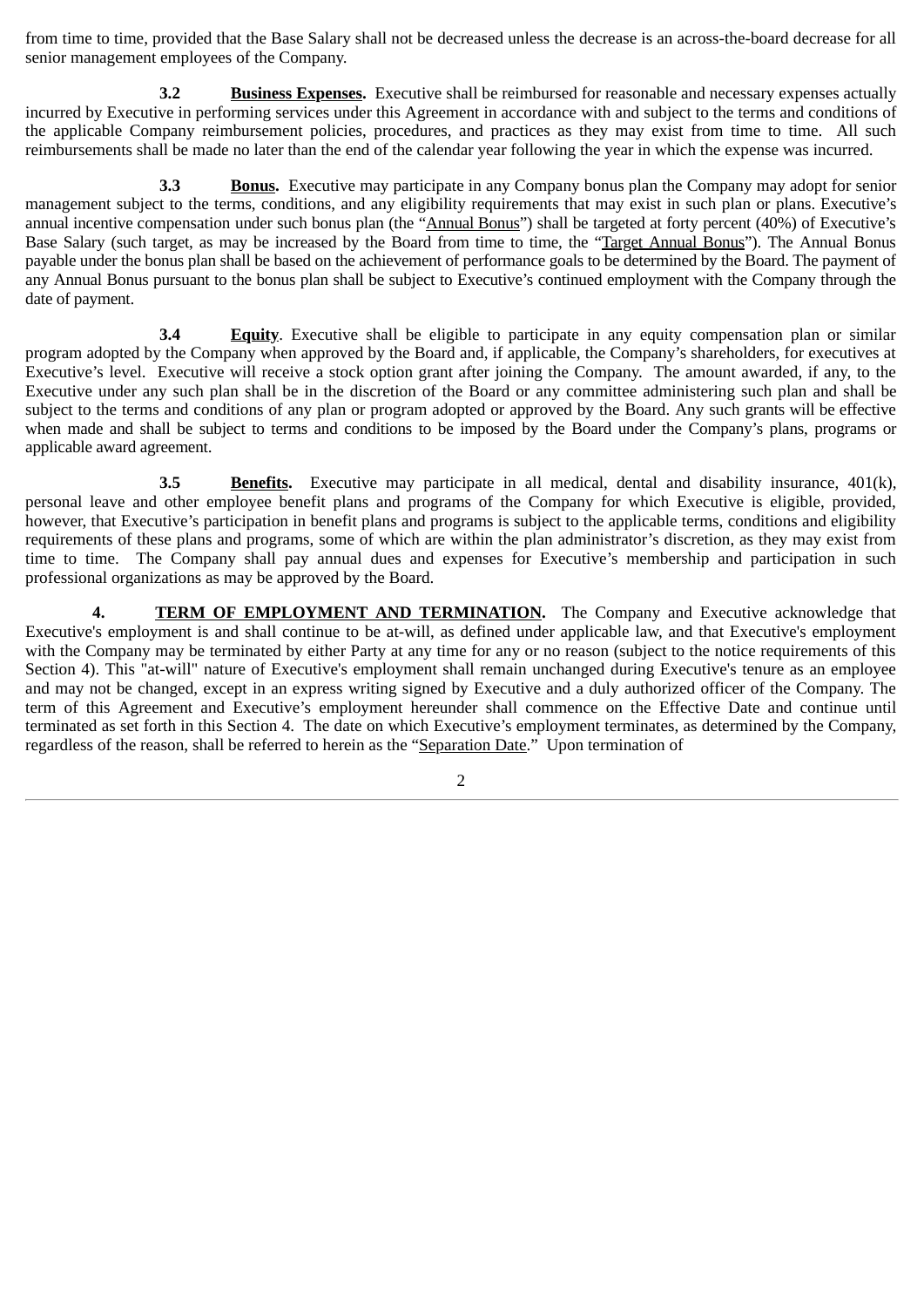from time to time, provided that the Base Salary shall not be decreased unless the decrease is an across-the-board decrease for all senior management employees of the Company.

**3.2 Business Expenses.** Executive shall be reimbursed for reasonable and necessary expenses actually incurred by Executive in performing services under this Agreement in accordance with and subject to the terms and conditions of the applicable Company reimbursement policies, procedures, and practices as they may exist from time to time. All such reimbursements shall be made no later than the end of the calendar year following the year in which the expense was incurred.

**3.3 Bonus.** Executive may participate in any Company bonus plan the Company may adopt for senior management subject to the terms, conditions, and any eligibility requirements that may exist in such plan or plans. Executive's annual incentive compensation under such bonus plan (the "Annual Bonus") shall be targeted at forty percent (40%) of Executive's Base Salary (such target, as may be increased by the Board from time to time, the "Target Annual Bonus"). The Annual Bonus payable under the bonus plan shall be based on the achievement of performance goals to be determined by the Board. The payment of any Annual Bonus pursuant to the bonus plan shall be subject to Executive's continued employment with the Company through the date of payment.

**3.4 Equity**. Executive shall be eligible to participate in any equity compensation plan or similar program adopted by the Company when approved by the Board and, if applicable, the Company's shareholders, for executives at Executive's level. Executive will receive a stock option grant after joining the Company. The amount awarded, if any, to the Executive under any such plan shall be in the discretion of the Board or any committee administering such plan and shall be subject to the terms and conditions of any plan or program adopted or approved by the Board. Any such grants will be effective when made and shall be subject to terms and conditions to be imposed by the Board under the Company's plans, programs or applicable award agreement.

**3.5 Benefits.** Executive may participate in all medical, dental and disability insurance, 401(k), personal leave and other employee benefit plans and programs of the Company for which Executive is eligible, provided, however, that Executive's participation in benefit plans and programs is subject to the applicable terms, conditions and eligibility requirements of these plans and programs, some of which are within the plan administrator's discretion, as they may exist from time to time. The Company shall pay annual dues and expenses for Executive's membership and participation in such professional organizations as may be approved by the Board.

**4. TERM OF EMPLOYMENT AND TERMINATION.** The Company and Executive acknowledge that Executive's employment is and shall continue to be at-will, as defined under applicable law, and that Executive's employment with the Company may be terminated by either Party at any time for any or no reason (subject to the notice requirements of this Section 4). This "at-will" nature of Executive's employment shall remain unchanged during Executive's tenure as an employee and may not be changed, except in an express writing signed by Executive and a duly authorized officer of the Company. The term of this Agreement and Executive's employment hereunder shall commence on the Effective Date and continue until terminated as set forth in this Section 4. The date on which Executive's employment terminates, as determined by the Company, regardless of the reason, shall be referred to herein as the "Separation Date." Upon termination of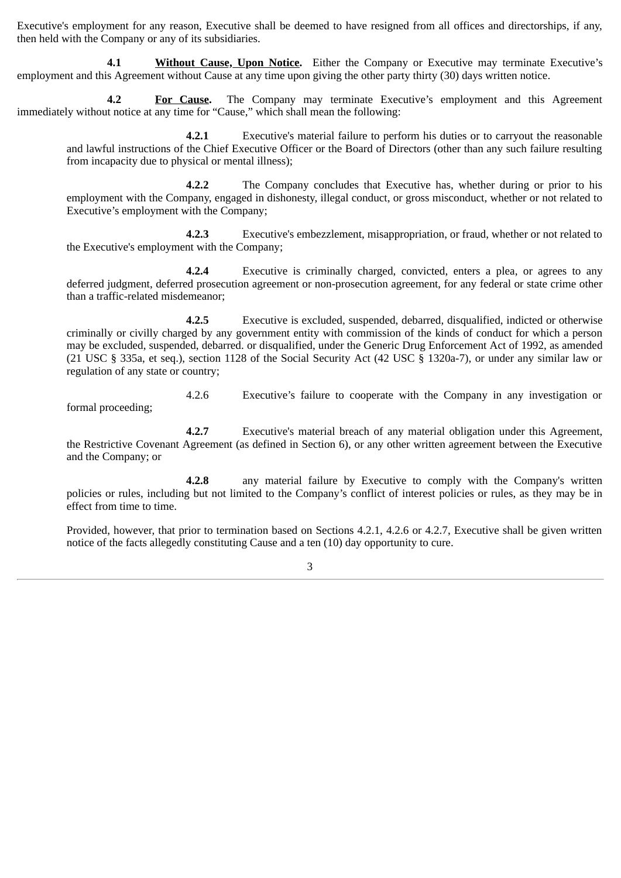Executive's employment for any reason, Executive shall be deemed to have resigned from all offices and directorships, if any, then held with the Company or any of its subsidiaries.

**4.1** **<u>Without Cause, Upon Notice</u>.** Either the Company or Executive may terminate Executive's employment and this Agreement without Cause at any time upon giving the other party thirty (30) days written notice.

**4.2** **<u>For Cause</u>.** The Company may terminate Executive's employment and this Agreement immediately without notice at any time for "Cause," which shall mean the following:

**4.2.1** Executive's material failure to perform his duties or to carryout the reasonable and lawful instructions of the Chief Executive Officer or the Board of Directors (other than any such failure resulting from incapacity due to physical or mental illness);

**4.2.2** The Company concludes that Executive has, whether during or prior to his employment with the Company, engaged in dishonesty, illegal conduct, or gross misconduct, whether or not related to Executive's employment with the Company;

**4.2.3** Executive's embezzlement, misappropriation, or fraud, whether or not related to the Executive's employment with the Company;

**4.2.4** Executive is criminally charged, convicted, enters a plea, or agrees to any deferred judgment, deferred prosecution agreement or non-prosecution agreement, for any federal or state crime other than a traffic-related misdemeanor;

**4.2.5** Executive is excluded, suspended, debarred, disqualified, indicted or otherwise criminally or civilly charged by any government entity with commission of the kinds of conduct for which a person may be excluded, suspended, debarred. or disqualified, under the Generic Drug Enforcement Act of 1992, as amended (21 USC § 335a, et seq.), section 1128 of the Social Security Act (42 USC § 1320a-7), or under any similar law or regulation of any state or country;

4.2.6 Executive's failure to cooperate with the Company in any investigation or formal proceeding;

**4.2.7** Executive's material breach of any material obligation under this Agreement, the Restrictive Covenant Agreement (as defined in Section 6), or any other written agreement between the Executive and the Company; or

**4.2.8** any material failure by Executive to comply with the Company's written policies or rules, including but not limited to the Company's conflict of interest policies or rules, as they may be in effect from time to time.

Provided, however, that prior to termination based on Sections 4.2.1, 4.2.6 or 4.2.7, Executive shall be given written notice of the facts allegedly constituting Cause and a ten (10) day opportunity to cure.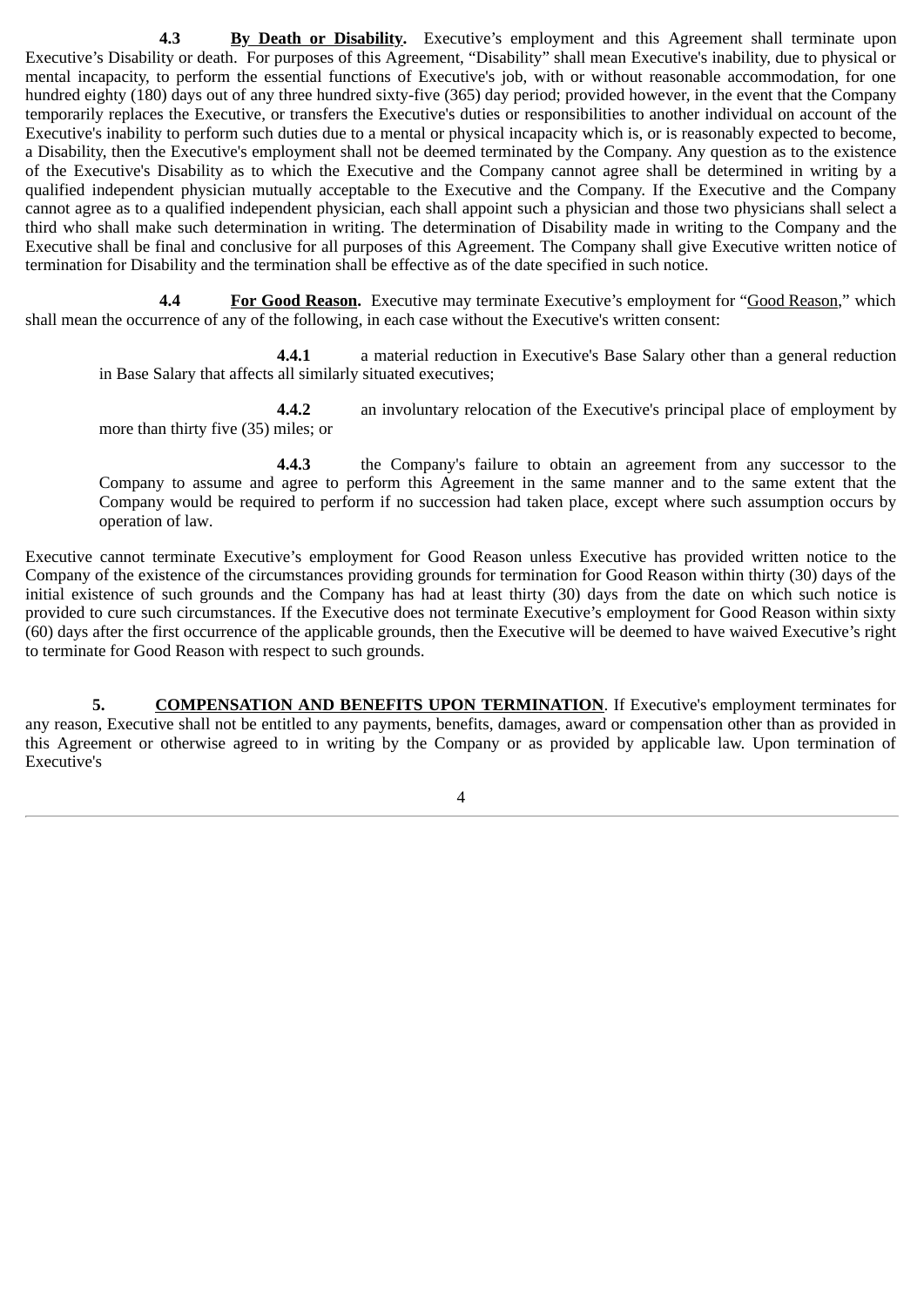**4.3 By Death or Disability.** Executive's employment and this Agreement shall terminate upon Executive's Disability or death. For purposes of this Agreement, "Disability" shall mean Executive's inability, due to physical or mental incapacity, to perform the essential functions of Executive's job, with or without reasonable accommodation, for one hundred eighty (180) days out of any three hundred sixty-five (365) day period; provided however, in the event that the Company temporarily replaces the Executive, or transfers the Executive's duties or responsibilities to another individual on account of the Executive's inability to perform such duties due to a mental or physical incapacity which is, or is reasonably expected to become, a Disability, then the Executive's employment shall not be deemed terminated by the Company. Any question as to the existence of the Executive's Disability as to which the Executive and the Company cannot agree shall be determined in writing by a qualified independent physician mutually acceptable to the Executive and the Company. If the Executive and the Company cannot agree as to a qualified independent physician, each shall appoint such a physician and those two physicians shall select a third who shall make such determination in writing. The determination of Disability made in writing to the Company and the Executive shall be final and conclusive for all purposes of this Agreement. The Company shall give Executive written notice of termination for Disability and the termination shall be effective as of the date specified in such notice.

**4.4 For Good Reason.** Executive may terminate Executive's employment for "Good Reason," which shall mean the occurrence of any of the following, in each case without the Executive's written consent:

**4.4.1** a material reduction in Executive's Base Salary other than a general reduction in Base Salary that affects all similarly situated executives;

**4.4.2** an involuntary relocation of the Executive's principal place of employment by more than thirty five (35) miles; or

**4.4.3** the Company's failure to obtain an agreement from any successor to the Company to assume and agree to perform this Agreement in the same manner and to the same extent that the Company would be required to perform if no succession had taken place, except where such assumption occurs by operation of law.

Executive cannot terminate Executive's employment for Good Reason unless Executive has provided written notice to the Company of the existence of the circumstances providing grounds for termination for Good Reason within thirty (30) days of the initial existence of such grounds and the Company has had at least thirty (30) days from the date on which such notice is provided to cure such circumstances. If the Executive does not terminate Executive's employment for Good Reason within sixty (60) days after the first occurrence of the applicable grounds, then the Executive will be deemed to have waived Executive's right to terminate for Good Reason with respect to such grounds.

**5. COMPENSATION AND BENEFITS UPON TERMINATION**. If Executive's employment terminates for any reason, Executive shall not be entitled to any payments, benefits, damages, award or compensation other than as provided in this Agreement or otherwise agreed to in writing by the Company or as provided by applicable law. Upon termination of Executive's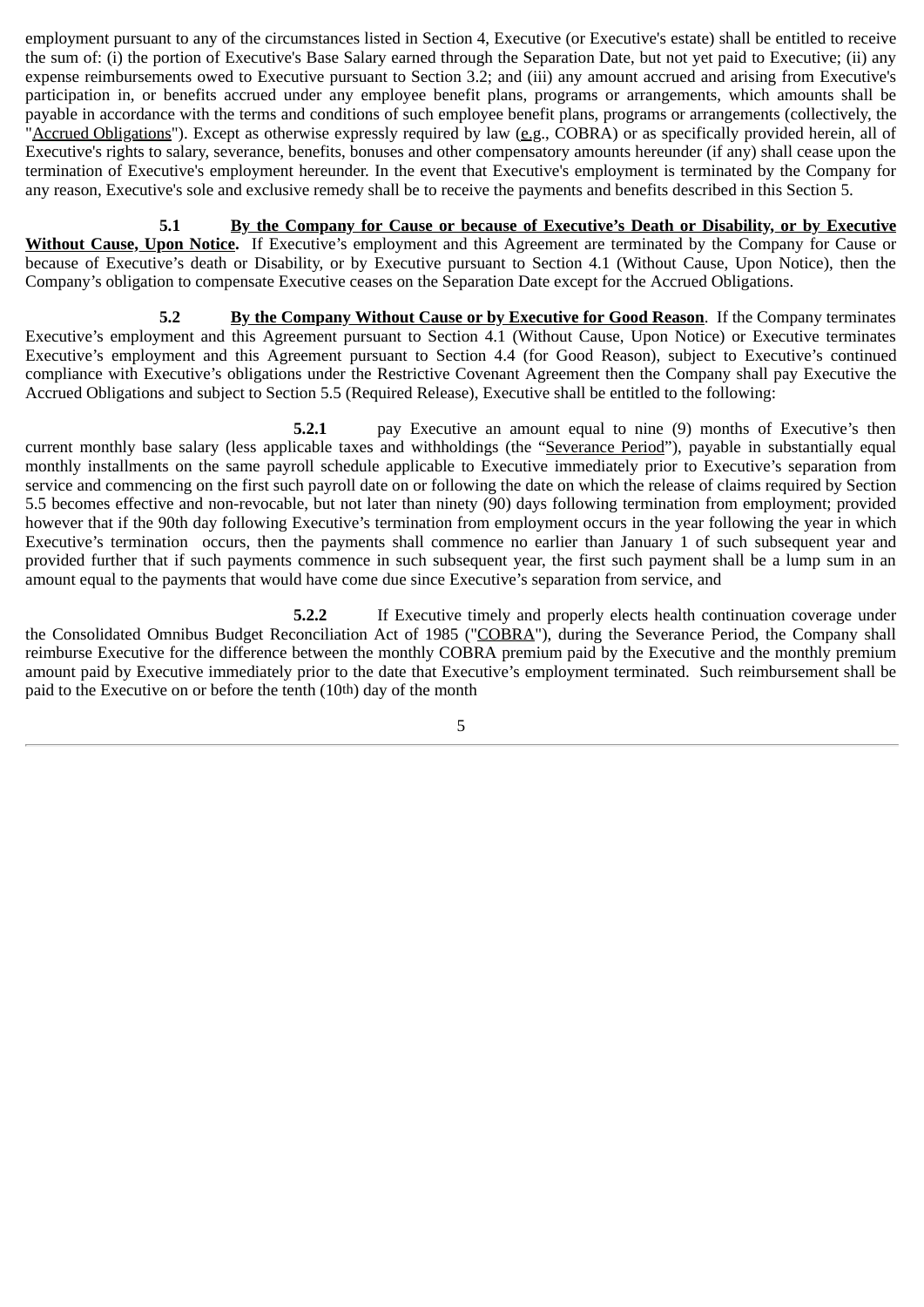employment pursuant to any of the circumstances listed in Section 4, Executive (or Executive's estate) shall be entitled to receive the sum of: (i) the portion of Executive's Base Salary earned through the Separation Date, but not yet paid to Executive; (ii) any expense reimbursements owed to Executive pursuant to Section 3.2; and (iii) any amount accrued and arising from Executive's participation in, or benefits accrued under any employee benefit plans, programs or arrangements, which amounts shall be payable in accordance with the terms and conditions of such employee benefit plans, programs or arrangements (collectively, the "Accrued Obligations"). Except as otherwise expressly required by law (e.g., COBRA) or as specifically provided herein, all of Executive's rights to salary, severance, benefits, bonuses and other compensatory amounts hereunder (if any) shall cease upon the termination of Executive's employment hereunder. In the event that Executive's employment is terminated by the Company for any reason, Executive's sole and exclusive remedy shall be to receive the payments and benefits described in this Section 5.

**5.1 By the Company for Cause or because of Executive's Death or Disability, or by Executive Without Cause, Upon Notice.** If Executive's employment and this Agreement are terminated by the Company for Cause or because of Executive's death or Disability, or by Executive pursuant to Section 4.1 (Without Cause, Upon Notice), then the Company's obligation to compensate Executive ceases on the Separation Date except for the Accrued Obligations.

**5.2 By the Company Without Cause or by Executive for Good Reason**. If the Company terminates Executive's employment and this Agreement pursuant to Section 4.1 (Without Cause, Upon Notice) or Executive terminates Executive's employment and this Agreement pursuant to Section 4.4 (for Good Reason), subject to Executive's continued compliance with Executive's obligations under the Restrictive Covenant Agreement then the Company shall pay Executive the Accrued Obligations and subject to Section 5.5 (Required Release), Executive shall be entitled to the following:

**5.2.1** pay Executive an amount equal to nine (9) months of Executive's then current monthly base salary (less applicable taxes and withholdings (the "Severance Period"), payable in substantially equal monthly installments on the same payroll schedule applicable to Executive immediately prior to Executive's separation from service and commencing on the first such payroll date on or following the date on which the release of claims required by Section 5.5 becomes effective and non-revocable, but not later than ninety (90) days following termination from employment; provided however that if the 90th day following Executive's termination from employment occurs in the year following the year in which Executive's termination occurs, then the payments shall commence no earlier than January 1 of such subsequent year and provided further that if such payments commence in such subsequent year, the first such payment shall be a lump sum in an amount equal to the payments that would have come due since Executive's separation from service, and

**5.2.2** If Executive timely and properly elects health continuation coverage under the Consolidated Omnibus Budget Reconciliation Act of 1985 ("COBRA"), during the Severance Period, the Company shall reimburse Executive for the difference between the monthly COBRA premium paid by the Executive and the monthly premium amount paid by Executive immediately prior to the date that Executive's employment terminated. Such reimbursement shall be paid to the Executive on or before the tenth (10th) day of the month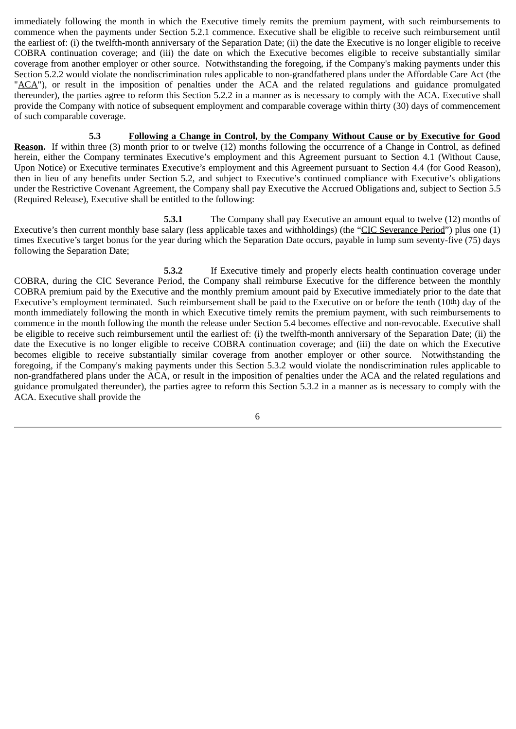immediately following the month in which the Executive timely remits the premium payment, with such reimbursements to commence when the payments under Section 5.2.1 commence. Executive shall be eligible to receive such reimbursement until the earliest of: (i) the twelfth-month anniversary of the Separation Date; (ii) the date the Executive is no longer eligible to receive COBRA continuation coverage; and (iii) the date on which the Executive becomes eligible to receive substantially similar coverage from another employer or other source. Notwithstanding the foregoing, if the Company's making payments under this Section 5.2.2 would violate the nondiscrimination rules applicable to non-grandfathered plans under the Affordable Care Act (the "ACA"), or result in the imposition of penalties under the ACA and the related regulations and guidance promulgated thereunder), the parties agree to reform this Section 5.2.2 in a manner as is necessary to comply with the ACA. Executive shall provide the Company with notice of subsequent employment and comparable coverage within thirty (30) days of commencement of such comparable coverage.

**5.3 Following a Change in Control, by the Company Without Cause or by Executive for Good Reason.** If within three (3) month prior to or twelve (12) months following the occurrence of a Change in Control, as defined herein, either the Company terminates Executive's employment and this Agreement pursuant to Section 4.1 (Without Cause, Upon Notice) or Executive terminates Executive's employment and this Agreement pursuant to Section 4.4 (for Good Reason), then in lieu of any benefits under Section 5.2, and subject to Executive's continued compliance with Executive's obligations under the Restrictive Covenant Agreement, the Company shall pay Executive the Accrued Obligations and, subject to Section 5.5 (Required Release), Executive shall be entitled to the following:

**5.3.1** The Company shall pay Executive an amount equal to twelve (12) months of Executive's then current monthly base salary (less applicable taxes and withholdings) (the "CIC Severance Period") plus one (1) times Executive's target bonus for the year during which the Separation Date occurs, payable in lump sum seventy-five (75) days following the Separation Date;

**5.3.2** If Executive timely and properly elects health continuation coverage under COBRA, during the CIC Severance Period, the Company shall reimburse Executive for the difference between the monthly COBRA premium paid by the Executive and the monthly premium amount paid by Executive immediately prior to the date that Executive's employment terminated. Such reimbursement shall be paid to the Executive on or before the tenth (10th) day of the month immediately following the month in which Executive timely remits the premium payment, with such reimbursements to commence in the month following the month the release under Section 5.4 becomes effective and non-revocable. Executive shall be eligible to receive such reimbursement until the earliest of: (i) the twelfth-month anniversary of the Separation Date; (ii) the date the Executive is no longer eligible to receive COBRA continuation coverage; and (iii) the date on which the Executive becomes eligible to receive substantially similar coverage from another employer or other source. Notwithstanding the foregoing, if the Company's making payments under this Section 5.3.2 would violate the nondiscrimination rules applicable to non-grandfathered plans under the ACA, or result in the imposition of penalties under the ACA and the related regulations and guidance promulgated thereunder), the parties agree to reform this Section 5.3.2 in a manner as is necessary to comply with the ACA. Executive shall provide the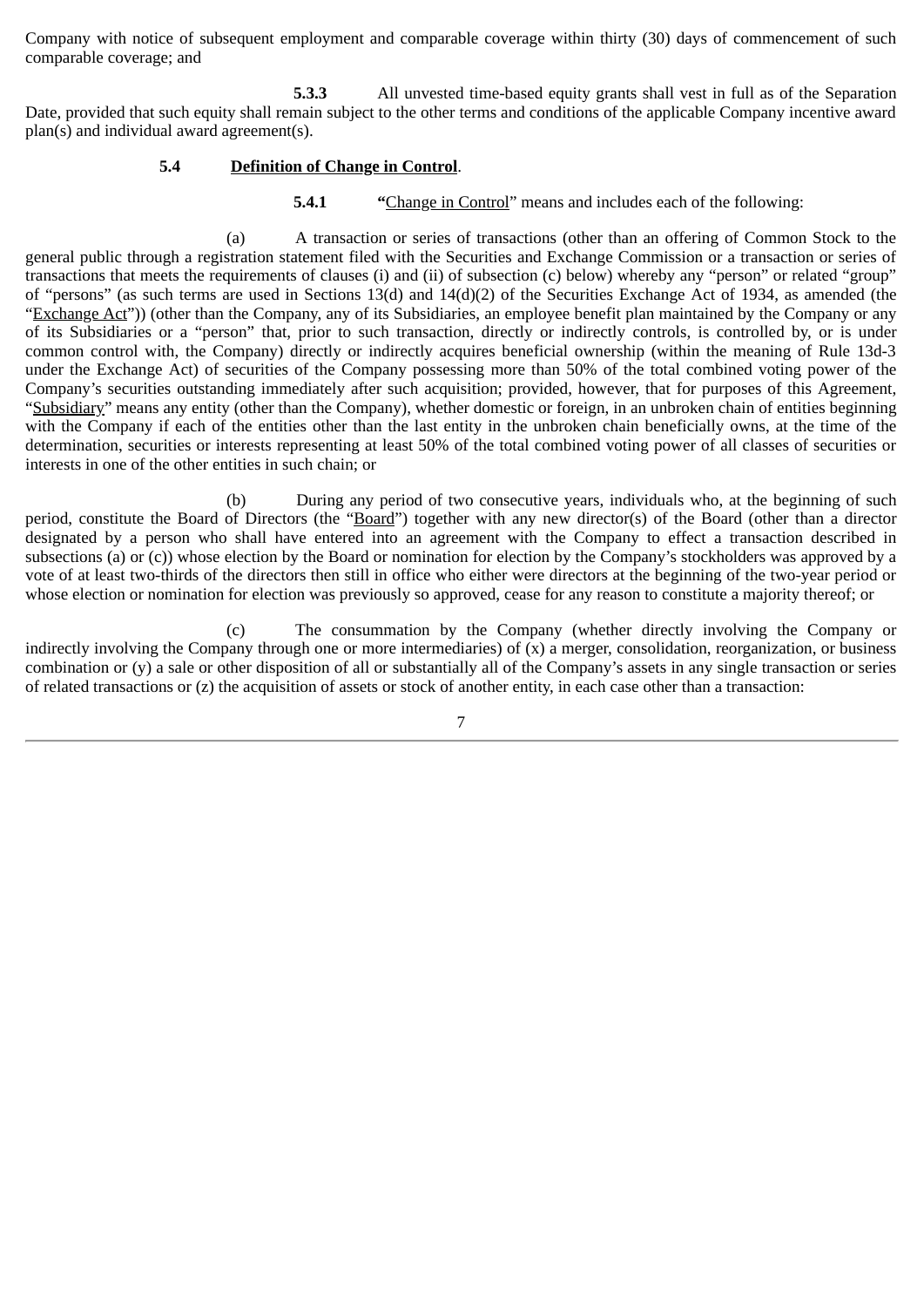Company with notice of subsequent employment and comparable coverage within thirty (30) days of commencement of such comparable coverage; and

**5.3.3** All unvested time-based equity grants shall vest in full as of the Separation Date, provided that such equity shall remain subject to the other terms and conditions of the applicable Company incentive award plan(s) and individual award agreement(s).

**5.4 Definition of Change in Control.**

**5.4.1** "Change in Control" means and includes each of the following:

(a) A transaction or series of transactions (other than an offering of Common Stock to the general public through a registration statement filed with the Securities and Exchange Commission or a transaction or series of transactions that meets the requirements of clauses (i) and (ii) of subsection (c) below) whereby any "person" or related "group" of "persons" (as such terms are used in Sections 13(d) and 14(d)(2) of the Securities Exchange Act of 1934, as amended (the "Exchange Act")) (other than the Company, any of its Subsidiaries, an employee benefit plan maintained by the Company or any of its Subsidiaries or a "person" that, prior to such transaction, directly or indirectly controls, is controlled by, or is under common control with, the Company) directly or indirectly acquires beneficial ownership (within the meaning of Rule 13d-3 under the Exchange Act) of securities of the Company possessing more than 50% of the total combined voting power of the Company's securities outstanding immediately after such acquisition; provided, however, that for purposes of this Agreement, "Subsidiary" means any entity (other than the Company), whether domestic or foreign, in an unbroken chain of entities beginning with the Company if each of the entities other than the last entity in the unbroken chain beneficially owns, at the time of the determination, securities or interests representing at least 50% of the total combined voting power of all classes of securities or interests in one of the other entities in such chain; or

(b) During any period of two consecutive years, individuals who, at the beginning of such period, constitute the Board of Directors (the "Board") together with any new director(s) of the Board (other than a director designated by a person who shall have entered into an agreement with the Company to effect a transaction described in subsections (a) or (c)) whose election by the Board or nomination for election by the Company's stockholders was approved by a vote of at least two-thirds of the directors then still in office who either were directors at the beginning of the two-year period or whose election or nomination for election was previously so approved, cease for any reason to constitute a majority thereof; or

(c) The consummation by the Company (whether directly involving the Company or indirectly involving the Company through one or more intermediaries) of (x) a merger, consolidation, reorganization, or business combination or (y) a sale or other disposition of all or substantially all of the Company's assets in any single transaction or series of related transactions or (z) the acquisition of assets or stock of another entity, in each case other than a transaction: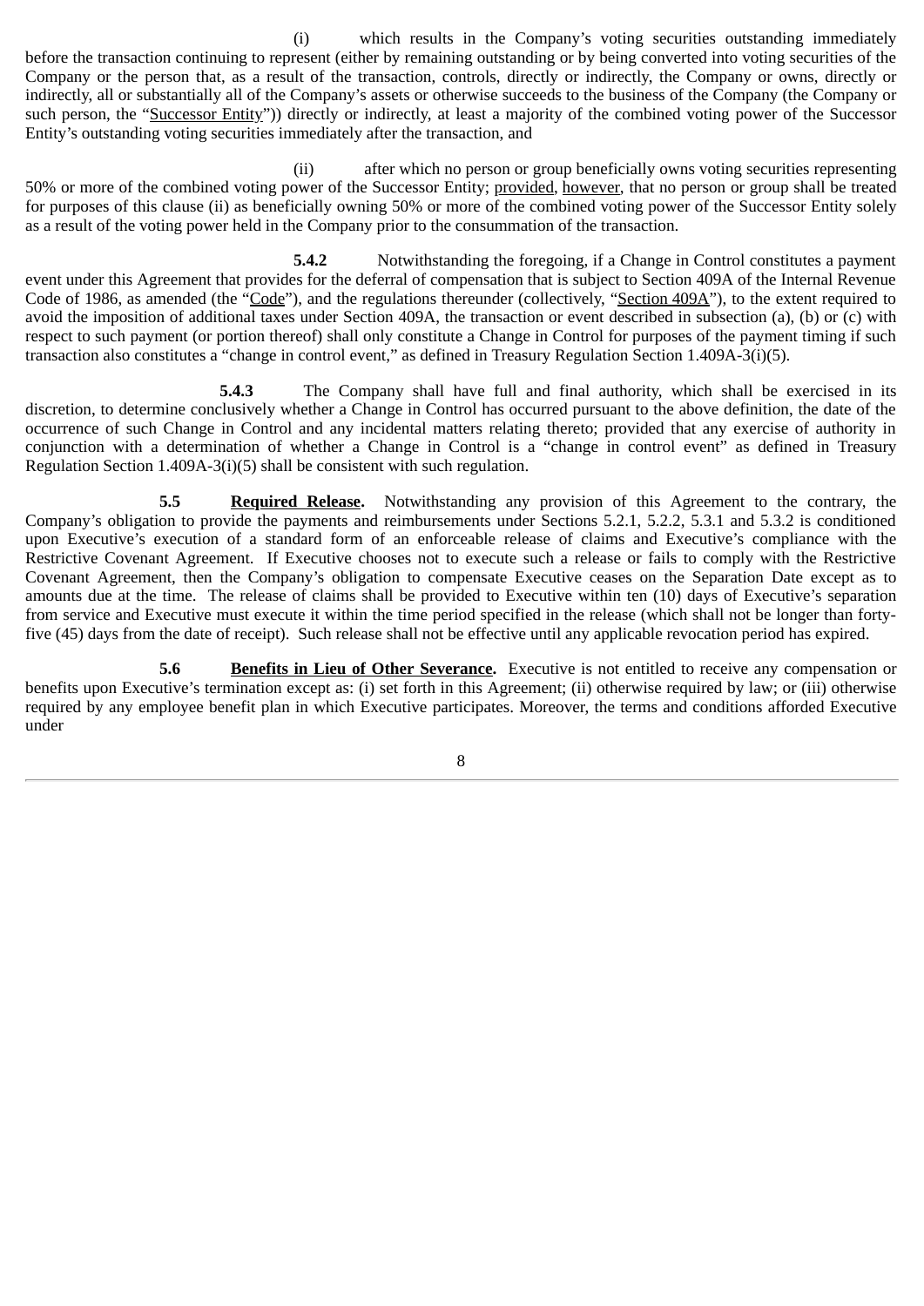(i) which results in the Company's voting securities outstanding immediately before the transaction continuing to represent (either by remaining outstanding or by being converted into voting securities of the Company or the person that, as a result of the transaction, controls, directly or indirectly, the Company or owns, directly or indirectly, all or substantially all of the Company's assets or otherwise succeeds to the business of the Company (the Company or such person, the "Successor Entity")) directly or indirectly, at least a majority of the combined voting power of the Successor Entity's outstanding voting securities immediately after the transaction, and

(ii) after which no person or group beneficially owns voting securities representing 50% or more of the combined voting power of the Successor Entity; provided, however, that no person or group shall be treated for purposes of this clause (ii) as beneficially owning 50% or more of the combined voting power of the Successor Entity solely as a result of the voting power held in the Company prior to the consummation of the transaction.

**5.4.2** Notwithstanding the foregoing, if a Change in Control constitutes a payment event under this Agreement that provides for the deferral of compensation that is subject to Section 409A of the Internal Revenue Code of 1986, as amended (the "Code"), and the regulations thereunder (collectively, "Section 409A"), to the extent required to avoid the imposition of additional taxes under Section 409A, the transaction or event described in subsection (a), (b) or (c) with respect to such payment (or portion thereof) shall only constitute a Change in Control for purposes of the payment timing if such transaction also constitutes a "change in control event," as defined in Treasury Regulation Section 1.409A-3(i)(5).

**5.4.3** The Company shall have full and final authority, which shall be exercised in its discretion, to determine conclusively whether a Change in Control has occurred pursuant to the above definition, the date of the occurrence of such Change in Control and any incidental matters relating thereto; provided that any exercise of authority in conjunction with a determination of whether a Change in Control is a "change in control event" as defined in Treasury Regulation Section 1.409A-3(i)(5) shall be consistent with such regulation.

**5.5 Required Release.** Notwithstanding any provision of this Agreement to the contrary, the Company's obligation to provide the payments and reimbursements under Sections 5.2.1, 5.2.2, 5.3.1 and 5.3.2 is conditioned upon Executive's execution of a standard form of an enforceable release of claims and Executive's compliance with the Restrictive Covenant Agreement. If Executive chooses not to execute such a release or fails to comply with the Restrictive Covenant Agreement, then the Company's obligation to compensate Executive ceases on the Separation Date except as to amounts due at the time. The release of claims shall be provided to Executive within ten (10) days of Executive's separation from service and Executive must execute it within the time period specified in the release (which shall not be longer than forty-five (45) days from the date of receipt). Such release shall not be effective until any applicable revocation period has expired.

**5.6 Benefits in Lieu of Other Severance.** Executive is not entitled to receive any compensation or benefits upon Executive's termination except as: (i) set forth in this Agreement; (ii) otherwise required by law; or (iii) otherwise required by any employee benefit plan in which Executive participates. Moreover, the terms and conditions afforded Executive under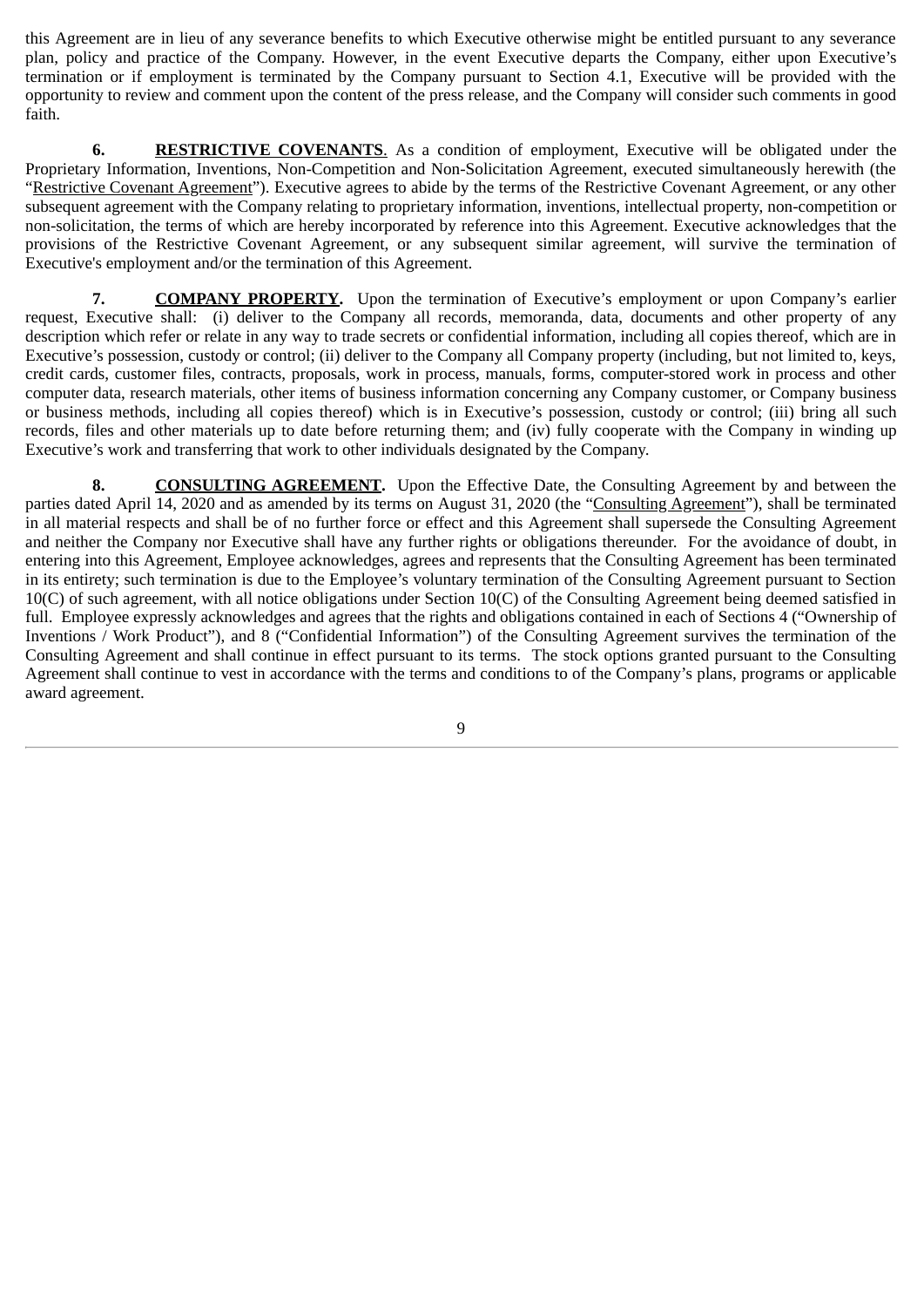this Agreement are in lieu of any severance benefits to which Executive otherwise might be entitled pursuant to any severance plan, policy and practice of the Company. However, in the event Executive departs the Company, either upon Executive's termination or if employment is terminated by the Company pursuant to Section 4.1, Executive will be provided with the opportunity to review and comment upon the content of the press release, and the Company will consider such comments in good faith.

**6.** **RESTRICTIVE COVENANTS**. As a condition of employment, Executive will be obligated under the Proprietary Information, Inventions, Non-Competition and Non-Solicitation Agreement, executed simultaneously herewith (the "Restrictive Covenant Agreement"). Executive agrees to abide by the terms of the Restrictive Covenant Agreement, or any other subsequent agreement with the Company relating to proprietary information, inventions, intellectual property, non-competition or non-solicitation, the terms of which are hereby incorporated by reference into this Agreement. Executive acknowledges that the provisions of the Restrictive Covenant Agreement, or any subsequent similar agreement, will survive the termination of Executive's employment and/or the termination of this Agreement.

**7.** **COMPANY PROPERTY.** Upon the termination of Executive's employment or upon Company's earlier request, Executive shall: (i) deliver to the Company all records, memoranda, data, documents and other property of any description which refer or relate in any way to trade secrets or confidential information, including all copies thereof, which are in Executive's possession, custody or control; (ii) deliver to the Company all Company property (including, but not limited to, keys, credit cards, customer files, contracts, proposals, work in process, manuals, forms, computer-stored work in process and other computer data, research materials, other items of business information concerning any Company customer, or Company business or business methods, including all copies thereof) which is in Executive's possession, custody or control; (iii) bring all such records, files and other materials up to date before returning them; and (iv) fully cooperate with the Company in winding up Executive's work and transferring that work to other individuals designated by the Company.

**8.** **CONSULTING AGREEMENT.** Upon the Effective Date, the Consulting Agreement by and between the parties dated April 14, 2020 and as amended by its terms on August 31, 2020 (the "Consulting Agreement"), shall be terminated in all material respects and shall be of no further force or effect and this Agreement shall supersede the Consulting Agreement and neither the Company nor Executive shall have any further rights or obligations thereunder. For the avoidance of doubt, in entering into this Agreement, Employee acknowledges, agrees and represents that the Consulting Agreement has been terminated in its entirety; such termination is due to the Employee's voluntary termination of the Consulting Agreement pursuant to Section 10(C) of such agreement, with all notice obligations under Section 10(C) of the Consulting Agreement being deemed satisfied in full. Employee expressly acknowledges and agrees that the rights and obligations contained in each of Sections 4 ("Ownership of Inventions / Work Product"), and 8 ("Confidential Information") of the Consulting Agreement survives the termination of the Consulting Agreement and shall continue in effect pursuant to its terms. The stock options granted pursuant to the Consulting Agreement shall continue to vest in accordance with the terms and conditions to of the Company's plans, programs or applicable award agreement.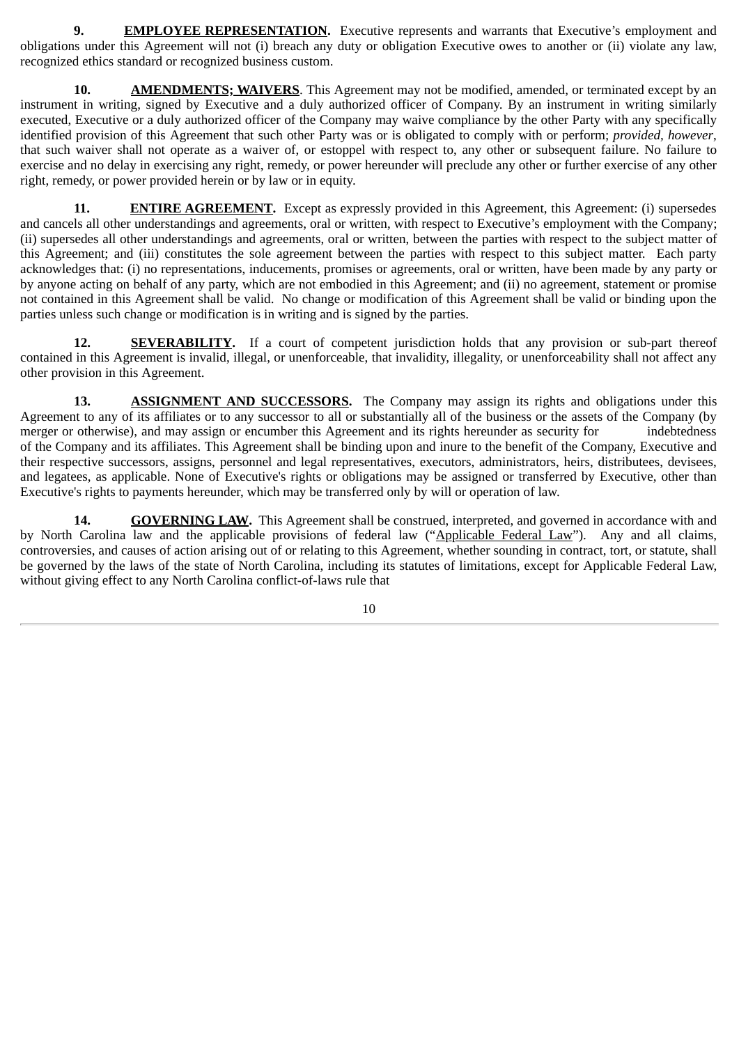**9. EMPLOYEE REPRESENTATION.** Executive represents and warrants that Executive's employment and obligations under this Agreement will not (i) breach any duty or obligation Executive owes to another or (ii) violate any law, recognized ethics standard or recognized business custom.

**10. AMENDMENTS; WAIVERS**. This Agreement may not be modified, amended, or terminated except by an instrument in writing, signed by Executive and a duly authorized officer of Company. By an instrument in writing similarly executed, Executive or a duly authorized officer of the Company may waive compliance by the other Party with any specifically identified provision of this Agreement that such other Party was or is obligated to comply with or perform; *provided, however*, that such waiver shall not operate as a waiver of, or estoppel with respect to, any other or subsequent failure. No failure to exercise and no delay in exercising any right, remedy, or power hereunder will preclude any other or further exercise of any other right, remedy, or power provided herein or by law or in equity.

**11. ENTIRE AGREEMENT.** Except as expressly provided in this Agreement, this Agreement: (i) supersedes and cancels all other understandings and agreements, oral or written, with respect to Executive's employment with the Company; (ii) supersedes all other understandings and agreements, oral or written, between the parties with respect to the subject matter of this Agreement; and (iii) constitutes the sole agreement between the parties with respect to this subject matter. Each party acknowledges that: (i) no representations, inducements, promises or agreements, oral or written, have been made by any party or by anyone acting on behalf of any party, which are not embodied in this Agreement; and (ii) no agreement, statement or promise not contained in this Agreement shall be valid. No change or modification of this Agreement shall be valid or binding upon the parties unless such change or modification is in writing and is signed by the parties.

**12. SEVERABILITY.** If a court of competent jurisdiction holds that any provision or sub-part thereof contained in this Agreement is invalid, illegal, or unenforceable, that invalidity, illegality, or unenforceability shall not affect any other provision in this Agreement.

**13. ASSIGNMENT AND SUCCESSORS.** The Company may assign its rights and obligations under this Agreement to any of its affiliates or to any successor to all or substantially all of the business or the assets of the Company (by merger or otherwise), and may assign or encumber this Agreement and its rights hereunder as security for indebtedness of the Company and its affiliates. This Agreement shall be binding upon and inure to the benefit of the Company, Executive and their respective successors, assigns, personnel and legal representatives, executors, administrators, heirs, distributees, devisees, and legatees, as applicable. None of Executive's rights or obligations may be assigned or transferred by Executive, other than Executive's rights to payments hereunder, which may be transferred only by will or operation of law.

**14. GOVERNING LAW.** This Agreement shall be construed, interpreted, and governed in accordance with and by North Carolina law and the applicable provisions of federal law ("Applicable Federal Law"). Any and all claims, controversies, and causes of action arising out of or relating to this Agreement, whether sounding in contract, tort, or statute, shall be governed by the laws of the state of North Carolina, including its statutes of limitations, except for Applicable Federal Law, without giving effect to any North Carolina conflict-of-laws rule that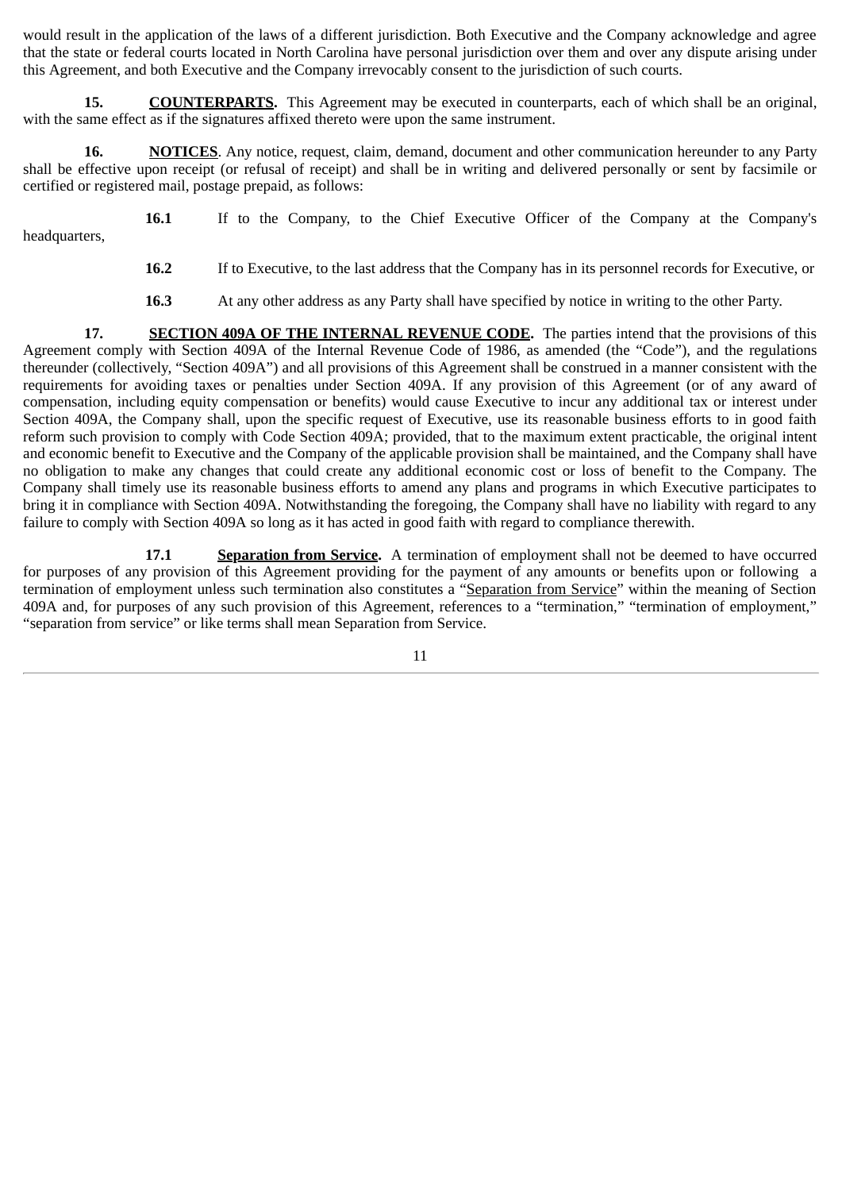would result in the application of the laws of a different jurisdiction. Both Executive and the Company acknowledge and agree that the state or federal courts located in North Carolina have personal jurisdiction over them and over any dispute arising under this Agreement, and both Executive and the Company irrevocably consent to the jurisdiction of such courts.

**15. COUNTERPARTS.** This Agreement may be executed in counterparts, each of which shall be an original, with the same effect as if the signatures affixed thereto were upon the same instrument.

**16. NOTICES**. Any notice, request, claim, demand, document and other communication hereunder to any Party shall be effective upon receipt (or refusal of receipt) and shall be in writing and delivered personally or sent by facsimile or certified or registered mail, postage prepaid, as follows:

**16.1** If to the Company, to the Chief Executive Officer of the Company at the Company's headquarters,

**16.2** If to Executive, to the last address that the Company has in its personnel records for Executive, or

**16.3** At any other address as any Party shall have specified by notice in writing to the other Party.

**17. SECTION 409A OF THE INTERNAL REVENUE CODE.** The parties intend that the provisions of this Agreement comply with Section 409A of the Internal Revenue Code of 1986, as amended (the "Code"), and the regulations thereunder (collectively, "Section 409A") and all provisions of this Agreement shall be construed in a manner consistent with the requirements for avoiding taxes or penalties under Section 409A. If any provision of this Agreement (or of any award of compensation, including equity compensation or benefits) would cause Executive to incur any additional tax or interest under Section 409A, the Company shall, upon the specific request of Executive, use its reasonable business efforts to in good faith reform such provision to comply with Code Section 409A; provided, that to the maximum extent practicable, the original intent and economic benefit to Executive and the Company of the applicable provision shall be maintained, and the Company shall have no obligation to make any changes that could create any additional economic cost or loss of benefit to the Company. The Company shall timely use its reasonable business efforts to amend any plans and programs in which Executive participates to bring it in compliance with Section 409A. Notwithstanding the foregoing, the Company shall have no liability with regard to any failure to comply with Section 409A so long as it has acted in good faith with regard to compliance therewith.

**17.1 Separation from Service.** A termination of employment shall not be deemed to have occurred for purposes of any provision of this Agreement providing for the payment of any amounts or benefits upon or following a termination of employment unless such termination also constitutes a "Separation from Service" within the meaning of Section 409A and, for purposes of any such provision of this Agreement, references to a "termination," "termination of employment," "separation from service" or like terms shall mean Separation from Service.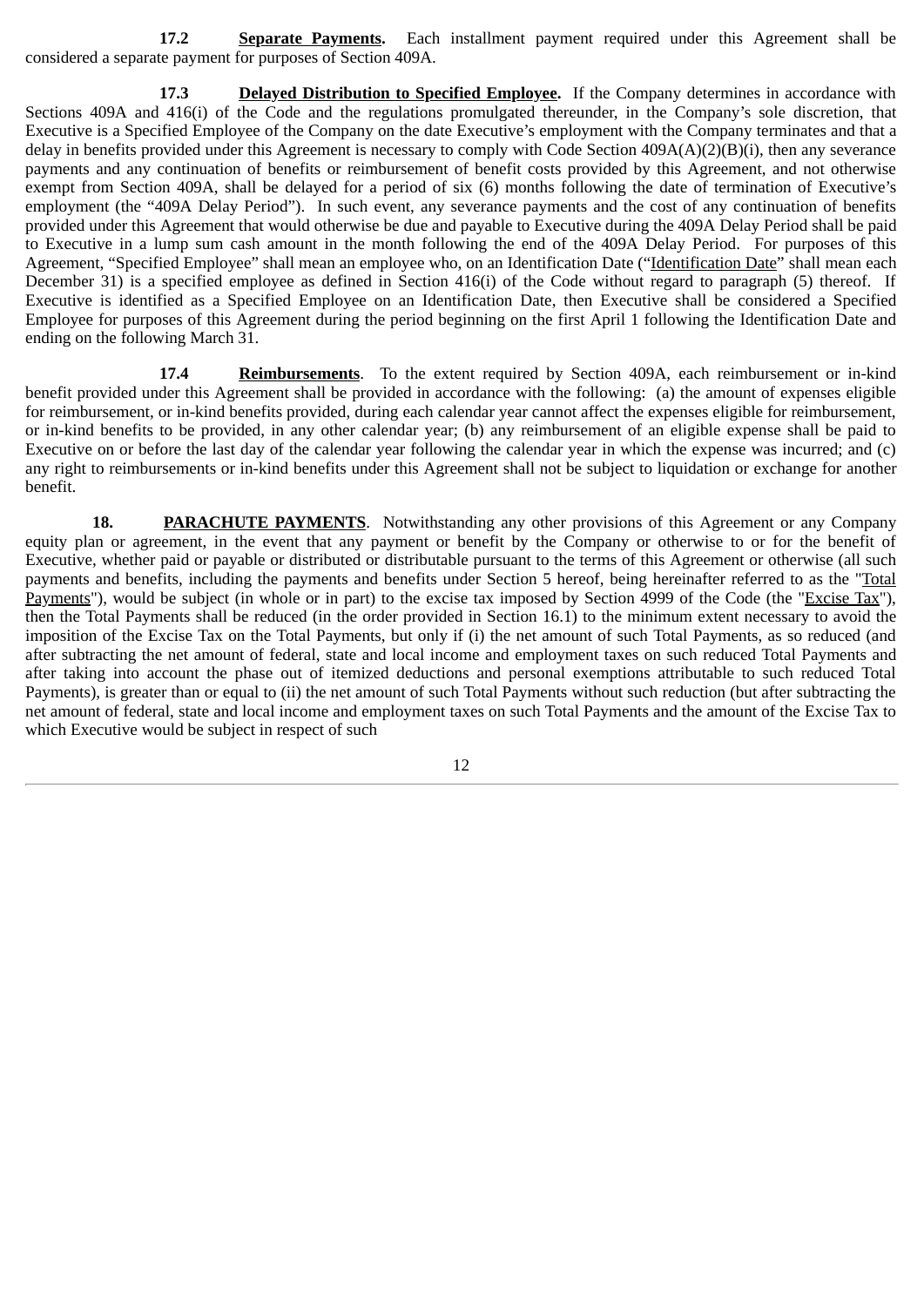**17.2 Separate Payments.** Each installment payment required under this Agreement shall be considered a separate payment for purposes of Section 409A.

**17.3 Delayed Distribution to Specified Employee.** If the Company determines in accordance with Sections 409A and 416(i) of the Code and the regulations promulgated thereunder, in the Company's sole discretion, that Executive is a Specified Employee of the Company on the date Executive's employment with the Company terminates and that a delay in benefits provided under this Agreement is necessary to comply with Code Section 409A(A)(2)(B)(i), then any severance payments and any continuation of benefits or reimbursement of benefit costs provided by this Agreement, and not otherwise exempt from Section 409A, shall be delayed for a period of six (6) months following the date of termination of Executive's employment (the "409A Delay Period"). In such event, any severance payments and the cost of any continuation of benefits provided under this Agreement that would otherwise be due and payable to Executive during the 409A Delay Period shall be paid to Executive in a lump sum cash amount in the month following the end of the 409A Delay Period. For purposes of this Agreement, "Specified Employee" shall mean an employee who, on an Identification Date ("Identification Date" shall mean each December 31) is a specified employee as defined in Section 416(i) of the Code without regard to paragraph (5) thereof. If Executive is identified as a Specified Employee on an Identification Date, then Executive shall be considered a Specified Employee for purposes of this Agreement during the period beginning on the first April 1 following the Identification Date and ending on the following March 31.

**17.4 Reimbursements**. To the extent required by Section 409A, each reimbursement or in-kind benefit provided under this Agreement shall be provided in accordance with the following: (a) the amount of expenses eligible for reimbursement, or in-kind benefits provided, during each calendar year cannot affect the expenses eligible for reimbursement, or in-kind benefits to be provided, in any other calendar year; (b) any reimbursement of an eligible expense shall be paid to Executive on or before the last day of the calendar year following the calendar year in which the expense was incurred; and (c) any right to reimbursements or in-kind benefits under this Agreement shall not be subject to liquidation or exchange for another benefit.

**18. PARACHUTE PAYMENTS**. Notwithstanding any other provisions of this Agreement or any Company equity plan or agreement, in the event that any payment or benefit by the Company or otherwise to or for the benefit of Executive, whether paid or payable or distributed or distributable pursuant to the terms of this Agreement or otherwise (all such payments and benefits, including the payments and benefits under Section 5 hereof, being hereinafter referred to as the "Total Payments"), would be subject (in whole or in part) to the excise tax imposed by Section 4999 of the Code (the "Excise Tax"), then the Total Payments shall be reduced (in the order provided in Section 16.1) to the minimum extent necessary to avoid the imposition of the Excise Tax on the Total Payments, but only if (i) the net amount of such Total Payments, as so reduced (and after subtracting the net amount of federal, state and local income and employment taxes on such reduced Total Payments and after taking into account the phase out of itemized deductions and personal exemptions attributable to such reduced Total Payments), is greater than or equal to (ii) the net amount of such Total Payments without such reduction (but after subtracting the net amount of federal, state and local income and employment taxes on such Total Payments and the amount of the Excise Tax to which Executive would be subject in respect of such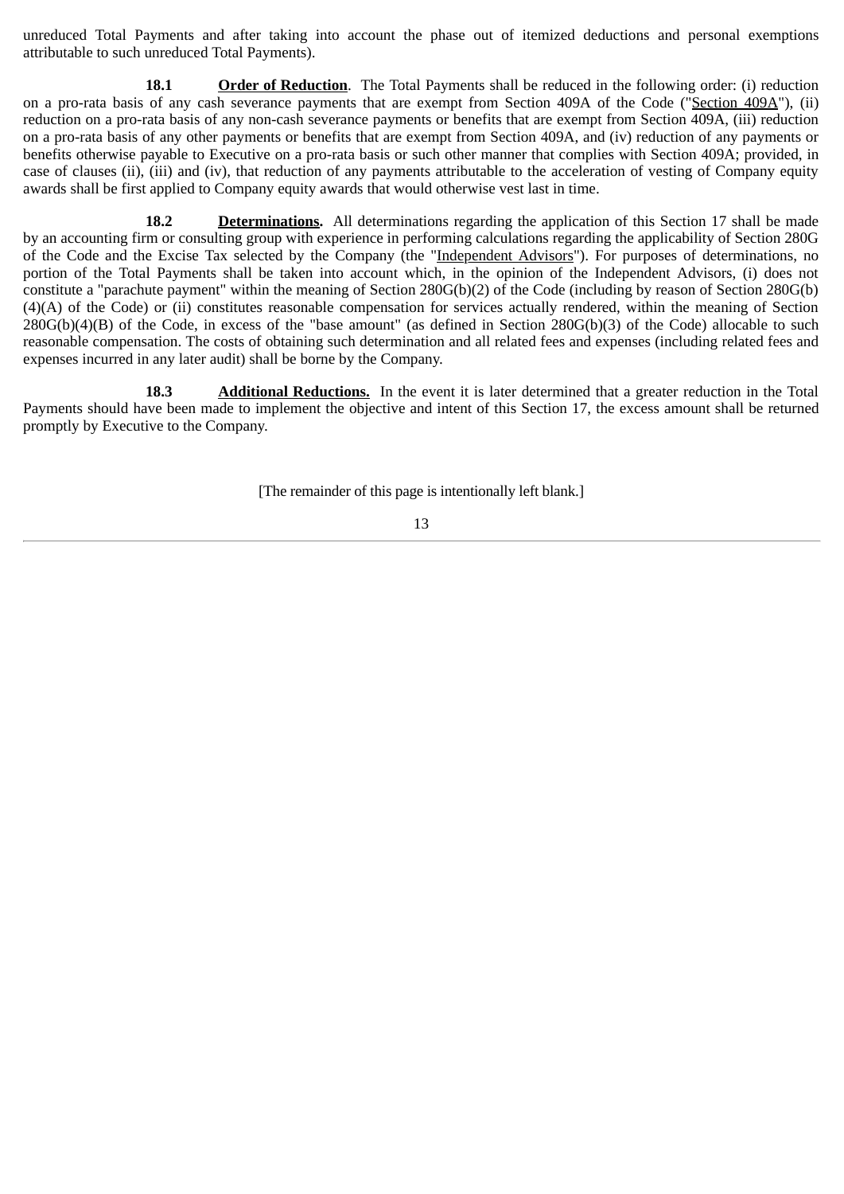unreduced Total Payments and after taking into account the phase out of itemized deductions and personal exemptions attributable to such unreduced Total Payments).

**18.1** **Order of Reduction**. The Total Payments shall be reduced in the following order: (i) reduction on a pro-rata basis of any cash severance payments that are exempt from Section 409A of the Code ("Section 409A"), (ii) reduction on a pro-rata basis of any non-cash severance payments or benefits that are exempt from Section 409A, (iii) reduction on a pro-rata basis of any other payments or benefits that are exempt from Section 409A, and (iv) reduction of any payments or benefits otherwise payable to Executive on a pro-rata basis or such other manner that complies with Section 409A; provided, in case of clauses (ii), (iii) and (iv), that reduction of any payments attributable to the acceleration of vesting of Company equity awards shall be first applied to Company equity awards that would otherwise vest last in time.

**18.2** **Determinations.** All determinations regarding the application of this Section 17 shall be made by an accounting firm or consulting group with experience in performing calculations regarding the applicability of Section 280G of the Code and the Excise Tax selected by the Company (the "Independent Advisors"). For purposes of determinations, no portion of the Total Payments shall be taken into account which, in the opinion of the Independent Advisors, (i) does not constitute a "parachute payment" within the meaning of Section 280G(b)(2) of the Code (including by reason of Section 280G(b)(4)(A) of the Code) or (ii) constitutes reasonable compensation for services actually rendered, within the meaning of Section 280G(b)(4)(B) of the Code, in excess of the "base amount" (as defined in Section 280G(b)(3) of the Code) allocable to such reasonable compensation. The costs of obtaining such determination and all related fees and expenses (including related fees and expenses incurred in any later audit) shall be borne by the Company.

**18.3** **Additional Reductions.** In the event it is later determined that a greater reduction in the Total Payments should have been made to implement the objective and intent of this Section 17, the excess amount shall be returned promptly by Executive to the Company.

[The remainder of this page is intentionally left blank.]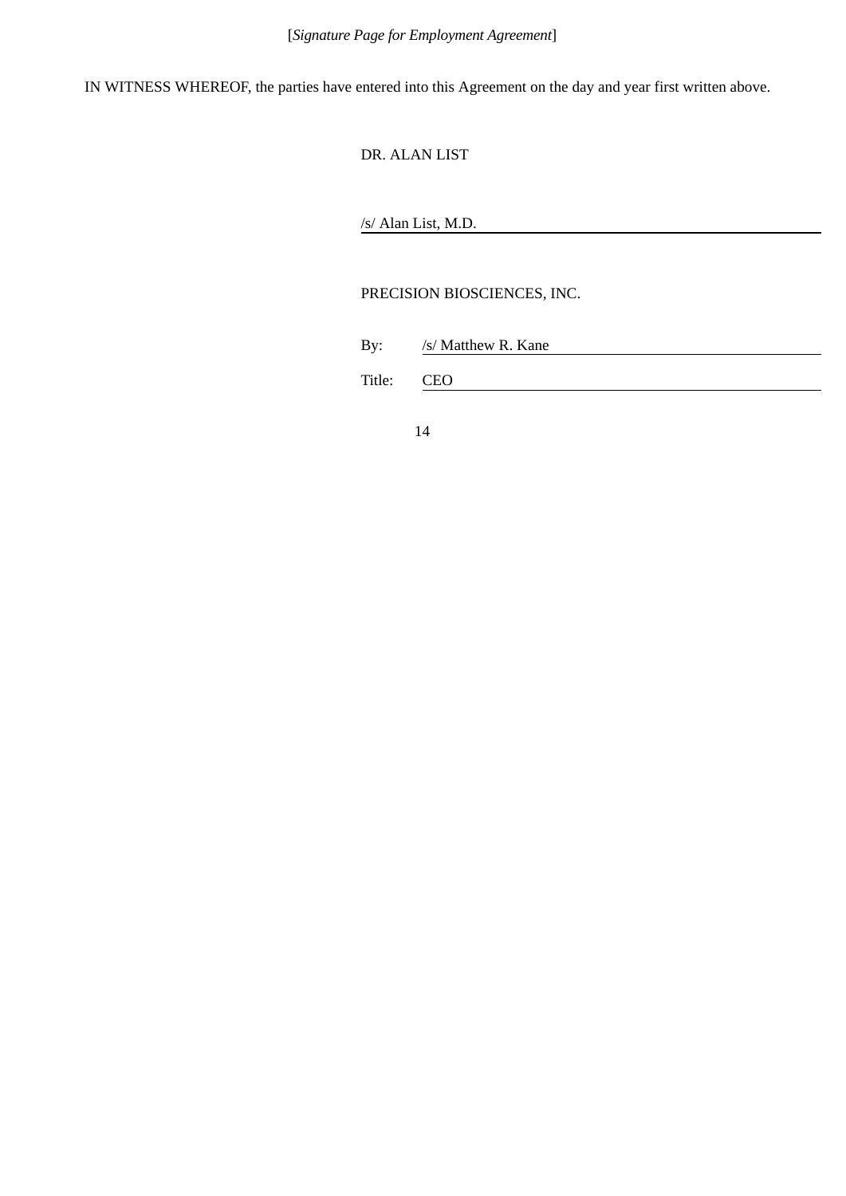[*Signature Page for Employment Agreement*]

IN WITNESS WHEREOF, the parties have entered into this Agreement on the day and year first written above.

DR. ALAN LIST

/s/ Alan List, M.D.

PRECISION BIOSCIENCES, INC.

By: /s/ Matthew R. Kane

Title: CEO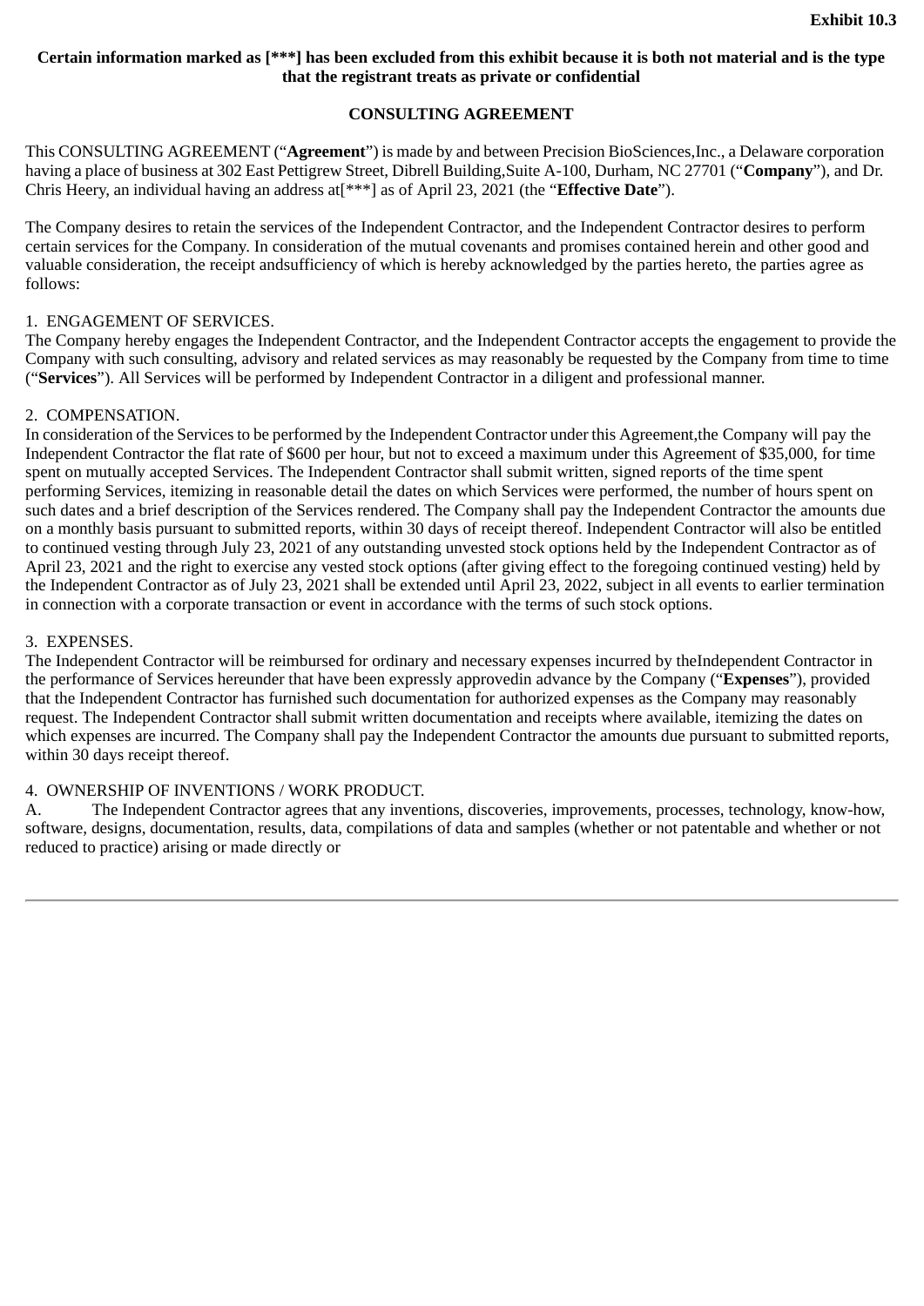**Exhibit 10.3**

**Certain information marked as [***] has been excluded from this exhibit because it is both not material and is the type that the registrant treats as private or confidential**

**CONSULTING AGREEMENT**

This CONSULTING AGREEMENT ("**Agreement**") is made by and between Precision BioSciences,Inc., a Delaware corporation having a place of business at 302 East Pettigrew Street, Dibrell Building,Suite A-100, Durham, NC 27701 ("**Company**"), and Dr. Chris Heery, an individual having an address at[***] as of April 23, 2021 (the "**Effective Date**").

The Company desires to retain the services of the Independent Contractor, and the Independent Contractor desires to perform certain services for the Company. In consideration of the mutual covenants and promises contained herein and other good and valuable consideration, the receipt andsufficiency of which is hereby acknowledged by the parties hereto, the parties agree as follows:

1. ENGAGEMENT OF SERVICES.
The Company hereby engages the Independent Contractor, and the Independent Contractor accepts the engagement to provide the Company with such consulting, advisory and related services as may reasonably be requested by the Company from time to time ("**Services**"). All Services will be performed by Independent Contractor in a diligent and professional manner.

2. COMPENSATION.
In consideration of the Services to be performed by the Independent Contractor under this Agreement,the Company will pay the Independent Contractor the flat rate of $600 per hour, but not to exceed a maximum under this Agreement of $35,000, for time spent on mutually accepted Services. The Independent Contractor shall submit written, signed reports of the time spent performing Services, itemizing in reasonable detail the dates on which Services were performed, the number of hours spent on such dates and a brief description of the Services rendered. The Company shall pay the Independent Contractor the amounts due on a monthly basis pursuant to submitted reports, within 30 days of receipt thereof. Independent Contractor will also be entitled to continued vesting through July 23, 2021 of any outstanding unvested stock options held by the Independent Contractor as of April 23, 2021 and the right to exercise any vested stock options (after giving effect to the foregoing continued vesting) held by the Independent Contractor as of July 23, 2021 shall be extended until April 23, 2022, subject in all events to earlier termination in connection with a corporate transaction or event in accordance with the terms of such stock options.

3. EXPENSES.
The Independent Contractor will be reimbursed for ordinary and necessary expenses incurred by theIndependent Contractor in the performance of Services hereunder that have been expressly approvedin advance by the Company ("**Expenses**"), provided that the Independent Contractor has furnished such documentation for authorized expenses as the Company may reasonably request. The Independent Contractor shall submit written documentation and receipts where available, itemizing the dates on which expenses are incurred. The Company shall pay the Independent Contractor the amounts due pursuant to submitted reports, within 30 days receipt thereof.

4. OWNERSHIP OF INVENTIONS / WORK PRODUCT.
A. The Independent Contractor agrees that any inventions, discoveries, improvements, processes, technology, know-how, software, designs, documentation, results, data, compilations of data and samples (whether or not patentable and whether or not reduced to practice) arising or made directly or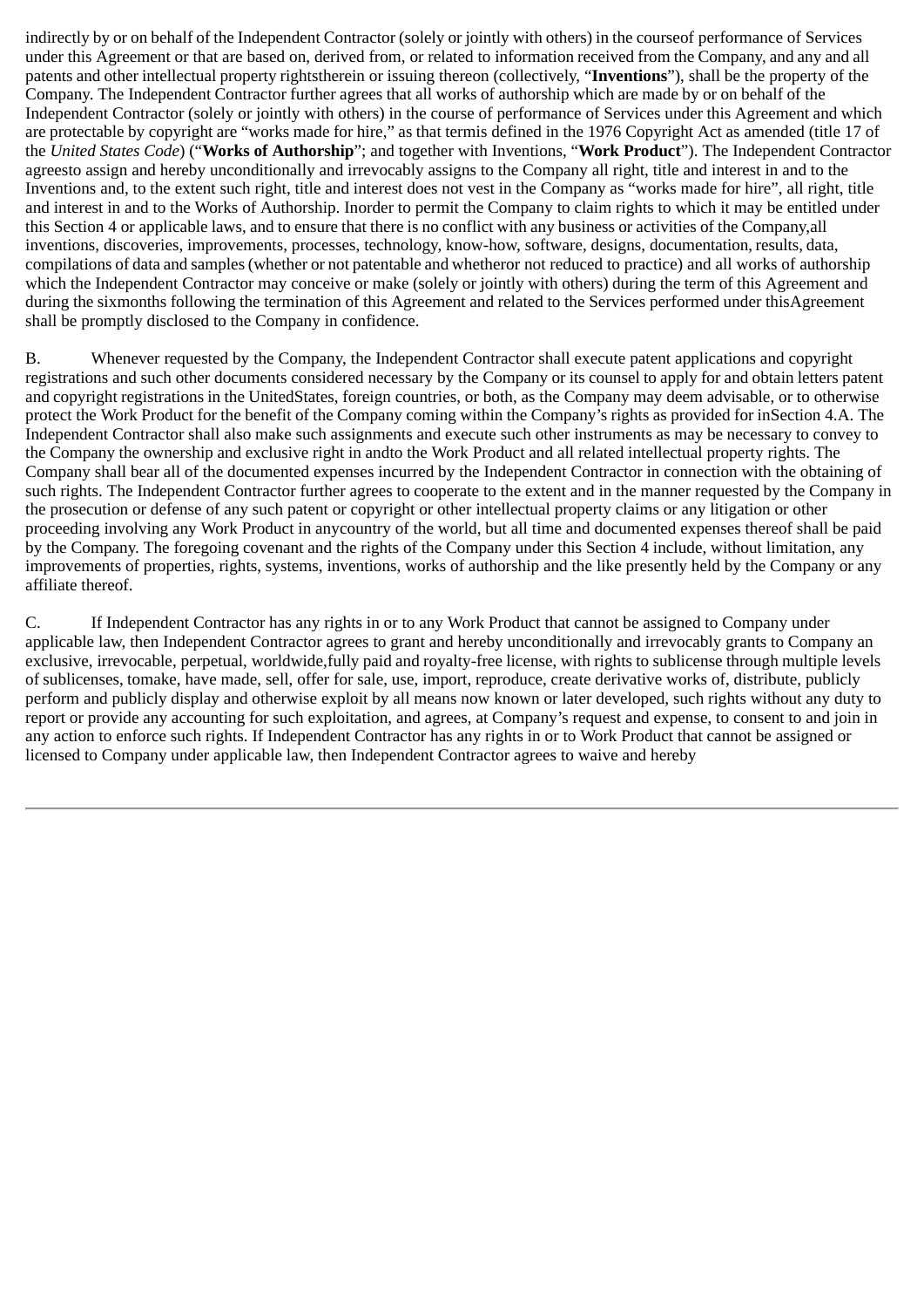indirectly by or on behalf of the Independent Contractor (solely or jointly with others) in the courseof performance of Services under this Agreement or that are based on, derived from, or related to information received from the Company, and any and all patents and other intellectual property rightstherein or issuing thereon (collectively, "**Inventions**"), shall be the property of the Company. The Independent Contractor further agrees that all works of authorship which are made by or on behalf of the Independent Contractor (solely or jointly with others) in the course of performance of Services under this Agreement and which are protectable by copyright are "works made for hire," as that termis defined in the 1976 Copyright Act as amended (title 17 of the *United States Code*) ("**Works of Authorship**"; and together with Inventions, "**Work Product**"). The Independent Contractor agreesto assign and hereby unconditionally and irrevocably assigns to the Company all right, title and interest in and to the Inventions and, to the extent such right, title and interest does not vest in the Company as "works made for hire", all right, title and interest in and to the Works of Authorship. Inorder to permit the Company to claim rights to which it may be entitled under this Section 4 or applicable laws, and to ensure that there is no conflict with any business or activities of the Company,all inventions, discoveries, improvements, processes, technology, know-how, software, designs, documentation, results, data, compilations of data and samples (whether or not patentable and whetheror not reduced to practice) and all works of authorship which the Independent Contractor may conceive or make (solely or jointly with others) during the term of this Agreement and during the sixmonths following the termination of this Agreement and related to the Services performed under thisAgreement shall be promptly disclosed to the Company in confidence.

B. Whenever requested by the Company, the Independent Contractor shall execute patent applications and copyright registrations and such other documents considered necessary by the Company or its counsel to apply for and obtain letters patent and copyright registrations in the UnitedStates, foreign countries, or both, as the Company may deem advisable, or to otherwise protect the Work Product for the benefit of the Company coming within the Company's rights as provided for inSection 4.A. The Independent Contractor shall also make such assignments and execute such other instruments as may be necessary to convey to the Company the ownership and exclusive right in andto the Work Product and all related intellectual property rights. The Company shall bear all of the documented expenses incurred by the Independent Contractor in connection with the obtaining of such rights. The Independent Contractor further agrees to cooperate to the extent and in the manner requested by the Company in the prosecution or defense of any such patent or copyright or other intellectual property claims or any litigation or other proceeding involving any Work Product in anycountry of the world, but all time and documented expenses thereof shall be paid by the Company. The foregoing covenant and the rights of the Company under this Section 4 include, without limitation, any improvements of properties, rights, systems, inventions, works of authorship and the like presently held by the Company or any affiliate thereof.

C. If Independent Contractor has any rights in or to any Work Product that cannot be assigned to Company under applicable law, then Independent Contractor agrees to grant and hereby unconditionally and irrevocably grants to Company an exclusive, irrevocable, perpetual, worldwide,fully paid and royalty-free license, with rights to sublicense through multiple levels of sublicenses, tomake, have made, sell, offer for sale, use, import, reproduce, create derivative works of, distribute, publicly perform and publicly display and otherwise exploit by all means now known or later developed, such rights without any duty to report or provide any accounting for such exploitation, and agrees, at Company's request and expense, to consent to and join in any action to enforce such rights. If Independent Contractor has any rights in or to Work Product that cannot be assigned or licensed to Company under applicable law, then Independent Contractor agrees to waive and hereby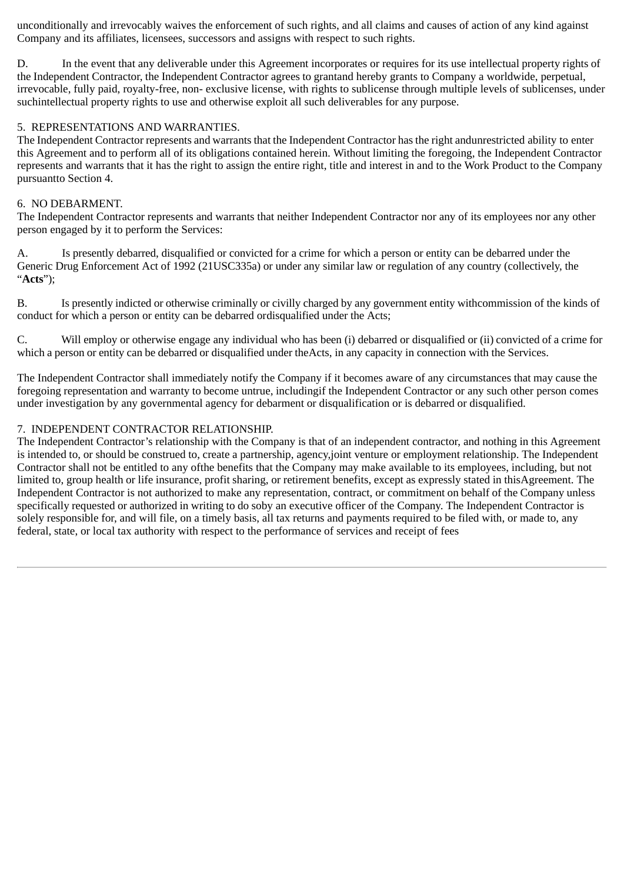unconditionally and irrevocably waives the enforcement of such rights, and all claims and causes of action of any kind against Company and its affiliates, licensees, successors and assigns with respect to such rights.

D. In the event that any deliverable under this Agreement incorporates or requires for its use intellectual property rights of the Independent Contractor, the Independent Contractor agrees to grantand hereby grants to Company a worldwide, perpetual, irrevocable, fully paid, royalty-free, non- exclusive license, with rights to sublicense through multiple levels of sublicenses, under suchintellectual property rights to use and otherwise exploit all such deliverables for any purpose.

5. REPRESENTATIONS AND WARRANTIES.
The Independent Contractor represents and warrants that the Independent Contractor has the right andunrestricted ability to enter this Agreement and to perform all of its obligations contained herein. Without limiting the foregoing, the Independent Contractor represents and warrants that it has the right to assign the entire right, title and interest in and to the Work Product to the Company pursuantto Section 4.

6. NO DEBARMENT.
The Independent Contractor represents and warrants that neither Independent Contractor nor any of its employees nor any other person engaged by it to perform the Services:

A. Is presently debarred, disqualified or convicted for a crime for which a person or entity can be debarred under the Generic Drug Enforcement Act of 1992 (21USC335a) or under any similar law or regulation of any country (collectively, the "**Acts**");

B. Is presently indicted or otherwise criminally or civilly charged by any government entity withcommission of the kinds of conduct for which a person or entity can be debarred ordisqualified under the Acts;

C. Will employ or otherwise engage any individual who has been (i) debarred or disqualified or (ii) convicted of a crime for which a person or entity can be debarred or disqualified under theActs, in any capacity in connection with the Services.

The Independent Contractor shall immediately notify the Company if it becomes aware of any circumstances that may cause the foregoing representation and warranty to become untrue, includingif the Independent Contractor or any such other person comes under investigation by any governmental agency for debarment or disqualification or is debarred or disqualified.

7. INDEPENDENT CONTRACTOR RELATIONSHIP.
The Independent Contractor's relationship with the Company is that of an independent contractor, and nothing in this Agreement is intended to, or should be construed to, create a partnership, agency,joint venture or employment relationship. The Independent Contractor shall not be entitled to any ofthe benefits that the Company may make available to its employees, including, but not limited to, group health or life insurance, profit sharing, or retirement benefits, except as expressly stated in thisAgreement. The Independent Contractor is not authorized to make any representation, contract, or commitment on behalf of the Company unless specifically requested or authorized in writing to do soby an executive officer of the Company. The Independent Contractor is solely responsible for, and will file, on a timely basis, all tax returns and payments required to be filed with, or made to, any federal, state, or local tax authority with respect to the performance of services and receipt of fees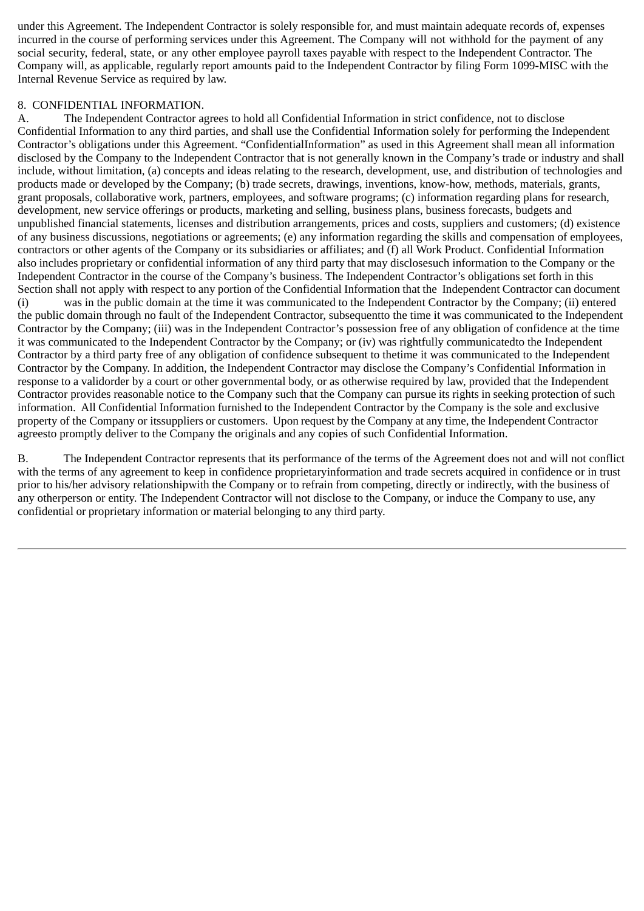under this Agreement. The Independent Contractor is solely responsible for, and must maintain adequate records of, expenses incurred in the course of performing services under this Agreement. The Company will not withhold for the payment of any social security, federal, state, or any other employee payroll taxes payable with respect to the Independent Contractor. The Company will, as applicable, regularly report amounts paid to the Independent Contractor by filing Form 1099-MISC with the Internal Revenue Service as required by law.

8. CONFIDENTIAL INFORMATION.

A. The Independent Contractor agrees to hold all Confidential Information in strict confidence, not to disclose Confidential Information to any third parties, and shall use the Confidential Information solely for performing the Independent Contractor's obligations under this Agreement. "ConfidentialInformation" as used in this Agreement shall mean all information disclosed by the Company to the Independent Contractor that is not generally known in the Company's trade or industry and shall include, without limitation, (a) concepts and ideas relating to the research, development, use, and distribution of technologies and products made or developed by the Company; (b) trade secrets, drawings, inventions, know-how, methods, materials, grants, grant proposals, collaborative work, partners, employees, and software programs; (c) information regarding plans for research, development, new service offerings or products, marketing and selling, business plans, business forecasts, budgets and unpublished financial statements, licenses and distribution arrangements, prices and costs, suppliers and customers; (d) existence of any business discussions, negotiations or agreements; (e) any information regarding the skills and compensation of employees, contractors or other agents of the Company or its subsidiaries or affiliates; and (f) all Work Product. Confidential Information also includes proprietary or confidential information of any third party that may disclosesuch information to the Company or the Independent Contractor in the course of the Company's business. The Independent Contractor's obligations set forth in this Section shall not apply with respect to any portion of the Confidential Information that the Independent Contractor can document (i) was in the public domain at the time it was communicated to the Independent Contractor by the Company; (ii) entered the public domain through no fault of the Independent Contractor, subsequentto the time it was communicated to the Independent Contractor by the Company; (iii) was in the Independent Contractor's possession free of any obligation of confidence at the time it was communicated to the Independent Contractor by the Company; or (iv) was rightfully communicatedto the Independent Contractor by a third party free of any obligation of confidence subsequent to thetime it was communicated to the Independent Contractor by the Company. In addition, the Independent Contractor may disclose the Company's Confidential Information in response to a validorder by a court or other governmental body, or as otherwise required by law, provided that the Independent Contractor provides reasonable notice to the Company such that the Company can pursue its rights in seeking protection of such information. All Confidential Information furnished to the Independent Contractor by the Company is the sole and exclusive property of the Company or itssuppliers or customers. Upon request by the Company at any time, the Independent Contractor agreesto promptly deliver to the Company the originals and any copies of such Confidential Information.

B. The Independent Contractor represents that its performance of the terms of the Agreement does not and will not conflict with the terms of any agreement to keep in confidence proprietaryinformation and trade secrets acquired in confidence or in trust prior to his/her advisory relationshipwith the Company or to refrain from competing, directly or indirectly, with the business of any otherperson or entity. The Independent Contractor will not disclose to the Company, or induce the Company to use, any confidential or proprietary information or material belonging to any third party.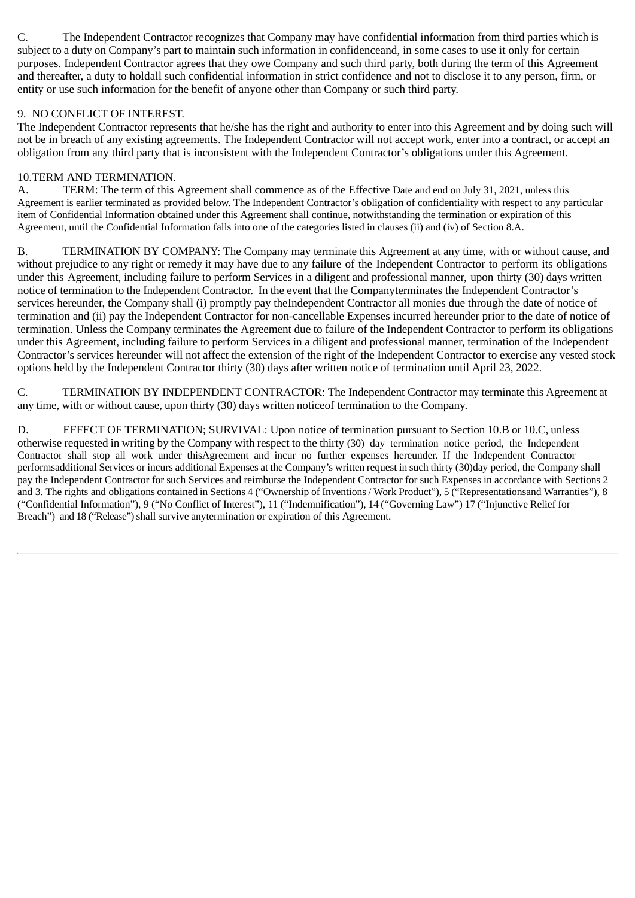C. The Independent Contractor recognizes that Company may have confidential information from third parties which is subject to a duty on Company's part to maintain such information in confidenceand, in some cases to use it only for certain purposes. Independent Contractor agrees that they owe Company and such third party, both during the term of this Agreement and thereafter, a duty to holdall such confidential information in strict confidence and not to disclose it to any person, firm, or entity or use such information for the benefit of anyone other than Company or such third party.

9. NO CONFLICT OF INTEREST.

The Independent Contractor represents that he/she has the right and authority to enter into this Agreement and by doing such will not be in breach of any existing agreements. The Independent Contractor will not accept work, enter into a contract, or accept an obligation from any third party that is inconsistent with the Independent Contractor's obligations under this Agreement.

10.TERM AND TERMINATION.

A. TERM: The term of this Agreement shall commence as of the Effective Date and end on July 31, 2021, unless this Agreement is earlier terminated as provided below. The Independent Contractor's obligation of confidentiality with respect to any particular item of Confidential Information obtained under this Agreement shall continue, notwithstanding the termination or expiration of this Agreement, until the Confidential Information falls into one of the categories listed in clauses (ii) and (iv) of Section 8.A.

B. TERMINATION BY COMPANY: The Company may terminate this Agreement at any time, with or without cause, and without prejudice to any right or remedy it may have due to any failure of the Independent Contractor to perform its obligations under this Agreement, including failure to perform Services in a diligent and professional manner, upon thirty (30) days written notice of termination to the Independent Contractor. In the event that the Companyterminates the Independent Contractor's services hereunder, the Company shall (i) promptly pay theIndependent Contractor all monies due through the date of notice of termination and (ii) pay the Independent Contractor for non-cancellable Expenses incurred hereunder prior to the date of notice of termination. Unless the Company terminates the Agreement due to failure of the Independent Contractor to perform its obligations under this Agreement, including failure to perform Services in a diligent and professional manner, termination of the Independent Contractor's services hereunder will not affect the extension of the right of the Independent Contractor to exercise any vested stock options held by the Independent Contractor thirty (30) days after written notice of termination until April 23, 2022.

C. TERMINATION BY INDEPENDENT CONTRACTOR: The Independent Contractor may terminate this Agreement at any time, with or without cause, upon thirty (30) days written noticeof termination to the Company.

D. EFFECT OF TERMINATION; SURVIVAL: Upon notice of termination pursuant to Section 10.B or 10.C, unless otherwise requested in writing by the Company with respect to the thirty (30) day termination notice period, the Independent Contractor shall stop all work under thisAgreement and incur no further expenses hereunder. If the Independent Contractor performsadditional Services or incurs additional Expenses at the Company's written request in such thirty (30)day period, the Company shall pay the Independent Contractor for such Services and reimburse the Independent Contractor for such Expenses in accordance with Sections 2 and 3. The rights and obligations contained in Sections 4 ("Ownership of Inventions / Work Product"), 5 ("Representationsand Warranties"), 8 ("Confidential Information"), 9 ("No Conflict of Interest"), 11 ("Indemnification"), 14 ("Governing Law") 17 ("Injunctive Relief for Breach") and 18 ("Release") shall survive anytermination or expiration of this Agreement.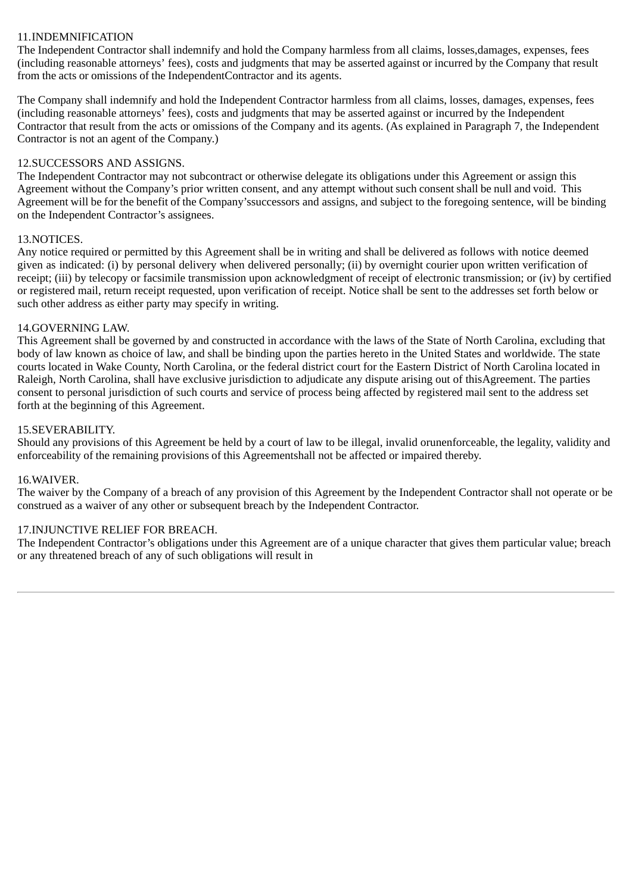11.INDEMNIFICATION
The Independent Contractor shall indemnify and hold the Company harmless from all claims, losses,damages, expenses, fees (including reasonable attorneys' fees), costs and judgments that may be asserted against or incurred by the Company that result from the acts or omissions of the IndependentContractor and its agents.

The Company shall indemnify and hold the Independent Contractor harmless from all claims, losses, damages, expenses, fees (including reasonable attorneys' fees), costs and judgments that may be asserted against or incurred by the Independent Contractor that result from the acts or omissions of the Company and its agents. (As explained in Paragraph 7, the Independent Contractor is not an agent of the Company.)

12.SUCCESSORS AND ASSIGNS.
The Independent Contractor may not subcontract or otherwise delegate its obligations under this Agreement or assign this Agreement without the Company's prior written consent, and any attempt without such consent shall be null and void. This Agreement will be for the benefit of the Company'ssuccessors and assigns, and subject to the foregoing sentence, will be binding on the Independent Contractor's assignees.

13.NOTICES.
Any notice required or permitted by this Agreement shall be in writing and shall be delivered as follows with notice deemed given as indicated: (i) by personal delivery when delivered personally; (ii) by overnight courier upon written verification of receipt; (iii) by telecopy or facsimile transmission upon acknowledgment of receipt of electronic transmission; or (iv) by certified or registered mail, return receipt requested, upon verification of receipt. Notice shall be sent to the addresses set forth below or such other address as either party may specify in writing.

14.GOVERNING LAW.
This Agreement shall be governed by and constructed in accordance with the laws of the State of North Carolina, excluding that body of law known as choice of law, and shall be binding upon the parties hereto in the United States and worldwide. The state courts located in Wake County, North Carolina, or the federal district court for the Eastern District of North Carolina located in Raleigh, North Carolina, shall have exclusive jurisdiction to adjudicate any dispute arising out of thisAgreement. The parties consent to personal jurisdiction of such courts and service of process being affected by registered mail sent to the address set forth at the beginning of this Agreement.

15.SEVERABILITY.
Should any provisions of this Agreement be held by a court of law to be illegal, invalid orunenforceable, the legality, validity and enforceability of the remaining provisions of this Agreementshall not be affected or impaired thereby.

16.WAIVER.
The waiver by the Company of a breach of any provision of this Agreement by the Independent Contractor shall not operate or be construed as a waiver of any other or subsequent breach by the Independent Contractor.

17.INJUNCTIVE RELIEF FOR BREACH.
The Independent Contractor's obligations under this Agreement are of a unique character that gives them particular value; breach or any threatened breach of any of such obligations will result in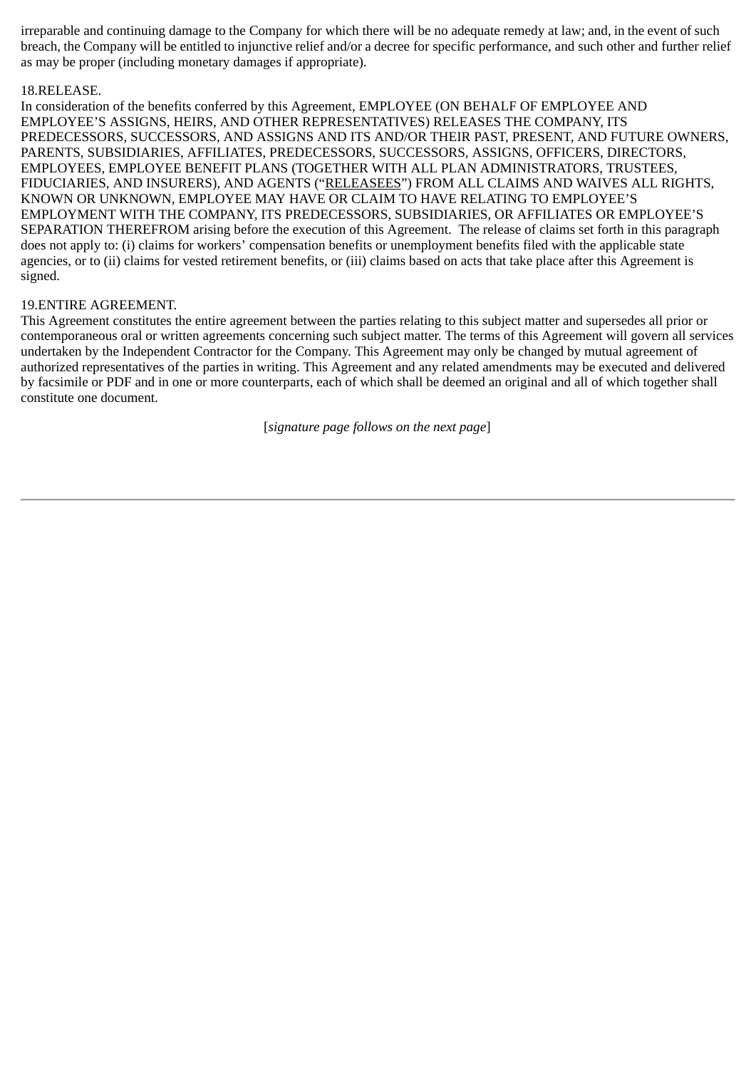irreparable and continuing damage to the Company for which there will be no adequate remedy at law; and, in the event of such breach, the Company will be entitled to injunctive relief and/or a decree for specific performance, and such other and further relief as may be proper (including monetary damages if appropriate).

18.RELEASE.

In consideration of the benefits conferred by this Agreement, EMPLOYEE (ON BEHALF OF EMPLOYEE AND EMPLOYEE'S ASSIGNS, HEIRS, AND OTHER REPRESENTATIVES) RELEASES THE COMPANY, ITS PREDECESSORS, SUCCESSORS, AND ASSIGNS AND ITS AND/OR THEIR PAST, PRESENT, AND FUTURE OWNERS, PARENTS, SUBSIDIARIES, AFFILIATES, PREDECESSORS, SUCCESSORS, ASSIGNS, OFFICERS, DIRECTORS, EMPLOYEES, EMPLOYEE BENEFIT PLANS (TOGETHER WITH ALL PLAN ADMINISTRATORS, TRUSTEES, FIDUCIARIES, AND INSURERS), AND AGENTS ("RELEASEES") FROM ALL CLAIMS AND WAIVES ALL RIGHTS, KNOWN OR UNKNOWN, EMPLOYEE MAY HAVE OR CLAIM TO HAVE RELATING TO EMPLOYEE'S EMPLOYMENT WITH THE COMPANY, ITS PREDECESSORS, SUBSIDIARIES, OR AFFILIATES OR EMPLOYEE'S SEPARATION THEREFROM arising before the execution of this Agreement. The release of claims set forth in this paragraph does not apply to: (i) claims for workers' compensation benefits or unemployment benefits filed with the applicable state agencies, or to (ii) claims for vested retirement benefits, or (iii) claims based on acts that take place after this Agreement is signed.

19.ENTIRE AGREEMENT.

This Agreement constitutes the entire agreement between the parties relating to this subject matter and supersedes all prior or contemporaneous oral or written agreements concerning such subject matter. The terms of this Agreement will govern all services undertaken by the Independent Contractor for the Company. This Agreement may only be changed by mutual agreement of authorized representatives of the parties in writing. This Agreement and any related amendments may be executed and delivered by facsimile or PDF and in one or more counterparts, each of which shall be deemed an original and all of which together shall constitute one document.

[*signature page follows on the next page*]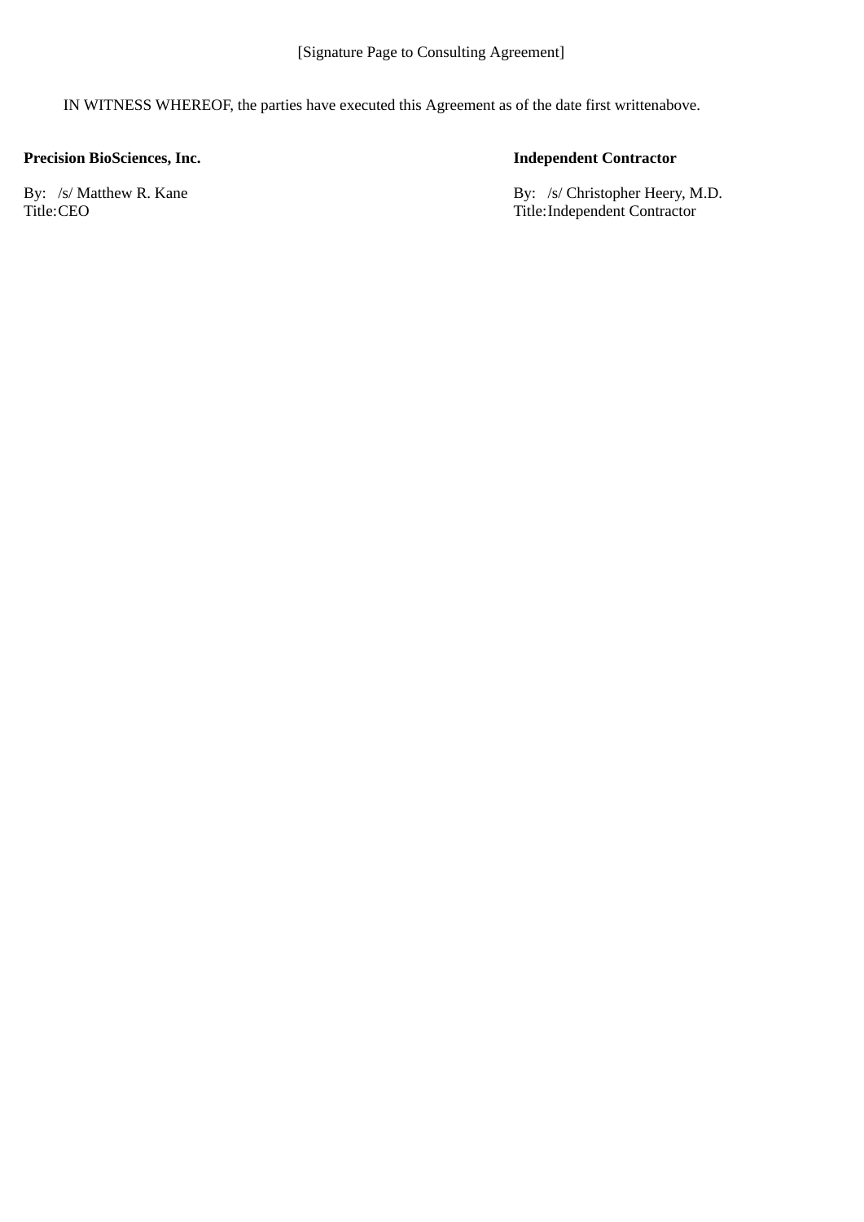[Signature Page to Consulting Agreement]

IN WITNESS WHEREOF, the parties have executed this Agreement as of the date first writtenabove.

| **Precision BioSciences, Inc.** | **Independent Contractor** |
|---|---|
| By: /s/ Matthew R. Kane | By: /s/ Christopher Heery, M.D. |
| Title: CEO | Title: Independent Contractor |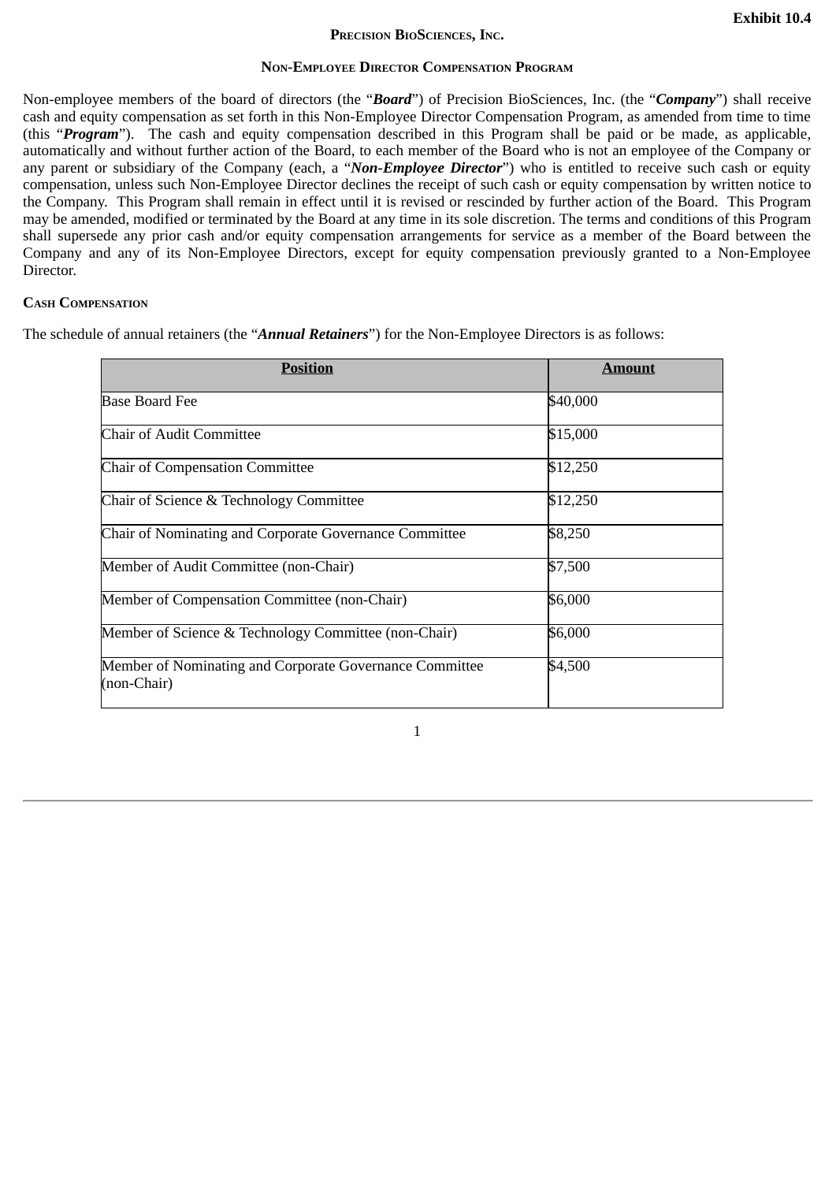Exhibit 10.4

# Precision BioSciences, Inc.

## Non-Employee Director Compensation Program

Non-employee members of the board of directors (the "***Board***") of Precision BioSciences, Inc. (the "***Company***") shall receive cash and equity compensation as set forth in this Non-Employee Director Compensation Program, as amended from time to time (this "***Program***"). The cash and equity compensation described in this Program shall be paid or be made, as applicable, automatically and without further action of the Board, to each member of the Board who is not an employee of the Company or any parent or subsidiary of the Company (each, a "***Non-Employee Director***") who is entitled to receive such cash or equity compensation, unless such Non-Employee Director declines the receipt of such cash or equity compensation by written notice to the Company. This Program shall remain in effect until it is revised or rescinded by further action of the Board. This Program may be amended, modified or terminated by the Board at any time in its sole discretion. The terms and conditions of this Program shall supersede any prior cash and/or equity compensation arrangements for service as a member of the Board between the Company and any of its Non-Employee Directors, except for equity compensation previously granted to a Non-Employee Director.

### Cash Compensation

The schedule of annual retainers (the "***Annual Retainers***") for the Non-Employee Directors is as follows:

| Position | Amount |
|---|---|
| Base Board Fee | $40,000 |
| Chair of Audit Committee | $15,000 |
| Chair of Compensation Committee | $12,250 |
| Chair of Science & Technology Committee | $12,250 |
| Chair of Nominating and Corporate Governance Committee | $8,250 |
| Member of Audit Committee (non-Chair) | $7,500 |
| Member of Compensation Committee (non-Chair) | $6,000 |
| Member of Science & Technology Committee (non-Chair) | $6,000 |
| Member of Nominating and Corporate Governance Committee (non-Chair) | $4,500 |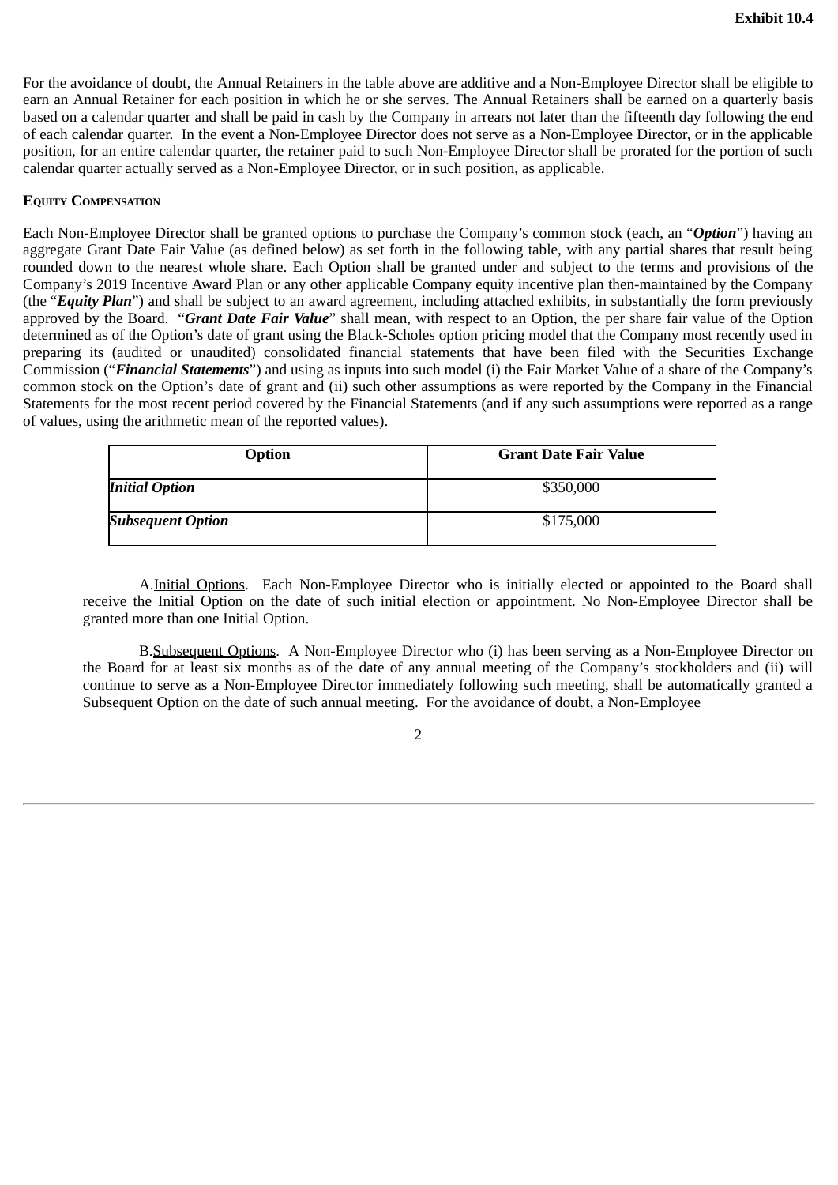For the avoidance of doubt, the Annual Retainers in the table above are additive and a Non-Employee Director shall be eligible to earn an Annual Retainer for each position in which he or she serves. The Annual Retainers shall be earned on a quarterly basis based on a calendar quarter and shall be paid in cash by the Company in arrears not later than the fifteenth day following the end of each calendar quarter. In the event a Non-Employee Director does not serve as a Non-Employee Director, or in the applicable position, for an entire calendar quarter, the retainer paid to such Non-Employee Director shall be prorated for the portion of such calendar quarter actually served as a Non-Employee Director, or in such position, as applicable.

**Equity Compensation**

Each Non-Employee Director shall be granted options to purchase the Company's common stock (each, an "***Option***") having an aggregate Grant Date Fair Value (as defined below) as set forth in the following table, with any partial shares that result being rounded down to the nearest whole share. Each Option shall be granted under and subject to the terms and provisions of the Company's 2019 Incentive Award Plan or any other applicable Company equity incentive plan then-maintained by the Company (the "***Equity Plan***") and shall be subject to an award agreement, including attached exhibits, in substantially the form previously approved by the Board. "***Grant Date Fair Value***" shall mean, with respect to an Option, the per share fair value of the Option determined as of the Option's date of grant using the Black-Scholes option pricing model that the Company most recently used in preparing its (audited or unaudited) consolidated financial statements that have been filed with the Securities Exchange Commission ("***Financial Statements***") and using as inputs into such model (i) the Fair Market Value of a share of the Company's common stock on the Option's date of grant and (ii) such other assumptions as were reported by the Company in the Financial Statements for the most recent period covered by the Financial Statements (and if any such assumptions were reported as a range of values, using the arithmetic mean of the reported values).

| Option | Grant Date Fair Value |
|---|---|
| ***Initial Option*** | $350,000 |
| ***Subsequent Option*** | $175,000 |

A. Initial Options. Each Non-Employee Director who is initially elected or appointed to the Board shall receive the Initial Option on the date of such initial election or appointment. No Non-Employee Director shall be granted more than one Initial Option.

B. Subsequent Options. A Non-Employee Director who (i) has been serving as a Non-Employee Director on the Board for at least six months as of the date of any annual meeting of the Company's stockholders and (ii) will continue to serve as a Non-Employee Director immediately following such meeting, shall be automatically granted a Subsequent Option on the date of such annual meeting. For the avoidance of doubt, a Non-Employee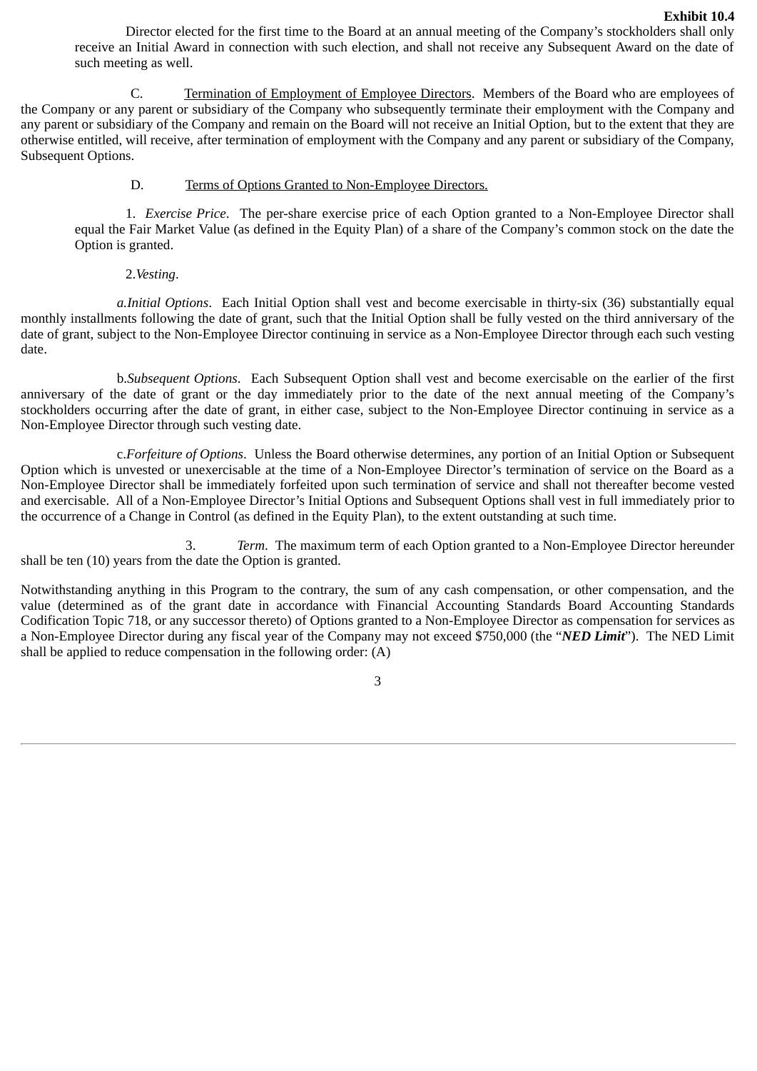Director elected for the first time to the Board at an annual meeting of the Company's stockholders shall only receive an Initial Award in connection with such election, and shall not receive any Subsequent Award on the date of such meeting as well.

C. Termination of Employment of Employee Directors. Members of the Board who are employees of the Company or any parent or subsidiary of the Company who subsequently terminate their employment with the Company and any parent or subsidiary of the Company and remain on the Board will not receive an Initial Option, but to the extent that they are otherwise entitled, will receive, after termination of employment with the Company and any parent or subsidiary of the Company, Subsequent Options.

D. Terms of Options Granted to Non-Employee Directors.

1. *Exercise Price*. The per-share exercise price of each Option granted to a Non-Employee Director shall equal the Fair Market Value (as defined in the Equity Plan) of a share of the Company's common stock on the date the Option is granted.

2. *Vesting*.

a. *Initial Options*. Each Initial Option shall vest and become exercisable in thirty-six (36) substantially equal monthly installments following the date of grant, such that the Initial Option shall be fully vested on the third anniversary of the date of grant, subject to the Non-Employee Director continuing in service as a Non-Employee Director through each such vesting date.

b. *Subsequent Options*. Each Subsequent Option shall vest and become exercisable on the earlier of the first anniversary of the date of grant or the day immediately prior to the date of the next annual meeting of the Company's stockholders occurring after the date of grant, in either case, subject to the Non-Employee Director continuing in service as a Non-Employee Director through such vesting date.

c. *Forfeiture of Options*. Unless the Board otherwise determines, any portion of an Initial Option or Subsequent Option which is unvested or unexercisable at the time of a Non-Employee Director's termination of service on the Board as a Non-Employee Director shall be immediately forfeited upon such termination of service and shall not thereafter become vested and exercisable. All of a Non-Employee Director's Initial Options and Subsequent Options shall vest in full immediately prior to the occurrence of a Change in Control (as defined in the Equity Plan), to the extent outstanding at such time.

3. *Term*. The maximum term of each Option granted to a Non-Employee Director hereunder shall be ten (10) years from the date the Option is granted.

Notwithstanding anything in this Program to the contrary, the sum of any cash compensation, or other compensation, and the value (determined as of the grant date in accordance with Financial Accounting Standards Board Accounting Standards Codification Topic 718, or any successor thereto) of Options granted to a Non-Employee Director as compensation for services as a Non-Employee Director during any fiscal year of the Company may not exceed $750,000 (the "***NED Limit***"). The NED Limit shall be applied to reduce compensation in the following order: (A)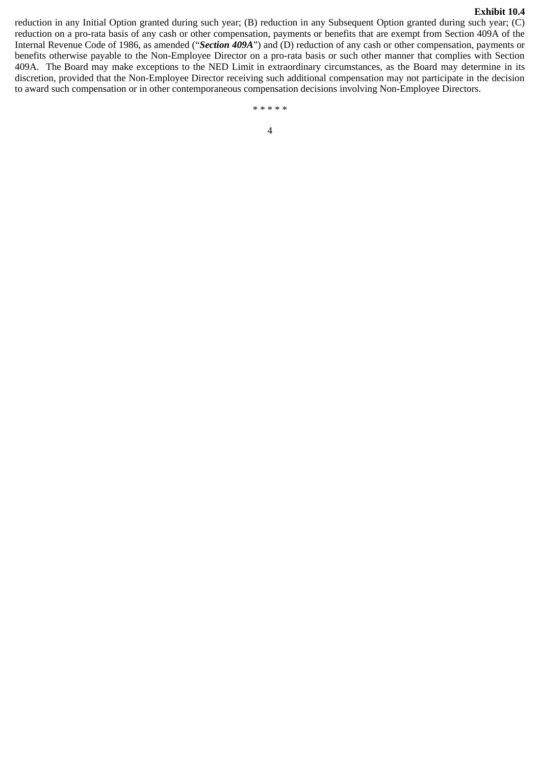reduction in any Initial Option granted during such year; (B) reduction in any Subsequent Option granted during such year; (C) reduction on a pro-rata basis of any cash or other compensation, payments or benefits that are exempt from Section 409A of the Internal Revenue Code of 1986, as amended ("***Section 409A***") and (D) reduction of any cash or other compensation, payments or benefits otherwise payable to the Non-Employee Director on a pro-rata basis or such other manner that complies with Section 409A. The Board may make exceptions to the NED Limit in extraordinary circumstances, as the Board may determine in its discretion, provided that the Non-Employee Director receiving such additional compensation may not participate in the decision to award such compensation or in other contemporaneous compensation decisions involving Non-Employee Directors.

* * * * *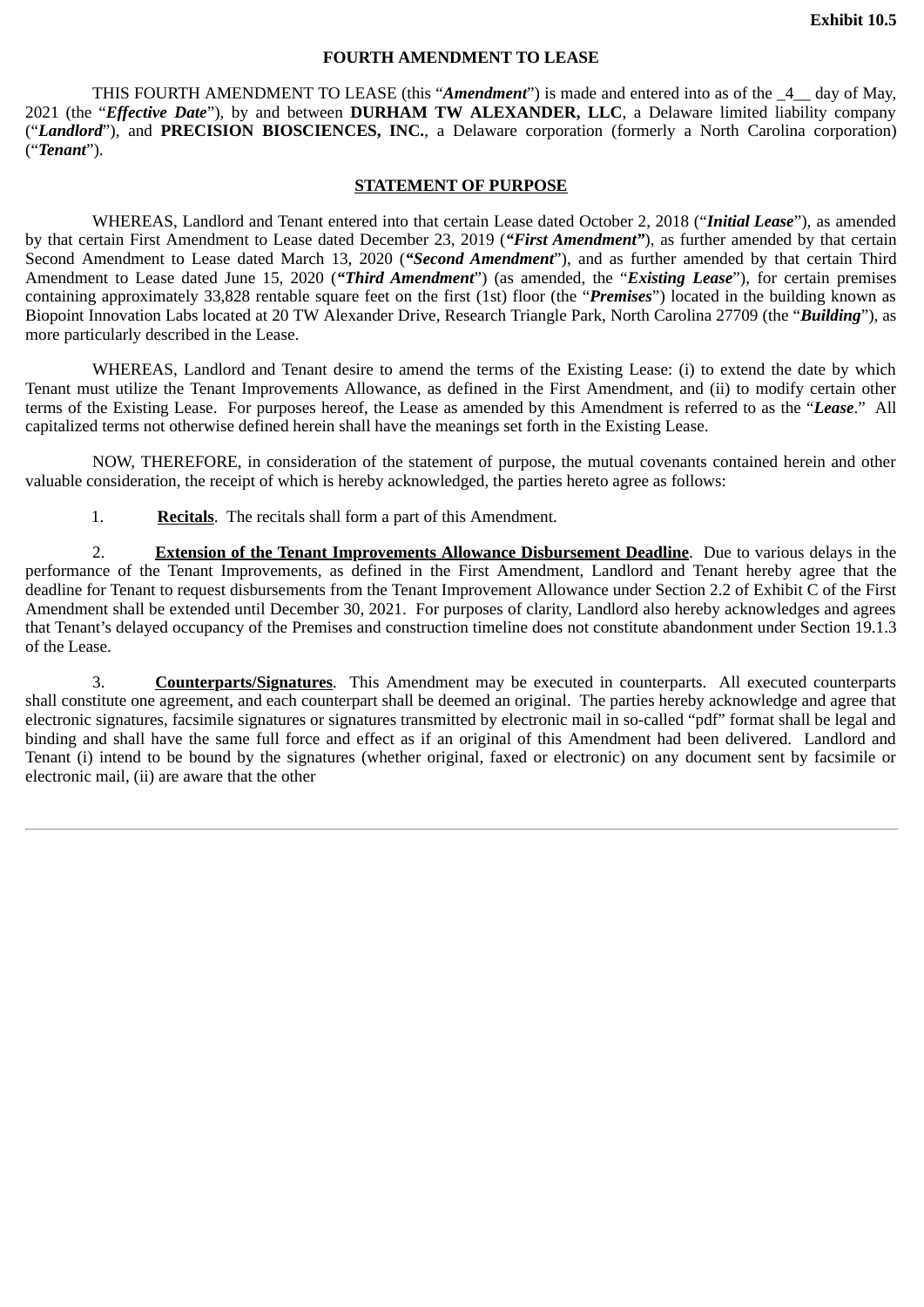**Exhibit 10.5**

**FOURTH AMENDMENT TO LEASE**

THIS FOURTH AMENDMENT TO LEASE (this "***Amendment***") is made and entered into as of the _4__ day of May, 2021 (the "***Effective Date***"), by and between **DURHAM TW ALEXANDER, LLC**, a Delaware limited liability company ("***Landlord***"), and **PRECISION BIOSCIENCES, INC.**, a Delaware corporation (formerly a North Carolina corporation) ("***Tenant***").

**STATEMENT OF PURPOSE**

WHEREAS, Landlord and Tenant entered into that certain Lease dated October 2, 2018 ("***Initial Lease***"), as amended by that certain First Amendment to Lease dated December 23, 2019 (***"First Amendment"***), as further amended by that certain Second Amendment to Lease dated March 13, 2020 (***"Second Amendment***"), and as further amended by that certain Third Amendment to Lease dated June 15, 2020 (***"Third Amendment***") (as amended, the "***Existing Lease***"), for certain premises containing approximately 33,828 rentable square feet on the first (1st) floor (the "***Premises***") located in the building known as Biopoint Innovation Labs located at 20 TW Alexander Drive, Research Triangle Park, North Carolina 27709 (the "***Building***"), as more particularly described in the Lease.

WHEREAS, Landlord and Tenant desire to amend the terms of the Existing Lease: (i) to extend the date by which Tenant must utilize the Tenant Improvements Allowance, as defined in the First Amendment, and (ii) to modify certain other terms of the Existing Lease. For purposes hereof, the Lease as amended by this Amendment is referred to as the "***Lease***." All capitalized terms not otherwise defined herein shall have the meanings set forth in the Existing Lease.

NOW, THEREFORE, in consideration of the statement of purpose, the mutual covenants contained herein and other valuable consideration, the receipt of which is hereby acknowledged, the parties hereto agree as follows:

1. **Recitals**. The recitals shall form a part of this Amendment.

2. **Extension of the Tenant Improvements Allowance Disbursement Deadline**. Due to various delays in the performance of the Tenant Improvements, as defined in the First Amendment, Landlord and Tenant hereby agree that the deadline for Tenant to request disbursements from the Tenant Improvement Allowance under Section 2.2 of Exhibit C of the First Amendment shall be extended until December 30, 2021. For purposes of clarity, Landlord also hereby acknowledges and agrees that Tenant's delayed occupancy of the Premises and construction timeline does not constitute abandonment under Section 19.1.3 of the Lease.

3. **Counterparts/Signatures**. This Amendment may be executed in counterparts. All executed counterparts shall constitute one agreement, and each counterpart shall be deemed an original. The parties hereby acknowledge and agree that electronic signatures, facsimile signatures or signatures transmitted by electronic mail in so-called "pdf" format shall be legal and binding and shall have the same full force and effect as if an original of this Amendment had been delivered. Landlord and Tenant (i) intend to be bound by the signatures (whether original, faxed or electronic) on any document sent by facsimile or electronic mail, (ii) are aware that the other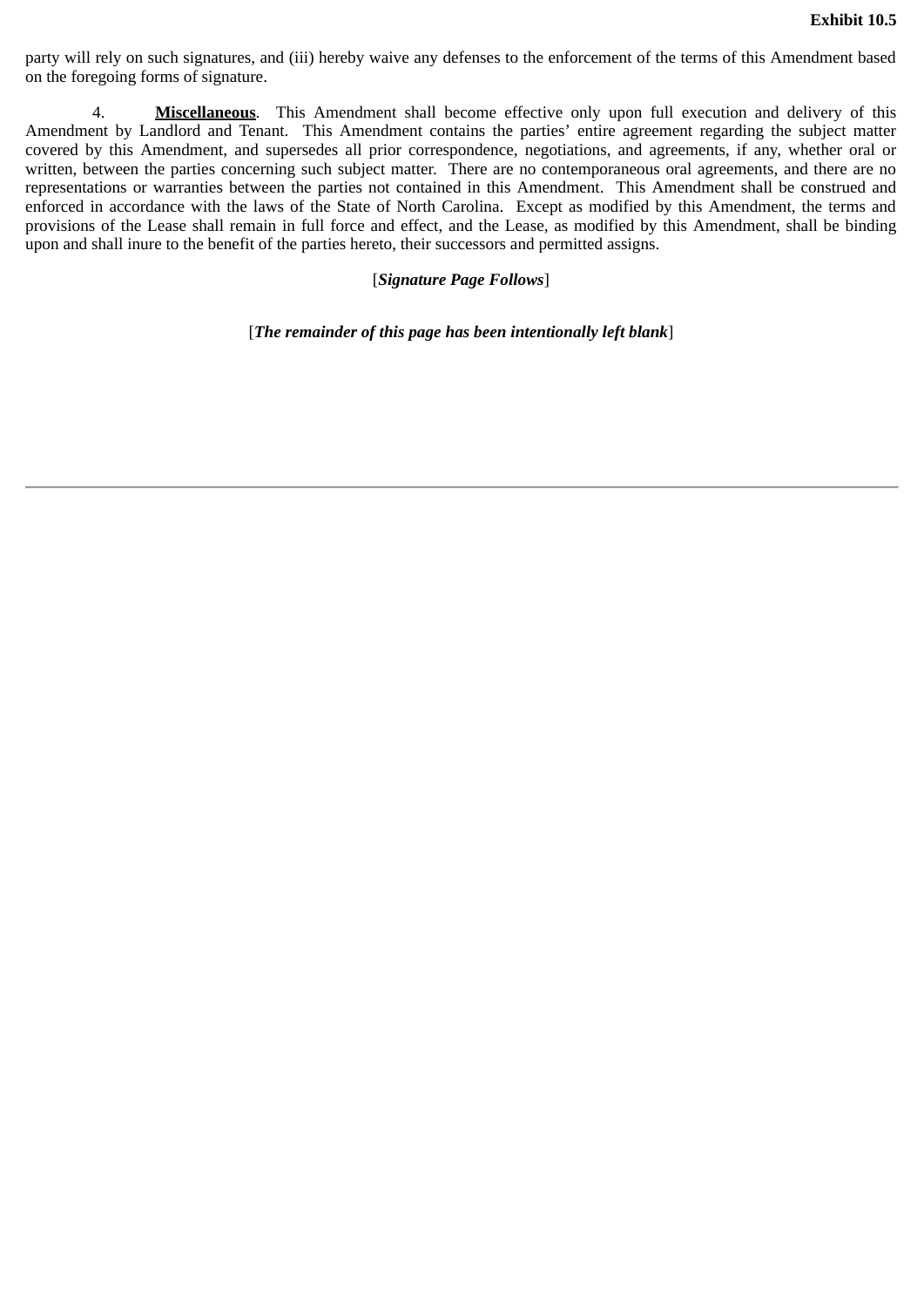party will rely on such signatures, and (iii) hereby waive any defenses to the enforcement of the terms of this Amendment based on the foregoing forms of signature.

4. **Miscellaneous**. This Amendment shall become effective only upon full execution and delivery of this Amendment by Landlord and Tenant. This Amendment contains the parties' entire agreement regarding the subject matter covered by this Amendment, and supersedes all prior correspondence, negotiations, and agreements, if any, whether oral or written, between the parties concerning such subject matter. There are no contemporaneous oral agreements, and there are no representations or warranties between the parties not contained in this Amendment. This Amendment shall be construed and enforced in accordance with the laws of the State of North Carolina. Except as modified by this Amendment, the terms and provisions of the Lease shall remain in full force and effect, and the Lease, as modified by this Amendment, shall be binding upon and shall inure to the benefit of the parties hereto, their successors and permitted assigns.

[***Signature Page Follows***]

[***The remainder of this page has been intentionally left blank***]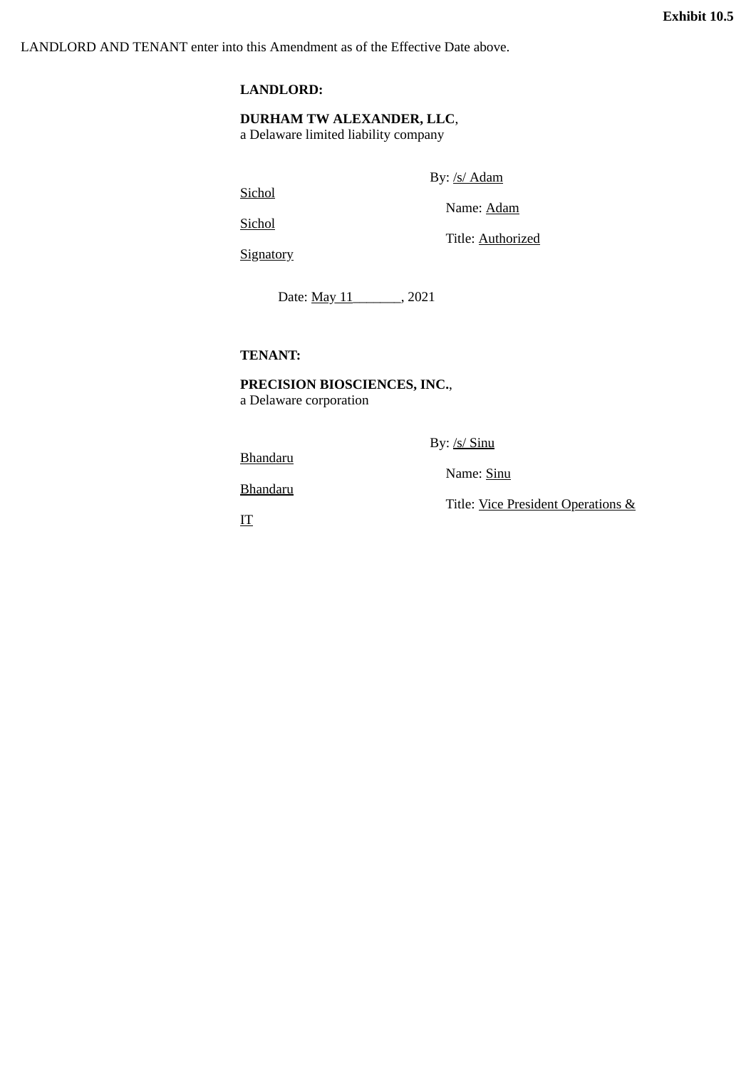**Exhibit 10.5**

LANDLORD AND TENANT enter into this Amendment as of the Effective Date above.

**LANDLORD:**

**DURHAM TW ALEXANDER, LLC**,
a Delaware limited liability company

By: /s/ Adam Sichol

Name: Adam Sichol

Title: Authorized Signatory

Date: May 11_______, 2021

**TENANT:**

**PRECISION BIOSCIENCES, INC.**,
a Delaware corporation

By: /s/ Sinu Bhandaru

Name: Sinu Bhandaru

Title: Vice President Operations & IT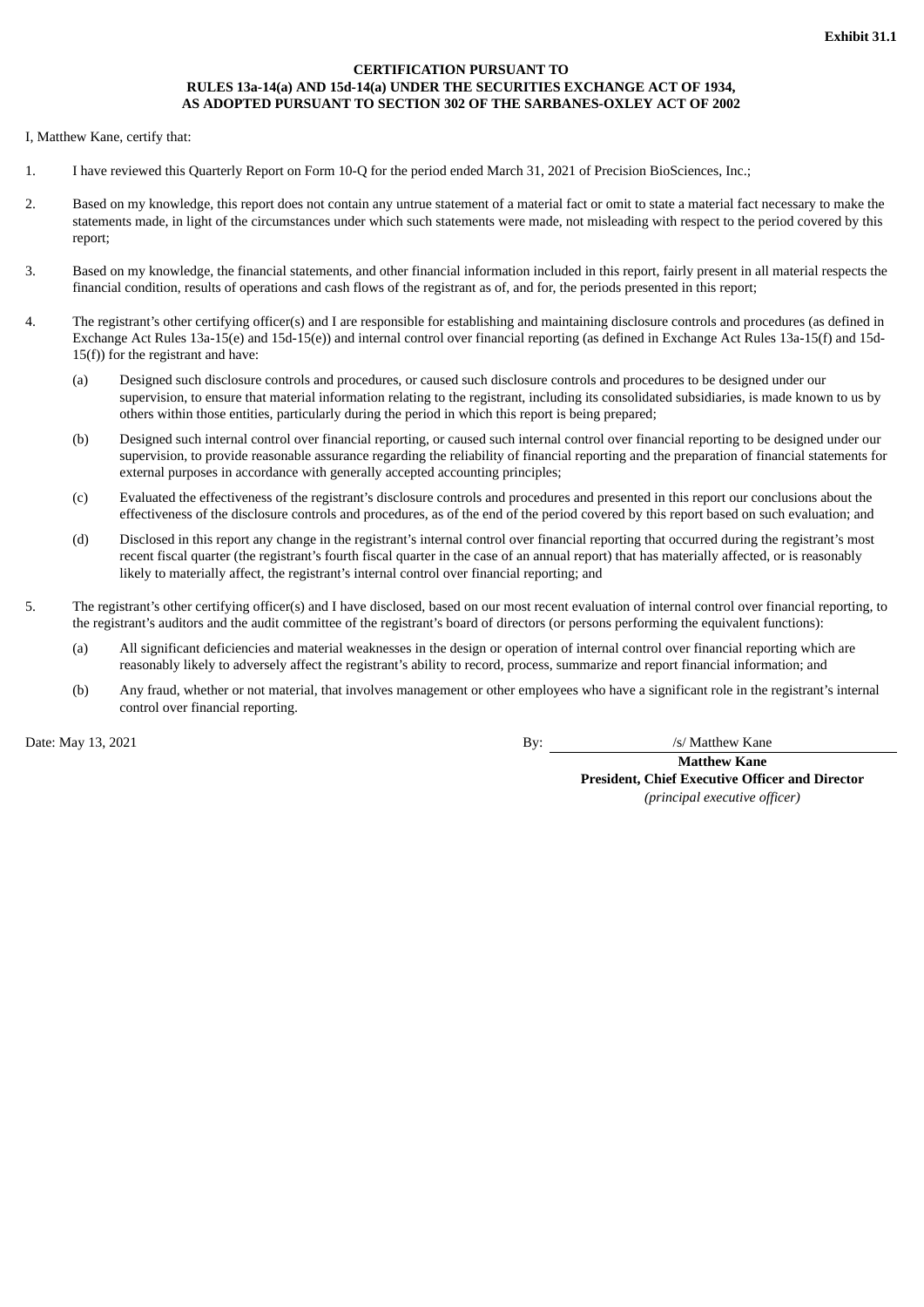**Exhibit 31.1**

**CERTIFICATION PURSUANT TO RULES 13a-14(a) AND 15d-14(a) UNDER THE SECURITIES EXCHANGE ACT OF 1934, AS ADOPTED PURSUANT TO SECTION 302 OF THE SARBANES-OXLEY ACT OF 2002**

I, Matthew Kane, certify that:

1. I have reviewed this Quarterly Report on Form 10-Q for the period ended March 31, 2021 of Precision BioSciences, Inc.;

2. Based on my knowledge, this report does not contain any untrue statement of a material fact or omit to state a material fact necessary to make the statements made, in light of the circumstances under which such statements were made, not misleading with respect to the period covered by this report;

3. Based on my knowledge, the financial statements, and other financial information included in this report, fairly present in all material respects the financial condition, results of operations and cash flows of the registrant as of, and for, the periods presented in this report;

4. The registrant's other certifying officer(s) and I are responsible for establishing and maintaining disclosure controls and procedures (as defined in Exchange Act Rules 13a-15(e) and 15d-15(e)) and internal control over financial reporting (as defined in Exchange Act Rules 13a-15(f) and 15d-15(f)) for the registrant and have:

   (a) Designed such disclosure controls and procedures, or caused such disclosure controls and procedures to be designed under our supervision, to ensure that material information relating to the registrant, including its consolidated subsidiaries, is made known to us by others within those entities, particularly during the period in which this report is being prepared;

   (b) Designed such internal control over financial reporting, or caused such internal control over financial reporting to be designed under our supervision, to provide reasonable assurance regarding the reliability of financial reporting and the preparation of financial statements for external purposes in accordance with generally accepted accounting principles;

   (c) Evaluated the effectiveness of the registrant's disclosure controls and procedures and presented in this report our conclusions about the effectiveness of the disclosure controls and procedures, as of the end of the period covered by this report based on such evaluation; and

   (d) Disclosed in this report any change in the registrant's internal control over financial reporting that occurred during the registrant's most recent fiscal quarter (the registrant's fourth fiscal quarter in the case of an annual report) that has materially affected, or is reasonably likely to materially affect, the registrant's internal control over financial reporting; and

5. The registrant's other certifying officer(s) and I have disclosed, based on our most recent evaluation of internal control over financial reporting, to the registrant's auditors and the audit committee of the registrant's board of directors (or persons performing the equivalent functions):

   (a) All significant deficiencies and material weaknesses in the design or operation of internal control over financial reporting which are reasonably likely to adversely affect the registrant's ability to record, process, summarize and report financial information; and

   (b) Any fraud, whether or not material, that involves management or other employees who have a significant role in the registrant's internal control over financial reporting.

Date: May 13, 2021

By: /s/ Matthew Kane

**Matthew Kane**
**President, Chief Executive Officer and Director**
*(principal executive officer)*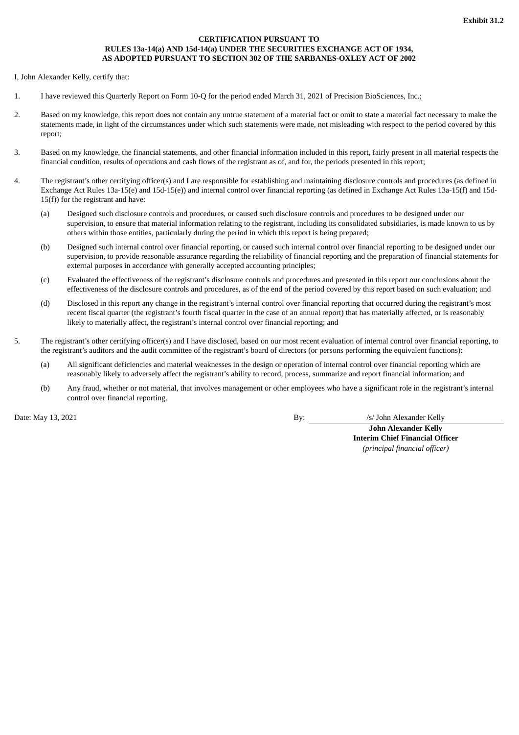**Exhibit 31.2**

**CERTIFICATION PURSUANT TO**
**RULES 13a-14(a) AND 15d-14(a) UNDER THE SECURITIES EXCHANGE ACT OF 1934,**
**AS ADOPTED PURSUANT TO SECTION 302 OF THE SARBANES-OXLEY ACT OF 2002**

I, John Alexander Kelly, certify that:

1. I have reviewed this Quarterly Report on Form 10-Q for the period ended March 31, 2021 of Precision BioSciences, Inc.;

2. Based on my knowledge, this report does not contain any untrue statement of a material fact or omit to state a material fact necessary to make the statements made, in light of the circumstances under which such statements were made, not misleading with respect to the period covered by this report;

3. Based on my knowledge, the financial statements, and other financial information included in this report, fairly present in all material respects the financial condition, results of operations and cash flows of the registrant as of, and for, the periods presented in this report;

4. The registrant's other certifying officer(s) and I are responsible for establishing and maintaining disclosure controls and procedures (as defined in Exchange Act Rules 13a-15(e) and 15d-15(e)) and internal control over financial reporting (as defined in Exchange Act Rules 13a-15(f) and 15d-15(f)) for the registrant and have:

   (a) Designed such disclosure controls and procedures, or caused such disclosure controls and procedures to be designed under our supervision, to ensure that material information relating to the registrant, including its consolidated subsidiaries, is made known to us by others within those entities, particularly during the period in which this report is being prepared;

   (b) Designed such internal control over financial reporting, or caused such internal control over financial reporting to be designed under our supervision, to provide reasonable assurance regarding the reliability of financial reporting and the preparation of financial statements for external purposes in accordance with generally accepted accounting principles;

   (c) Evaluated the effectiveness of the registrant's disclosure controls and procedures and presented in this report our conclusions about the effectiveness of the disclosure controls and procedures, as of the end of the period covered by this report based on such evaluation; and

   (d) Disclosed in this report any change in the registrant's internal control over financial reporting that occurred during the registrant's most recent fiscal quarter (the registrant's fourth fiscal quarter in the case of an annual report) that has materially affected, or is reasonably likely to materially affect, the registrant's internal control over financial reporting; and

5. The registrant's other certifying officer(s) and I have disclosed, based on our most recent evaluation of internal control over financial reporting, to the registrant's auditors and the audit committee of the registrant's board of directors (or persons performing the equivalent functions):

   (a) All significant deficiencies and material weaknesses in the design or operation of internal control over financial reporting which are reasonably likely to adversely affect the registrant's ability to record, process, summarize and report financial information; and

   (b) Any fraud, whether or not material, that involves management or other employees who have a significant role in the registrant's internal control over financial reporting.

Date: May 13, 2021

By: /s/ John Alexander Kelly
**John Alexander Kelly**
**Interim Chief Financial Officer**
*(principal financial officer)*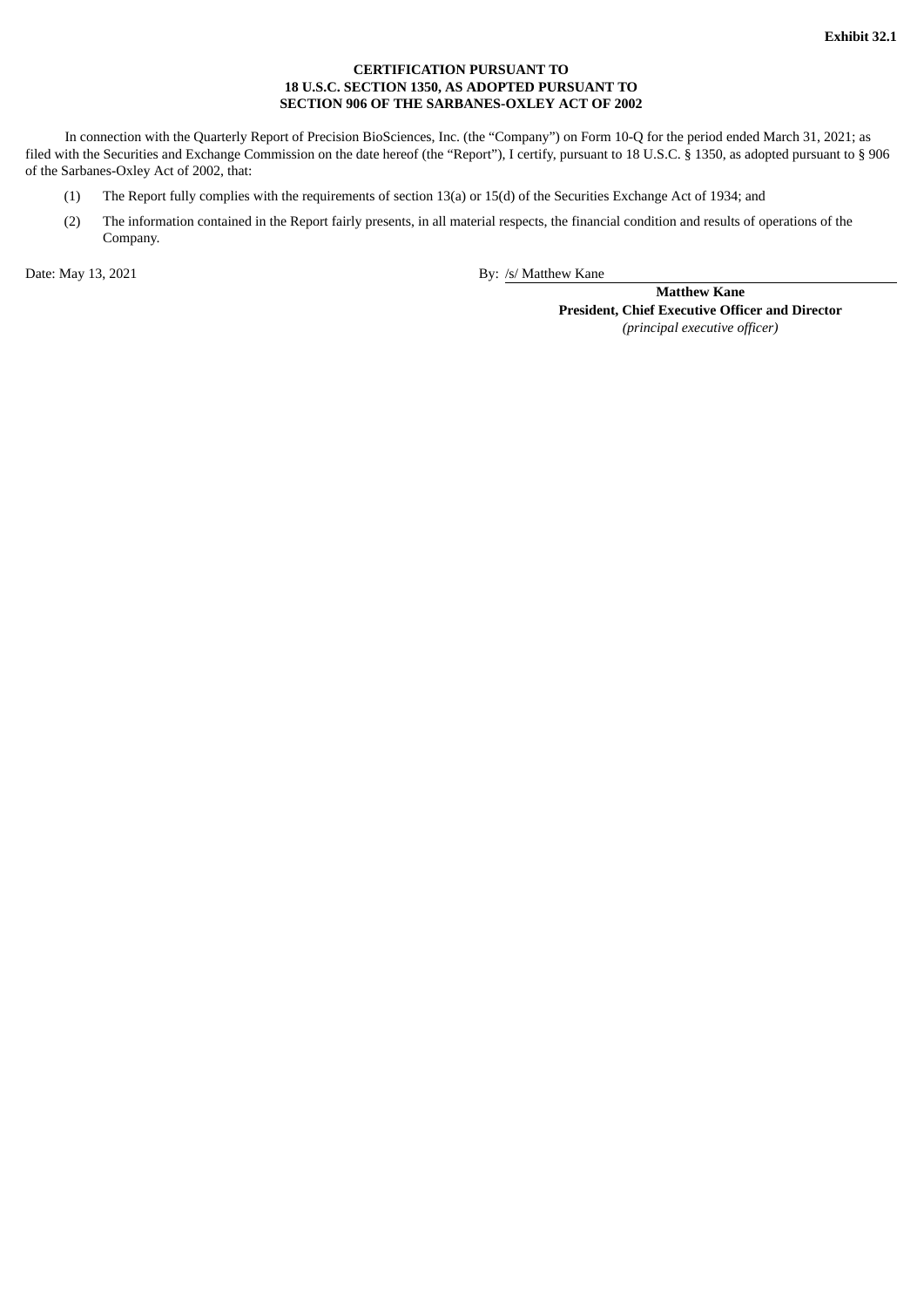**Exhibit 32.1**

**CERTIFICATION PURSUANT TO**
**18 U.S.C. SECTION 1350, AS ADOPTED PURSUANT TO**
**SECTION 906 OF THE SARBANES-OXLEY ACT OF 2002**

In connection with the Quarterly Report of Precision BioSciences, Inc. (the "Company") on Form 10-Q for the period ended March 31, 2021; as filed with the Securities and Exchange Commission on the date hereof (the "Report"), I certify, pursuant to 18 U.S.C. § 1350, as adopted pursuant to § 906 of the Sarbanes-Oxley Act of 2002, that:

(1) The Report fully complies with the requirements of section 13(a) or 15(d) of the Securities Exchange Act of 1934; and

(2) The information contained in the Report fairly presents, in all material respects, the financial condition and results of operations of the Company.

Date: May 13, 2021

By: /s/ Matthew Kane

**Matthew Kane**
**President, Chief Executive Officer and Director**
*(principal executive officer)*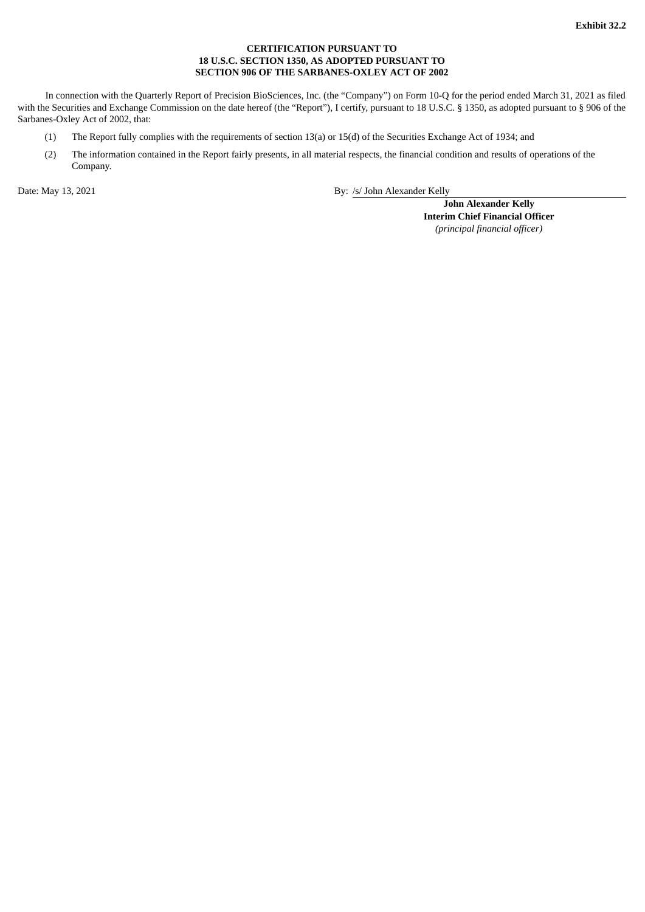**Exhibit 32.2**

**CERTIFICATION PURSUANT TO**
**18 U.S.C. SECTION 1350, AS ADOPTED PURSUANT TO**
**SECTION 906 OF THE SARBANES-OXLEY ACT OF 2002**

In connection with the Quarterly Report of Precision BioSciences, Inc. (the "Company") on Form 10-Q for the period ended March 31, 2021 as filed with the Securities and Exchange Commission on the date hereof (the "Report"), I certify, pursuant to 18 U.S.C. § 1350, as adopted pursuant to § 906 of the Sarbanes-Oxley Act of 2002, that:

(1) The Report fully complies with the requirements of section 13(a) or 15(d) of the Securities Exchange Act of 1934; and

(2) The information contained in the Report fairly presents, in all material respects, the financial condition and results of operations of the Company.

Date: May 13, 2021

By: /s/ John Alexander Kelly

**John Alexander Kelly**
**Interim Chief Financial Officer**
*(principal financial officer)*